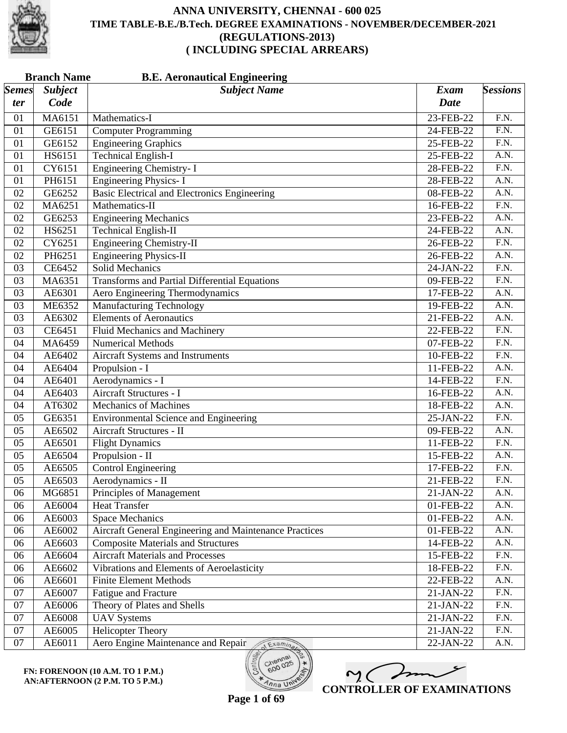# ANNA UNIVERSITY, CHENNAI - 600 025
## TIME TABLE-B.E./B.Tech. DEGREE EXAMINATIONS - NOVEMBER/DECEMBER-2021
## (REGULATIONS-2013)
## ( INCLUDING SPECIAL ARREARS)

**Branch Name** **B.E. Aeronautical Engineering**

| *Semester* | *Subject Code* | *Subject Name* | *Exam Date* | *Sessions* |
|---|---|---|---|---|
| 01 | MA6151 | Mathematics-I | 23-FEB-22 | F.N. |
| 01 | GE6151 | Computer Programming | 24-FEB-22 | F.N. |
| 01 | GE6152 | Engineering Graphics | 25-FEB-22 | F.N. |
| 01 | HS6151 | Technical English-I | 25-FEB-22 | A.N. |
| 01 | CY6151 | Engineering Chemistry- I | 28-FEB-22 | F.N. |
| 01 | PH6151 | Engineering Physics- I | 28-FEB-22 | A.N. |
| 02 | GE6252 | Basic Electrical and Electronics Engineering | 08-FEB-22 | A.N. |
| 02 | MA6251 | Mathematics-II | 16-FEB-22 | F.N. |
| 02 | GE6253 | Engineering Mechanics | 23-FEB-22 | A.N. |
| 02 | HS6251 | Technical English-II | 24-FEB-22 | A.N. |
| 02 | CY6251 | Engineering Chemistry-II | 26-FEB-22 | F.N. |
| 02 | PH6251 | Engineering Physics-II | 26-FEB-22 | A.N. |
| 03 | CE6452 | Solid Mechanics | 24-JAN-22 | F.N. |
| 03 | MA6351 | Transforms and Partial Differential Equations | 09-FEB-22 | F.N. |
| 03 | AE6301 | Aero Engineering Thermodynamics | 17-FEB-22 | A.N. |
| 03 | ME6352 | Manufacturing Technology | 19-FEB-22 | A.N. |
| 03 | AE6302 | Elements of Aeronautics | 21-FEB-22 | A.N. |
| 03 | CE6451 | Fluid Mechanics and Machinery | 22-FEB-22 | F.N. |
| 04 | MA6459 | Numerical Methods | 07-FEB-22 | F.N. |
| 04 | AE6402 | Aircraft Systems and Instruments | 10-FEB-22 | F.N. |
| 04 | AE6404 | Propulsion - I | 11-FEB-22 | A.N. |
| 04 | AE6401 | Aerodynamics - I | 14-FEB-22 | F.N. |
| 04 | AE6403 | Aircraft Structures - I | 16-FEB-22 | A.N. |
| 04 | AT6302 | Mechanics of Machines | 18-FEB-22 | A.N. |
| 05 | GE6351 | Environmental Science and Engineering | 25-JAN-22 | F.N. |
| 05 | AE6502 | Aircraft Structures - II | 09-FEB-22 | A.N. |
| 05 | AE6501 | Flight Dynamics | 11-FEB-22 | F.N. |
| 05 | AE6504 | Propulsion - II | 15-FEB-22 | A.N. |
| 05 | AE6505 | Control Engineering | 17-FEB-22 | F.N. |
| 05 | AE6503 | Aerodynamics - II | 21-FEB-22 | F.N. |
| 06 | MG6851 | Principles of Management | 21-JAN-22 | A.N. |
| 06 | AE6004 | Heat Transfer | 01-FEB-22 | A.N. |
| 06 | AE6003 | Space Mechanics | 01-FEB-22 | A.N. |
| 06 | AE6002 | Aircraft General Engineering and Maintenance Practices | 01-FEB-22 | A.N. |
| 06 | AE6603 | Composite Materials and Structures | 14-FEB-22 | A.N. |
| 06 | AE6604 | Aircraft Materials and Processes | 15-FEB-22 | F.N. |
| 06 | AE6602 | Vibrations and Elements of Aeroelasticity | 18-FEB-22 | F.N. |
| 06 | AE6601 | Finite Element Methods | 22-FEB-22 | A.N. |
| 07 | AE6007 | Fatigue and Fracture | 21-JAN-22 | F.N. |
| 07 | AE6006 | Theory of Plates and Shells | 21-JAN-22 | F.N. |
| 07 | AE6008 | UAV Systems | 21-JAN-22 | F.N. |
| 07 | AE6005 | Helicopter Theory | 21-JAN-22 | F.N. |
| 07 | AE6011 | Aero Engine Maintenance and Repair | 22-JAN-22 | A.N. |

**FN: FORENOON (10 A.M. TO 1 P.M.)**
**AN:AFTERNOON (2 P.M. TO 5 P.M.)**

**CONTROLLER OF EXAMINATIONS**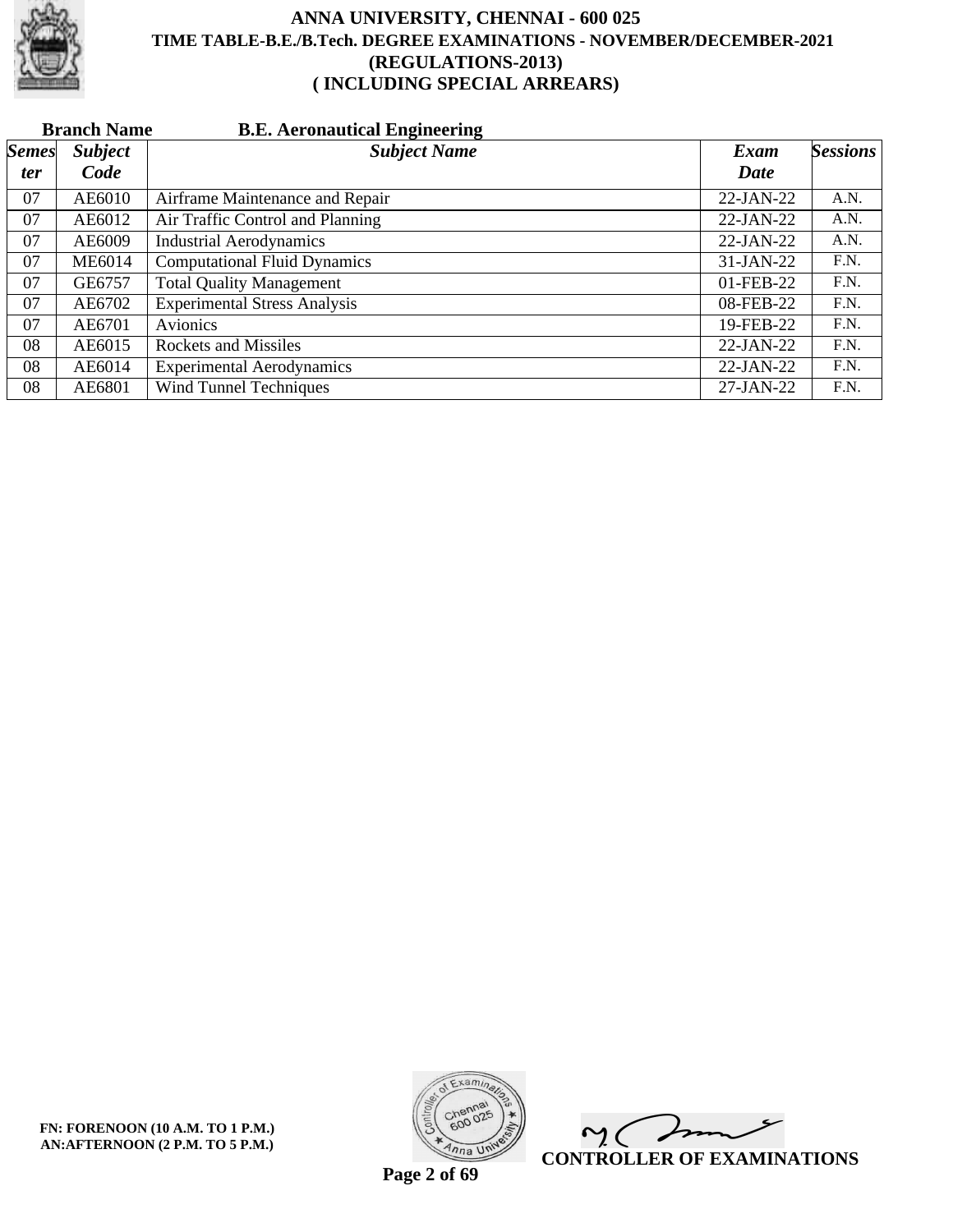# ANNA UNIVERSITY, CHENNAI - 600 025
## TIME TABLE-B.E./B.Tech. DEGREE EXAMINATIONS - NOVEMBER/DECEMBER-2021
## (REGULATIONS-2013)
## ( INCLUDING SPECIAL ARREARS)

**Branch Name** **B.E. Aeronautical Engineering**

| *Semester* | *Subject Code* | *Subject Name* | *Exam Date* | *Sessions* |
|---|---|---|---|---|
| 07 | AE6010 | Airframe Maintenance and Repair | 22-JAN-22 | A.N. |
| 07 | AE6012 | Air Traffic Control and Planning | 22-JAN-22 | A.N. |
| 07 | AE6009 | Industrial Aerodynamics | 22-JAN-22 | A.N. |
| 07 | ME6014 | Computational Fluid Dynamics | 31-JAN-22 | F.N. |
| 07 | GE6757 | Total Quality Management | 01-FEB-22 | F.N. |
| 07 | AE6702 | Experimental Stress Analysis | 08-FEB-22 | F.N. |
| 07 | AE6701 | Avionics | 19-FEB-22 | F.N. |
| 08 | AE6015 | Rockets and Missiles | 22-JAN-22 | F.N. |
| 08 | AE6014 | Experimental Aerodynamics | 22-JAN-22 | F.N. |
| 08 | AE6801 | Wind Tunnel Techniques | 27-JAN-22 | F.N. |

**FN: FORENOON (10 A.M. TO 1 P.M.)**
**AN:AFTERNOON (2 P.M. TO 5 P.M.)**

**CONTROLLER OF EXAMINATIONS**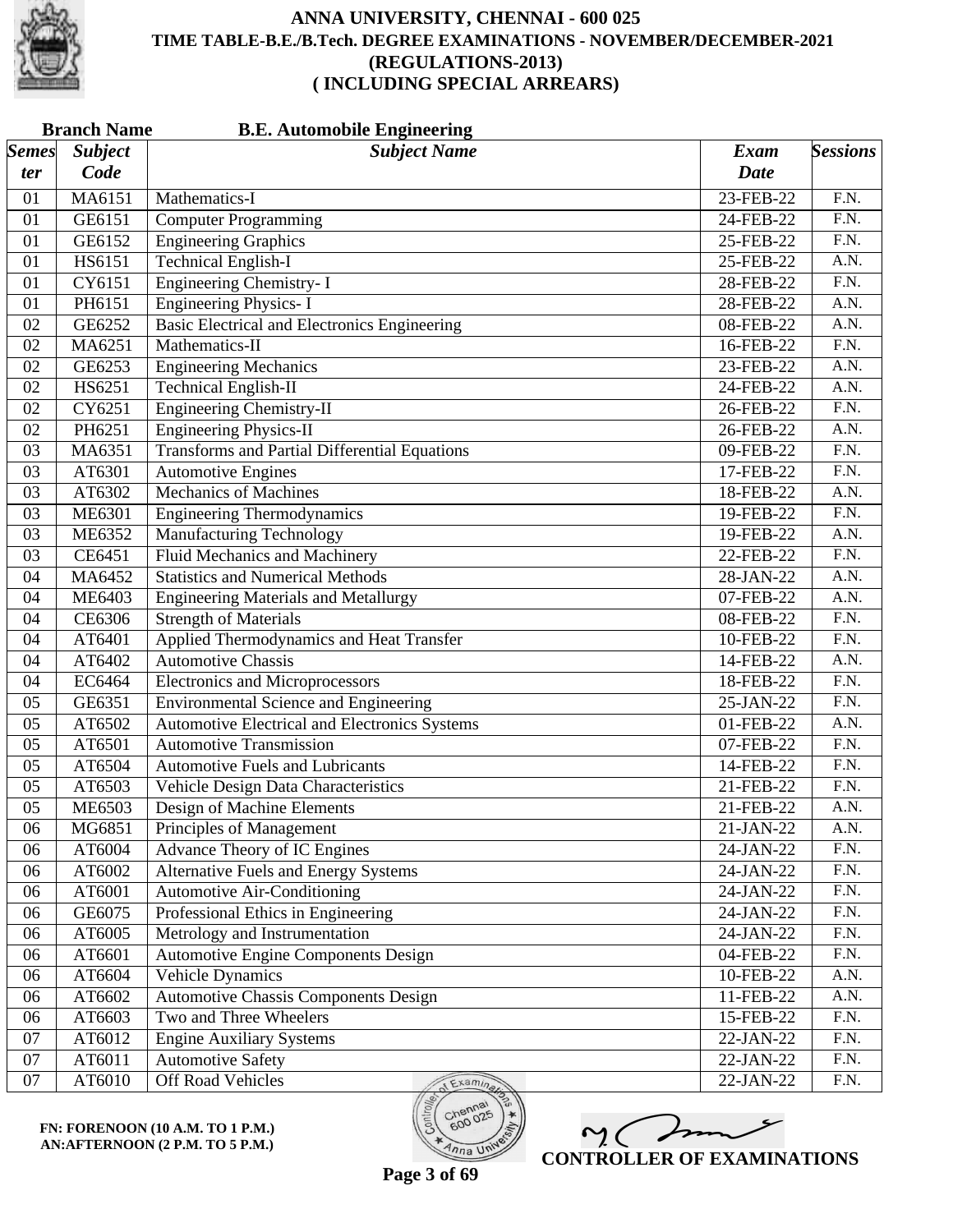# ANNA UNIVERSITY, CHENNAI - 600 025
## TIME TABLE-B.E./B.Tech. DEGREE EXAMINATIONS - NOVEMBER/DECEMBER-2021
## (REGULATIONS-2013)
## ( INCLUDING SPECIAL ARREARS)

**Branch Name** **B.E. Automobile Engineering**

| *Semester* | *Subject Code* | *Subject Name* | *Exam Date* | *Sessions* |
|---|---|---|---|---|
| 01 | MA6151 | Mathematics-I | 23-FEB-22 | F.N. |
| 01 | GE6151 | Computer Programming | 24-FEB-22 | F.N. |
| 01 | GE6152 | Engineering Graphics | 25-FEB-22 | F.N. |
| 01 | HS6151 | Technical English-I | 25-FEB-22 | A.N. |
| 01 | CY6151 | Engineering Chemistry- I | 28-FEB-22 | F.N. |
| 01 | PH6151 | Engineering Physics- I | 28-FEB-22 | A.N. |
| 02 | GE6252 | Basic Electrical and Electronics Engineering | 08-FEB-22 | A.N. |
| 02 | MA6251 | Mathematics-II | 16-FEB-22 | F.N. |
| 02 | GE6253 | Engineering Mechanics | 23-FEB-22 | A.N. |
| 02 | HS6251 | Technical English-II | 24-FEB-22 | A.N. |
| 02 | CY6251 | Engineering Chemistry-II | 26-FEB-22 | F.N. |
| 02 | PH6251 | Engineering Physics-II | 26-FEB-22 | A.N. |
| 03 | MA6351 | Transforms and Partial Differential Equations | 09-FEB-22 | F.N. |
| 03 | AT6301 | Automotive Engines | 17-FEB-22 | F.N. |
| 03 | AT6302 | Mechanics of Machines | 18-FEB-22 | A.N. |
| 03 | ME6301 | Engineering Thermodynamics | 19-FEB-22 | F.N. |
| 03 | ME6352 | Manufacturing Technology | 19-FEB-22 | A.N. |
| 03 | CE6451 | Fluid Mechanics and Machinery | 22-FEB-22 | F.N. |
| 04 | MA6452 | Statistics and Numerical Methods | 28-JAN-22 | A.N. |
| 04 | ME6403 | Engineering Materials and Metallurgy | 07-FEB-22 | A.N. |
| 04 | CE6306 | Strength of Materials | 08-FEB-22 | F.N. |
| 04 | AT6401 | Applied Thermodynamics and Heat Transfer | 10-FEB-22 | F.N. |
| 04 | AT6402 | Automotive Chassis | 14-FEB-22 | A.N. |
| 04 | EC6464 | Electronics and Microprocessors | 18-FEB-22 | F.N. |
| 05 | GE6351 | Environmental Science and Engineering | 25-JAN-22 | F.N. |
| 05 | AT6502 | Automotive Electrical and Electronics Systems | 01-FEB-22 | A.N. |
| 05 | AT6501 | Automotive Transmission | 07-FEB-22 | F.N. |
| 05 | AT6504 | Automotive Fuels and Lubricants | 14-FEB-22 | F.N. |
| 05 | AT6503 | Vehicle Design Data Characteristics | 21-FEB-22 | F.N. |
| 05 | ME6503 | Design of Machine Elements | 21-FEB-22 | A.N. |
| 06 | MG6851 | Principles of Management | 21-JAN-22 | A.N. |
| 06 | AT6004 | Advance Theory of IC Engines | 24-JAN-22 | F.N. |
| 06 | AT6002 | Alternative Fuels and Energy Systems | 24-JAN-22 | F.N. |
| 06 | AT6001 | Automotive Air-Conditioning | 24-JAN-22 | F.N. |
| 06 | GE6075 | Professional Ethics in Engineering | 24-JAN-22 | F.N. |
| 06 | AT6005 | Metrology and Instrumentation | 24-JAN-22 | F.N. |
| 06 | AT6601 | Automotive Engine Components Design | 04-FEB-22 | F.N. |
| 06 | AT6604 | Vehicle Dynamics | 10-FEB-22 | A.N. |
| 06 | AT6602 | Automotive Chassis Components Design | 11-FEB-22 | A.N. |
| 06 | AT6603 | Two and Three Wheelers | 15-FEB-22 | F.N. |
| 07 | AT6012 | Engine Auxiliary Systems | 22-JAN-22 | F.N. |
| 07 | AT6011 | Automotive Safety | 22-JAN-22 | F.N. |
| 07 | AT6010 | Off Road Vehicles | 22-JAN-22 | F.N. |

**FN: FORENOON (10 A.M. TO 1 P.M.)**
**AN:AFTERNOON (2 P.M. TO 5 P.M.)**

**CONTROLLER OF EXAMINATIONS**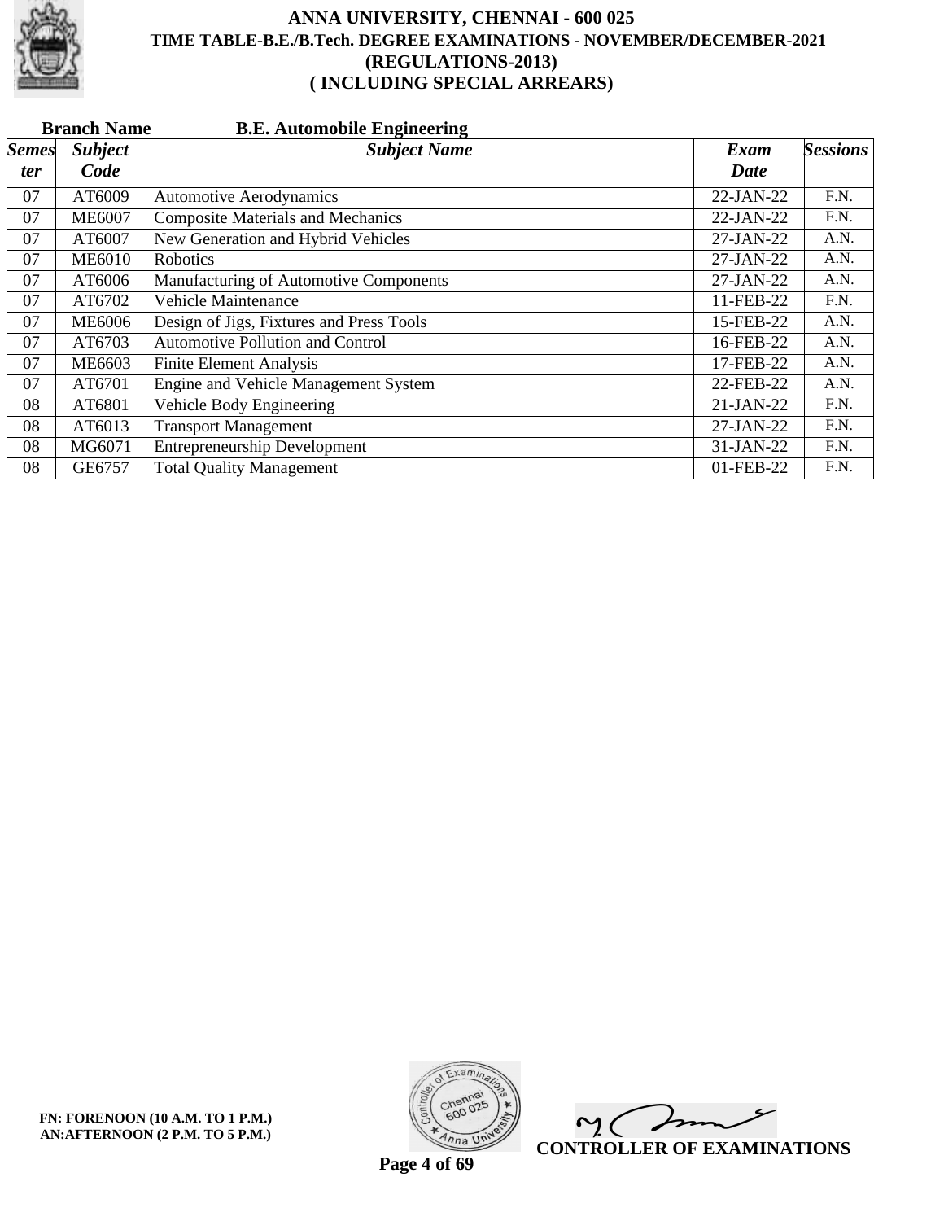# ANNA UNIVERSITY, CHENNAI - 600 025

## TIME TABLE-B.E./B.Tech. DEGREE EXAMINATIONS - NOVEMBER/DECEMBER-2021

## (REGULATIONS-2013)

## ( INCLUDING SPECIAL ARREARS)

**Branch Name** **B.E. Automobile Engineering**

| *Semester* | *Subject Code* | *Subject Name* | *Exam Date* | *Sessions* |
|---|---|---|---|---|
| 07 | AT6009 | Automotive Aerodynamics | 22-JAN-22 | F.N. |
| 07 | ME6007 | Composite Materials and Mechanics | 22-JAN-22 | F.N. |
| 07 | AT6007 | New Generation and Hybrid Vehicles | 27-JAN-22 | A.N. |
| 07 | ME6010 | Robotics | 27-JAN-22 | A.N. |
| 07 | AT6006 | Manufacturing of Automotive Components | 27-JAN-22 | A.N. |
| 07 | AT6702 | Vehicle Maintenance | 11-FEB-22 | F.N. |
| 07 | ME6006 | Design of Jigs, Fixtures and Press Tools | 15-FEB-22 | A.N. |
| 07 | AT6703 | Automotive Pollution and Control | 16-FEB-22 | A.N. |
| 07 | ME6603 | Finite Element Analysis | 17-FEB-22 | A.N. |
| 07 | AT6701 | Engine and Vehicle Management System | 22-FEB-22 | A.N. |
| 08 | AT6801 | Vehicle Body Engineering | 21-JAN-22 | F.N. |
| 08 | AT6013 | Transport Management | 27-JAN-22 | F.N. |
| 08 | MG6071 | Entrepreneurship Development | 31-JAN-22 | F.N. |
| 08 | GE6757 | Total Quality Management | 01-FEB-22 | F.N. |

**FN: FORENOON (10 A.M. TO 1 P.M.)**
**AN:AFTERNOON (2 P.M. TO 5 P.M.)**

**CONTROLLER OF EXAMINATIONS**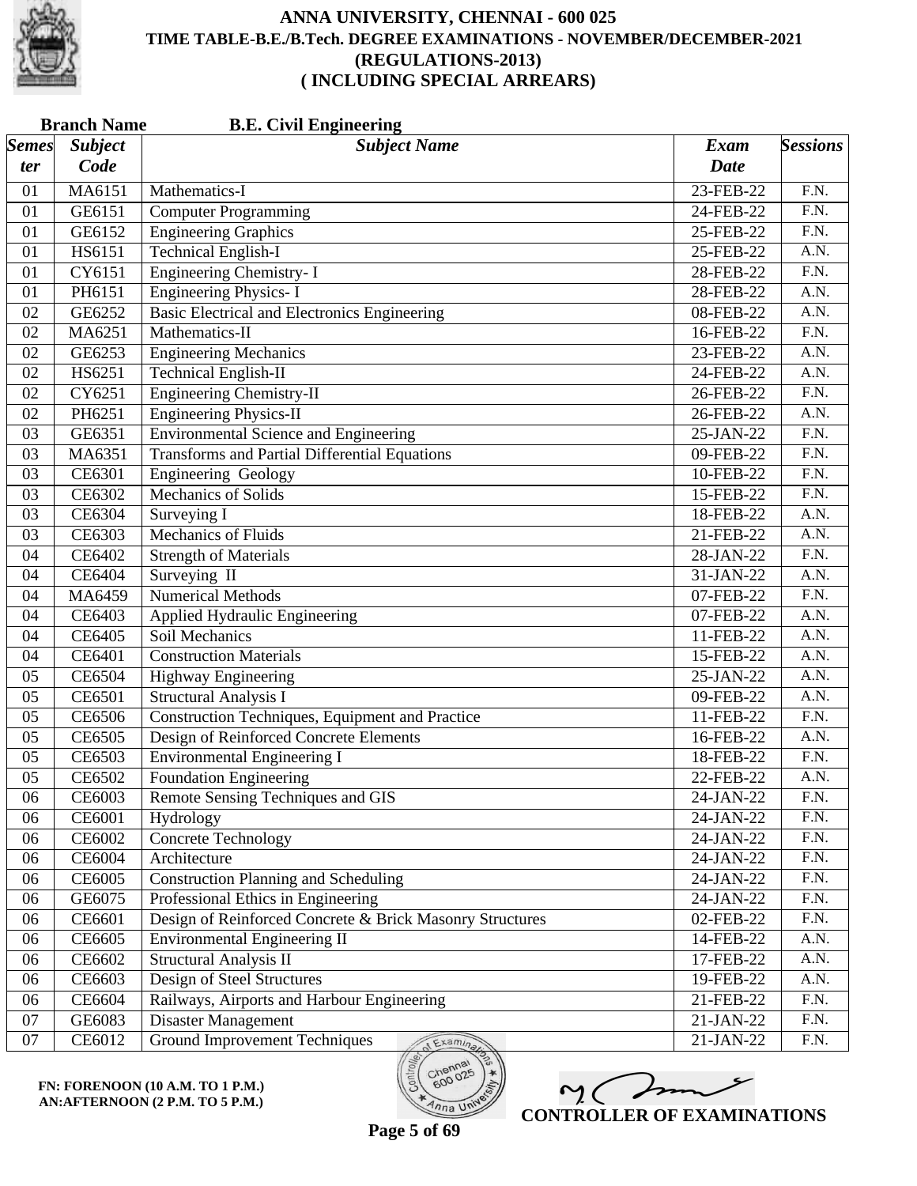# ANNA UNIVERSITY, CHENNAI - 600 025
## TIME TABLE-B.E./B.Tech. DEGREE EXAMINATIONS - NOVEMBER/DECEMBER-2021
## (REGULATIONS-2013)
## ( INCLUDING SPECIAL ARREARS)

**Branch Name** **B.E. Civil Engineering**

| Semester | Subject Code | Subject Name | Exam Date | Sessions |
|---|---|---|---|---|
| 01 | MA6151 | Mathematics-I | 23-FEB-22 | F.N. |
| 01 | GE6151 | Computer Programming | 24-FEB-22 | F.N. |
| 01 | GE6152 | Engineering Graphics | 25-FEB-22 | F.N. |
| 01 | HS6151 | Technical English-I | 25-FEB-22 | A.N. |
| 01 | CY6151 | Engineering Chemistry- I | 28-FEB-22 | F.N. |
| 01 | PH6151 | Engineering Physics- I | 28-FEB-22 | A.N. |
| 02 | GE6252 | Basic Electrical and Electronics Engineering | 08-FEB-22 | A.N. |
| 02 | MA6251 | Mathematics-II | 16-FEB-22 | F.N. |
| 02 | GE6253 | Engineering Mechanics | 23-FEB-22 | A.N. |
| 02 | HS6251 | Technical English-II | 24-FEB-22 | A.N. |
| 02 | CY6251 | Engineering Chemistry-II | 26-FEB-22 | F.N. |
| 02 | PH6251 | Engineering Physics-II | 26-FEB-22 | A.N. |
| 03 | GE6351 | Environmental Science and Engineering | 25-JAN-22 | F.N. |
| 03 | MA6351 | Transforms and Partial Differential Equations | 09-FEB-22 | F.N. |
| 03 | CE6301 | Engineering Geology | 10-FEB-22 | F.N. |
| 03 | CE6302 | Mechanics of Solids | 15-FEB-22 | F.N. |
| 03 | CE6304 | Surveying I | 18-FEB-22 | A.N. |
| 03 | CE6303 | Mechanics of Fluids | 21-FEB-22 | A.N. |
| 04 | CE6402 | Strength of Materials | 28-JAN-22 | F.N. |
| 04 | CE6404 | Surveying II | 31-JAN-22 | A.N. |
| 04 | MA6459 | Numerical Methods | 07-FEB-22 | F.N. |
| 04 | CE6403 | Applied Hydraulic Engineering | 07-FEB-22 | A.N. |
| 04 | CE6405 | Soil Mechanics | 11-FEB-22 | A.N. |
| 04 | CE6401 | Construction Materials | 15-FEB-22 | A.N. |
| 05 | CE6504 | Highway Engineering | 25-JAN-22 | A.N. |
| 05 | CE6501 | Structural Analysis I | 09-FEB-22 | A.N. |
| 05 | CE6506 | Construction Techniques, Equipment and Practice | 11-FEB-22 | F.N. |
| 05 | CE6505 | Design of Reinforced Concrete Elements | 16-FEB-22 | A.N. |
| 05 | CE6503 | Environmental Engineering I | 18-FEB-22 | F.N. |
| 05 | CE6502 | Foundation Engineering | 22-FEB-22 | A.N. |
| 06 | CE6003 | Remote Sensing Techniques and GIS | 24-JAN-22 | F.N. |
| 06 | CE6001 | Hydrology | 24-JAN-22 | F.N. |
| 06 | CE6002 | Concrete Technology | 24-JAN-22 | F.N. |
| 06 | CE6004 | Architecture | 24-JAN-22 | F.N. |
| 06 | CE6005 | Construction Planning and Scheduling | 24-JAN-22 | F.N. |
| 06 | GE6075 | Professional Ethics in Engineering | 24-JAN-22 | F.N. |
| 06 | CE6601 | Design of Reinforced Concrete & Brick Masonry Structures | 02-FEB-22 | F.N. |
| 06 | CE6605 | Environmental Engineering II | 14-FEB-22 | A.N. |
| 06 | CE6602 | Structural Analysis II | 17-FEB-22 | A.N. |
| 06 | CE6603 | Design of Steel Structures | 19-FEB-22 | A.N. |
| 06 | CE6604 | Railways, Airports and Harbour Engineering | 21-FEB-22 | F.N. |
| 07 | GE6083 | Disaster Management | 21-JAN-22 | F.N. |
| 07 | CE6012 | Ground Improvement Techniques | 21-JAN-22 | F.N. |

**FN: FORENOON (10 A.M. TO 1 P.M.)**
**AN:AFTERNOON (2 P.M. TO 5 P.M.)**

**CONTROLLER OF EXAMINATIONS**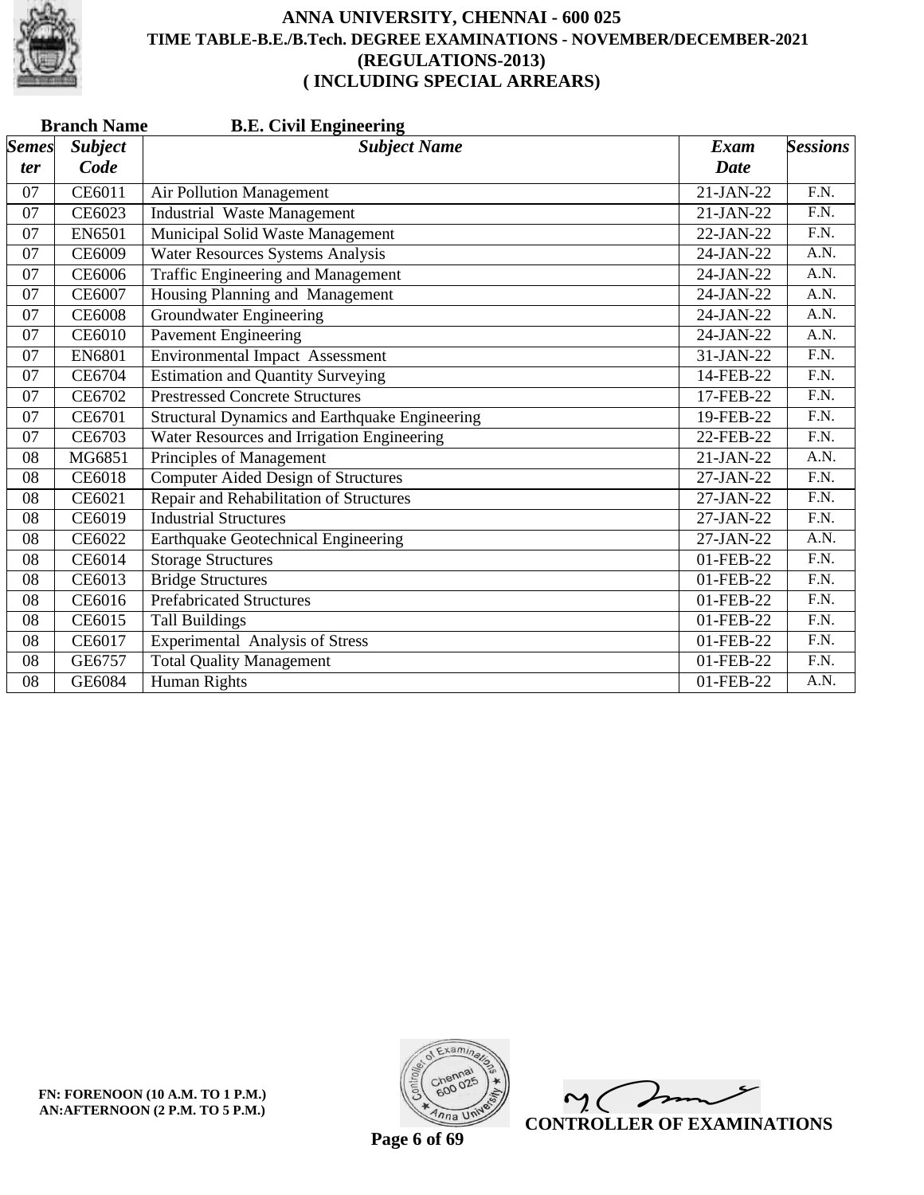# ANNA UNIVERSITY, CHENNAI - 600 025
## TIME TABLE-B.E./B.Tech. DEGREE EXAMINATIONS - NOVEMBER/DECEMBER-2021
## (REGULATIONS-2013)
## ( INCLUDING SPECIAL ARREARS)

**Branch Name** **B.E. Civil Engineering**

| *Semester* | *Subject Code* | *Subject Name* | *Exam Date* | *Sessions* |
|---|---|---|---|---|
| 07 | CE6011 | Air Pollution Management | 21-JAN-22 | F.N. |
| 07 | CE6023 | Industrial Waste Management | 21-JAN-22 | F.N. |
| 07 | EN6501 | Municipal Solid Waste Management | 22-JAN-22 | F.N. |
| 07 | CE6009 | Water Resources Systems Analysis | 24-JAN-22 | A.N. |
| 07 | CE6006 | Traffic Engineering and Management | 24-JAN-22 | A.N. |
| 07 | CE6007 | Housing Planning and Management | 24-JAN-22 | A.N. |
| 07 | CE6008 | Groundwater Engineering | 24-JAN-22 | A.N. |
| 07 | CE6010 | Pavement Engineering | 24-JAN-22 | A.N. |
| 07 | EN6801 | Environmental Impact Assessment | 31-JAN-22 | F.N. |
| 07 | CE6704 | Estimation and Quantity Surveying | 14-FEB-22 | F.N. |
| 07 | CE6702 | Prestressed Concrete Structures | 17-FEB-22 | F.N. |
| 07 | CE6701 | Structural Dynamics and Earthquake Engineering | 19-FEB-22 | F.N. |
| 07 | CE6703 | Water Resources and Irrigation Engineering | 22-FEB-22 | F.N. |
| 08 | MG6851 | Principles of Management | 21-JAN-22 | A.N. |
| 08 | CE6018 | Computer Aided Design of Structures | 27-JAN-22 | F.N. |
| 08 | CE6021 | Repair and Rehabilitation of Structures | 27-JAN-22 | F.N. |
| 08 | CE6019 | Industrial Structures | 27-JAN-22 | F.N. |
| 08 | CE6022 | Earthquake Geotechnical Engineering | 27-JAN-22 | A.N. |
| 08 | CE6014 | Storage Structures | 01-FEB-22 | F.N. |
| 08 | CE6013 | Bridge Structures | 01-FEB-22 | F.N. |
| 08 | CE6016 | Prefabricated Structures | 01-FEB-22 | F.N. |
| 08 | CE6015 | Tall Buildings | 01-FEB-22 | F.N. |
| 08 | CE6017 | Experimental Analysis of Stress | 01-FEB-22 | F.N. |
| 08 | GE6757 | Total Quality Management | 01-FEB-22 | F.N. |
| 08 | GE6084 | Human Rights | 01-FEB-22 | A.N. |

**FN: FORENOON (10 A.M. TO 1 P.M.)**
**AN:AFTERNOON (2 P.M. TO 5 P.M.)**

**CONTROLLER OF EXAMINATIONS**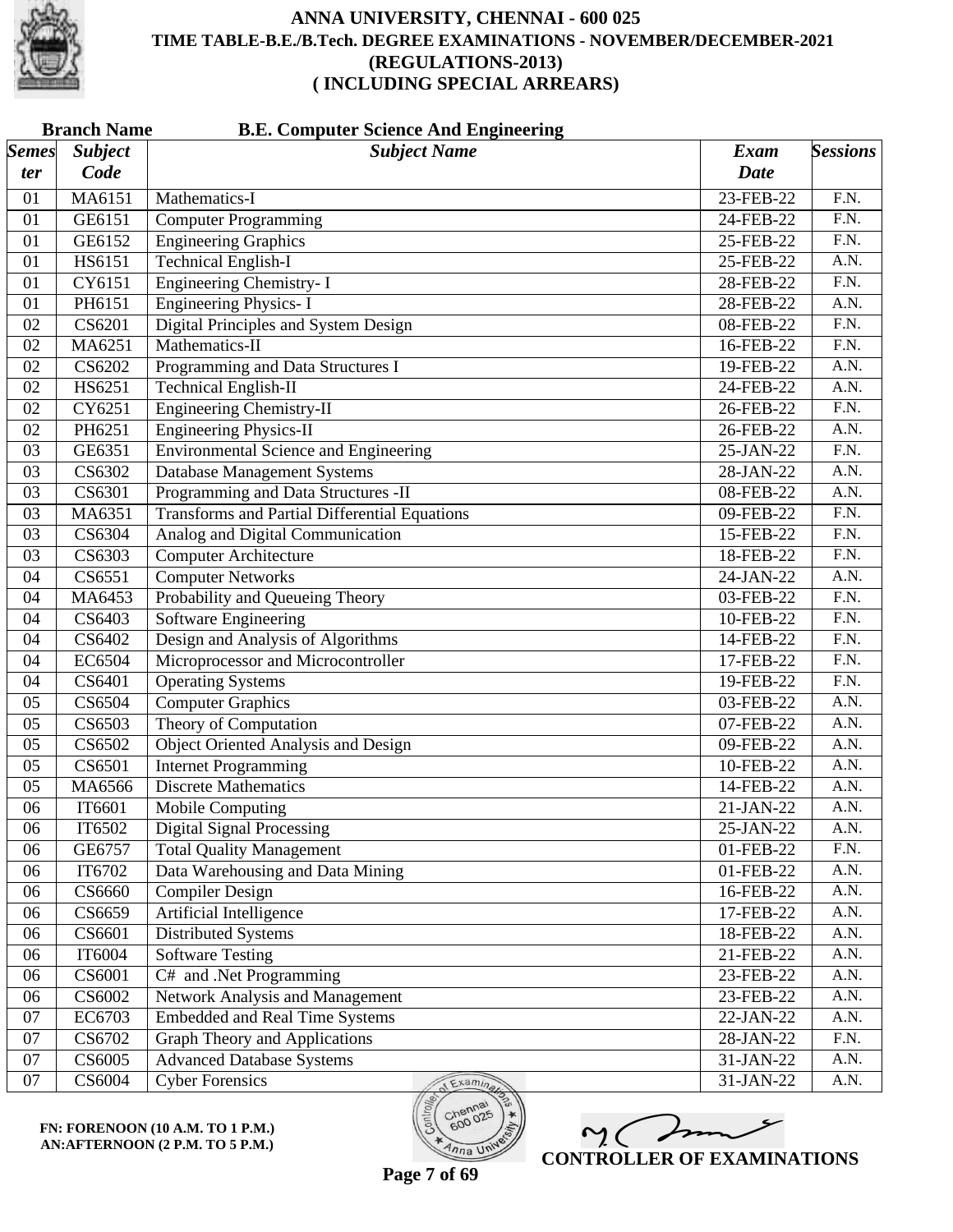# ANNA UNIVERSITY, CHENNAI - 600 025
## TIME TABLE-B.E./B.Tech. DEGREE EXAMINATIONS - NOVEMBER/DECEMBER-2021
## (REGULATIONS-2013)
## ( INCLUDING SPECIAL ARREARS)

**Branch Name** **B.E. Computer Science And Engineering**

| *Semester* | *Subject Code* | *Subject Name* | *Exam Date* | *Sessions* |
|---|---|---|---|---|
| 01 | MA6151 | Mathematics-I | 23-FEB-22 | F.N. |
| 01 | GE6151 | Computer Programming | 24-FEB-22 | F.N. |
| 01 | GE6152 | Engineering Graphics | 25-FEB-22 | F.N. |
| 01 | HS6151 | Technical English-I | 25-FEB-22 | A.N. |
| 01 | CY6151 | Engineering Chemistry- I | 28-FEB-22 | F.N. |
| 01 | PH6151 | Engineering Physics- I | 28-FEB-22 | A.N. |
| 02 | CS6201 | Digital Principles and System Design | 08-FEB-22 | F.N. |
| 02 | MA6251 | Mathematics-II | 16-FEB-22 | F.N. |
| 02 | CS6202 | Programming and Data Structures I | 19-FEB-22 | A.N. |
| 02 | HS6251 | Technical English-II | 24-FEB-22 | A.N. |
| 02 | CY6251 | Engineering Chemistry-II | 26-FEB-22 | F.N. |
| 02 | PH6251 | Engineering Physics-II | 26-FEB-22 | A.N. |
| 03 | GE6351 | Environmental Science and Engineering | 25-JAN-22 | F.N. |
| 03 | CS6302 | Database Management Systems | 28-JAN-22 | A.N. |
| 03 | CS6301 | Programming and Data Structures -II | 08-FEB-22 | A.N. |
| 03 | MA6351 | Transforms and Partial Differential Equations | 09-FEB-22 | F.N. |
| 03 | CS6304 | Analog and Digital Communication | 15-FEB-22 | F.N. |
| 03 | CS6303 | Computer Architecture | 18-FEB-22 | F.N. |
| 04 | CS6551 | Computer Networks | 24-JAN-22 | A.N. |
| 04 | MA6453 | Probability and Queueing Theory | 03-FEB-22 | F.N. |
| 04 | CS6403 | Software Engineering | 10-FEB-22 | F.N. |
| 04 | CS6402 | Design and Analysis of Algorithms | 14-FEB-22 | F.N. |
| 04 | EC6504 | Microprocessor and Microcontroller | 17-FEB-22 | F.N. |
| 04 | CS6401 | Operating Systems | 19-FEB-22 | F.N. |
| 05 | CS6504 | Computer Graphics | 03-FEB-22 | A.N. |
| 05 | CS6503 | Theory of Computation | 07-FEB-22 | A.N. |
| 05 | CS6502 | Object Oriented Analysis and Design | 09-FEB-22 | A.N. |
| 05 | CS6501 | Internet Programming | 10-FEB-22 | A.N. |
| 05 | MA6566 | Discrete Mathematics | 14-FEB-22 | A.N. |
| 06 | IT6601 | Mobile Computing | 21-JAN-22 | A.N. |
| 06 | IT6502 | Digital Signal Processing | 25-JAN-22 | A.N. |
| 06 | GE6757 | Total Quality Management | 01-FEB-22 | F.N. |
| 06 | IT6702 | Data Warehousing and Data Mining | 01-FEB-22 | A.N. |
| 06 | CS6660 | Compiler Design | 16-FEB-22 | A.N. |
| 06 | CS6659 | Artificial Intelligence | 17-FEB-22 | A.N. |
| 06 | CS6601 | Distributed Systems | 18-FEB-22 | A.N. |
| 06 | IT6004 | Software Testing | 21-FEB-22 | A.N. |
| 06 | CS6001 | C# and .Net Programming | 23-FEB-22 | A.N. |
| 06 | CS6002 | Network Analysis and Management | 23-FEB-22 | A.N. |
| 07 | EC6703 | Embedded and Real Time Systems | 22-JAN-22 | A.N. |
| 07 | CS6702 | Graph Theory and Applications | 28-JAN-22 | F.N. |
| 07 | CS6005 | Advanced Database Systems | 31-JAN-22 | A.N. |
| 07 | CS6004 | Cyber Forensics | 31-JAN-22 | A.N. |

**FN: FORENOON (10 A.M. TO 1 P.M.)**
**AN:AFTERNOON (2 P.M. TO 5 P.M.)**

**CONTROLLER OF EXAMINATIONS**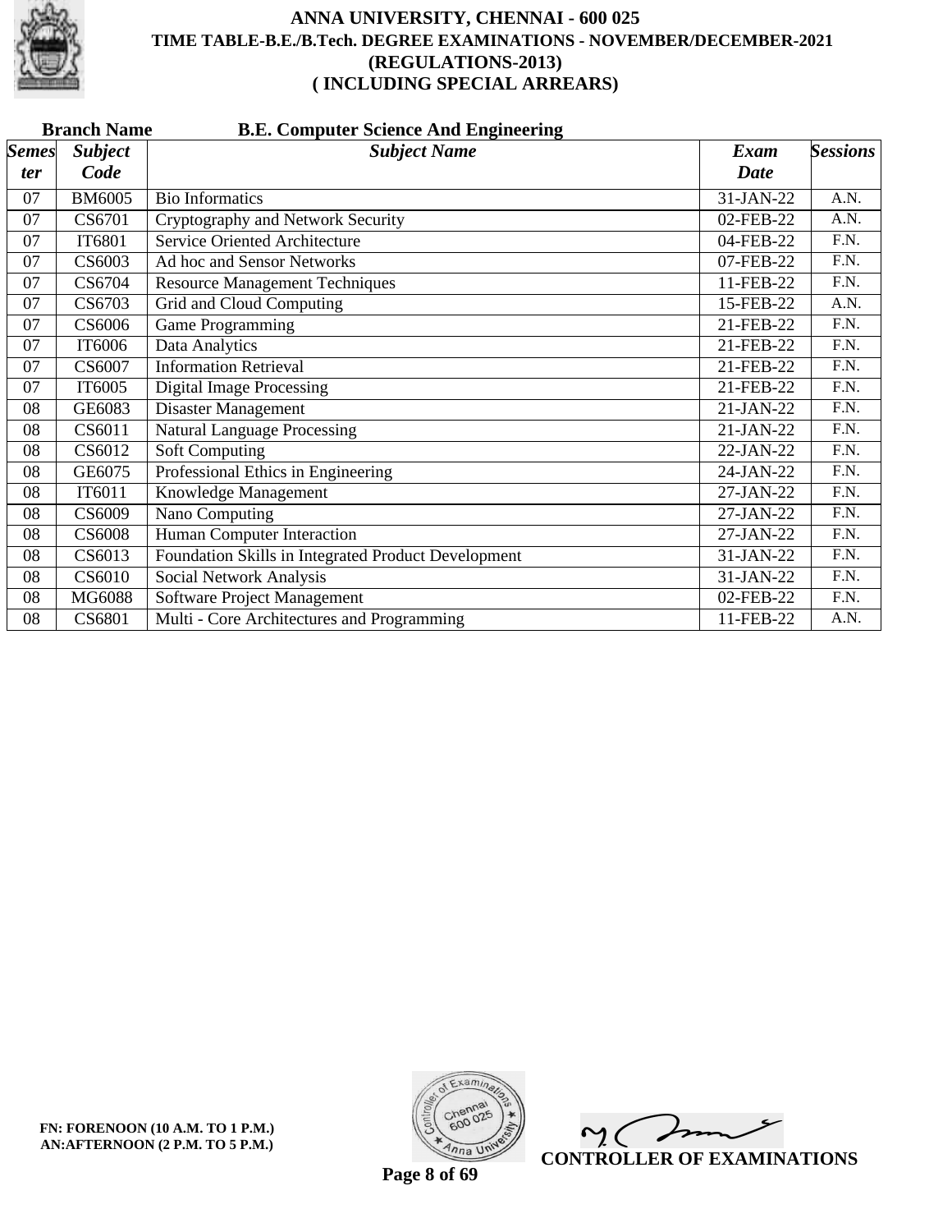# ANNA UNIVERSITY, CHENNAI - 600 025
## TIME TABLE-B.E./B.Tech. DEGREE EXAMINATIONS - NOVEMBER/DECEMBER-2021
## (REGULATIONS-2013)
## ( INCLUDING SPECIAL ARREARS)

**Branch Name** **B.E. Computer Science And Engineering**

| Semester | Subject Code | Subject Name | Exam Date | Sessions |
|---|---|---|---|---|
| 07 | BM6005 | Bio Informatics | 31-JAN-22 | A.N. |
| 07 | CS6701 | Cryptography and Network Security | 02-FEB-22 | A.N. |
| 07 | IT6801 | Service Oriented Architecture | 04-FEB-22 | F.N. |
| 07 | CS6003 | Ad hoc and Sensor Networks | 07-FEB-22 | F.N. |
| 07 | CS6704 | Resource Management Techniques | 11-FEB-22 | F.N. |
| 07 | CS6703 | Grid and Cloud Computing | 15-FEB-22 | A.N. |
| 07 | CS6006 | Game Programming | 21-FEB-22 | F.N. |
| 07 | IT6006 | Data Analytics | 21-FEB-22 | F.N. |
| 07 | CS6007 | Information Retrieval | 21-FEB-22 | F.N. |
| 07 | IT6005 | Digital Image Processing | 21-FEB-22 | F.N. |
| 08 | GE6083 | Disaster Management | 21-JAN-22 | F.N. |
| 08 | CS6011 | Natural Language Processing | 21-JAN-22 | F.N. |
| 08 | CS6012 | Soft Computing | 22-JAN-22 | F.N. |
| 08 | GE6075 | Professional Ethics in Engineering | 24-JAN-22 | F.N. |
| 08 | IT6011 | Knowledge Management | 27-JAN-22 | F.N. |
| 08 | CS6009 | Nano Computing | 27-JAN-22 | F.N. |
| 08 | CS6008 | Human Computer Interaction | 27-JAN-22 | F.N. |
| 08 | CS6013 | Foundation Skills in Integrated Product Development | 31-JAN-22 | F.N. |
| 08 | CS6010 | Social Network Analysis | 31-JAN-22 | F.N. |
| 08 | MG6088 | Software Project Management | 02-FEB-22 | F.N. |
| 08 | CS6801 | Multi - Core Architectures and Programming | 11-FEB-22 | A.N. |

**FN: FORENOON (10 A.M. TO 1 P.M.)**
**AN:AFTERNOON (2 P.M. TO 5 P.M.)**

**CONTROLLER OF EXAMINATIONS**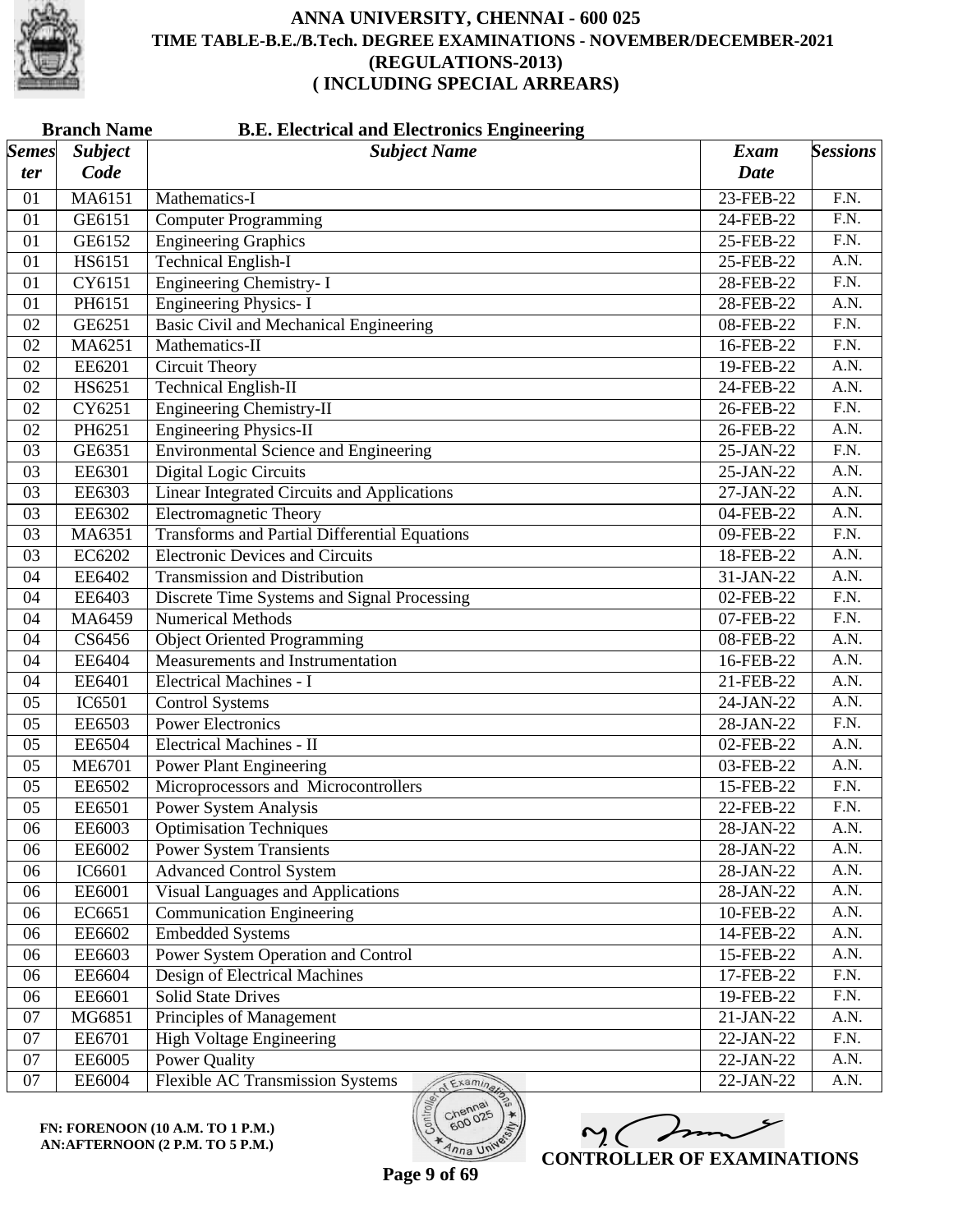# ANNA UNIVERSITY, CHENNAI - 600 025
## TIME TABLE-B.E./B.Tech. DEGREE EXAMINATIONS - NOVEMBER/DECEMBER-2021
## (REGULATIONS-2013)
## ( INCLUDING SPECIAL ARREARS)

**Branch Name** **B.E. Electrical and Electronics Engineering**

| *Semester* | *Subject Code* | *Subject Name* | *Exam Date* | *Sessions* |
|---|---|---|---|---|
| 01 | MA6151 | Mathematics-I | 23-FEB-22 | F.N. |
| 01 | GE6151 | Computer Programming | 24-FEB-22 | F.N. |
| 01 | GE6152 | Engineering Graphics | 25-FEB-22 | F.N. |
| 01 | HS6151 | Technical English-I | 25-FEB-22 | A.N. |
| 01 | CY6151 | Engineering Chemistry- I | 28-FEB-22 | F.N. |
| 01 | PH6151 | Engineering Physics- I | 28-FEB-22 | A.N. |
| 02 | GE6251 | Basic Civil and Mechanical Engineering | 08-FEB-22 | F.N. |
| 02 | MA6251 | Mathematics-II | 16-FEB-22 | F.N. |
| 02 | EE6201 | Circuit Theory | 19-FEB-22 | A.N. |
| 02 | HS6251 | Technical English-II | 24-FEB-22 | A.N. |
| 02 | CY6251 | Engineering Chemistry-II | 26-FEB-22 | F.N. |
| 02 | PH6251 | Engineering Physics-II | 26-FEB-22 | A.N. |
| 03 | GE6351 | Environmental Science and Engineering | 25-JAN-22 | F.N. |
| 03 | EE6301 | Digital Logic Circuits | 25-JAN-22 | A.N. |
| 03 | EE6303 | Linear Integrated Circuits and Applications | 27-JAN-22 | A.N. |
| 03 | EE6302 | Electromagnetic Theory | 04-FEB-22 | A.N. |
| 03 | MA6351 | Transforms and Partial Differential Equations | 09-FEB-22 | F.N. |
| 03 | EC6202 | Electronic Devices and Circuits | 18-FEB-22 | A.N. |
| 04 | EE6402 | Transmission and Distribution | 31-JAN-22 | A.N. |
| 04 | EE6403 | Discrete Time Systems and Signal Processing | 02-FEB-22 | F.N. |
| 04 | MA6459 | Numerical Methods | 07-FEB-22 | F.N. |
| 04 | CS6456 | Object Oriented Programming | 08-FEB-22 | A.N. |
| 04 | EE6404 | Measurements and Instrumentation | 16-FEB-22 | A.N. |
| 04 | EE6401 | Electrical Machines - I | 21-FEB-22 | A.N. |
| 05 | IC6501 | Control Systems | 24-JAN-22 | A.N. |
| 05 | EE6503 | Power Electronics | 28-JAN-22 | F.N. |
| 05 | EE6504 | Electrical Machines - II | 02-FEB-22 | A.N. |
| 05 | ME6701 | Power Plant Engineering | 03-FEB-22 | A.N. |
| 05 | EE6502 | Microprocessors and Microcontrollers | 15-FEB-22 | F.N. |
| 05 | EE6501 | Power System Analysis | 22-FEB-22 | F.N. |
| 06 | EE6003 | Optimisation Techniques | 28-JAN-22 | A.N. |
| 06 | EE6002 | Power System Transients | 28-JAN-22 | A.N. |
| 06 | IC6601 | Advanced Control System | 28-JAN-22 | A.N. |
| 06 | EE6001 | Visual Languages and Applications | 28-JAN-22 | A.N. |
| 06 | EC6651 | Communication Engineering | 10-FEB-22 | A.N. |
| 06 | EE6602 | Embedded Systems | 14-FEB-22 | A.N. |
| 06 | EE6603 | Power System Operation and Control | 15-FEB-22 | A.N. |
| 06 | EE6604 | Design of Electrical Machines | 17-FEB-22 | F.N. |
| 06 | EE6601 | Solid State Drives | 19-FEB-22 | F.N. |
| 07 | MG6851 | Principles of Management | 21-JAN-22 | A.N. |
| 07 | EE6701 | High Voltage Engineering | 22-JAN-22 | F.N. |
| 07 | EE6005 | Power Quality | 22-JAN-22 | A.N. |
| 07 | EE6004 | Flexible AC Transmission Systems | 22-JAN-22 | A.N. |

**FN: FORENOON (10 A.M. TO 1 P.M.)**
**AN:AFTERNOON (2 P.M. TO 5 P.M.)**

**CONTROLLER OF EXAMINATIONS**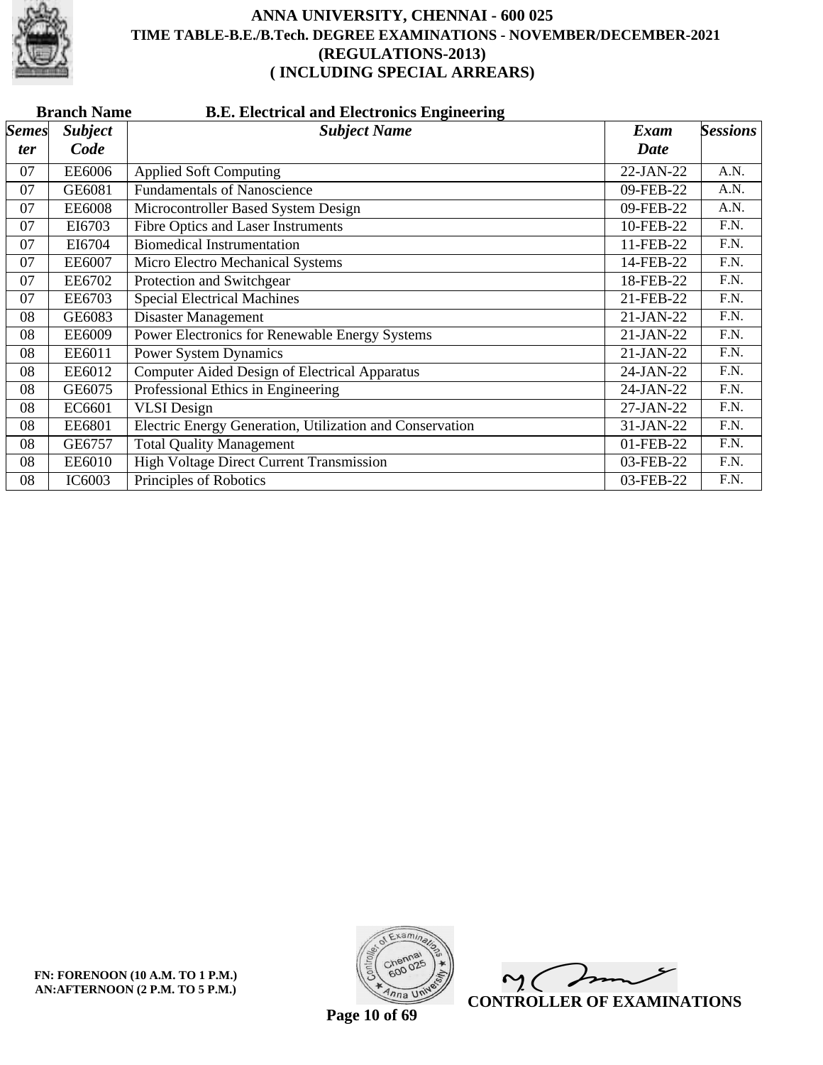# ANNA UNIVERSITY, CHENNAI - 600 025
## TIME TABLE-B.E./B.Tech. DEGREE EXAMINATIONS - NOVEMBER/DECEMBER-2021
## (REGULATIONS-2013)
## ( INCLUDING SPECIAL ARREARS)

**Branch Name** **B.E. Electrical and Electronics Engineering**

| *Semester* | *Subject Code* | *Subject Name* | *Exam Date* | *Sessions* |
|---|---|---|---|---|
| 07 | EE6006 | Applied Soft Computing | 22-JAN-22 | A.N. |
| 07 | GE6081 | Fundamentals of Nanoscience | 09-FEB-22 | A.N. |
| 07 | EE6008 | Microcontroller Based System Design | 09-FEB-22 | A.N. |
| 07 | EI6703 | Fibre Optics and Laser Instruments | 10-FEB-22 | F.N. |
| 07 | EI6704 | Biomedical Instrumentation | 11-FEB-22 | F.N. |
| 07 | EE6007 | Micro Electro Mechanical Systems | 14-FEB-22 | F.N. |
| 07 | EE6702 | Protection and Switchgear | 18-FEB-22 | F.N. |
| 07 | EE6703 | Special Electrical Machines | 21-FEB-22 | F.N. |
| 08 | GE6083 | Disaster Management | 21-JAN-22 | F.N. |
| 08 | EE6009 | Power Electronics for Renewable Energy Systems | 21-JAN-22 | F.N. |
| 08 | EE6011 | Power System Dynamics | 21-JAN-22 | F.N. |
| 08 | EE6012 | Computer Aided Design of Electrical Apparatus | 24-JAN-22 | F.N. |
| 08 | GE6075 | Professional Ethics in Engineering | 24-JAN-22 | F.N. |
| 08 | EC6601 | VLSI Design | 27-JAN-22 | F.N. |
| 08 | EE6801 | Electric Energy Generation, Utilization and Conservation | 31-JAN-22 | F.N. |
| 08 | GE6757 | Total Quality Management | 01-FEB-22 | F.N. |
| 08 | EE6010 | High Voltage Direct Current Transmission | 03-FEB-22 | F.N. |
| 08 | IC6003 | Principles of Robotics | 03-FEB-22 | F.N. |

**FN: FORENOON (10 A.M. TO 1 P.M.)**
**AN:AFTERNOON (2 P.M. TO 5 P.M.)**

**CONTROLLER OF EXAMINATIONS**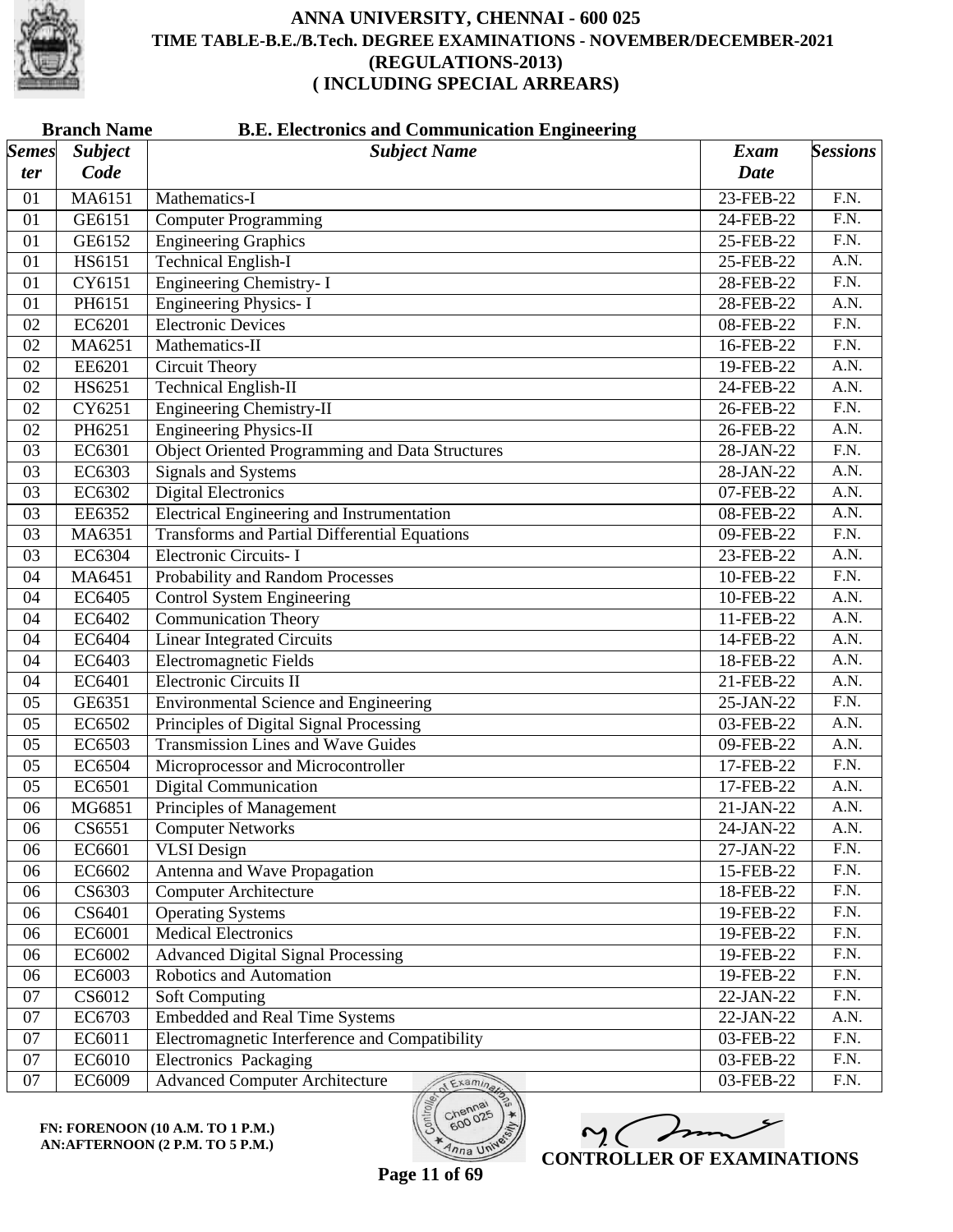# ANNA UNIVERSITY, CHENNAI - 600 025
## TIME TABLE-B.E./B.Tech. DEGREE EXAMINATIONS - NOVEMBER/DECEMBER-2021
## (REGULATIONS-2013)
## ( INCLUDING SPECIAL ARREARS)

**Branch Name** **B.E. Electronics and Communication Engineering**

| *Semester* | *Subject Code* | *Subject Name* | *Exam Date* | *Sessions* |
|---|---|---|---|---|
| 01 | MA6151 | Mathematics-I | 23-FEB-22 | F.N. |
| 01 | GE6151 | Computer Programming | 24-FEB-22 | F.N. |
| 01 | GE6152 | Engineering Graphics | 25-FEB-22 | F.N. |
| 01 | HS6151 | Technical English-I | 25-FEB-22 | A.N. |
| 01 | CY6151 | Engineering Chemistry- I | 28-FEB-22 | F.N. |
| 01 | PH6151 | Engineering Physics- I | 28-FEB-22 | A.N. |
| 02 | EC6201 | Electronic Devices | 08-FEB-22 | F.N. |
| 02 | MA6251 | Mathematics-II | 16-FEB-22 | F.N. |
| 02 | EE6201 | Circuit Theory | 19-FEB-22 | A.N. |
| 02 | HS6251 | Technical English-II | 24-FEB-22 | A.N. |
| 02 | CY6251 | Engineering Chemistry-II | 26-FEB-22 | F.N. |
| 02 | PH6251 | Engineering Physics-II | 26-FEB-22 | A.N. |
| 03 | EC6301 | Object Oriented Programming and Data Structures | 28-JAN-22 | F.N. |
| 03 | EC6303 | Signals and Systems | 28-JAN-22 | A.N. |
| 03 | EC6302 | Digital Electronics | 07-FEB-22 | A.N. |
| 03 | EE6352 | Electrical Engineering and Instrumentation | 08-FEB-22 | A.N. |
| 03 | MA6351 | Transforms and Partial Differential Equations | 09-FEB-22 | F.N. |
| 03 | EC6304 | Electronic Circuits- I | 23-FEB-22 | A.N. |
| 04 | MA6451 | Probability and Random Processes | 10-FEB-22 | F.N. |
| 04 | EC6405 | Control System Engineering | 10-FEB-22 | A.N. |
| 04 | EC6402 | Communication Theory | 11-FEB-22 | A.N. |
| 04 | EC6404 | Linear Integrated Circuits | 14-FEB-22 | A.N. |
| 04 | EC6403 | Electromagnetic Fields | 18-FEB-22 | A.N. |
| 04 | EC6401 | Electronic Circuits II | 21-FEB-22 | A.N. |
| 05 | GE6351 | Environmental Science and Engineering | 25-JAN-22 | F.N. |
| 05 | EC6502 | Principles of Digital Signal Processing | 03-FEB-22 | A.N. |
| 05 | EC6503 | Transmission Lines and Wave Guides | 09-FEB-22 | A.N. |
| 05 | EC6504 | Microprocessor and Microcontroller | 17-FEB-22 | F.N. |
| 05 | EC6501 | Digital Communication | 17-FEB-22 | A.N. |
| 06 | MG6851 | Principles of Management | 21-JAN-22 | A.N. |
| 06 | CS6551 | Computer Networks | 24-JAN-22 | A.N. |
| 06 | EC6601 | VLSI Design | 27-JAN-22 | F.N. |
| 06 | EC6602 | Antenna and Wave Propagation | 15-FEB-22 | F.N. |
| 06 | CS6303 | Computer Architecture | 18-FEB-22 | F.N. |
| 06 | CS6401 | Operating Systems | 19-FEB-22 | F.N. |
| 06 | EC6001 | Medical Electronics | 19-FEB-22 | F.N. |
| 06 | EC6002 | Advanced Digital Signal Processing | 19-FEB-22 | F.N. |
| 06 | EC6003 | Robotics and Automation | 19-FEB-22 | F.N. |
| 07 | CS6012 | Soft Computing | 22-JAN-22 | F.N. |
| 07 | EC6703 | Embedded and Real Time Systems | 22-JAN-22 | A.N. |
| 07 | EC6011 | Electromagnetic Interference and Compatibility | 03-FEB-22 | F.N. |
| 07 | EC6010 | Electronics Packaging | 03-FEB-22 | F.N. |
| 07 | EC6009 | Advanced Computer Architecture | 03-FEB-22 | F.N. |

**FN: FORENOON (10 A.M. TO 1 P.M.)**
**AN:AFTERNOON (2 P.M. TO 5 P.M.)**

**CONTROLLER OF EXAMINATIONS**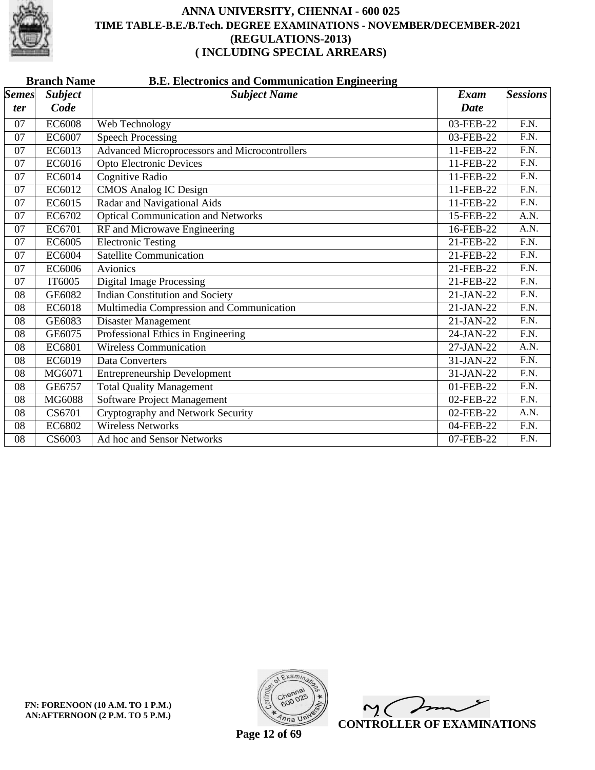# ANNA UNIVERSITY, CHENNAI - 600 025
## TIME TABLE-B.E./B.Tech. DEGREE EXAMINATIONS - NOVEMBER/DECEMBER-2021
## (REGULATIONS-2013)
## ( INCLUDING SPECIAL ARREARS)

**Branch Name** **B.E. Electronics and Communication Engineering**

| Semester | Subject Code | Subject Name | Exam Date | Sessions |
|---|---|---|---|---|
| 07 | EC6008 | Web Technology | 03-FEB-22 | F.N. |
| 07 | EC6007 | Speech Processing | 03-FEB-22 | F.N. |
| 07 | EC6013 | Advanced Microprocessors and Microcontrollers | 11-FEB-22 | F.N. |
| 07 | EC6016 | Opto Electronic Devices | 11-FEB-22 | F.N. |
| 07 | EC6014 | Cognitive Radio | 11-FEB-22 | F.N. |
| 07 | EC6012 | CMOS Analog IC Design | 11-FEB-22 | F.N. |
| 07 | EC6015 | Radar and Navigational Aids | 11-FEB-22 | F.N. |
| 07 | EC6702 | Optical Communication and Networks | 15-FEB-22 | A.N. |
| 07 | EC6701 | RF and Microwave Engineering | 16-FEB-22 | A.N. |
| 07 | EC6005 | Electronic Testing | 21-FEB-22 | F.N. |
| 07 | EC6004 | Satellite Communication | 21-FEB-22 | F.N. |
| 07 | EC6006 | Avionics | 21-FEB-22 | F.N. |
| 07 | IT6005 | Digital Image Processing | 21-FEB-22 | F.N. |
| 08 | GE6082 | Indian Constitution and Society | 21-JAN-22 | F.N. |
| 08 | EC6018 | Multimedia Compression and Communication | 21-JAN-22 | F.N. |
| 08 | GE6083 | Disaster Management | 21-JAN-22 | F.N. |
| 08 | GE6075 | Professional Ethics in Engineering | 24-JAN-22 | F.N. |
| 08 | EC6801 | Wireless Communication | 27-JAN-22 | A.N. |
| 08 | EC6019 | Data Converters | 31-JAN-22 | F.N. |
| 08 | MG6071 | Entrepreneurship Development | 31-JAN-22 | F.N. |
| 08 | GE6757 | Total Quality Management | 01-FEB-22 | F.N. |
| 08 | MG6088 | Software Project Management | 02-FEB-22 | F.N. |
| 08 | CS6701 | Cryptography and Network Security | 02-FEB-22 | A.N. |
| 08 | EC6802 | Wireless Networks | 04-FEB-22 | F.N. |
| 08 | CS6003 | Ad hoc and Sensor Networks | 07-FEB-22 | F.N. |

**FN: FORENOON (10 A.M. TO 1 P.M.)**
**AN:AFTERNOON (2 P.M. TO 5 P.M.)**

**CONTROLLER OF EXAMINATIONS**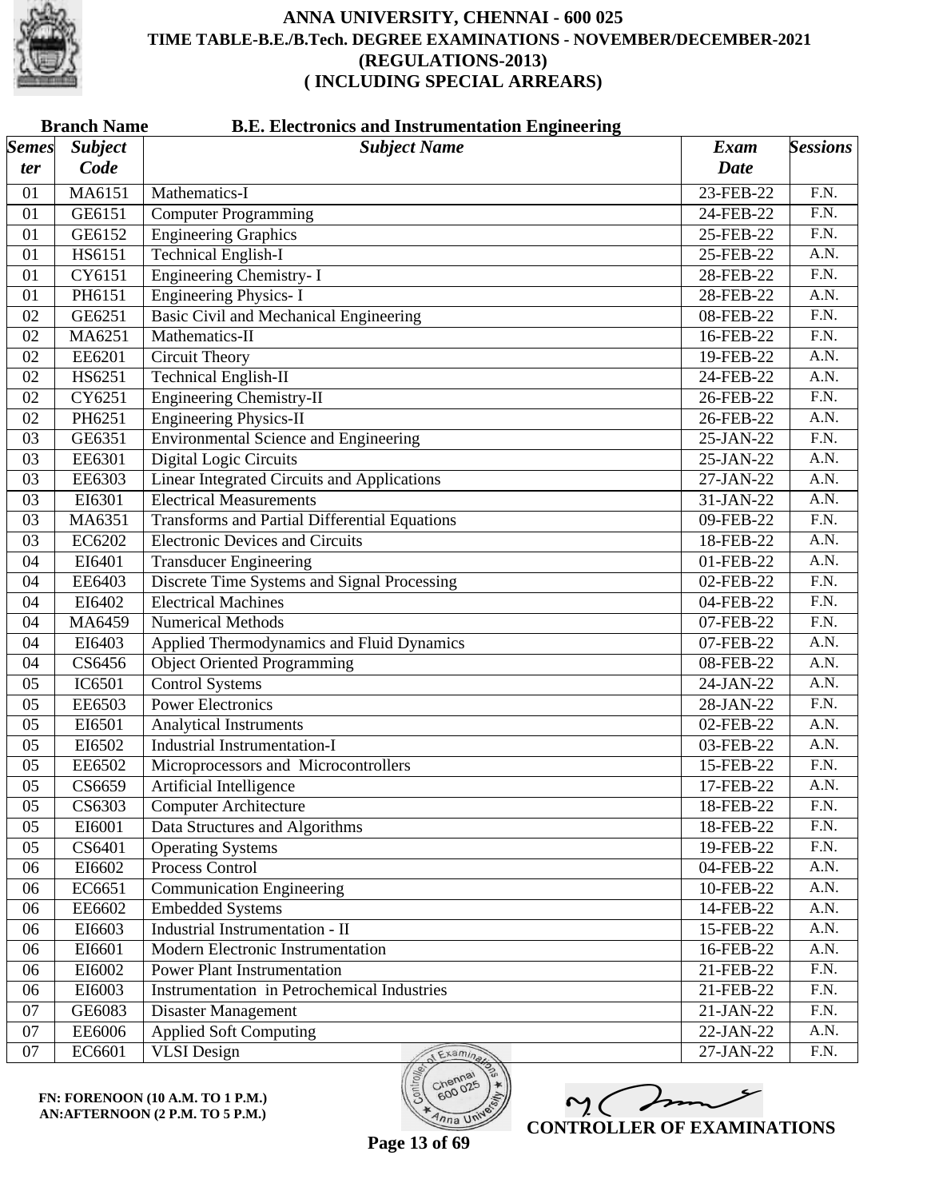# ANNA UNIVERSITY, CHENNAI - 600 025

## TIME TABLE-B.E./B.Tech. DEGREE EXAMINATIONS - NOVEMBER/DECEMBER-2021

## (REGULATIONS-2013)

## ( INCLUDING SPECIAL ARREARS)

**Branch Name** **B.E. Electronics and Instrumentation Engineering**

| *Semester* | *Subject Code* | *Subject Name* | *Exam Date* | *Sessions* |
|---|---|---|---|---|
| 01 | MA6151 | Mathematics-I | 23-FEB-22 | F.N. |
| 01 | GE6151 | Computer Programming | 24-FEB-22 | F.N. |
| 01 | GE6152 | Engineering Graphics | 25-FEB-22 | F.N. |
| 01 | HS6151 | Technical English-I | 25-FEB-22 | A.N. |
| 01 | CY6151 | Engineering Chemistry- I | 28-FEB-22 | F.N. |
| 01 | PH6151 | Engineering Physics- I | 28-FEB-22 | A.N. |
| 02 | GE6251 | Basic Civil and Mechanical Engineering | 08-FEB-22 | F.N. |
| 02 | MA6251 | Mathematics-II | 16-FEB-22 | F.N. |
| 02 | EE6201 | Circuit Theory | 19-FEB-22 | A.N. |
| 02 | HS6251 | Technical English-II | 24-FEB-22 | A.N. |
| 02 | CY6251 | Engineering Chemistry-II | 26-FEB-22 | F.N. |
| 02 | PH6251 | Engineering Physics-II | 26-FEB-22 | A.N. |
| 03 | GE6351 | Environmental Science and Engineering | 25-JAN-22 | F.N. |
| 03 | EE6301 | Digital Logic Circuits | 25-JAN-22 | A.N. |
| 03 | EE6303 | Linear Integrated Circuits and Applications | 27-JAN-22 | A.N. |
| 03 | EI6301 | Electrical Measurements | 31-JAN-22 | A.N. |
| 03 | MA6351 | Transforms and Partial Differential Equations | 09-FEB-22 | F.N. |
| 03 | EC6202 | Electronic Devices and Circuits | 18-FEB-22 | A.N. |
| 04 | EI6401 | Transducer Engineering | 01-FEB-22 | A.N. |
| 04 | EE6403 | Discrete Time Systems and Signal Processing | 02-FEB-22 | F.N. |
| 04 | EI6402 | Electrical Machines | 04-FEB-22 | F.N. |
| 04 | MA6459 | Numerical Methods | 07-FEB-22 | F.N. |
| 04 | EI6403 | Applied Thermodynamics and Fluid Dynamics | 07-FEB-22 | A.N. |
| 04 | CS6456 | Object Oriented Programming | 08-FEB-22 | A.N. |
| 05 | IC6501 | Control Systems | 24-JAN-22 | A.N. |
| 05 | EE6503 | Power Electronics | 28-JAN-22 | F.N. |
| 05 | EI6501 | Analytical Instruments | 02-FEB-22 | A.N. |
| 05 | EI6502 | Industrial Instrumentation-I | 03-FEB-22 | A.N. |
| 05 | EE6502 | Microprocessors and Microcontrollers | 15-FEB-22 | F.N. |
| 05 | CS6659 | Artificial Intelligence | 17-FEB-22 | A.N. |
| 05 | CS6303 | Computer Architecture | 18-FEB-22 | F.N. |
| 05 | EI6001 | Data Structures and Algorithms | 18-FEB-22 | F.N. |
| 05 | CS6401 | Operating Systems | 19-FEB-22 | F.N. |
| 06 | EI6602 | Process Control | 04-FEB-22 | A.N. |
| 06 | EC6651 | Communication Engineering | 10-FEB-22 | A.N. |
| 06 | EE6602 | Embedded Systems | 14-FEB-22 | A.N. |
| 06 | EI6603 | Industrial Instrumentation - II | 15-FEB-22 | A.N. |
| 06 | EI6601 | Modern Electronic Instrumentation | 16-FEB-22 | A.N. |
| 06 | EI6002 | Power Plant Instrumentation | 21-FEB-22 | F.N. |
| 06 | EI6003 | Instrumentation in Petrochemical Industries | 21-FEB-22 | F.N. |
| 07 | GE6083 | Disaster Management | 21-JAN-22 | F.N. |
| 07 | EE6006 | Applied Soft Computing | 22-JAN-22 | A.N. |
| 07 | EC6601 | VLSI Design | 27-JAN-22 | F.N. |

**FN: FORENOON (10 A.M. TO 1 P.M.)**
**AN:AFTERNOON (2 P.M. TO 5 P.M.)**

**CONTROLLER OF EXAMINATIONS**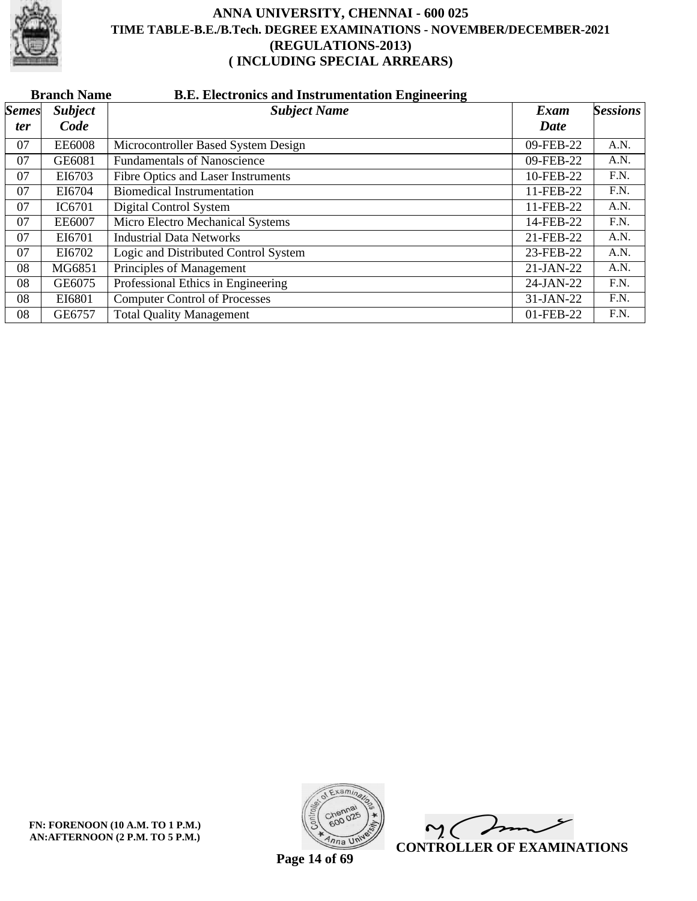# ANNA UNIVERSITY, CHENNAI - 600 025
## TIME TABLE-B.E./B.Tech. DEGREE EXAMINATIONS - NOVEMBER/DECEMBER-2021
## (REGULATIONS-2013)
## ( INCLUDING SPECIAL ARREARS)

**Branch Name** **B.E. Electronics and Instrumentation Engineering**

| *Semester* | *Subject Code* | *Subject Name* | *Exam Date* | *Sessions* |
|---|---|---|---|---|
| 07 | EE6008 | Microcontroller Based System Design | 09-FEB-22 | A.N. |
| 07 | GE6081 | Fundamentals of Nanoscience | 09-FEB-22 | A.N. |
| 07 | EI6703 | Fibre Optics and Laser Instruments | 10-FEB-22 | F.N. |
| 07 | EI6704 | Biomedical Instrumentation | 11-FEB-22 | F.N. |
| 07 | IC6701 | Digital Control System | 11-FEB-22 | A.N. |
| 07 | EE6007 | Micro Electro Mechanical Systems | 14-FEB-22 | F.N. |
| 07 | EI6701 | Industrial Data Networks | 21-FEB-22 | A.N. |
| 07 | EI6702 | Logic and Distributed Control System | 23-FEB-22 | A.N. |
| 08 | MG6851 | Principles of Management | 21-JAN-22 | A.N. |
| 08 | GE6075 | Professional Ethics in Engineering | 24-JAN-22 | F.N. |
| 08 | EI6801 | Computer Control of Processes | 31-JAN-22 | F.N. |
| 08 | GE6757 | Total Quality Management | 01-FEB-22 | F.N. |

**FN: FORENOON (10 A.M. TO 1 P.M.)**
**AN:AFTERNOON (2 P.M. TO 5 P.M.)**

**CONTROLLER OF EXAMINATIONS**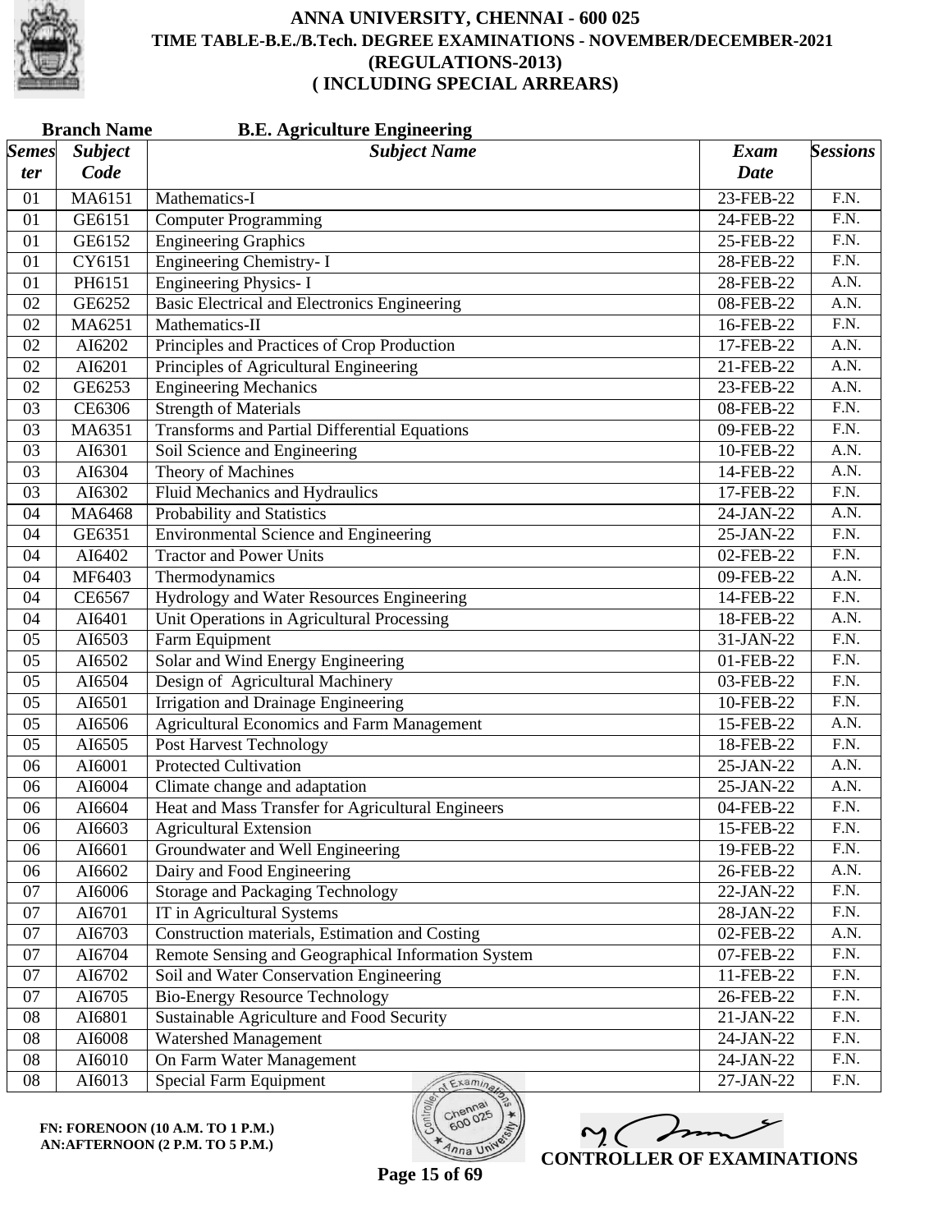# ANNA UNIVERSITY, CHENNAI - 600 025
## TIME TABLE-B.E./B.Tech. DEGREE EXAMINATIONS - NOVEMBER/DECEMBER-2021
## (REGULATIONS-2013)
## ( INCLUDING SPECIAL ARREARS)

**Branch Name** **B.E. Agriculture Engineering**

| Semester | Subject Code | Subject Name | Exam Date | Sessions |
|---|---|---|---|---|
| 01 | MA6151 | Mathematics-I | 23-FEB-22 | F.N. |
| 01 | GE6151 | Computer Programming | 24-FEB-22 | F.N. |
| 01 | GE6152 | Engineering Graphics | 25-FEB-22 | F.N. |
| 01 | CY6151 | Engineering Chemistry- I | 28-FEB-22 | F.N. |
| 01 | PH6151 | Engineering Physics- I | 28-FEB-22 | A.N. |
| 02 | GE6252 | Basic Electrical and Electronics Engineering | 08-FEB-22 | A.N. |
| 02 | MA6251 | Mathematics-II | 16-FEB-22 | F.N. |
| 02 | AI6202 | Principles and Practices of Crop Production | 17-FEB-22 | A.N. |
| 02 | AI6201 | Principles of Agricultural Engineering | 21-FEB-22 | A.N. |
| 02 | GE6253 | Engineering Mechanics | 23-FEB-22 | A.N. |
| 03 | CE6306 | Strength of Materials | 08-FEB-22 | F.N. |
| 03 | MA6351 | Transforms and Partial Differential Equations | 09-FEB-22 | F.N. |
| 03 | AI6301 | Soil Science and Engineering | 10-FEB-22 | A.N. |
| 03 | AI6304 | Theory of Machines | 14-FEB-22 | A.N. |
| 03 | AI6302 | Fluid Mechanics and Hydraulics | 17-FEB-22 | F.N. |
| 04 | MA6468 | Probability and Statistics | 24-JAN-22 | A.N. |
| 04 | GE6351 | Environmental Science and Engineering | 25-JAN-22 | F.N. |
| 04 | AI6402 | Tractor and Power Units | 02-FEB-22 | F.N. |
| 04 | MF6403 | Thermodynamics | 09-FEB-22 | A.N. |
| 04 | CE6567 | Hydrology and Water Resources Engineering | 14-FEB-22 | F.N. |
| 04 | AI6401 | Unit Operations in Agricultural Processing | 18-FEB-22 | A.N. |
| 05 | AI6503 | Farm Equipment | 31-JAN-22 | F.N. |
| 05 | AI6502 | Solar and Wind Energy Engineering | 01-FEB-22 | F.N. |
| 05 | AI6504 | Design of Agricultural Machinery | 03-FEB-22 | F.N. |
| 05 | AI6501 | Irrigation and Drainage Engineering | 10-FEB-22 | F.N. |
| 05 | AI6506 | Agricultural Economics and Farm Management | 15-FEB-22 | A.N. |
| 05 | AI6505 | Post Harvest Technology | 18-FEB-22 | F.N. |
| 06 | AI6001 | Protected Cultivation | 25-JAN-22 | A.N. |
| 06 | AI6004 | Climate change and adaptation | 25-JAN-22 | A.N. |
| 06 | AI6604 | Heat and Mass Transfer for Agricultural Engineers | 04-FEB-22 | F.N. |
| 06 | AI6603 | Agricultural Extension | 15-FEB-22 | F.N. |
| 06 | AI6601 | Groundwater and Well Engineering | 19-FEB-22 | F.N. |
| 06 | AI6602 | Dairy and Food Engineering | 26-FEB-22 | A.N. |
| 07 | AI6006 | Storage and Packaging Technology | 22-JAN-22 | F.N. |
| 07 | AI6701 | IT in Agricultural Systems | 28-JAN-22 | F.N. |
| 07 | AI6703 | Construction materials, Estimation and Costing | 02-FEB-22 | A.N. |
| 07 | AI6704 | Remote Sensing and Geographical Information System | 07-FEB-22 | F.N. |
| 07 | AI6702 | Soil and Water Conservation Engineering | 11-FEB-22 | F.N. |
| 07 | AI6705 | Bio-Energy Resource Technology | 26-FEB-22 | F.N. |
| 08 | AI6801 | Sustainable Agriculture and Food Security | 21-JAN-22 | F.N. |
| 08 | AI6008 | Watershed Management | 24-JAN-22 | F.N. |
| 08 | AI6010 | On Farm Water Management | 24-JAN-22 | F.N. |
| 08 | AI6013 | Special Farm Equipment | 27-JAN-22 | F.N. |

**FN: FORENOON (10 A.M. TO 1 P.M.)**
**AN:AFTERNOON (2 P.M. TO 5 P.M.)**

**CONTROLLER OF EXAMINATIONS**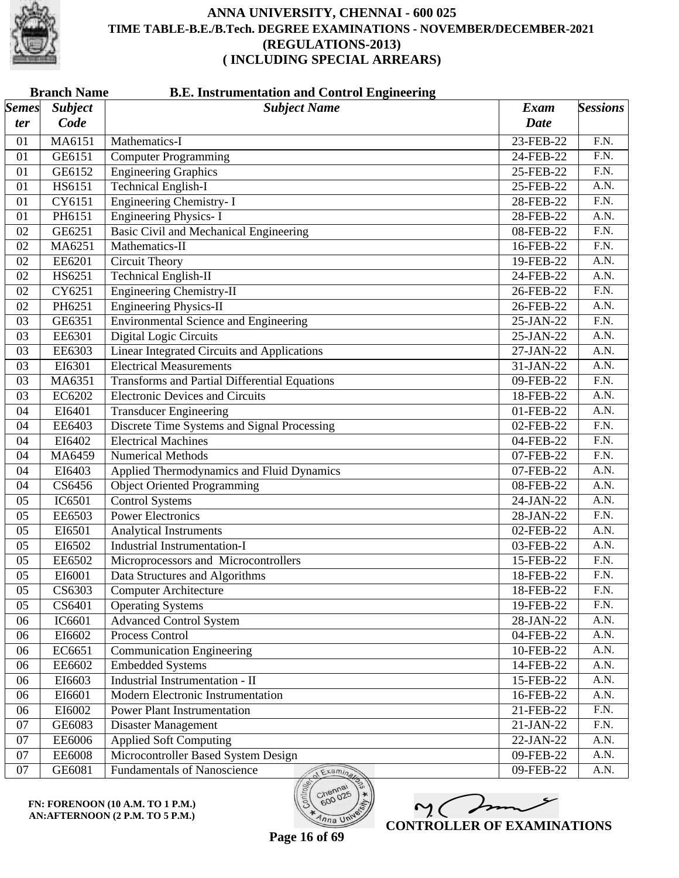# ANNA UNIVERSITY, CHENNAI - 600 025
## TIME TABLE-B.E./B.Tech. DEGREE EXAMINATIONS - NOVEMBER/DECEMBER-2021
## (REGULATIONS-2013)
## ( INCLUDING SPECIAL ARREARS)

**Branch Name** **B.E. Instrumentation and Control Engineering**

| Semester | Subject Code | Subject Name | Exam Date | Sessions |
|---|---|---|---|---|
| 01 | MA6151 | Mathematics-I | 23-FEB-22 | F.N. |
| 01 | GE6151 | Computer Programming | 24-FEB-22 | F.N. |
| 01 | GE6152 | Engineering Graphics | 25-FEB-22 | F.N. |
| 01 | HS6151 | Technical English-I | 25-FEB-22 | A.N. |
| 01 | CY6151 | Engineering Chemistry- I | 28-FEB-22 | F.N. |
| 01 | PH6151 | Engineering Physics- I | 28-FEB-22 | A.N. |
| 02 | GE6251 | Basic Civil and Mechanical Engineering | 08-FEB-22 | F.N. |
| 02 | MA6251 | Mathematics-II | 16-FEB-22 | F.N. |
| 02 | EE6201 | Circuit Theory | 19-FEB-22 | A.N. |
| 02 | HS6251 | Technical English-II | 24-FEB-22 | A.N. |
| 02 | CY6251 | Engineering Chemistry-II | 26-FEB-22 | F.N. |
| 02 | PH6251 | Engineering Physics-II | 26-FEB-22 | A.N. |
| 03 | GE6351 | Environmental Science and Engineering | 25-JAN-22 | F.N. |
| 03 | EE6301 | Digital Logic Circuits | 25-JAN-22 | A.N. |
| 03 | EE6303 | Linear Integrated Circuits and Applications | 27-JAN-22 | A.N. |
| 03 | EI6301 | Electrical Measurements | 31-JAN-22 | A.N. |
| 03 | MA6351 | Transforms and Partial Differential Equations | 09-FEB-22 | F.N. |
| 03 | EC6202 | Electronic Devices and Circuits | 18-FEB-22 | A.N. |
| 04 | EI6401 | Transducer Engineering | 01-FEB-22 | A.N. |
| 04 | EE6403 | Discrete Time Systems and Signal Processing | 02-FEB-22 | F.N. |
| 04 | EI6402 | Electrical Machines | 04-FEB-22 | F.N. |
| 04 | MA6459 | Numerical Methods | 07-FEB-22 | F.N. |
| 04 | EI6403 | Applied Thermodynamics and Fluid Dynamics | 07-FEB-22 | A.N. |
| 04 | CS6456 | Object Oriented Programming | 08-FEB-22 | A.N. |
| 05 | IC6501 | Control Systems | 24-JAN-22 | A.N. |
| 05 | EE6503 | Power Electronics | 28-JAN-22 | F.N. |
| 05 | EI6501 | Analytical Instruments | 02-FEB-22 | A.N. |
| 05 | EI6502 | Industrial Instrumentation-I | 03-FEB-22 | A.N. |
| 05 | EE6502 | Microprocessors and Microcontrollers | 15-FEB-22 | F.N. |
| 05 | EI6001 | Data Structures and Algorithms | 18-FEB-22 | F.N. |
| 05 | CS6303 | Computer Architecture | 18-FEB-22 | F.N. |
| 05 | CS6401 | Operating Systems | 19-FEB-22 | F.N. |
| 06 | IC6601 | Advanced Control System | 28-JAN-22 | A.N. |
| 06 | EI6602 | Process Control | 04-FEB-22 | A.N. |
| 06 | EC6651 | Communication Engineering | 10-FEB-22 | A.N. |
| 06 | EE6602 | Embedded Systems | 14-FEB-22 | A.N. |
| 06 | EI6603 | Industrial Instrumentation - II | 15-FEB-22 | A.N. |
| 06 | EI6601 | Modern Electronic Instrumentation | 16-FEB-22 | A.N. |
| 06 | EI6002 | Power Plant Instrumentation | 21-FEB-22 | F.N. |
| 07 | GE6083 | Disaster Management | 21-JAN-22 | F.N. |
| 07 | EE6006 | Applied Soft Computing | 22-JAN-22 | A.N. |
| 07 | EE6008 | Microcontroller Based System Design | 09-FEB-22 | A.N. |
| 07 | GE6081 | Fundamentals of Nanoscience | 09-FEB-22 | A.N. |

**FN: FORENOON (10 A.M. TO 1 P.M.)**
**AN:AFTERNOON (2 P.M. TO 5 P.M.)**

**CONTROLLER OF EXAMINATIONS**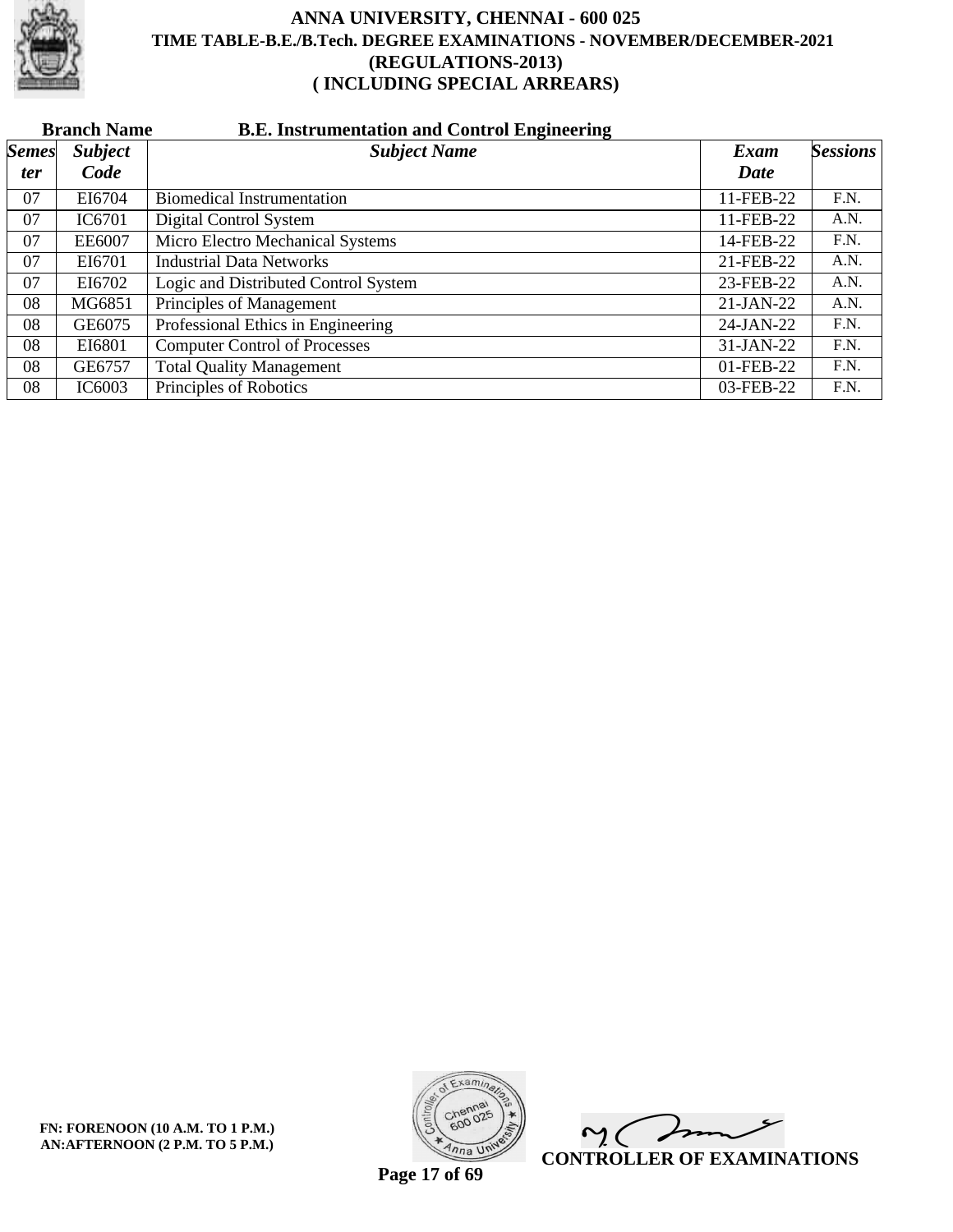# ANNA UNIVERSITY, CHENNAI - 600 025

## TIME TABLE-B.E./B.Tech. DEGREE EXAMINATIONS - NOVEMBER/DECEMBER-2021

## (REGULATIONS-2013)

## ( INCLUDING SPECIAL ARREARS)

**Branch Name** **B.E. Instrumentation and Control Engineering**

| *Semester* | *Subject Code* | *Subject Name* | *Exam Date* | *Sessions* |
|---|---|---|---|---|
| 07 | EI6704 | Biomedical Instrumentation | 11-FEB-22 | F.N. |
| 07 | IC6701 | Digital Control System | 11-FEB-22 | A.N. |
| 07 | EE6007 | Micro Electro Mechanical Systems | 14-FEB-22 | F.N. |
| 07 | EI6701 | Industrial Data Networks | 21-FEB-22 | A.N. |
| 07 | EI6702 | Logic and Distributed Control System | 23-FEB-22 | A.N. |
| 08 | MG6851 | Principles of Management | 21-JAN-22 | A.N. |
| 08 | GE6075 | Professional Ethics in Engineering | 24-JAN-22 | F.N. |
| 08 | EI6801 | Computer Control of Processes | 31-JAN-22 | F.N. |
| 08 | GE6757 | Total Quality Management | 01-FEB-22 | F.N. |
| 08 | IC6003 | Principles of Robotics | 03-FEB-22 | F.N. |

**FN: FORENOON (10 A.M. TO 1 P.M.)**
**AN:AFTERNOON (2 P.M. TO 5 P.M.)**

**CONTROLLER OF EXAMINATIONS**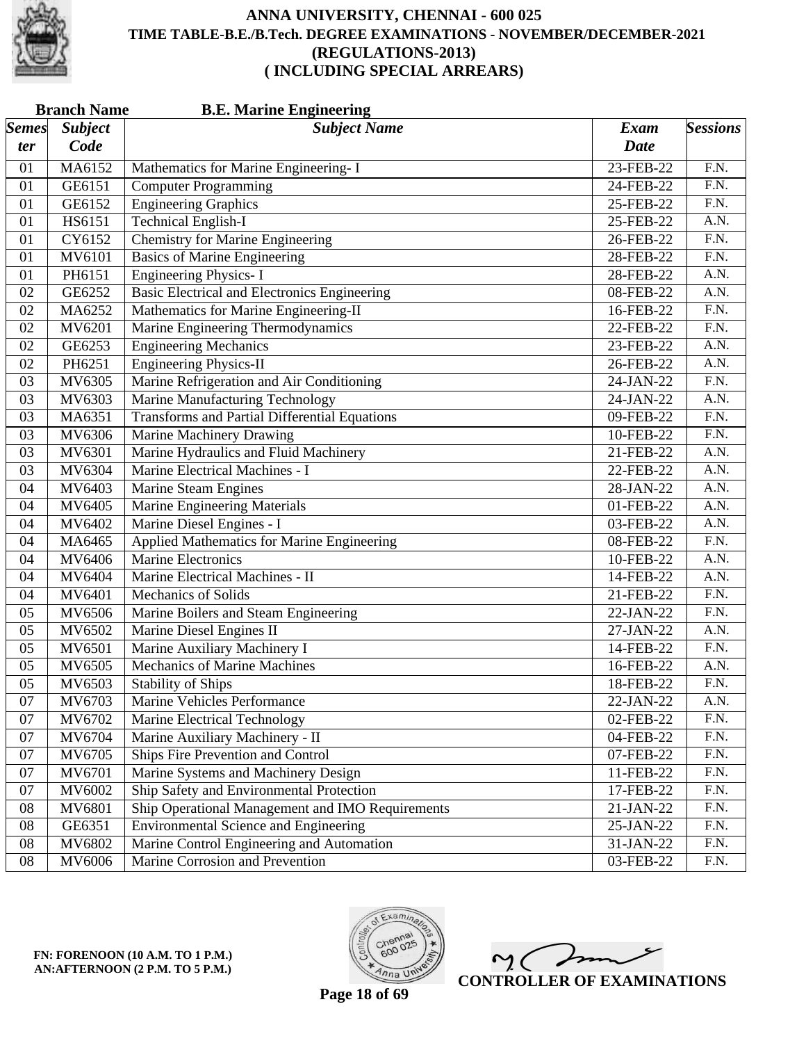# ANNA UNIVERSITY, CHENNAI - 600 025
## TIME TABLE-B.E./B.Tech. DEGREE EXAMINATIONS - NOVEMBER/DECEMBER-2021
## (REGULATIONS-2013)
## ( INCLUDING SPECIAL ARREARS)

**Branch Name** **B.E. Marine Engineering**

| Semester | Subject Code | Subject Name | Exam Date | Sessions |
|---|---|---|---|---|
| 01 | MA6152 | Mathematics for Marine Engineering- I | 23-FEB-22 | F.N. |
| 01 | GE6151 | Computer Programming | 24-FEB-22 | F.N. |
| 01 | GE6152 | Engineering Graphics | 25-FEB-22 | F.N. |
| 01 | HS6151 | Technical English-I | 25-FEB-22 | A.N. |
| 01 | CY6152 | Chemistry for Marine Engineering | 26-FEB-22 | F.N. |
| 01 | MV6101 | Basics of Marine Engineering | 28-FEB-22 | F.N. |
| 01 | PH6151 | Engineering Physics- I | 28-FEB-22 | A.N. |
| 02 | GE6252 | Basic Electrical and Electronics Engineering | 08-FEB-22 | A.N. |
| 02 | MA6252 | Mathematics for Marine Engineering-II | 16-FEB-22 | F.N. |
| 02 | MV6201 | Marine Engineering Thermodynamics | 22-FEB-22 | F.N. |
| 02 | GE6253 | Engineering Mechanics | 23-FEB-22 | A.N. |
| 02 | PH6251 | Engineering Physics-II | 26-FEB-22 | A.N. |
| 03 | MV6305 | Marine Refrigeration and Air Conditioning | 24-JAN-22 | F.N. |
| 03 | MV6303 | Marine Manufacturing Technology | 24-JAN-22 | A.N. |
| 03 | MA6351 | Transforms and Partial Differential Equations | 09-FEB-22 | F.N. |
| 03 | MV6306 | Marine Machinery Drawing | 10-FEB-22 | F.N. |
| 03 | MV6301 | Marine Hydraulics and Fluid Machinery | 21-FEB-22 | A.N. |
| 03 | MV6304 | Marine Electrical Machines - I | 22-FEB-22 | A.N. |
| 04 | MV6403 | Marine Steam Engines | 28-JAN-22 | A.N. |
| 04 | MV6405 | Marine Engineering Materials | 01-FEB-22 | A.N. |
| 04 | MV6402 | Marine Diesel Engines - I | 03-FEB-22 | A.N. |
| 04 | MA6465 | Applied Mathematics for Marine Engineering | 08-FEB-22 | F.N. |
| 04 | MV6406 | Marine Electronics | 10-FEB-22 | A.N. |
| 04 | MV6404 | Marine Electrical Machines - II | 14-FEB-22 | A.N. |
| 04 | MV6401 | Mechanics of Solids | 21-FEB-22 | F.N. |
| 05 | MV6506 | Marine Boilers and Steam Engineering | 22-JAN-22 | F.N. |
| 05 | MV6502 | Marine Diesel Engines II | 27-JAN-22 | A.N. |
| 05 | MV6501 | Marine Auxiliary Machinery I | 14-FEB-22 | F.N. |
| 05 | MV6505 | Mechanics of Marine Machines | 16-FEB-22 | A.N. |
| 05 | MV6503 | Stability of Ships | 18-FEB-22 | F.N. |
| 07 | MV6703 | Marine Vehicles Performance | 22-JAN-22 | A.N. |
| 07 | MV6702 | Marine Electrical Technology | 02-FEB-22 | F.N. |
| 07 | MV6704 | Marine Auxiliary Machinery - II | 04-FEB-22 | F.N. |
| 07 | MV6705 | Ships Fire Prevention and Control | 07-FEB-22 | F.N. |
| 07 | MV6701 | Marine Systems and Machinery Design | 11-FEB-22 | F.N. |
| 07 | MV6002 | Ship Safety and Environmental Protection | 17-FEB-22 | F.N. |
| 08 | MV6801 | Ship Operational Management and IMO Requirements | 21-JAN-22 | F.N. |
| 08 | GE6351 | Environmental Science and Engineering | 25-JAN-22 | F.N. |
| 08 | MV6802 | Marine Control Engineering and Automation | 31-JAN-22 | F.N. |
| 08 | MV6006 | Marine Corrosion and Prevention | 03-FEB-22 | F.N. |

**FN: FORENOON (10 A.M. TO 1 P.M.)**
**AN:AFTERNOON (2 P.M. TO 5 P.M.)**

**CONTROLLER OF EXAMINATIONS**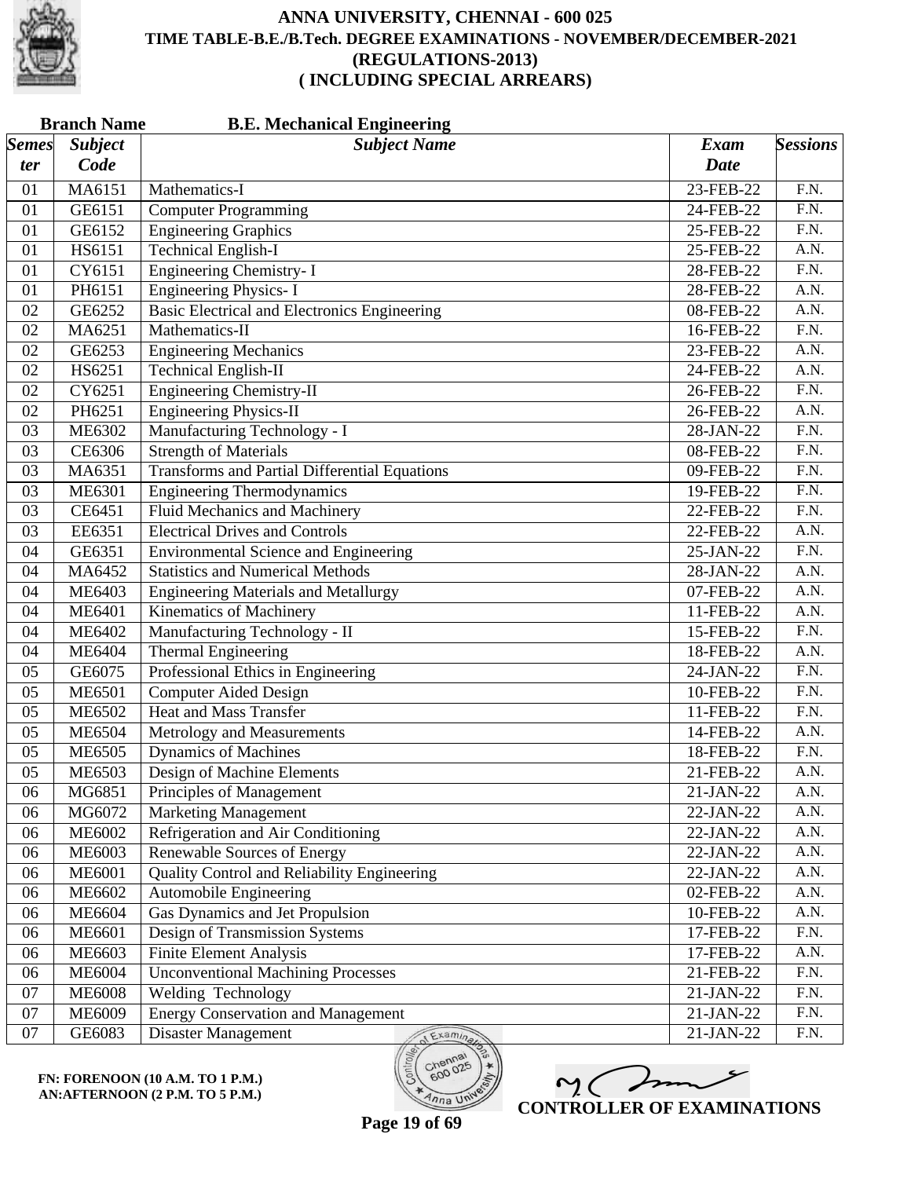# ANNA UNIVERSITY, CHENNAI - 600 025
## TIME TABLE-B.E./B.Tech. DEGREE EXAMINATIONS - NOVEMBER/DECEMBER-2021
## (REGULATIONS-2013)
## ( INCLUDING SPECIAL ARREARS)

**Branch Name** **B.E. Mechanical Engineering**

| Semester | Subject Code | Subject Name | Exam Date | Sessions |
|---|---|---|---|---|
| 01 | MA6151 | Mathematics-I | 23-FEB-22 | F.N. |
| 01 | GE6151 | Computer Programming | 24-FEB-22 | F.N. |
| 01 | GE6152 | Engineering Graphics | 25-FEB-22 | F.N. |
| 01 | HS6151 | Technical English-I | 25-FEB-22 | A.N. |
| 01 | CY6151 | Engineering Chemistry- I | 28-FEB-22 | F.N. |
| 01 | PH6151 | Engineering Physics- I | 28-FEB-22 | A.N. |
| 02 | GE6252 | Basic Electrical and Electronics Engineering | 08-FEB-22 | A.N. |
| 02 | MA6251 | Mathematics-II | 16-FEB-22 | F.N. |
| 02 | GE6253 | Engineering Mechanics | 23-FEB-22 | A.N. |
| 02 | HS6251 | Technical English-II | 24-FEB-22 | A.N. |
| 02 | CY6251 | Engineering Chemistry-II | 26-FEB-22 | F.N. |
| 02 | PH6251 | Engineering Physics-II | 26-FEB-22 | A.N. |
| 03 | ME6302 | Manufacturing Technology - I | 28-JAN-22 | F.N. |
| 03 | CE6306 | Strength of Materials | 08-FEB-22 | F.N. |
| 03 | MA6351 | Transforms and Partial Differential Equations | 09-FEB-22 | F.N. |
| 03 | ME6301 | Engineering Thermodynamics | 19-FEB-22 | F.N. |
| 03 | CE6451 | Fluid Mechanics and Machinery | 22-FEB-22 | F.N. |
| 03 | EE6351 | Electrical Drives and Controls | 22-FEB-22 | A.N. |
| 04 | GE6351 | Environmental Science and Engineering | 25-JAN-22 | F.N. |
| 04 | MA6452 | Statistics and Numerical Methods | 28-JAN-22 | A.N. |
| 04 | ME6403 | Engineering Materials and Metallurgy | 07-FEB-22 | A.N. |
| 04 | ME6401 | Kinematics of Machinery | 11-FEB-22 | A.N. |
| 04 | ME6402 | Manufacturing Technology - II | 15-FEB-22 | F.N. |
| 04 | ME6404 | Thermal Engineering | 18-FEB-22 | A.N. |
| 05 | GE6075 | Professional Ethics in Engineering | 24-JAN-22 | F.N. |
| 05 | ME6501 | Computer Aided Design | 10-FEB-22 | F.N. |
| 05 | ME6502 | Heat and Mass Transfer | 11-FEB-22 | F.N. |
| 05 | ME6504 | Metrology and Measurements | 14-FEB-22 | A.N. |
| 05 | ME6505 | Dynamics of Machines | 18-FEB-22 | F.N. |
| 05 | ME6503 | Design of Machine Elements | 21-FEB-22 | A.N. |
| 06 | MG6851 | Principles of Management | 21-JAN-22 | A.N. |
| 06 | MG6072 | Marketing Management | 22-JAN-22 | A.N. |
| 06 | ME6002 | Refrigeration and Air Conditioning | 22-JAN-22 | A.N. |
| 06 | ME6003 | Renewable Sources of Energy | 22-JAN-22 | A.N. |
| 06 | ME6001 | Quality Control and Reliability Engineering | 22-JAN-22 | A.N. |
| 06 | ME6602 | Automobile Engineering | 02-FEB-22 | A.N. |
| 06 | ME6604 | Gas Dynamics and Jet Propulsion | 10-FEB-22 | A.N. |
| 06 | ME6601 | Design of Transmission Systems | 17-FEB-22 | F.N. |
| 06 | ME6603 | Finite Element Analysis | 17-FEB-22 | A.N. |
| 06 | ME6004 | Unconventional Machining Processes | 21-FEB-22 | F.N. |
| 07 | ME6008 | Welding Technology | 21-JAN-22 | F.N. |
| 07 | ME6009 | Energy Conservation and Management | 21-JAN-22 | F.N. |
| 07 | GE6083 | Disaster Management | 21-JAN-22 | F.N. |

**FN: FORENOON (10 A.M. TO 1 P.M.)**
**AN:AFTERNOON (2 P.M. TO 5 P.M.)**

**CONTROLLER OF EXAMINATIONS**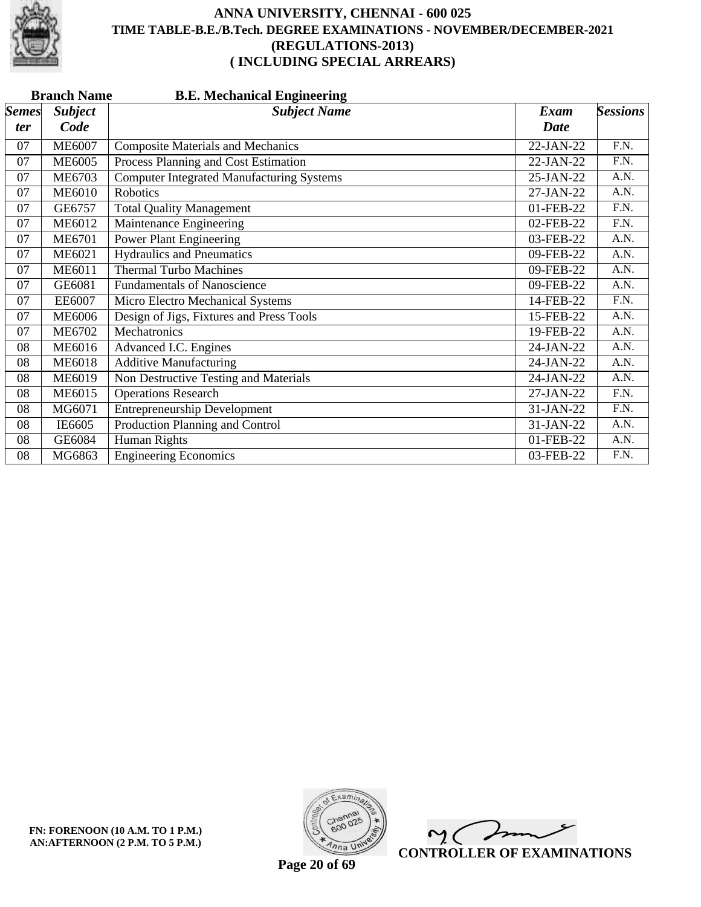# ANNA UNIVERSITY, CHENNAI - 600 025
## TIME TABLE-B.E./B.Tech. DEGREE EXAMINATIONS - NOVEMBER/DECEMBER-2021
## (REGULATIONS-2013)
## ( INCLUDING SPECIAL ARREARS)

**Branch Name** **B.E. Mechanical Engineering**

| *Semester* | *Subject Code* | *Subject Name* | *Exam Date* | *Sessions* |
|---|---|---|---|---|
| 07 | ME6007 | Composite Materials and Mechanics | 22-JAN-22 | F.N. |
| 07 | ME6005 | Process Planning and Cost Estimation | 22-JAN-22 | F.N. |
| 07 | ME6703 | Computer Integrated Manufacturing Systems | 25-JAN-22 | A.N. |
| 07 | ME6010 | Robotics | 27-JAN-22 | A.N. |
| 07 | GE6757 | Total Quality Management | 01-FEB-22 | F.N. |
| 07 | ME6012 | Maintenance Engineering | 02-FEB-22 | F.N. |
| 07 | ME6701 | Power Plant Engineering | 03-FEB-22 | A.N. |
| 07 | ME6021 | Hydraulics and Pneumatics | 09-FEB-22 | A.N. |
| 07 | ME6011 | Thermal Turbo Machines | 09-FEB-22 | A.N. |
| 07 | GE6081 | Fundamentals of Nanoscience | 09-FEB-22 | A.N. |
| 07 | EE6007 | Micro Electro Mechanical Systems | 14-FEB-22 | F.N. |
| 07 | ME6006 | Design of Jigs, Fixtures and Press Tools | 15-FEB-22 | A.N. |
| 07 | ME6702 | Mechatronics | 19-FEB-22 | A.N. |
| 08 | ME6016 | Advanced I.C. Engines | 24-JAN-22 | A.N. |
| 08 | ME6018 | Additive Manufacturing | 24-JAN-22 | A.N. |
| 08 | ME6019 | Non Destructive Testing and Materials | 24-JAN-22 | A.N. |
| 08 | ME6015 | Operations Research | 27-JAN-22 | F.N. |
| 08 | MG6071 | Entrepreneurship Development | 31-JAN-22 | F.N. |
| 08 | IE6605 | Production Planning and Control | 31-JAN-22 | A.N. |
| 08 | GE6084 | Human Rights | 01-FEB-22 | A.N. |
| 08 | MG6863 | Engineering Economics | 03-FEB-22 | F.N. |

**FN: FORENOON (10 A.M. TO 1 P.M.)**
**AN:AFTERNOON (2 P.M. TO 5 P.M.)**

**CONTROLLER OF EXAMINATIONS**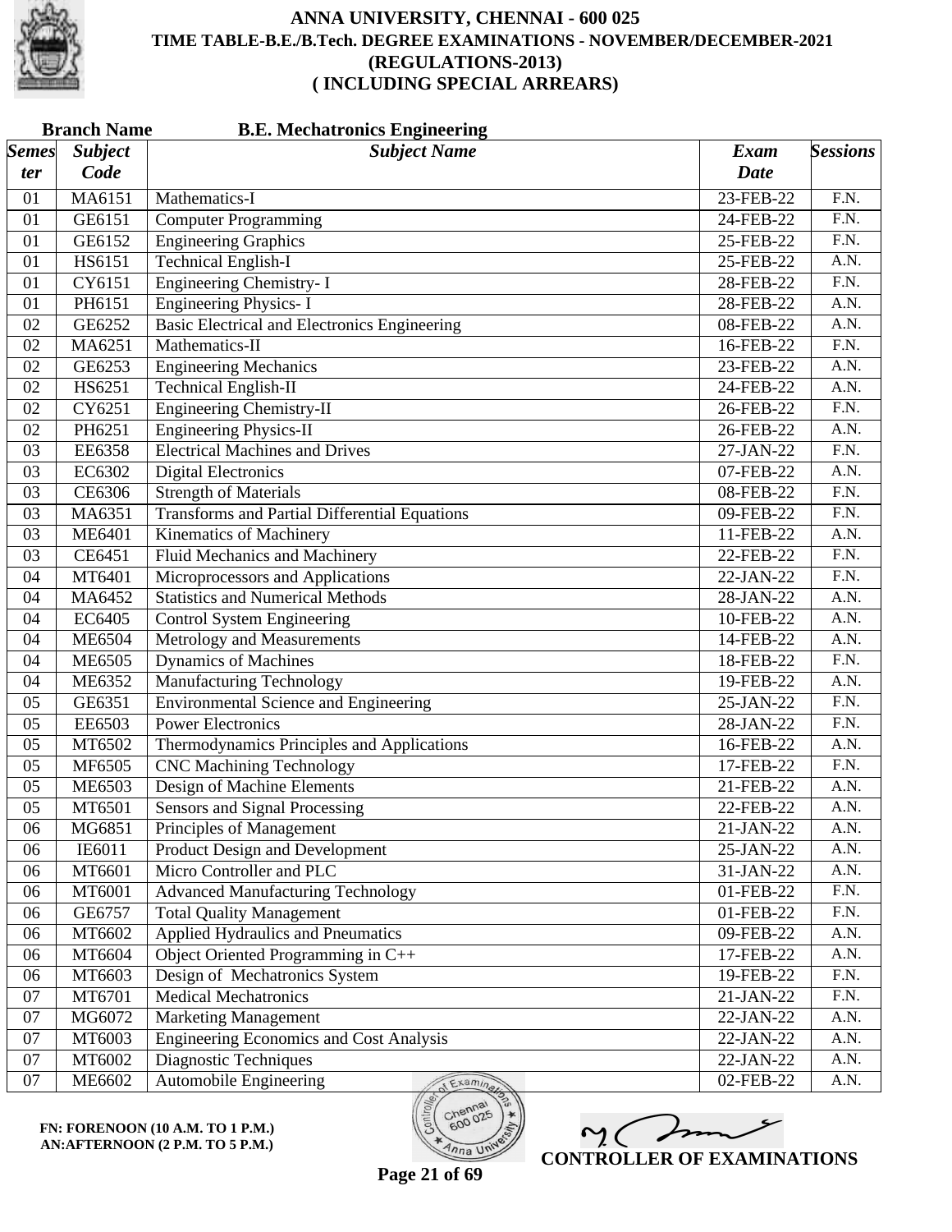# ANNA UNIVERSITY, CHENNAI - 600 025
## TIME TABLE-B.E./B.Tech. DEGREE EXAMINATIONS - NOVEMBER/DECEMBER-2021
## (REGULATIONS-2013)
## ( INCLUDING SPECIAL ARREARS)

**Branch Name** **B.E. Mechatronics Engineering**

| *Semester* | *Subject Code* | *Subject Name* | *Exam Date* | *Sessions* |
|---|---|---|---|---|
| 01 | MA6151 | Mathematics-I | 23-FEB-22 | F.N. |
| 01 | GE6151 | Computer Programming | 24-FEB-22 | F.N. |
| 01 | GE6152 | Engineering Graphics | 25-FEB-22 | F.N. |
| 01 | HS6151 | Technical English-I | 25-FEB-22 | A.N. |
| 01 | CY6151 | Engineering Chemistry- I | 28-FEB-22 | F.N. |
| 01 | PH6151 | Engineering Physics- I | 28-FEB-22 | A.N. |
| 02 | GE6252 | Basic Electrical and Electronics Engineering | 08-FEB-22 | A.N. |
| 02 | MA6251 | Mathematics-II | 16-FEB-22 | F.N. |
| 02 | GE6253 | Engineering Mechanics | 23-FEB-22 | A.N. |
| 02 | HS6251 | Technical English-II | 24-FEB-22 | A.N. |
| 02 | CY6251 | Engineering Chemistry-II | 26-FEB-22 | F.N. |
| 02 | PH6251 | Engineering Physics-II | 26-FEB-22 | A.N. |
| 03 | EE6358 | Electrical Machines and Drives | 27-JAN-22 | F.N. |
| 03 | EC6302 | Digital Electronics | 07-FEB-22 | A.N. |
| 03 | CE6306 | Strength of Materials | 08-FEB-22 | F.N. |
| 03 | MA6351 | Transforms and Partial Differential Equations | 09-FEB-22 | F.N. |
| 03 | ME6401 | Kinematics of Machinery | 11-FEB-22 | A.N. |
| 03 | CE6451 | Fluid Mechanics and Machinery | 22-FEB-22 | F.N. |
| 04 | MT6401 | Microprocessors and Applications | 22-JAN-22 | F.N. |
| 04 | MA6452 | Statistics and Numerical Methods | 28-JAN-22 | A.N. |
| 04 | EC6405 | Control System Engineering | 10-FEB-22 | A.N. |
| 04 | ME6504 | Metrology and Measurements | 14-FEB-22 | A.N. |
| 04 | ME6505 | Dynamics of Machines | 18-FEB-22 | F.N. |
| 04 | ME6352 | Manufacturing Technology | 19-FEB-22 | A.N. |
| 05 | GE6351 | Environmental Science and Engineering | 25-JAN-22 | F.N. |
| 05 | EE6503 | Power Electronics | 28-JAN-22 | F.N. |
| 05 | MT6502 | Thermodynamics Principles and Applications | 16-FEB-22 | A.N. |
| 05 | MF6505 | CNC Machining Technology | 17-FEB-22 | F.N. |
| 05 | ME6503 | Design of Machine Elements | 21-FEB-22 | A.N. |
| 05 | MT6501 | Sensors and Signal Processing | 22-FEB-22 | A.N. |
| 06 | MG6851 | Principles of Management | 21-JAN-22 | A.N. |
| 06 | IE6011 | Product Design and Development | 25-JAN-22 | A.N. |
| 06 | MT6601 | Micro Controller and PLC | 31-JAN-22 | A.N. |
| 06 | MT6001 | Advanced Manufacturing Technology | 01-FEB-22 | F.N. |
| 06 | GE6757 | Total Quality Management | 01-FEB-22 | F.N. |
| 06 | MT6602 | Applied Hydraulics and Pneumatics | 09-FEB-22 | A.N. |
| 06 | MT6604 | Object Oriented Programming in C++ | 17-FEB-22 | A.N. |
| 06 | MT6603 | Design of Mechatronics System | 19-FEB-22 | F.N. |
| 07 | MT6701 | Medical Mechatronics | 21-JAN-22 | F.N. |
| 07 | MG6072 | Marketing Management | 22-JAN-22 | A.N. |
| 07 | MT6003 | Engineering Economics and Cost Analysis | 22-JAN-22 | A.N. |
| 07 | MT6002 | Diagnostic Techniques | 22-JAN-22 | A.N. |
| 07 | ME6602 | Automobile Engineering | 02-FEB-22 | A.N. |

**FN: FORENOON (10 A.M. TO 1 P.M.)**
**AN:AFTERNOON (2 P.M. TO 5 P.M.)**

**CONTROLLER OF EXAMINATIONS**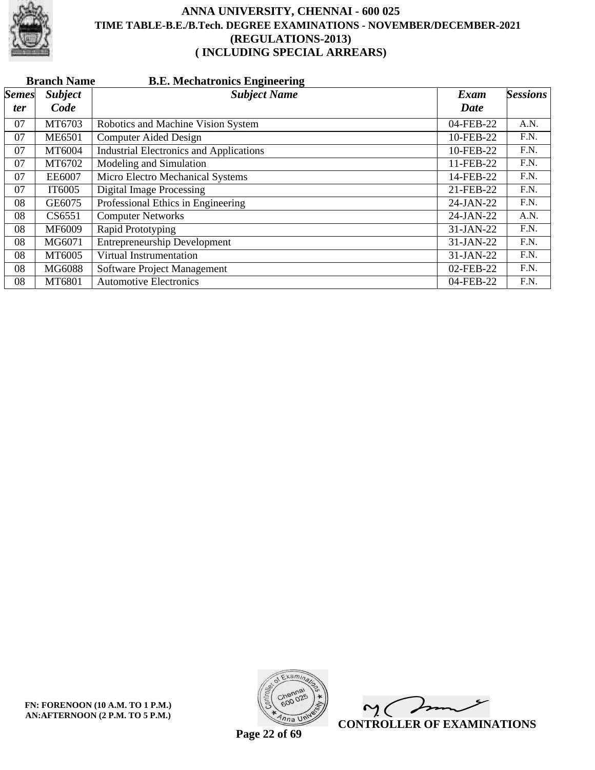# ANNA UNIVERSITY, CHENNAI - 600 025
## TIME TABLE-B.E./B.Tech. DEGREE EXAMINATIONS - NOVEMBER/DECEMBER-2021
## (REGULATIONS-2013)
## ( INCLUDING SPECIAL ARREARS)

**Branch Name** **B.E. Mechatronics Engineering**

| *Semester* | *Subject Code* | *Subject Name* | *Exam Date* | *Sessions* |
|---|---|---|---|---|
| 07 | MT6703 | Robotics and Machine Vision System | 04-FEB-22 | A.N. |
| 07 | ME6501 | Computer Aided Design | 10-FEB-22 | F.N. |
| 07 | MT6004 | Industrial Electronics and Applications | 10-FEB-22 | F.N. |
| 07 | MT6702 | Modeling and Simulation | 11-FEB-22 | F.N. |
| 07 | EE6007 | Micro Electro Mechanical Systems | 14-FEB-22 | F.N. |
| 07 | IT6005 | Digital Image Processing | 21-FEB-22 | F.N. |
| 08 | GE6075 | Professional Ethics in Engineering | 24-JAN-22 | F.N. |
| 08 | CS6551 | Computer Networks | 24-JAN-22 | A.N. |
| 08 | MF6009 | Rapid Prototyping | 31-JAN-22 | F.N. |
| 08 | MG6071 | Entrepreneurship Development | 31-JAN-22 | F.N. |
| 08 | MT6005 | Virtual Instrumentation | 31-JAN-22 | F.N. |
| 08 | MG6088 | Software Project Management | 02-FEB-22 | F.N. |
| 08 | MT6801 | Automotive Electronics | 04-FEB-22 | F.N. |

**FN: FORENOON (10 A.M. TO 1 P.M.)**
**AN:AFTERNOON (2 P.M. TO 5 P.M.)**

**CONTROLLER OF EXAMINATIONS**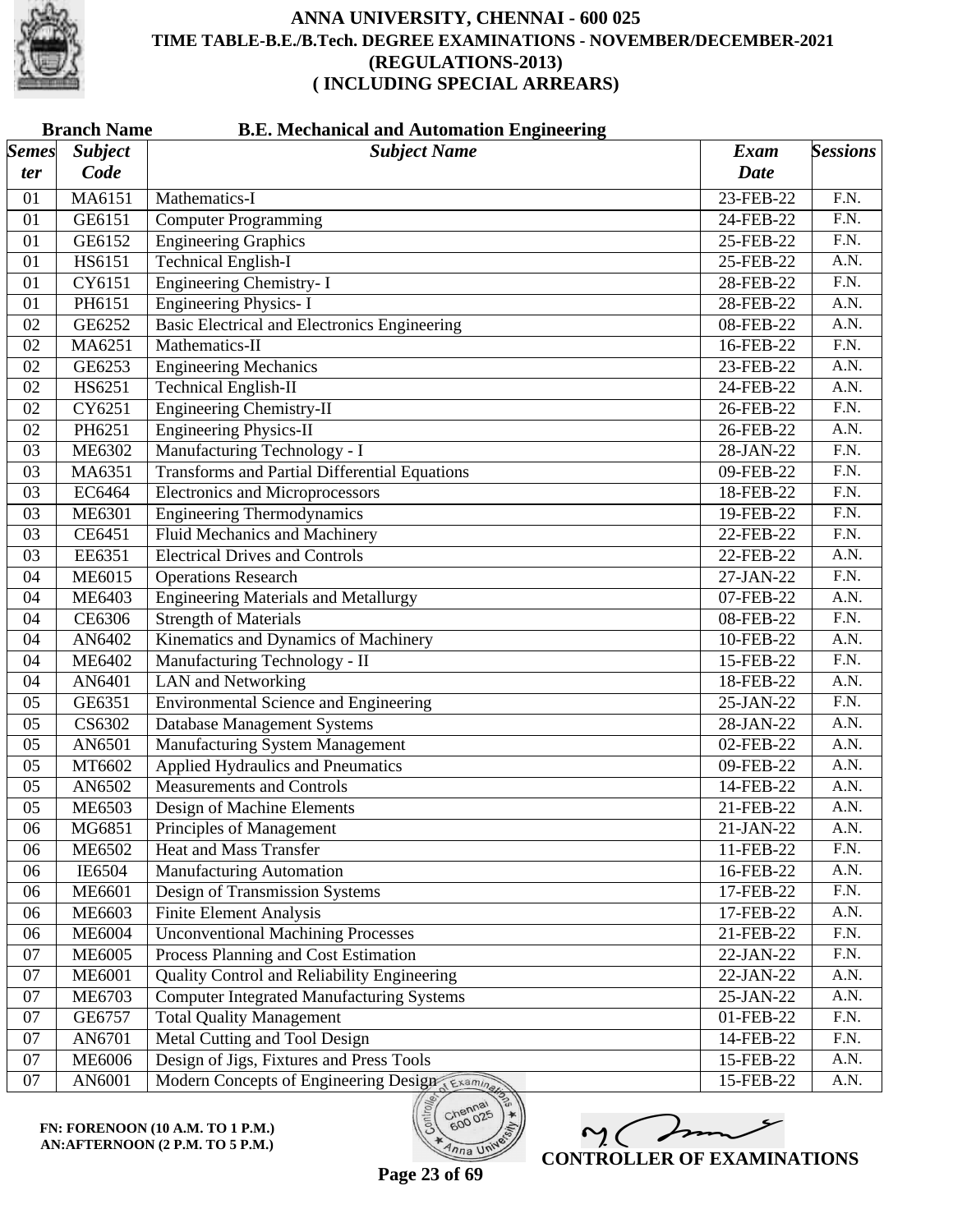# ANNA UNIVERSITY, CHENNAI - 600 025
## TIME TABLE-B.E./B.Tech. DEGREE EXAMINATIONS - NOVEMBER/DECEMBER-2021
## (REGULATIONS-2013)
## ( INCLUDING SPECIAL ARREARS)

**Branch Name** **B.E. Mechanical and Automation Engineering**

| Semester | Subject Code | Subject Name | Exam Date | Sessions |
|---|---|---|---|---|
| 01 | MA6151 | Mathematics-I | 23-FEB-22 | F.N. |
| 01 | GE6151 | Computer Programming | 24-FEB-22 | F.N. |
| 01 | GE6152 | Engineering Graphics | 25-FEB-22 | F.N. |
| 01 | HS6151 | Technical English-I | 25-FEB-22 | A.N. |
| 01 | CY6151 | Engineering Chemistry- I | 28-FEB-22 | F.N. |
| 01 | PH6151 | Engineering Physics- I | 28-FEB-22 | A.N. |
| 02 | GE6252 | Basic Electrical and Electronics Engineering | 08-FEB-22 | A.N. |
| 02 | MA6251 | Mathematics-II | 16-FEB-22 | F.N. |
| 02 | GE6253 | Engineering Mechanics | 23-FEB-22 | A.N. |
| 02 | HS6251 | Technical English-II | 24-FEB-22 | A.N. |
| 02 | CY6251 | Engineering Chemistry-II | 26-FEB-22 | F.N. |
| 02 | PH6251 | Engineering Physics-II | 26-FEB-22 | A.N. |
| 03 | ME6302 | Manufacturing Technology - I | 28-JAN-22 | F.N. |
| 03 | MA6351 | Transforms and Partial Differential Equations | 09-FEB-22 | F.N. |
| 03 | EC6464 | Electronics and Microprocessors | 18-FEB-22 | F.N. |
| 03 | ME6301 | Engineering Thermodynamics | 19-FEB-22 | F.N. |
| 03 | CE6451 | Fluid Mechanics and Machinery | 22-FEB-22 | F.N. |
| 03 | EE6351 | Electrical Drives and Controls | 22-FEB-22 | A.N. |
| 04 | ME6015 | Operations Research | 27-JAN-22 | F.N. |
| 04 | ME6403 | Engineering Materials and Metallurgy | 07-FEB-22 | A.N. |
| 04 | CE6306 | Strength of Materials | 08-FEB-22 | F.N. |
| 04 | AN6402 | Kinematics and Dynamics of Machinery | 10-FEB-22 | A.N. |
| 04 | ME6402 | Manufacturing Technology - II | 15-FEB-22 | F.N. |
| 04 | AN6401 | LAN and Networking | 18-FEB-22 | A.N. |
| 05 | GE6351 | Environmental Science and Engineering | 25-JAN-22 | F.N. |
| 05 | CS6302 | Database Management Systems | 28-JAN-22 | A.N. |
| 05 | AN6501 | Manufacturing System Management | 02-FEB-22 | A.N. |
| 05 | MT6602 | Applied Hydraulics and Pneumatics | 09-FEB-22 | A.N. |
| 05 | AN6502 | Measurements and Controls | 14-FEB-22 | A.N. |
| 05 | ME6503 | Design of Machine Elements | 21-FEB-22 | A.N. |
| 06 | MG6851 | Principles of Management | 21-JAN-22 | A.N. |
| 06 | ME6502 | Heat and Mass Transfer | 11-FEB-22 | F.N. |
| 06 | IE6504 | Manufacturing Automation | 16-FEB-22 | A.N. |
| 06 | ME6601 | Design of Transmission Systems | 17-FEB-22 | F.N. |
| 06 | ME6603 | Finite Element Analysis | 17-FEB-22 | A.N. |
| 06 | ME6004 | Unconventional Machining Processes | 21-FEB-22 | F.N. |
| 07 | ME6005 | Process Planning and Cost Estimation | 22-JAN-22 | F.N. |
| 07 | ME6001 | Quality Control and Reliability Engineering | 22-JAN-22 | A.N. |
| 07 | ME6703 | Computer Integrated Manufacturing Systems | 25-JAN-22 | A.N. |
| 07 | GE6757 | Total Quality Management | 01-FEB-22 | F.N. |
| 07 | AN6701 | Metal Cutting and Tool Design | 14-FEB-22 | F.N. |
| 07 | ME6006 | Design of Jigs, Fixtures and Press Tools | 15-FEB-22 | A.N. |
| 07 | AN6001 | Modern Concepts of Engineering Design | 15-FEB-22 | A.N. |

**FN: FORENOON (10 A.M. TO 1 P.M.)**
**AN:AFTERNOON (2 P.M. TO 5 P.M.)**

**CONTROLLER OF EXAMINATIONS**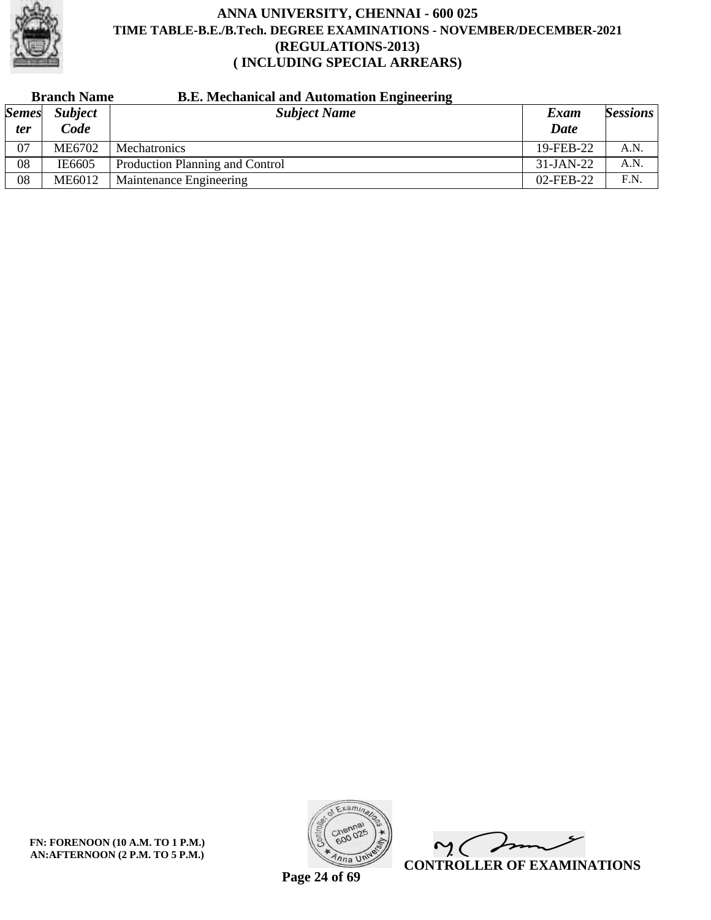# ANNA UNIVERSITY, CHENNAI - 600 025
## TIME TABLE-B.E./B.Tech. DEGREE EXAMINATIONS - NOVEMBER/DECEMBER-2021
## (REGULATIONS-2013)
## ( INCLUDING SPECIAL ARREARS)

**Branch Name** **B.E. Mechanical and Automation Engineering**

| *Semester* | *Subject Code* | *Subject Name* | *Exam Date* | *Sessions* |
|---|---|---|---|---|
| 07 | ME6702 | Mechatronics | 19-FEB-22 | A.N. |
| 08 | IE6605 | Production Planning and Control | 31-JAN-22 | A.N. |
| 08 | ME6012 | Maintenance Engineering | 02-FEB-22 | F.N. |

**FN: FORENOON (10 A.M. TO 1 P.M.)**
**AN:AFTERNOON (2 P.M. TO 5 P.M.)**

**CONTROLLER OF EXAMINATIONS**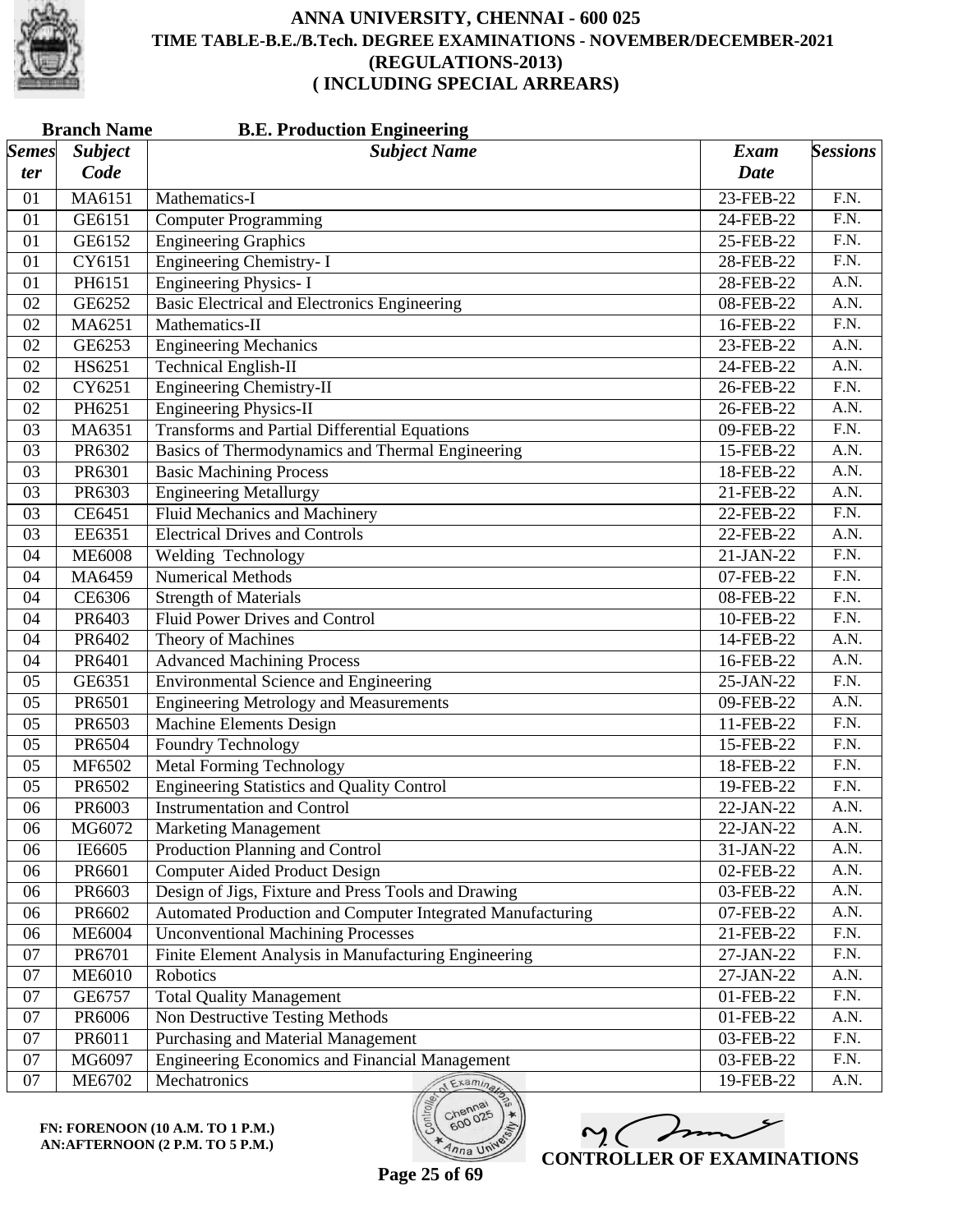# ANNA UNIVERSITY, CHENNAI - 600 025
## TIME TABLE-B.E./B.Tech. DEGREE EXAMINATIONS - NOVEMBER/DECEMBER-2021
## (REGULATIONS-2013)
## ( INCLUDING SPECIAL ARREARS)

**Branch Name** **B.E. Production Engineering**

| *Semester* | *Subject Code* | *Subject Name* | *Exam Date* | *Sessions* |
|---|---|---|---|---|
| 01 | MA6151 | Mathematics-I | 23-FEB-22 | F.N. |
| 01 | GE6151 | Computer Programming | 24-FEB-22 | F.N. |
| 01 | GE6152 | Engineering Graphics | 25-FEB-22 | F.N. |
| 01 | CY6151 | Engineering Chemistry- I | 28-FEB-22 | F.N. |
| 01 | PH6151 | Engineering Physics- I | 28-FEB-22 | A.N. |
| 02 | GE6252 | Basic Electrical and Electronics Engineering | 08-FEB-22 | A.N. |
| 02 | MA6251 | Mathematics-II | 16-FEB-22 | F.N. |
| 02 | GE6253 | Engineering Mechanics | 23-FEB-22 | A.N. |
| 02 | HS6251 | Technical English-II | 24-FEB-22 | A.N. |
| 02 | CY6251 | Engineering Chemistry-II | 26-FEB-22 | F.N. |
| 02 | PH6251 | Engineering Physics-II | 26-FEB-22 | A.N. |
| 03 | MA6351 | Transforms and Partial Differential Equations | 09-FEB-22 | F.N. |
| 03 | PR6302 | Basics of Thermodynamics and Thermal Engineering | 15-FEB-22 | A.N. |
| 03 | PR6301 | Basic Machining Process | 18-FEB-22 | A.N. |
| 03 | PR6303 | Engineering Metallurgy | 21-FEB-22 | A.N. |
| 03 | CE6451 | Fluid Mechanics and Machinery | 22-FEB-22 | F.N. |
| 03 | EE6351 | Electrical Drives and Controls | 22-FEB-22 | A.N. |
| 04 | ME6008 | Welding Technology | 21-JAN-22 | F.N. |
| 04 | MA6459 | Numerical Methods | 07-FEB-22 | F.N. |
| 04 | CE6306 | Strength of Materials | 08-FEB-22 | F.N. |
| 04 | PR6403 | Fluid Power Drives and Control | 10-FEB-22 | F.N. |
| 04 | PR6402 | Theory of Machines | 14-FEB-22 | A.N. |
| 04 | PR6401 | Advanced Machining Process | 16-FEB-22 | A.N. |
| 05 | GE6351 | Environmental Science and Engineering | 25-JAN-22 | F.N. |
| 05 | PR6501 | Engineering Metrology and Measurements | 09-FEB-22 | A.N. |
| 05 | PR6503 | Machine Elements Design | 11-FEB-22 | F.N. |
| 05 | PR6504 | Foundry Technology | 15-FEB-22 | F.N. |
| 05 | MF6502 | Metal Forming Technology | 18-FEB-22 | F.N. |
| 05 | PR6502 | Engineering Statistics and Quality Control | 19-FEB-22 | F.N. |
| 06 | PR6003 | Instrumentation and Control | 22-JAN-22 | A.N. |
| 06 | MG6072 | Marketing Management | 22-JAN-22 | A.N. |
| 06 | IE6605 | Production Planning and Control | 31-JAN-22 | A.N. |
| 06 | PR6601 | Computer Aided Product Design | 02-FEB-22 | A.N. |
| 06 | PR6603 | Design of Jigs, Fixture and Press Tools and Drawing | 03-FEB-22 | A.N. |
| 06 | PR6602 | Automated Production and Computer Integrated Manufacturing | 07-FEB-22 | A.N. |
| 06 | ME6004 | Unconventional Machining Processes | 21-FEB-22 | F.N. |
| 07 | PR6701 | Finite Element Analysis in Manufacturing Engineering | 27-JAN-22 | F.N. |
| 07 | ME6010 | Robotics | 27-JAN-22 | A.N. |
| 07 | GE6757 | Total Quality Management | 01-FEB-22 | F.N. |
| 07 | PR6006 | Non Destructive Testing Methods | 01-FEB-22 | A.N. |
| 07 | PR6011 | Purchasing and Material Management | 03-FEB-22 | F.N. |
| 07 | MG6097 | Engineering Economics and Financial Management | 03-FEB-22 | F.N. |
| 07 | ME6702 | Mechatronics | 19-FEB-22 | A.N. |

**FN: FORENOON (10 A.M. TO 1 P.M.)**
**AN:AFTERNOON (2 P.M. TO 5 P.M.)**

**CONTROLLER OF EXAMINATIONS**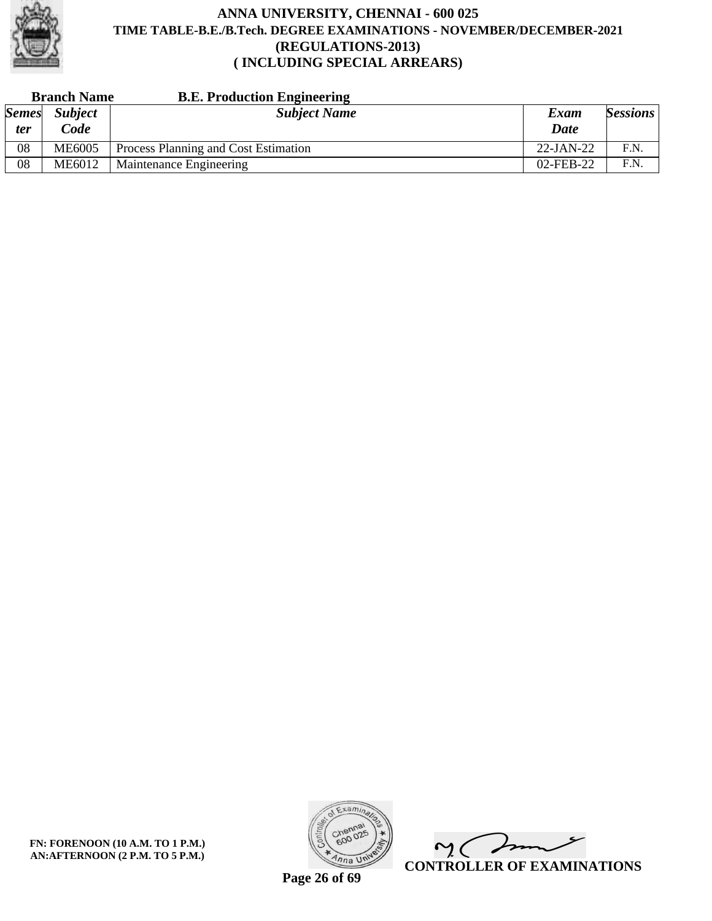# ANNA UNIVERSITY, CHENNAI - 600 025
## TIME TABLE-B.E./B.Tech. DEGREE EXAMINATIONS - NOVEMBER/DECEMBER-2021
## (REGULATIONS-2013)
## ( INCLUDING SPECIAL ARREARS)

**Branch Name** **B.E. Production Engineering**

| *Semester* | *Subject Code* | *Subject Name* | *Exam Date* | *Sessions* |
|---|---|---|---|---|
| 08 | ME6005 | Process Planning and Cost Estimation | 22-JAN-22 | F.N. |
| 08 | ME6012 | Maintenance Engineering | 02-FEB-22 | F.N. |

**FN: FORENOON (10 A.M. TO 1 P.M.)**
**AN:AFTERNOON (2 P.M. TO 5 P.M.)**

**CONTROLLER OF EXAMINATIONS**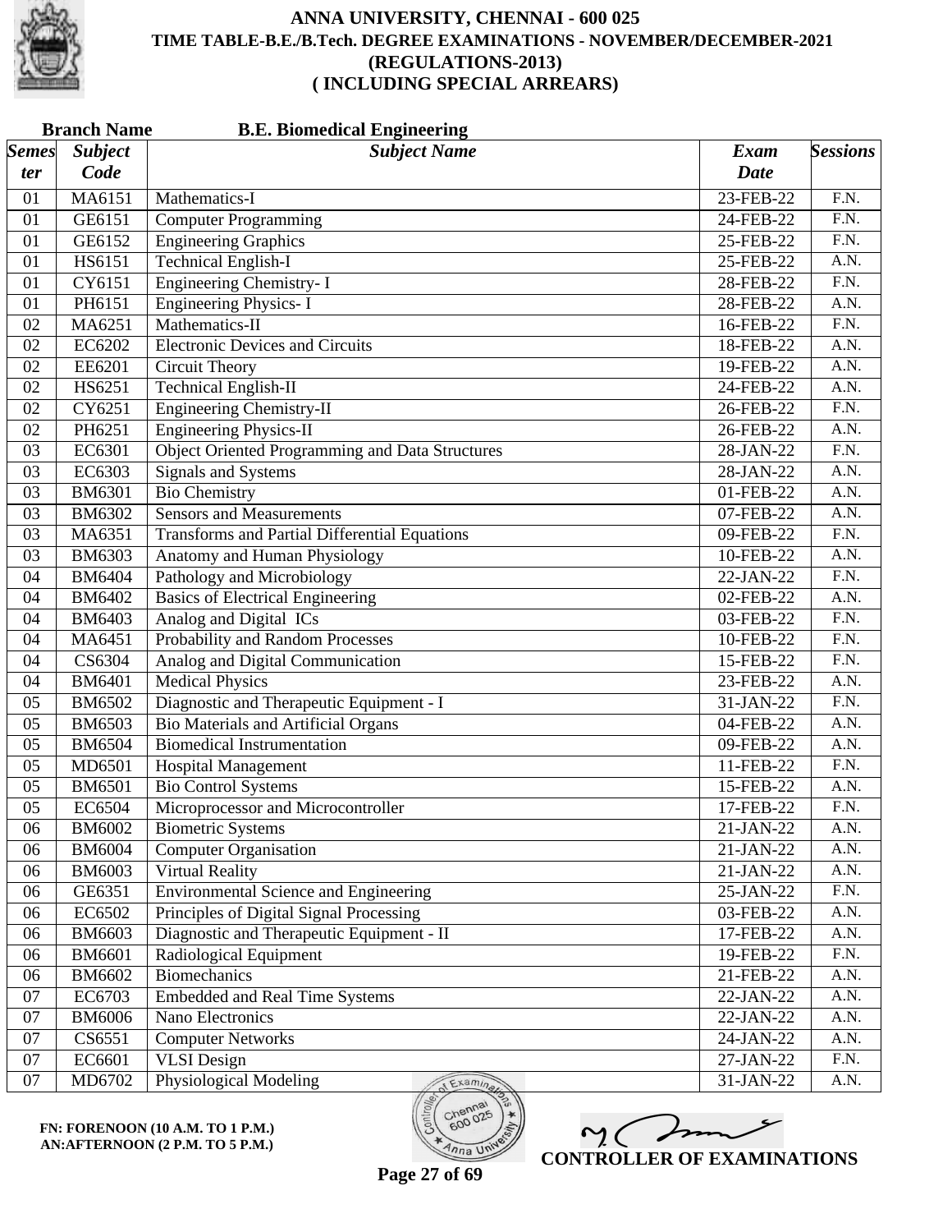# ANNA UNIVERSITY, CHENNAI - 600 025
## TIME TABLE-B.E./B.Tech. DEGREE EXAMINATIONS - NOVEMBER/DECEMBER-2021
## (REGULATIONS-2013)
## ( INCLUDING SPECIAL ARREARS)

**Branch Name** **B.E. Biomedical Engineering**

| *Semester* | *Subject Code* | *Subject Name* | *Exam Date* | *Sessions* |
|---|---|---|---|---|
| 01 | MA6151 | Mathematics-I | 23-FEB-22 | F.N. |
| 01 | GE6151 | Computer Programming | 24-FEB-22 | F.N. |
| 01 | GE6152 | Engineering Graphics | 25-FEB-22 | F.N. |
| 01 | HS6151 | Technical English-I | 25-FEB-22 | A.N. |
| 01 | CY6151 | Engineering Chemistry- I | 28-FEB-22 | F.N. |
| 01 | PH6151 | Engineering Physics- I | 28-FEB-22 | A.N. |
| 02 | MA6251 | Mathematics-II | 16-FEB-22 | F.N. |
| 02 | EC6202 | Electronic Devices and Circuits | 18-FEB-22 | A.N. |
| 02 | EE6201 | Circuit Theory | 19-FEB-22 | A.N. |
| 02 | HS6251 | Technical English-II | 24-FEB-22 | A.N. |
| 02 | CY6251 | Engineering Chemistry-II | 26-FEB-22 | F.N. |
| 02 | PH6251 | Engineering Physics-II | 26-FEB-22 | A.N. |
| 03 | EC6301 | Object Oriented Programming and Data Structures | 28-JAN-22 | F.N. |
| 03 | EC6303 | Signals and Systems | 28-JAN-22 | A.N. |
| 03 | BM6301 | Bio Chemistry | 01-FEB-22 | A.N. |
| 03 | BM6302 | Sensors and Measurements | 07-FEB-22 | A.N. |
| 03 | MA6351 | Transforms and Partial Differential Equations | 09-FEB-22 | F.N. |
| 03 | BM6303 | Anatomy and Human Physiology | 10-FEB-22 | A.N. |
| 04 | BM6404 | Pathology and Microbiology | 22-JAN-22 | F.N. |
| 04 | BM6402 | Basics of Electrical Engineering | 02-FEB-22 | A.N. |
| 04 | BM6403 | Analog and Digital ICs | 03-FEB-22 | F.N. |
| 04 | MA6451 | Probability and Random Processes | 10-FEB-22 | F.N. |
| 04 | CS6304 | Analog and Digital Communication | 15-FEB-22 | F.N. |
| 04 | BM6401 | Medical Physics | 23-FEB-22 | A.N. |
| 05 | BM6502 | Diagnostic and Therapeutic Equipment - I | 31-JAN-22 | F.N. |
| 05 | BM6503 | Bio Materials and Artificial Organs | 04-FEB-22 | A.N. |
| 05 | BM6504 | Biomedical Instrumentation | 09-FEB-22 | A.N. |
| 05 | MD6501 | Hospital Management | 11-FEB-22 | F.N. |
| 05 | BM6501 | Bio Control Systems | 15-FEB-22 | A.N. |
| 05 | EC6504 | Microprocessor and Microcontroller | 17-FEB-22 | F.N. |
| 06 | BM6002 | Biometric Systems | 21-JAN-22 | A.N. |
| 06 | BM6004 | Computer Organisation | 21-JAN-22 | A.N. |
| 06 | BM6003 | Virtual Reality | 21-JAN-22 | A.N. |
| 06 | GE6351 | Environmental Science and Engineering | 25-JAN-22 | F.N. |
| 06 | EC6502 | Principles of Digital Signal Processing | 03-FEB-22 | A.N. |
| 06 | BM6603 | Diagnostic and Therapeutic Equipment - II | 17-FEB-22 | A.N. |
| 06 | BM6601 | Radiological Equipment | 19-FEB-22 | F.N. |
| 06 | BM6602 | Biomechanics | 21-FEB-22 | A.N. |
| 07 | EC6703 | Embedded and Real Time Systems | 22-JAN-22 | A.N. |
| 07 | BM6006 | Nano Electronics | 22-JAN-22 | A.N. |
| 07 | CS6551 | Computer Networks | 24-JAN-22 | A.N. |
| 07 | EC6601 | VLSI Design | 27-JAN-22 | F.N. |
| 07 | MD6702 | Physiological Modeling | 31-JAN-22 | A.N. |

**FN: FORENOON (10 A.M. TO 1 P.M.)**
**AN:AFTERNOON (2 P.M. TO 5 P.M.)**

**CONTROLLER OF EXAMINATIONS**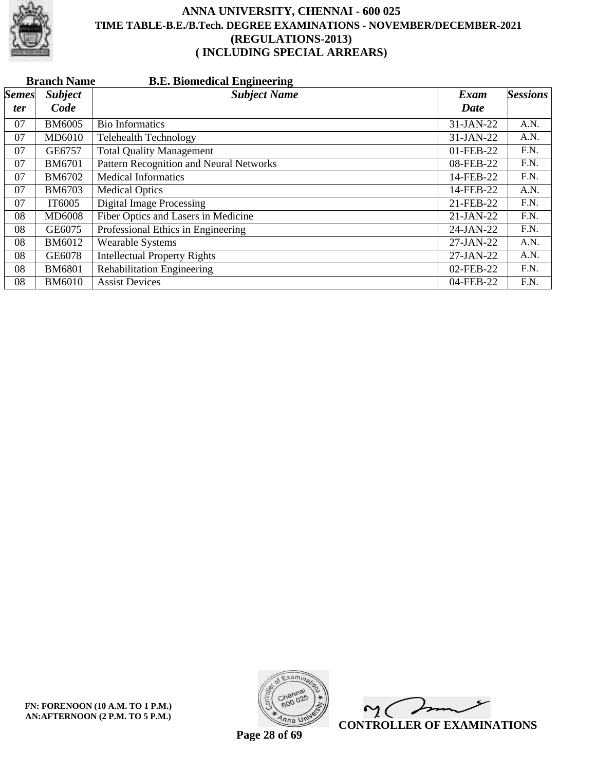# ANNA UNIVERSITY, CHENNAI - 600 025
## TIME TABLE-B.E./B.Tech. DEGREE EXAMINATIONS - NOVEMBER/DECEMBER-2021
## (REGULATIONS-2013)
## ( INCLUDING SPECIAL ARREARS)

**Branch Name** **B.E. Biomedical Engineering**

| *Semester* | *Subject Code* | *Subject Name* | *Exam Date* | *Sessions* |
|---|---|---|---|---|
| 07 | BM6005 | Bio Informatics | 31-JAN-22 | A.N. |
| 07 | MD6010 | Telehealth Technology | 31-JAN-22 | A.N. |
| 07 | GE6757 | Total Quality Management | 01-FEB-22 | F.N. |
| 07 | BM6701 | Pattern Recognition and Neural Networks | 08-FEB-22 | F.N. |
| 07 | BM6702 | Medical Informatics | 14-FEB-22 | F.N. |
| 07 | BM6703 | Medical Optics | 14-FEB-22 | A.N. |
| 07 | IT6005 | Digital Image Processing | 21-FEB-22 | F.N. |
| 08 | MD6008 | Fiber Optics and Lasers in Medicine | 21-JAN-22 | F.N. |
| 08 | GE6075 | Professional Ethics in Engineering | 24-JAN-22 | F.N. |
| 08 | BM6012 | Wearable Systems | 27-JAN-22 | A.N. |
| 08 | GE6078 | Intellectual Property Rights | 27-JAN-22 | A.N. |
| 08 | BM6801 | Rehabilitation Engineering | 02-FEB-22 | F.N. |
| 08 | BM6010 | Assist Devices | 04-FEB-22 | F.N. |

**FN: FORENOON (10 A.M. TO 1 P.M.)**
**AN:AFTERNOON (2 P.M. TO 5 P.M.)**

**CONTROLLER OF EXAMINATIONS**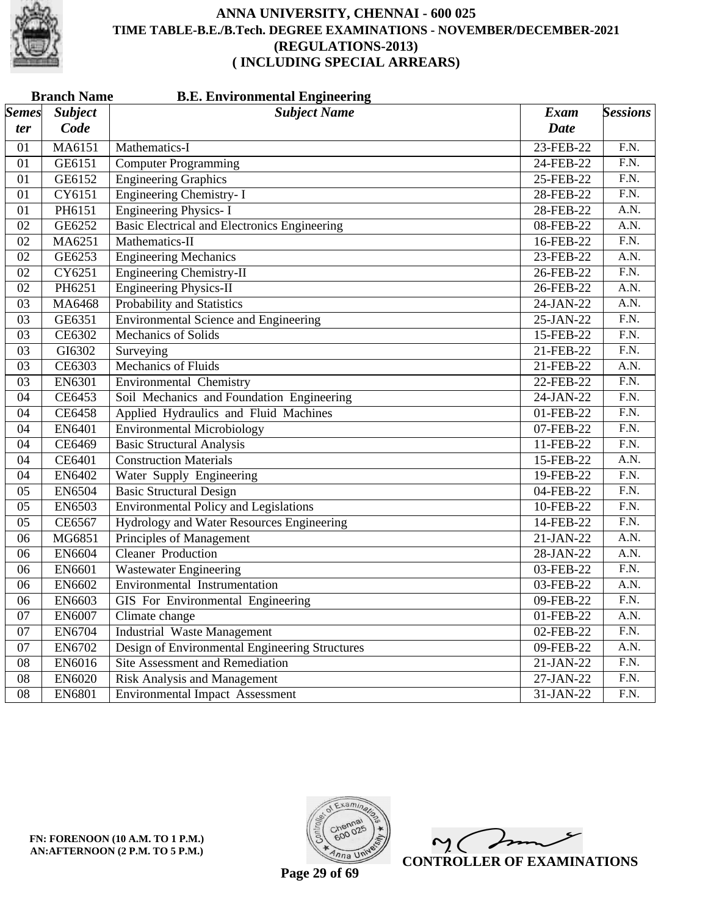# ANNA UNIVERSITY, CHENNAI - 600 025

## TIME TABLE-B.E./B.Tech. DEGREE EXAMINATIONS - NOVEMBER/DECEMBER-2021

## (REGULATIONS-2013)

## ( INCLUDING SPECIAL ARREARS)

**Branch Name** **B.E. Environmental Engineering**

| *Semester* | *Subject Code* | *Subject Name* | *Exam Date* | *Sessions* |
|---|---|---|---|---|
| 01 | MA6151 | Mathematics-I | 23-FEB-22 | F.N. |
| 01 | GE6151 | Computer Programming | 24-FEB-22 | F.N. |
| 01 | GE6152 | Engineering Graphics | 25-FEB-22 | F.N. |
| 01 | CY6151 | Engineering Chemistry- I | 28-FEB-22 | F.N. |
| 01 | PH6151 | Engineering Physics- I | 28-FEB-22 | A.N. |
| 02 | GE6252 | Basic Electrical and Electronics Engineering | 08-FEB-22 | A.N. |
| 02 | MA6251 | Mathematics-II | 16-FEB-22 | F.N. |
| 02 | GE6253 | Engineering Mechanics | 23-FEB-22 | A.N. |
| 02 | CY6251 | Engineering Chemistry-II | 26-FEB-22 | F.N. |
| 02 | PH6251 | Engineering Physics-II | 26-FEB-22 | A.N. |
| 03 | MA6468 | Probability and Statistics | 24-JAN-22 | A.N. |
| 03 | GE6351 | Environmental Science and Engineering | 25-JAN-22 | F.N. |
| 03 | CE6302 | Mechanics of Solids | 15-FEB-22 | F.N. |
| 03 | GI6302 | Surveying | 21-FEB-22 | F.N. |
| 03 | CE6303 | Mechanics of Fluids | 21-FEB-22 | A.N. |
| 03 | EN6301 | Environmental Chemistry | 22-FEB-22 | F.N. |
| 04 | CE6453 | Soil Mechanics and Foundation Engineering | 24-JAN-22 | F.N. |
| 04 | CE6458 | Applied Hydraulics and Fluid Machines | 01-FEB-22 | F.N. |
| 04 | EN6401 | Environmental Microbiology | 07-FEB-22 | F.N. |
| 04 | CE6469 | Basic Structural Analysis | 11-FEB-22 | F.N. |
| 04 | CE6401 | Construction Materials | 15-FEB-22 | A.N. |
| 04 | EN6402 | Water Supply Engineering | 19-FEB-22 | F.N. |
| 05 | EN6504 | Basic Structural Design | 04-FEB-22 | F.N. |
| 05 | EN6503 | Environmental Policy and Legislations | 10-FEB-22 | F.N. |
| 05 | CE6567 | Hydrology and Water Resources Engineering | 14-FEB-22 | F.N. |
| 06 | MG6851 | Principles of Management | 21-JAN-22 | A.N. |
| 06 | EN6604 | Cleaner Production | 28-JAN-22 | A.N. |
| 06 | EN6601 | Wastewater Engineering | 03-FEB-22 | F.N. |
| 06 | EN6602 | Environmental Instrumentation | 03-FEB-22 | A.N. |
| 06 | EN6603 | GIS For Environmental Engineering | 09-FEB-22 | F.N. |
| 07 | EN6007 | Climate change | 01-FEB-22 | A.N. |
| 07 | EN6704 | Industrial Waste Management | 02-FEB-22 | F.N. |
| 07 | EN6702 | Design of Environmental Engineering Structures | 09-FEB-22 | A.N. |
| 08 | EN6016 | Site Assessment and Remediation | 21-JAN-22 | F.N. |
| 08 | EN6020 | Risk Analysis and Management | 27-JAN-22 | F.N. |
| 08 | EN6801 | Environmental Impact Assessment | 31-JAN-22 | F.N. |

**FN: FORENOON (10 A.M. TO 1 P.M.)**
**AN:AFTERNOON (2 P.M. TO 5 P.M.)**

**CONTROLLER OF EXAMINATIONS**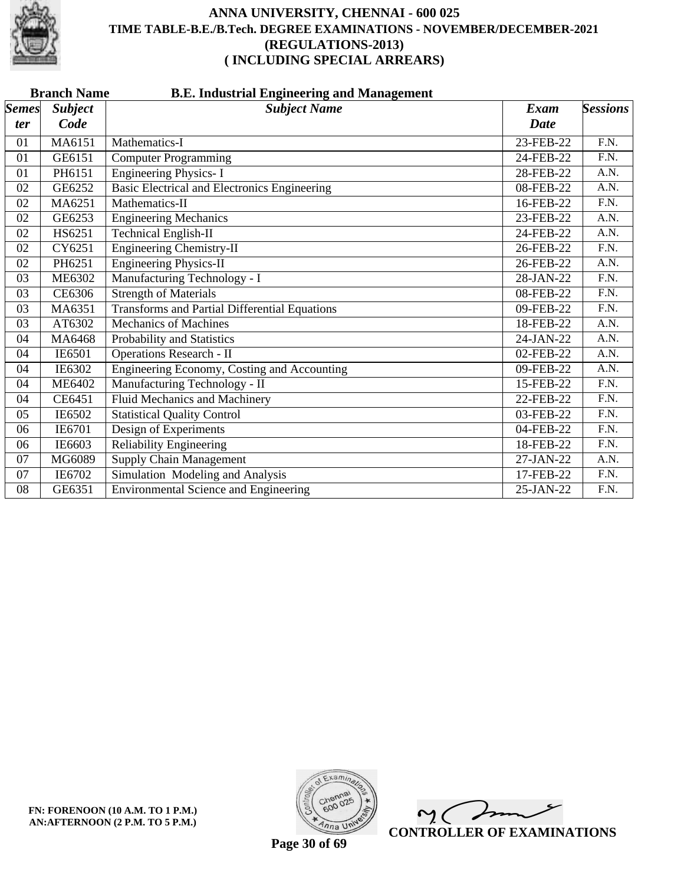# ANNA UNIVERSITY, CHENNAI - 600 025
## TIME TABLE-B.E./B.Tech. DEGREE EXAMINATIONS - NOVEMBER/DECEMBER-2021
## (REGULATIONS-2013)
## ( INCLUDING SPECIAL ARREARS)

**Branch Name** **B.E. Industrial Engineering and Management**

| Semester | Subject Code | Subject Name | Exam Date | Sessions |
|---|---|---|---|---|
| 01 | MA6151 | Mathematics-I | 23-FEB-22 | F.N. |
| 01 | GE6151 | Computer Programming | 24-FEB-22 | F.N. |
| 01 | PH6151 | Engineering Physics- I | 28-FEB-22 | A.N. |
| 02 | GE6252 | Basic Electrical and Electronics Engineering | 08-FEB-22 | A.N. |
| 02 | MA6251 | Mathematics-II | 16-FEB-22 | F.N. |
| 02 | GE6253 | Engineering Mechanics | 23-FEB-22 | A.N. |
| 02 | HS6251 | Technical English-II | 24-FEB-22 | A.N. |
| 02 | CY6251 | Engineering Chemistry-II | 26-FEB-22 | F.N. |
| 02 | PH6251 | Engineering Physics-II | 26-FEB-22 | A.N. |
| 03 | ME6302 | Manufacturing Technology - I | 28-JAN-22 | F.N. |
| 03 | CE6306 | Strength of Materials | 08-FEB-22 | F.N. |
| 03 | MA6351 | Transforms and Partial Differential Equations | 09-FEB-22 | F.N. |
| 03 | AT6302 | Mechanics of Machines | 18-FEB-22 | A.N. |
| 04 | MA6468 | Probability and Statistics | 24-JAN-22 | A.N. |
| 04 | IE6501 | Operations Research - II | 02-FEB-22 | A.N. |
| 04 | IE6302 | Engineering Economy, Costing and Accounting | 09-FEB-22 | A.N. |
| 04 | ME6402 | Manufacturing Technology - II | 15-FEB-22 | F.N. |
| 04 | CE6451 | Fluid Mechanics and Machinery | 22-FEB-22 | F.N. |
| 05 | IE6502 | Statistical Quality Control | 03-FEB-22 | F.N. |
| 06 | IE6701 | Design of Experiments | 04-FEB-22 | F.N. |
| 06 | IE6603 | Reliability Engineering | 18-FEB-22 | F.N. |
| 07 | MG6089 | Supply Chain Management | 27-JAN-22 | A.N. |
| 07 | IE6702 | Simulation Modeling and Analysis | 17-FEB-22 | F.N. |
| 08 | GE6351 | Environmental Science and Engineering | 25-JAN-22 | F.N. |

**FN: FORENOON (10 A.M. TO 1 P.M.)**
**AN:AFTERNOON (2 P.M. TO 5 P.M.)**

**CONTROLLER OF EXAMINATIONS**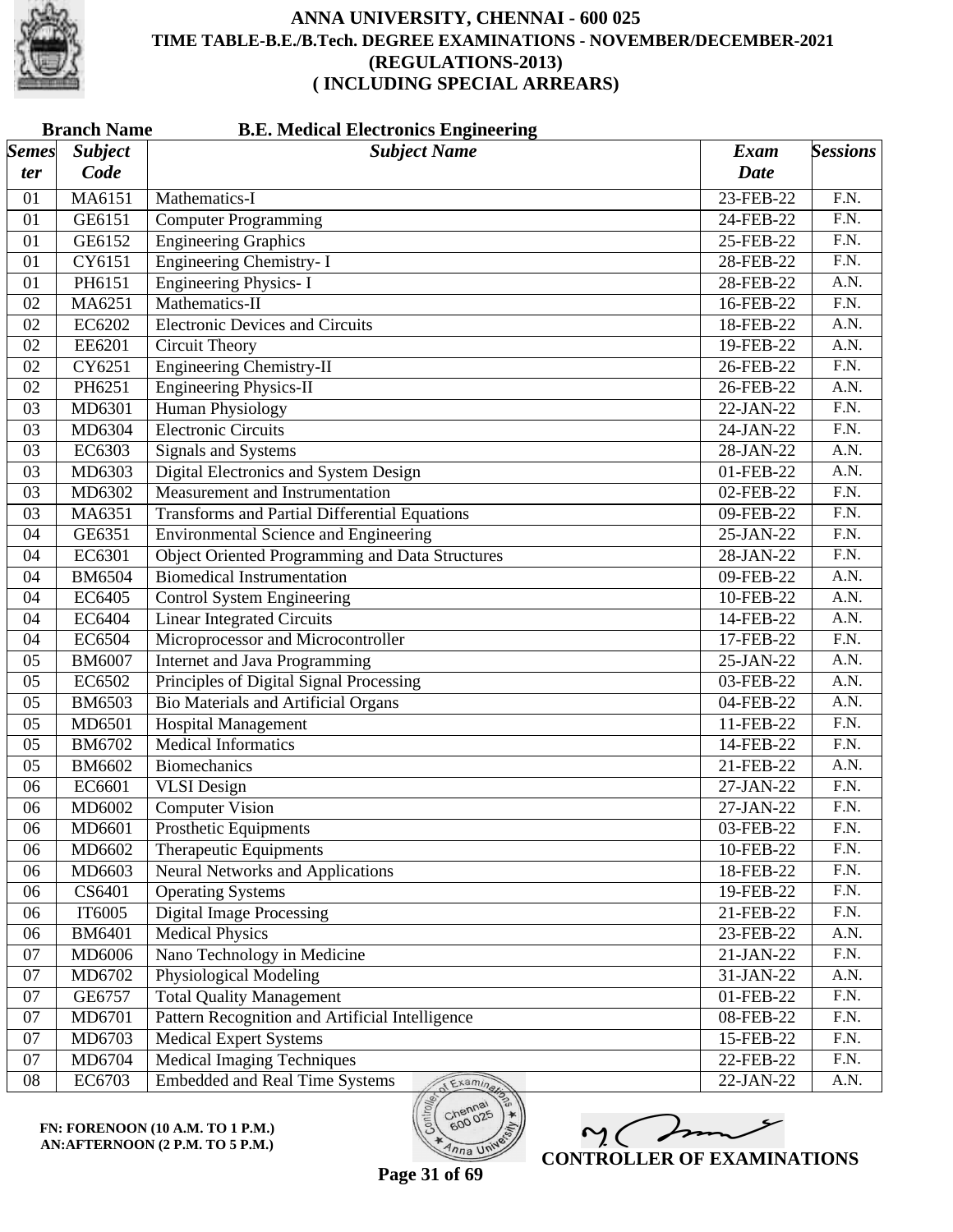# ANNA UNIVERSITY, CHENNAI - 600 025
## TIME TABLE-B.E./B.Tech. DEGREE EXAMINATIONS - NOVEMBER/DECEMBER-2021
## (REGULATIONS-2013)
## ( INCLUDING SPECIAL ARREARS)

**Branch Name** **B.E. Medical Electronics Engineering**

| *Semester* | *Subject Code* | *Subject Name* | *Exam Date* | *Sessions* |
|---|---|---|---|---|
| 01 | MA6151 | Mathematics-I | 23-FEB-22 | F.N. |
| 01 | GE6151 | Computer Programming | 24-FEB-22 | F.N. |
| 01 | GE6152 | Engineering Graphics | 25-FEB-22 | F.N. |
| 01 | CY6151 | Engineering Chemistry- I | 28-FEB-22 | F.N. |
| 01 | PH6151 | Engineering Physics- I | 28-FEB-22 | A.N. |
| 02 | MA6251 | Mathematics-II | 16-FEB-22 | F.N. |
| 02 | EC6202 | Electronic Devices and Circuits | 18-FEB-22 | A.N. |
| 02 | EE6201 | Circuit Theory | 19-FEB-22 | A.N. |
| 02 | CY6251 | Engineering Chemistry-II | 26-FEB-22 | F.N. |
| 02 | PH6251 | Engineering Physics-II | 26-FEB-22 | A.N. |
| 03 | MD6301 | Human Physiology | 22-JAN-22 | F.N. |
| 03 | MD6304 | Electronic Circuits | 24-JAN-22 | F.N. |
| 03 | EC6303 | Signals and Systems | 28-JAN-22 | A.N. |
| 03 | MD6303 | Digital Electronics and System Design | 01-FEB-22 | A.N. |
| 03 | MD6302 | Measurement and Instrumentation | 02-FEB-22 | F.N. |
| 03 | MA6351 | Transforms and Partial Differential Equations | 09-FEB-22 | F.N. |
| 04 | GE6351 | Environmental Science and Engineering | 25-JAN-22 | F.N. |
| 04 | EC6301 | Object Oriented Programming and Data Structures | 28-JAN-22 | F.N. |
| 04 | BM6504 | Biomedical Instrumentation | 09-FEB-22 | A.N. |
| 04 | EC6405 | Control System Engineering | 10-FEB-22 | A.N. |
| 04 | EC6404 | Linear Integrated Circuits | 14-FEB-22 | A.N. |
| 04 | EC6504 | Microprocessor and Microcontroller | 17-FEB-22 | F.N. |
| 05 | BM6007 | Internet and Java Programming | 25-JAN-22 | A.N. |
| 05 | EC6502 | Principles of Digital Signal Processing | 03-FEB-22 | A.N. |
| 05 | BM6503 | Bio Materials and Artificial Organs | 04-FEB-22 | A.N. |
| 05 | MD6501 | Hospital Management | 11-FEB-22 | F.N. |
| 05 | BM6702 | Medical Informatics | 14-FEB-22 | F.N. |
| 05 | BM6602 | Biomechanics | 21-FEB-22 | A.N. |
| 06 | EC6601 | VLSI Design | 27-JAN-22 | F.N. |
| 06 | MD6002 | Computer Vision | 27-JAN-22 | F.N. |
| 06 | MD6601 | Prosthetic Equipments | 03-FEB-22 | F.N. |
| 06 | MD6602 | Therapeutic Equipments | 10-FEB-22 | F.N. |
| 06 | MD6603 | Neural Networks and Applications | 18-FEB-22 | F.N. |
| 06 | CS6401 | Operating Systems | 19-FEB-22 | F.N. |
| 06 | IT6005 | Digital Image Processing | 21-FEB-22 | F.N. |
| 06 | BM6401 | Medical Physics | 23-FEB-22 | A.N. |
| 07 | MD6006 | Nano Technology in Medicine | 21-JAN-22 | F.N. |
| 07 | MD6702 | Physiological Modeling | 31-JAN-22 | A.N. |
| 07 | GE6757 | Total Quality Management | 01-FEB-22 | F.N. |
| 07 | MD6701 | Pattern Recognition and Artificial Intelligence | 08-FEB-22 | F.N. |
| 07 | MD6703 | Medical Expert Systems | 15-FEB-22 | F.N. |
| 07 | MD6704 | Medical Imaging Techniques | 22-FEB-22 | F.N. |
| 08 | EC6703 | Embedded and Real Time Systems | 22-JAN-22 | A.N. |

**FN: FORENOON (10 A.M. TO 1 P.M.)**
**AN:AFTERNOON (2 P.M. TO 5 P.M.)**

**CONTROLLER OF EXAMINATIONS**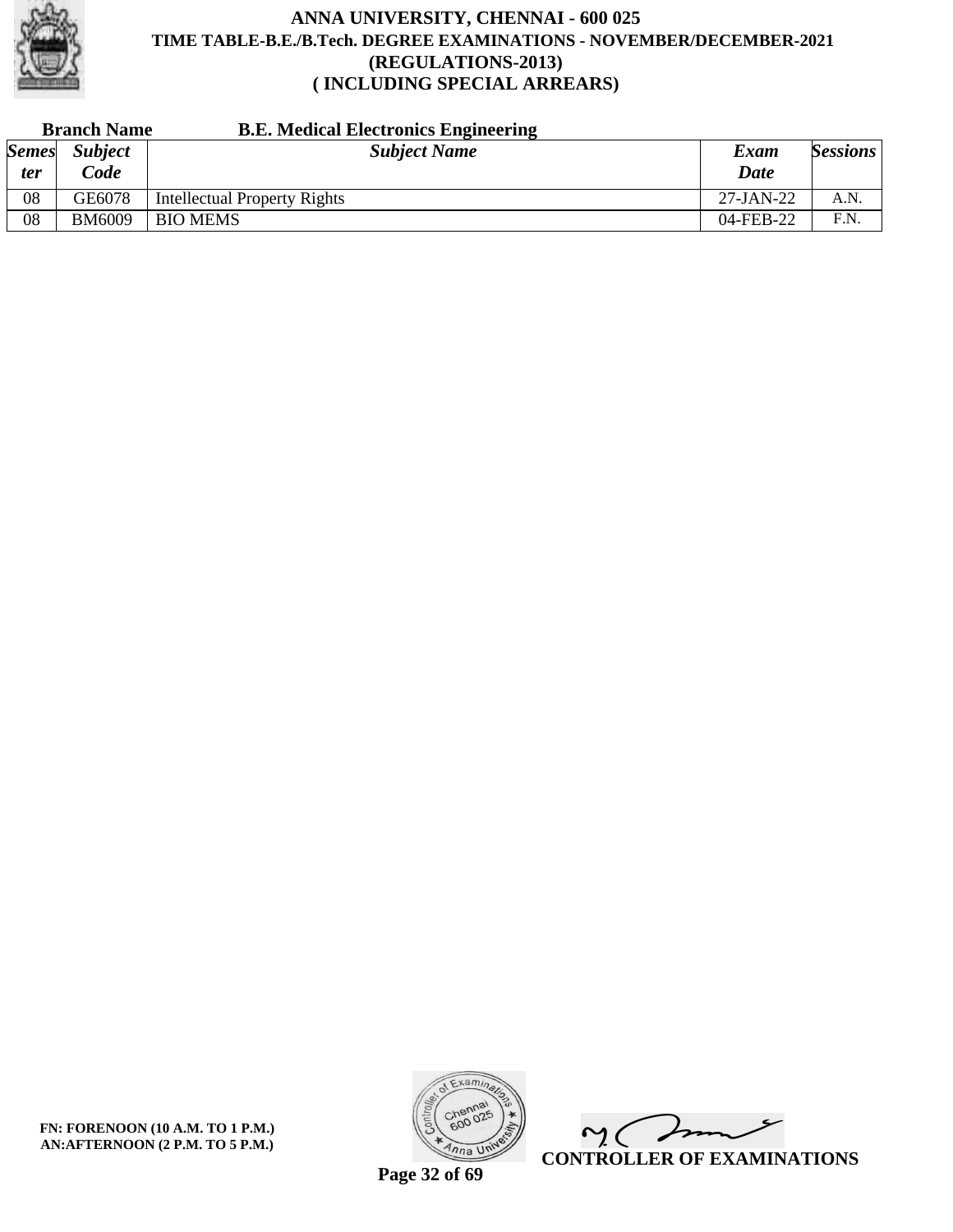# ANNA UNIVERSITY, CHENNAI - 600 025
## TIME TABLE-B.E./B.Tech. DEGREE EXAMINATIONS - NOVEMBER/DECEMBER-2021
## (REGULATIONS-2013)
## ( INCLUDING SPECIAL ARREARS)

**Branch Name** **B.E. Medical Electronics Engineering**

| *Semester* | *Subject Code* | *Subject Name* | *Exam Date* | *Sessions* |
|---|---|---|---|---|
| 08 | GE6078 | Intellectual Property Rights | 27-JAN-22 | A.N. |
| 08 | BM6009 | BIO MEMS | 04-FEB-22 | F.N. |

**FN: FORENOON (10 A.M. TO 1 P.M.)**
**AN:AFTERNOON (2 P.M. TO 5 P.M.)**

**CONTROLLER OF EXAMINATIONS**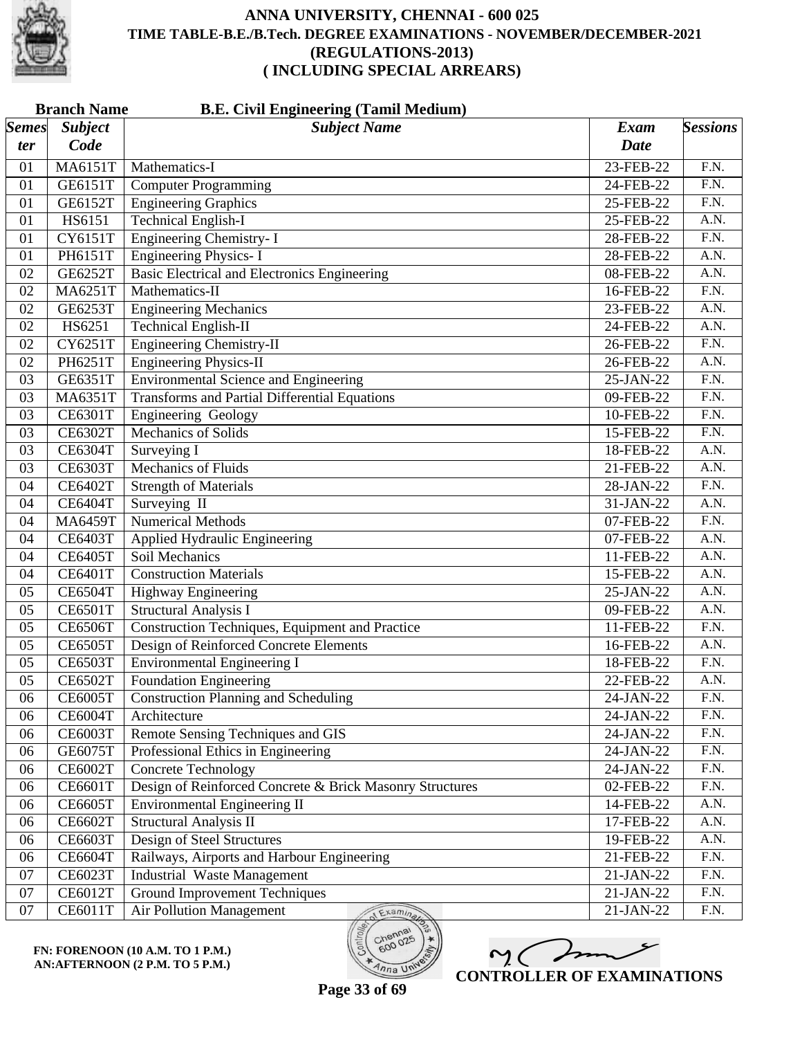# ANNA UNIVERSITY, CHENNAI - 600 025
## TIME TABLE-B.E./B.Tech. DEGREE EXAMINATIONS - NOVEMBER/DECEMBER-2021
## (REGULATIONS-2013)
## ( INCLUDING SPECIAL ARREARS)

**Branch Name** **B.E. Civil Engineering (Tamil Medium)**

| Semester | Subject Code | Subject Name | Exam Date | Sessions |
|---|---|---|---|---|
| 01 | MA6151T | Mathematics-I | 23-FEB-22 | F.N. |
| 01 | GE6151T | Computer Programming | 24-FEB-22 | F.N. |
| 01 | GE6152T | Engineering Graphics | 25-FEB-22 | F.N. |
| 01 | HS6151 | Technical English-I | 25-FEB-22 | A.N. |
| 01 | CY6151T | Engineering Chemistry- I | 28-FEB-22 | F.N. |
| 01 | PH6151T | Engineering Physics- I | 28-FEB-22 | A.N. |
| 02 | GE6252T | Basic Electrical and Electronics Engineering | 08-FEB-22 | A.N. |
| 02 | MA6251T | Mathematics-II | 16-FEB-22 | F.N. |
| 02 | GE6253T | Engineering Mechanics | 23-FEB-22 | A.N. |
| 02 | HS6251 | Technical English-II | 24-FEB-22 | A.N. |
| 02 | CY6251T | Engineering Chemistry-II | 26-FEB-22 | F.N. |
| 02 | PH6251T | Engineering Physics-II | 26-FEB-22 | A.N. |
| 03 | GE6351T | Environmental Science and Engineering | 25-JAN-22 | F.N. |
| 03 | MA6351T | Transforms and Partial Differential Equations | 09-FEB-22 | F.N. |
| 03 | CE6301T | Engineering Geology | 10-FEB-22 | F.N. |
| 03 | CE6302T | Mechanics of Solids | 15-FEB-22 | F.N. |
| 03 | CE6304T | Surveying I | 18-FEB-22 | A.N. |
| 03 | CE6303T | Mechanics of Fluids | 21-FEB-22 | A.N. |
| 04 | CE6402T | Strength of Materials | 28-JAN-22 | F.N. |
| 04 | CE6404T | Surveying II | 31-JAN-22 | A.N. |
| 04 | MA6459T | Numerical Methods | 07-FEB-22 | F.N. |
| 04 | CE6403T | Applied Hydraulic Engineering | 07-FEB-22 | A.N. |
| 04 | CE6405T | Soil Mechanics | 11-FEB-22 | A.N. |
| 04 | CE6401T | Construction Materials | 15-FEB-22 | A.N. |
| 05 | CE6504T | Highway Engineering | 25-JAN-22 | A.N. |
| 05 | CE6501T | Structural Analysis I | 09-FEB-22 | A.N. |
| 05 | CE6506T | Construction Techniques, Equipment and Practice | 11-FEB-22 | F.N. |
| 05 | CE6505T | Design of Reinforced Concrete Elements | 16-FEB-22 | A.N. |
| 05 | CE6503T | Environmental Engineering I | 18-FEB-22 | F.N. |
| 05 | CE6502T | Foundation Engineering | 22-FEB-22 | A.N. |
| 06 | CE6005T | Construction Planning and Scheduling | 24-JAN-22 | F.N. |
| 06 | CE6004T | Architecture | 24-JAN-22 | F.N. |
| 06 | CE6003T | Remote Sensing Techniques and GIS | 24-JAN-22 | F.N. |
| 06 | GE6075T | Professional Ethics in Engineering | 24-JAN-22 | F.N. |
| 06 | CE6002T | Concrete Technology | 24-JAN-22 | F.N. |
| 06 | CE6601T | Design of Reinforced Concrete & Brick Masonry Structures | 02-FEB-22 | F.N. |
| 06 | CE6605T | Environmental Engineering II | 14-FEB-22 | A.N. |
| 06 | CE6602T | Structural Analysis II | 17-FEB-22 | A.N. |
| 06 | CE6603T | Design of Steel Structures | 19-FEB-22 | A.N. |
| 06 | CE6604T | Railways, Airports and Harbour Engineering | 21-FEB-22 | F.N. |
| 07 | CE6023T | Industrial Waste Management | 21-JAN-22 | F.N. |
| 07 | CE6012T | Ground Improvement Techniques | 21-JAN-22 | F.N. |
| 07 | CE6011T | Air Pollution Management | 21-JAN-22 | F.N. |

**FN: FORENOON (10 A.M. TO 1 P.M.)**
**AN:AFTERNOON (2 P.M. TO 5 P.M.)**

**CONTROLLER OF EXAMINATIONS**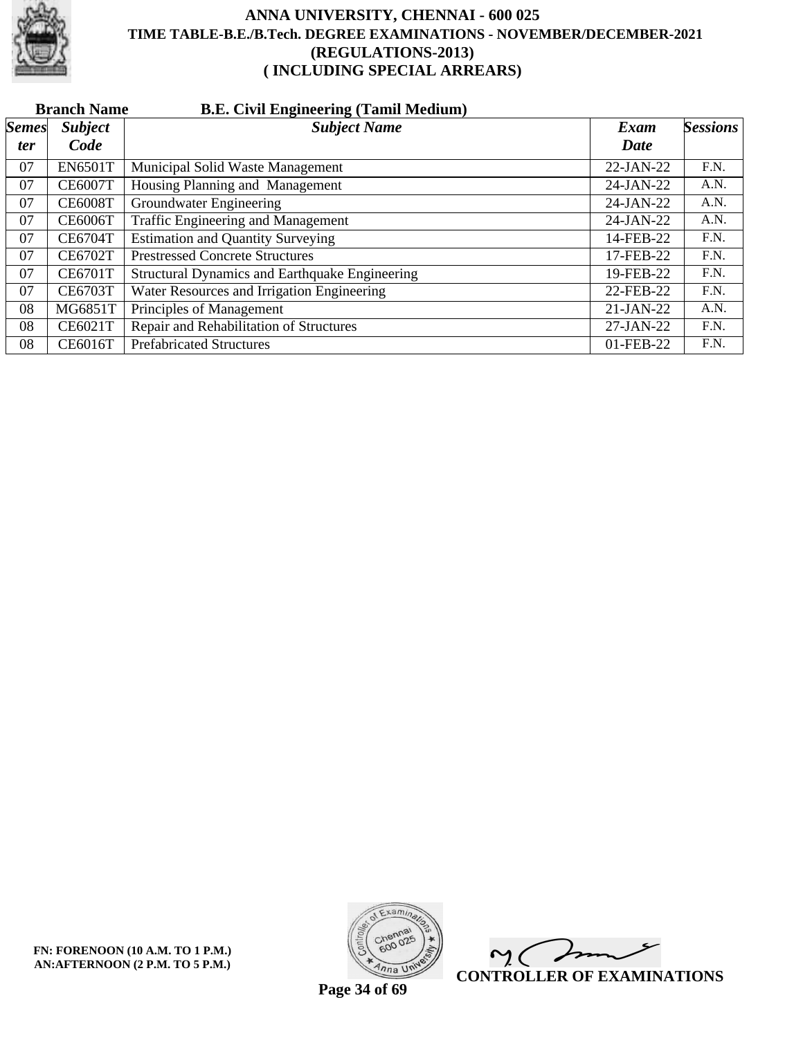# ANNA UNIVERSITY, CHENNAI - 600 025

## TIME TABLE-B.E./B.Tech. DEGREE EXAMINATIONS - NOVEMBER/DECEMBER-2021

## (REGULATIONS-2013)

## ( INCLUDING SPECIAL ARREARS)

**Branch Name** **B.E. Civil Engineering (Tamil Medium)**

| *Semester* | *Subject Code* | *Subject Name* | *Exam Date* | *Sessions* |
|---|---|---|---|---|
| 07 | EN6501T | Municipal Solid Waste Management | 22-JAN-22 | F.N. |
| 07 | CE6007T | Housing Planning and Management | 24-JAN-22 | A.N. |
| 07 | CE6008T | Groundwater Engineering | 24-JAN-22 | A.N. |
| 07 | CE6006T | Traffic Engineering and Management | 24-JAN-22 | A.N. |
| 07 | CE6704T | Estimation and Quantity Surveying | 14-FEB-22 | F.N. |
| 07 | CE6702T | Prestressed Concrete Structures | 17-FEB-22 | F.N. |
| 07 | CE6701T | Structural Dynamics and Earthquake Engineering | 19-FEB-22 | F.N. |
| 07 | CE6703T | Water Resources and Irrigation Engineering | 22-FEB-22 | F.N. |
| 08 | MG6851T | Principles of Management | 21-JAN-22 | A.N. |
| 08 | CE6021T | Repair and Rehabilitation of Structures | 27-JAN-22 | F.N. |
| 08 | CE6016T | Prefabricated Structures | 01-FEB-22 | F.N. |

**FN: FORENOON (10 A.M. TO 1 P.M.)**
**AN:AFTERNOON (2 P.M. TO 5 P.M.)**

**CONTROLLER OF EXAMINATIONS**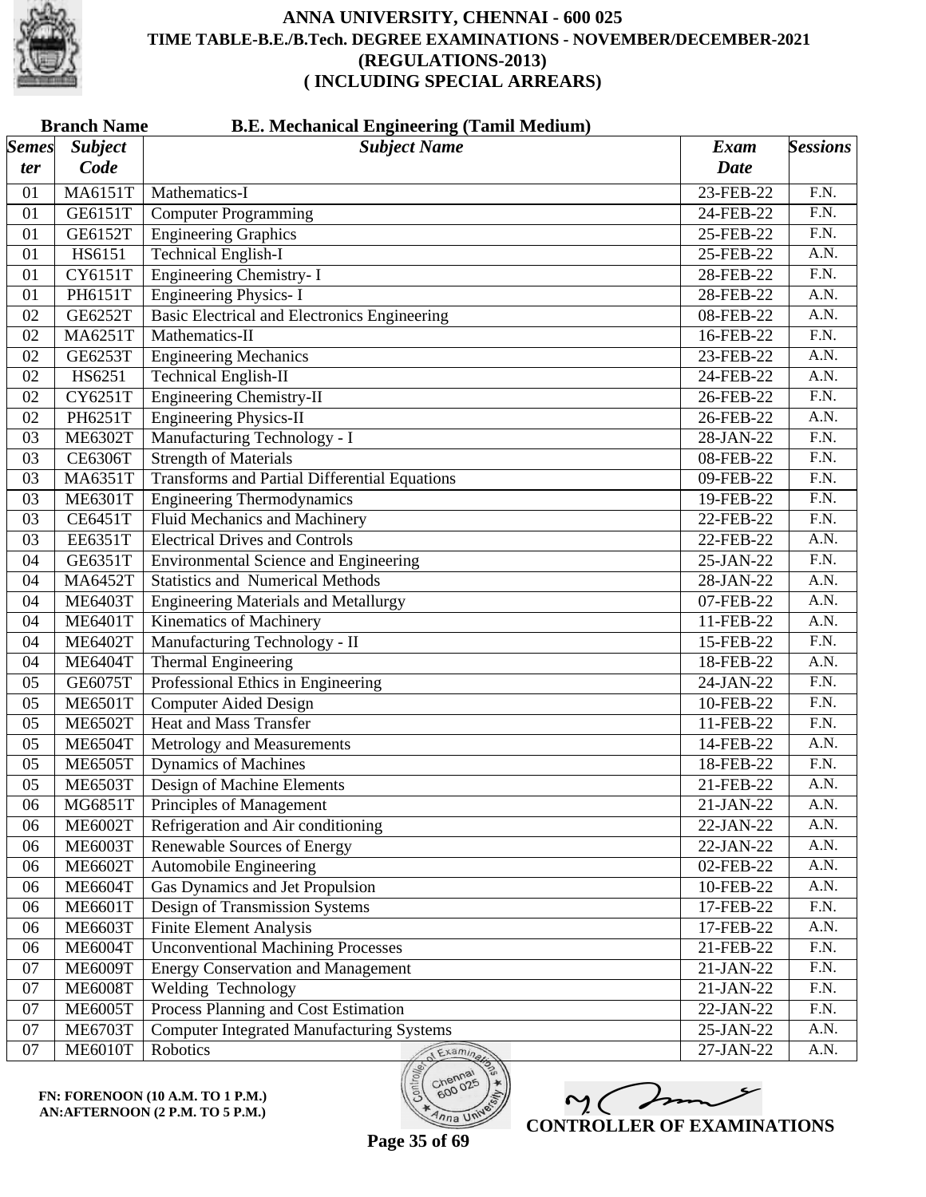# ANNA UNIVERSITY, CHENNAI - 600 025
## TIME TABLE-B.E./B.Tech. DEGREE EXAMINATIONS - NOVEMBER/DECEMBER-2021
## (REGULATIONS-2013)
## ( INCLUDING SPECIAL ARREARS)

**Branch Name** **B.E. Mechanical Engineering (Tamil Medium)**

| Semester | Subject Code | Subject Name | Exam Date | Sessions |
|---|---|---|---|---|
| 01 | MA6151T | Mathematics-I | 23-FEB-22 | F.N. |
| 01 | GE6151T | Computer Programming | 24-FEB-22 | F.N. |
| 01 | GE6152T | Engineering Graphics | 25-FEB-22 | F.N. |
| 01 | HS6151 | Technical English-I | 25-FEB-22 | A.N. |
| 01 | CY6151T | Engineering Chemistry- I | 28-FEB-22 | F.N. |
| 01 | PH6151T | Engineering Physics- I | 28-FEB-22 | A.N. |
| 02 | GE6252T | Basic Electrical and Electronics Engineering | 08-FEB-22 | A.N. |
| 02 | MA6251T | Mathematics-II | 16-FEB-22 | F.N. |
| 02 | GE6253T | Engineering Mechanics | 23-FEB-22 | A.N. |
| 02 | HS6251 | Technical English-II | 24-FEB-22 | A.N. |
| 02 | CY6251T | Engineering Chemistry-II | 26-FEB-22 | F.N. |
| 02 | PH6251T | Engineering Physics-II | 26-FEB-22 | A.N. |
| 03 | ME6302T | Manufacturing Technology - I | 28-JAN-22 | F.N. |
| 03 | CE6306T | Strength of Materials | 08-FEB-22 | F.N. |
| 03 | MA6351T | Transforms and Partial Differential Equations | 09-FEB-22 | F.N. |
| 03 | ME6301T | Engineering Thermodynamics | 19-FEB-22 | F.N. |
| 03 | CE6451T | Fluid Mechanics and Machinery | 22-FEB-22 | F.N. |
| 03 | EE6351T | Electrical Drives and Controls | 22-FEB-22 | A.N. |
| 04 | GE6351T | Environmental Science and Engineering | 25-JAN-22 | F.N. |
| 04 | MA6452T | Statistics and Numerical Methods | 28-JAN-22 | A.N. |
| 04 | ME6403T | Engineering Materials and Metallurgy | 07-FEB-22 | A.N. |
| 04 | ME6401T | Kinematics of Machinery | 11-FEB-22 | A.N. |
| 04 | ME6402T | Manufacturing Technology - II | 15-FEB-22 | F.N. |
| 04 | ME6404T | Thermal Engineering | 18-FEB-22 | A.N. |
| 05 | GE6075T | Professional Ethics in Engineering | 24-JAN-22 | F.N. |
| 05 | ME6501T | Computer Aided Design | 10-FEB-22 | F.N. |
| 05 | ME6502T | Heat and Mass Transfer | 11-FEB-22 | F.N. |
| 05 | ME6504T | Metrology and Measurements | 14-FEB-22 | A.N. |
| 05 | ME6505T | Dynamics of Machines | 18-FEB-22 | F.N. |
| 05 | ME6503T | Design of Machine Elements | 21-FEB-22 | A.N. |
| 06 | MG6851T | Principles of Management | 21-JAN-22 | A.N. |
| 06 | ME6002T | Refrigeration and Air conditioning | 22-JAN-22 | A.N. |
| 06 | ME6003T | Renewable Sources of Energy | 22-JAN-22 | A.N. |
| 06 | ME6602T | Automobile Engineering | 02-FEB-22 | A.N. |
| 06 | ME6604T | Gas Dynamics and Jet Propulsion | 10-FEB-22 | A.N. |
| 06 | ME6601T | Design of Transmission Systems | 17-FEB-22 | F.N. |
| 06 | ME6603T | Finite Element Analysis | 17-FEB-22 | A.N. |
| 06 | ME6004T | Unconventional Machining Processes | 21-FEB-22 | F.N. |
| 07 | ME6009T | Energy Conservation and Management | 21-JAN-22 | F.N. |
| 07 | ME6008T | Welding Technology | 21-JAN-22 | F.N. |
| 07 | ME6005T | Process Planning and Cost Estimation | 22-JAN-22 | F.N. |
| 07 | ME6703T | Computer Integrated Manufacturing Systems | 25-JAN-22 | A.N. |
| 07 | ME6010T | Robotics | 27-JAN-22 | A.N. |

**FN: FORENOON (10 A.M. TO 1 P.M.)**
**AN:AFTERNOON (2 P.M. TO 5 P.M.)**

**CONTROLLER OF EXAMINATIONS**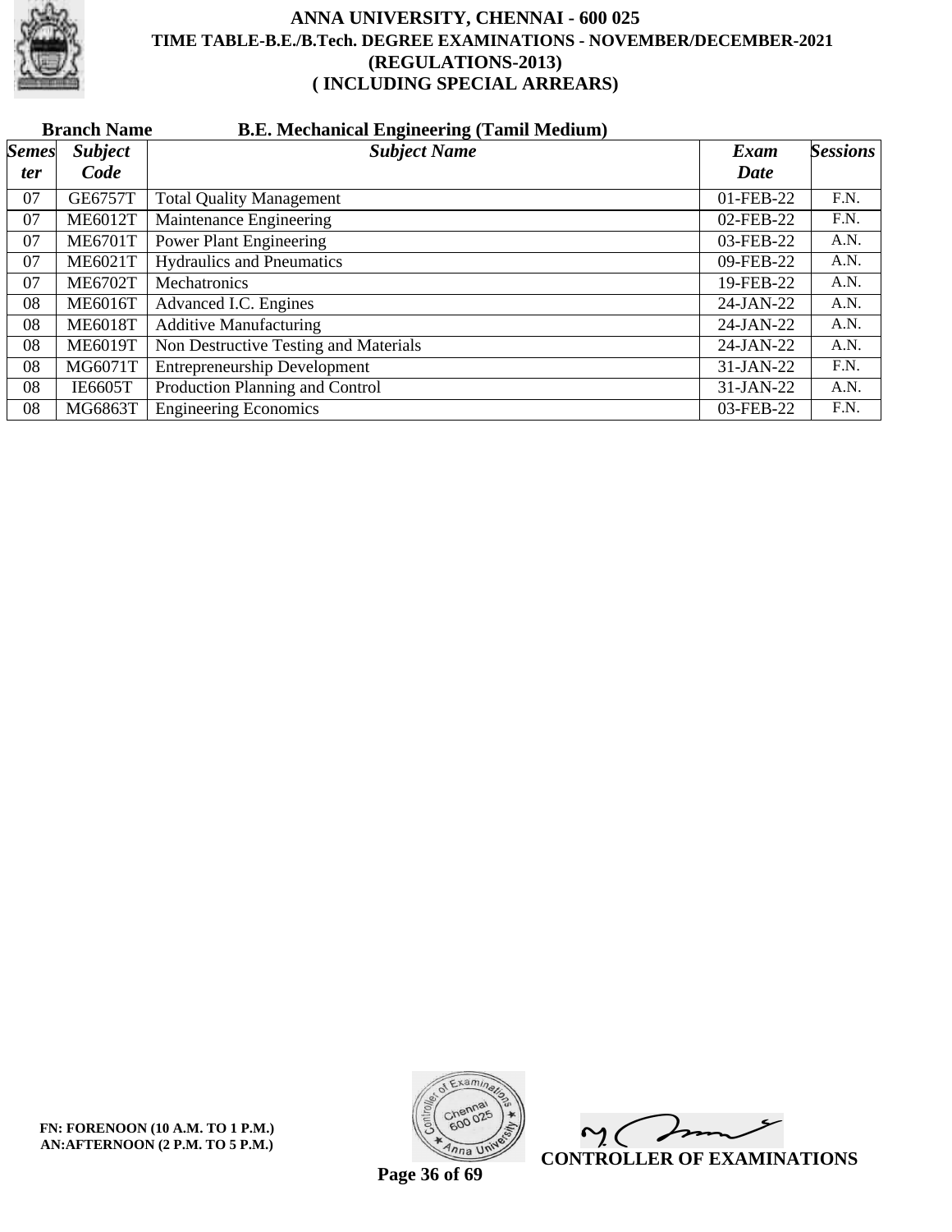# ANNA UNIVERSITY, CHENNAI - 600 025

## TIME TABLE-B.E./B.Tech. DEGREE EXAMINATIONS - NOVEMBER/DECEMBER-2021

## (REGULATIONS-2013)

## ( INCLUDING SPECIAL ARREARS)

**Branch Name** **B.E. Mechanical Engineering (Tamil Medium)**

| *Semester* | *Subject Code* | *Subject Name* | *Exam Date* | *Sessions* |
|---|---|---|---|---|
| 07 | GE6757T | Total Quality Management | 01-FEB-22 | F.N. |
| 07 | ME6012T | Maintenance Engineering | 02-FEB-22 | F.N. |
| 07 | ME6701T | Power Plant Engineering | 03-FEB-22 | A.N. |
| 07 | ME6021T | Hydraulics and Pneumatics | 09-FEB-22 | A.N. |
| 07 | ME6702T | Mechatronics | 19-FEB-22 | A.N. |
| 08 | ME6016T | Advanced I.C. Engines | 24-JAN-22 | A.N. |
| 08 | ME6018T | Additive Manufacturing | 24-JAN-22 | A.N. |
| 08 | ME6019T | Non Destructive Testing and Materials | 24-JAN-22 | A.N. |
| 08 | MG6071T | Entrepreneurship Development | 31-JAN-22 | F.N. |
| 08 | IE6605T | Production Planning and Control | 31-JAN-22 | A.N. |
| 08 | MG6863T | Engineering Economics | 03-FEB-22 | F.N. |

**FN: FORENOON (10 A.M. TO 1 P.M.)**
**AN:AFTERNOON (2 P.M. TO 5 P.M.)**

**CONTROLLER OF EXAMINATIONS**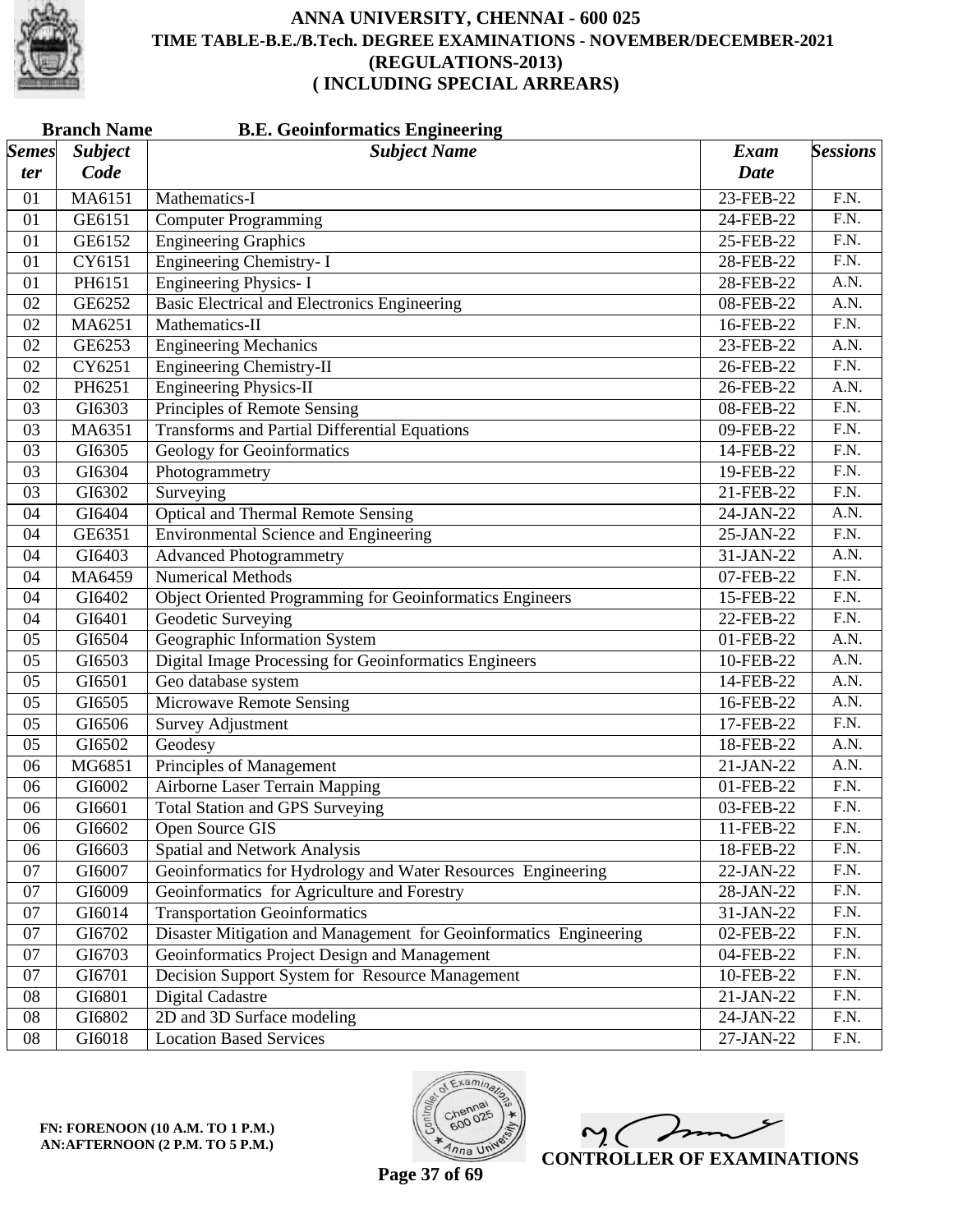# ANNA UNIVERSITY, CHENNAI - 600 025
## TIME TABLE-B.E./B.Tech. DEGREE EXAMINATIONS - NOVEMBER/DECEMBER-2021
## (REGULATIONS-2013)
## ( INCLUDING SPECIAL ARREARS)

**Branch Name** **B.E. Geoinformatics Engineering**

| *Semester* | *Subject Code* | *Subject Name* | *Exam Date* | *Sessions* |
|---|---|---|---|---|
| 01 | MA6151 | Mathematics-I | 23-FEB-22 | F.N. |
| 01 | GE6151 | Computer Programming | 24-FEB-22 | F.N. |
| 01 | GE6152 | Engineering Graphics | 25-FEB-22 | F.N. |
| 01 | CY6151 | Engineering Chemistry- I | 28-FEB-22 | F.N. |
| 01 | PH6151 | Engineering Physics- I | 28-FEB-22 | A.N. |
| 02 | GE6252 | Basic Electrical and Electronics Engineering | 08-FEB-22 | A.N. |
| 02 | MA6251 | Mathematics-II | 16-FEB-22 | F.N. |
| 02 | GE6253 | Engineering Mechanics | 23-FEB-22 | A.N. |
| 02 | CY6251 | Engineering Chemistry-II | 26-FEB-22 | F.N. |
| 02 | PH6251 | Engineering Physics-II | 26-FEB-22 | A.N. |
| 03 | GI6303 | Principles of Remote Sensing | 08-FEB-22 | F.N. |
| 03 | MA6351 | Transforms and Partial Differential Equations | 09-FEB-22 | F.N. |
| 03 | GI6305 | Geology for Geoinformatics | 14-FEB-22 | F.N. |
| 03 | GI6304 | Photogrammetry | 19-FEB-22 | F.N. |
| 03 | GI6302 | Surveying | 21-FEB-22 | F.N. |
| 04 | GI6404 | Optical and Thermal Remote Sensing | 24-JAN-22 | A.N. |
| 04 | GE6351 | Environmental Science and Engineering | 25-JAN-22 | F.N. |
| 04 | GI6403 | Advanced Photogrammetry | 31-JAN-22 | A.N. |
| 04 | MA6459 | Numerical Methods | 07-FEB-22 | F.N. |
| 04 | GI6402 | Object Oriented Programming for Geoinformatics Engineers | 15-FEB-22 | F.N. |
| 04 | GI6401 | Geodetic Surveying | 22-FEB-22 | F.N. |
| 05 | GI6504 | Geographic Information System | 01-FEB-22 | A.N. |
| 05 | GI6503 | Digital Image Processing for Geoinformatics Engineers | 10-FEB-22 | A.N. |
| 05 | GI6501 | Geo database system | 14-FEB-22 | A.N. |
| 05 | GI6505 | Microwave Remote Sensing | 16-FEB-22 | A.N. |
| 05 | GI6506 | Survey Adjustment | 17-FEB-22 | F.N. |
| 05 | GI6502 | Geodesy | 18-FEB-22 | A.N. |
| 06 | MG6851 | Principles of Management | 21-JAN-22 | A.N. |
| 06 | GI6002 | Airborne Laser Terrain Mapping | 01-FEB-22 | F.N. |
| 06 | GI6601 | Total Station and GPS Surveying | 03-FEB-22 | F.N. |
| 06 | GI6602 | Open Source GIS | 11-FEB-22 | F.N. |
| 06 | GI6603 | Spatial and Network Analysis | 18-FEB-22 | F.N. |
| 07 | GI6007 | Geoinformatics for Hydrology and Water Resources Engineering | 22-JAN-22 | F.N. |
| 07 | GI6009 | Geoinformatics for Agriculture and Forestry | 28-JAN-22 | F.N. |
| 07 | GI6014 | Transportation Geoinformatics | 31-JAN-22 | F.N. |
| 07 | GI6702 | Disaster Mitigation and Management for Geoinformatics Engineering | 02-FEB-22 | F.N. |
| 07 | GI6703 | Geoinformatics Project Design and Management | 04-FEB-22 | F.N. |
| 07 | GI6701 | Decision Support System for Resource Management | 10-FEB-22 | F.N. |
| 08 | GI6801 | Digital Cadastre | 21-JAN-22 | F.N. |
| 08 | GI6802 | 2D and 3D Surface modeling | 24-JAN-22 | F.N. |
| 08 | GI6018 | Location Based Services | 27-JAN-22 | F.N. |

**FN: FORENOON (10 A.M. TO 1 P.M.)**
**AN:AFTERNOON (2 P.M. TO 5 P.M.)**

**CONTROLLER OF EXAMINATIONS**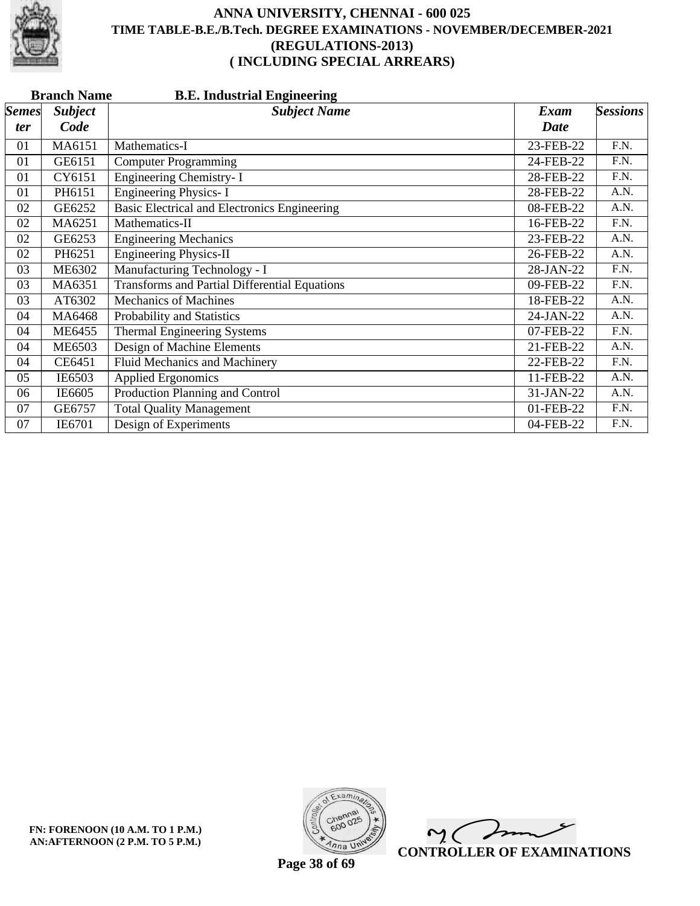# ANNA UNIVERSITY, CHENNAI - 600 025

## TIME TABLE-B.E./B.Tech. DEGREE EXAMINATIONS - NOVEMBER/DECEMBER-2021

## (REGULATIONS-2013)

## ( INCLUDING SPECIAL ARREARS)

**Branch Name** **B.E. Industrial Engineering**

| *Semester* | *Subject Code* | *Subject Name* | *Exam Date* | *Sessions* |
|---|---|---|---|---|
| 01 | MA6151 | Mathematics-I | 23-FEB-22 | F.N. |
| 01 | GE6151 | Computer Programming | 24-FEB-22 | F.N. |
| 01 | CY6151 | Engineering Chemistry- I | 28-FEB-22 | F.N. |
| 01 | PH6151 | Engineering Physics- I | 28-FEB-22 | A.N. |
| 02 | GE6252 | Basic Electrical and Electronics Engineering | 08-FEB-22 | A.N. |
| 02 | MA6251 | Mathematics-II | 16-FEB-22 | F.N. |
| 02 | GE6253 | Engineering Mechanics | 23-FEB-22 | A.N. |
| 02 | PH6251 | Engineering Physics-II | 26-FEB-22 | A.N. |
| 03 | ME6302 | Manufacturing Technology - I | 28-JAN-22 | F.N. |
| 03 | MA6351 | Transforms and Partial Differential Equations | 09-FEB-22 | F.N. |
| 03 | AT6302 | Mechanics of Machines | 18-FEB-22 | A.N. |
| 04 | MA6468 | Probability and Statistics | 24-JAN-22 | A.N. |
| 04 | ME6455 | Thermal Engineering Systems | 07-FEB-22 | F.N. |
| 04 | ME6503 | Design of Machine Elements | 21-FEB-22 | A.N. |
| 04 | CE6451 | Fluid Mechanics and Machinery | 22-FEB-22 | F.N. |
| 05 | IE6503 | Applied Ergonomics | 11-FEB-22 | A.N. |
| 06 | IE6605 | Production Planning and Control | 31-JAN-22 | A.N. |
| 07 | GE6757 | Total Quality Management | 01-FEB-22 | F.N. |
| 07 | IE6701 | Design of Experiments | 04-FEB-22 | F.N. |

**FN: FORENOON (10 A.M. TO 1 P.M.)**
**AN:AFTERNOON (2 P.M. TO 5 P.M.)**

**CONTROLLER OF EXAMINATIONS**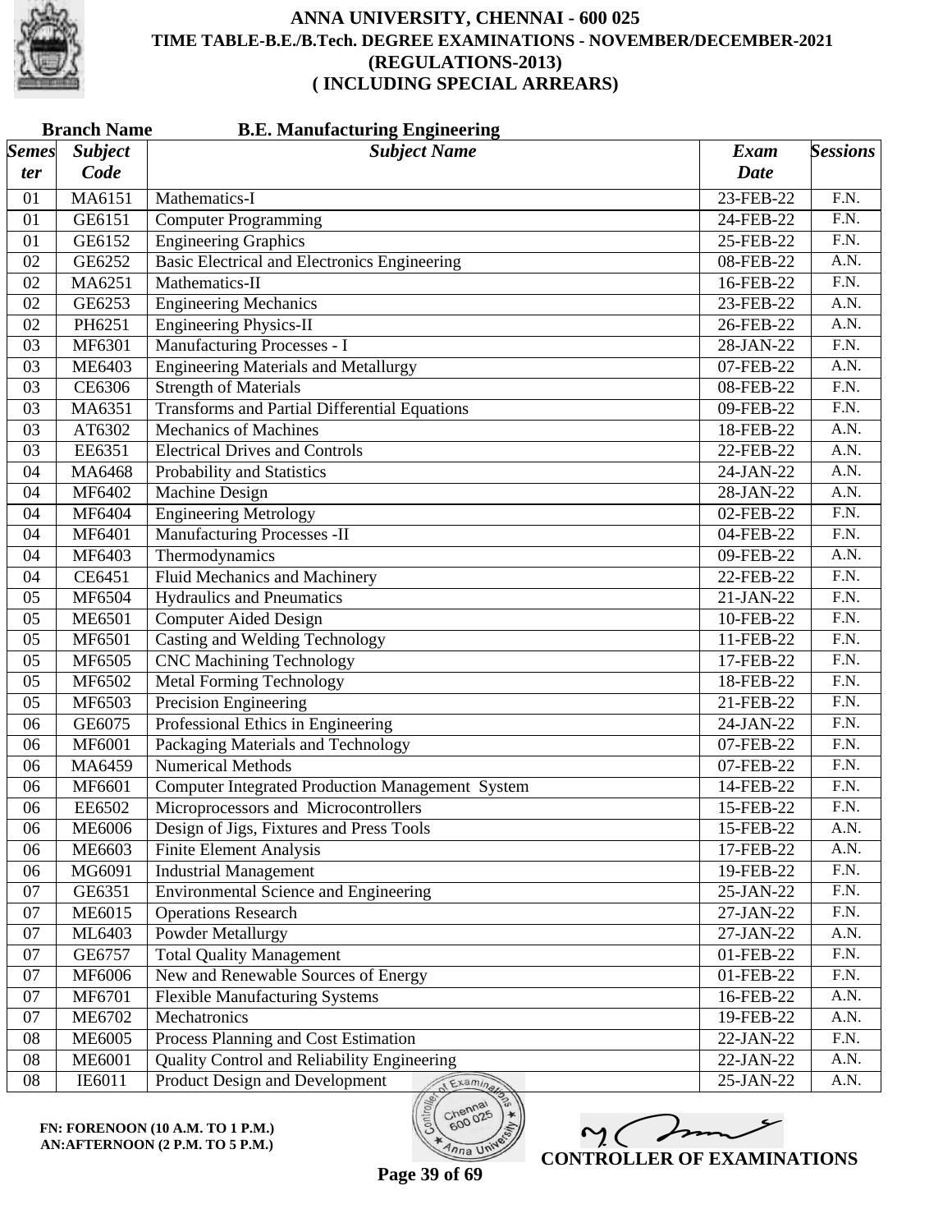# ANNA UNIVERSITY, CHENNAI - 600 025

## TIME TABLE-B.E./B.Tech. DEGREE EXAMINATIONS - NOVEMBER/DECEMBER-2021

## (REGULATIONS-2013)

## ( INCLUDING SPECIAL ARREARS)

**Branch Name** **B.E. Manufacturing Engineering**

| *Semester* | *Subject Code* | *Subject Name* | *Exam Date* | *Sessions* |
|---|---|---|---|---|
| 01 | MA6151 | Mathematics-I | 23-FEB-22 | F.N. |
| 01 | GE6151 | Computer Programming | 24-FEB-22 | F.N. |
| 01 | GE6152 | Engineering Graphics | 25-FEB-22 | F.N. |
| 02 | GE6252 | Basic Electrical and Electronics Engineering | 08-FEB-22 | A.N. |
| 02 | MA6251 | Mathematics-II | 16-FEB-22 | F.N. |
| 02 | GE6253 | Engineering Mechanics | 23-FEB-22 | A.N. |
| 02 | PH6251 | Engineering Physics-II | 26-FEB-22 | A.N. |
| 03 | MF6301 | Manufacturing Processes - I | 28-JAN-22 | F.N. |
| 03 | ME6403 | Engineering Materials and Metallurgy | 07-FEB-22 | A.N. |
| 03 | CE6306 | Strength of Materials | 08-FEB-22 | F.N. |
| 03 | MA6351 | Transforms and Partial Differential Equations | 09-FEB-22 | F.N. |
| 03 | AT6302 | Mechanics of Machines | 18-FEB-22 | A.N. |
| 03 | EE6351 | Electrical Drives and Controls | 22-FEB-22 | A.N. |
| 04 | MA6468 | Probability and Statistics | 24-JAN-22 | A.N. |
| 04 | MF6402 | Machine Design | 28-JAN-22 | A.N. |
| 04 | MF6404 | Engineering Metrology | 02-FEB-22 | F.N. |
| 04 | MF6401 | Manufacturing Processes -II | 04-FEB-22 | F.N. |
| 04 | MF6403 | Thermodynamics | 09-FEB-22 | A.N. |
| 04 | CE6451 | Fluid Mechanics and Machinery | 22-FEB-22 | F.N. |
| 05 | MF6504 | Hydraulics and Pneumatics | 21-JAN-22 | F.N. |
| 05 | ME6501 | Computer Aided Design | 10-FEB-22 | F.N. |
| 05 | MF6501 | Casting and Welding Technology | 11-FEB-22 | F.N. |
| 05 | MF6505 | CNC Machining Technology | 17-FEB-22 | F.N. |
| 05 | MF6502 | Metal Forming Technology | 18-FEB-22 | F.N. |
| 05 | MF6503 | Precision Engineering | 21-FEB-22 | F.N. |
| 06 | GE6075 | Professional Ethics in Engineering | 24-JAN-22 | F.N. |
| 06 | MF6001 | Packaging Materials and Technology | 07-FEB-22 | F.N. |
| 06 | MA6459 | Numerical Methods | 07-FEB-22 | F.N. |
| 06 | MF6601 | Computer Integrated Production Management System | 14-FEB-22 | F.N. |
| 06 | EE6502 | Microprocessors and Microcontrollers | 15-FEB-22 | F.N. |
| 06 | ME6006 | Design of Jigs, Fixtures and Press Tools | 15-FEB-22 | A.N. |
| 06 | ME6603 | Finite Element Analysis | 17-FEB-22 | A.N. |
| 06 | MG6091 | Industrial Management | 19-FEB-22 | F.N. |
| 07 | GE6351 | Environmental Science and Engineering | 25-JAN-22 | F.N. |
| 07 | ME6015 | Operations Research | 27-JAN-22 | F.N. |
| 07 | ML6403 | Powder Metallurgy | 27-JAN-22 | A.N. |
| 07 | GE6757 | Total Quality Management | 01-FEB-22 | F.N. |
| 07 | MF6006 | New and Renewable Sources of Energy | 01-FEB-22 | F.N. |
| 07 | MF6701 | Flexible Manufacturing Systems | 16-FEB-22 | A.N. |
| 07 | ME6702 | Mechatronics | 19-FEB-22 | A.N. |
| 08 | ME6005 | Process Planning and Cost Estimation | 22-JAN-22 | F.N. |
| 08 | ME6001 | Quality Control and Reliability Engineering | 22-JAN-22 | A.N. |
| 08 | IE6011 | Product Design and Development | 25-JAN-22 | A.N. |

**FN: FORENOON (10 A.M. TO 1 P.M.)**
**AN:AFTERNOON (2 P.M. TO 5 P.M.)**

**CONTROLLER OF EXAMINATIONS**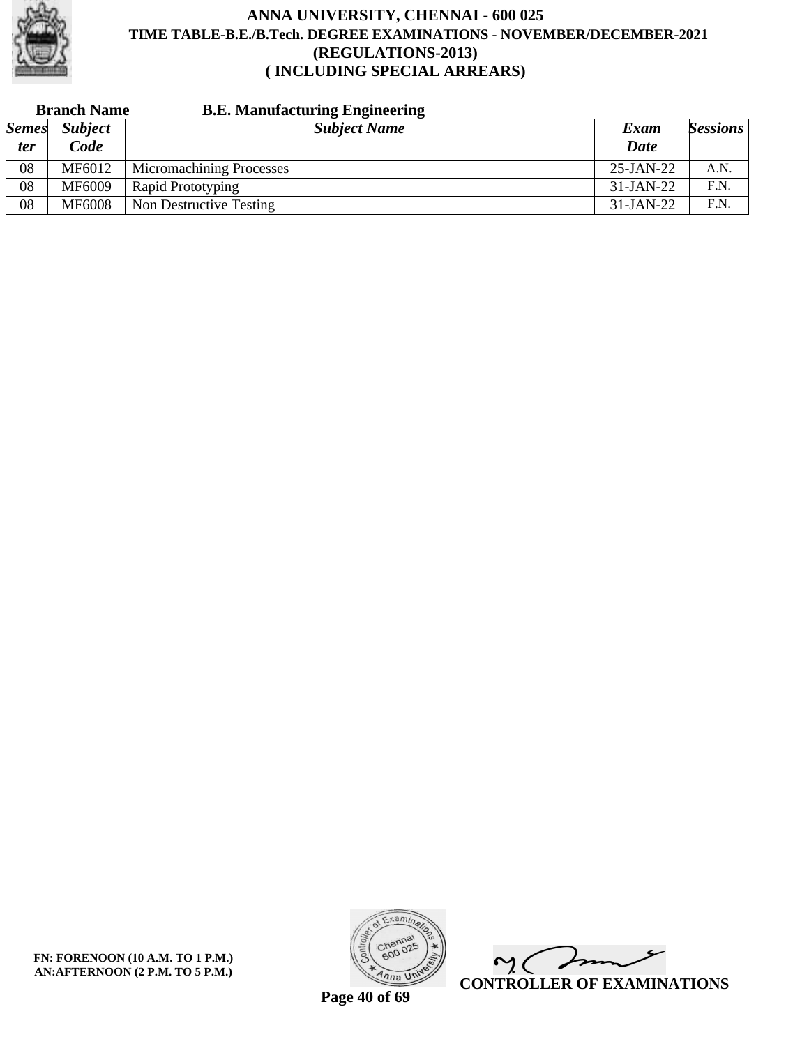# ANNA UNIVERSITY, CHENNAI - 600 025

## TIME TABLE-B.E./B.Tech. DEGREE EXAMINATIONS - NOVEMBER/DECEMBER-2021

## (REGULATIONS-2013)

## ( INCLUDING SPECIAL ARREARS)

**Branch Name** **B.E. Manufacturing Engineering**

| *Semester* | *Subject Code* | *Subject Name* | *Exam Date* | *Sessions* |
|---|---|---|---|---|
| 08 | MF6012 | Micromachining Processes | 25-JAN-22 | A.N. |
| 08 | MF6009 | Rapid Prototyping | 31-JAN-22 | F.N. |
| 08 | MF6008 | Non Destructive Testing | 31-JAN-22 | F.N. |

**FN: FORENOON (10 A.M. TO 1 P.M.)**
**AN:AFTERNOON (2 P.M. TO 5 P.M.)**

**CONTROLLER OF EXAMINATIONS**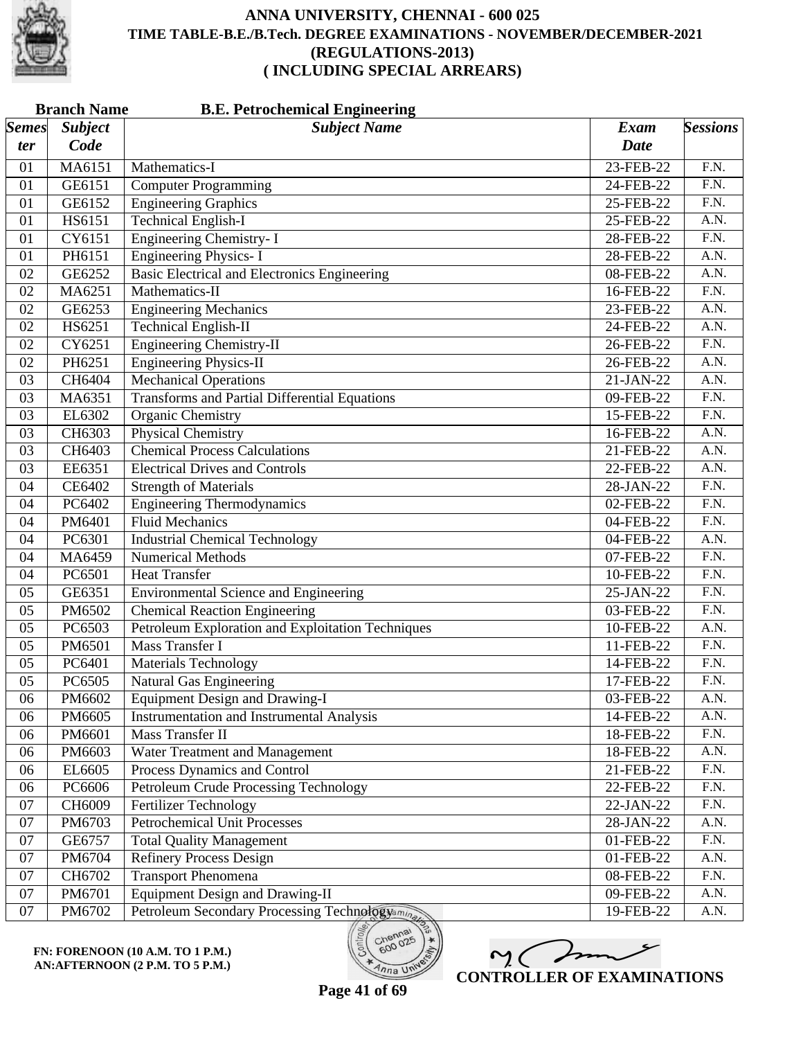# ANNA UNIVERSITY, CHENNAI - 600 025
## TIME TABLE-B.E./B.Tech. DEGREE EXAMINATIONS - NOVEMBER/DECEMBER-2021
## (REGULATIONS-2013)
## ( INCLUDING SPECIAL ARREARS)

**Branch Name** **B.E. Petrochemical Engineering**

| Semester | Subject Code | Subject Name | Exam Date | Sessions |
|---|---|---|---|---|
| 01 | MA6151 | Mathematics-I | 23-FEB-22 | F.N. |
| 01 | GE6151 | Computer Programming | 24-FEB-22 | F.N. |
| 01 | GE6152 | Engineering Graphics | 25-FEB-22 | F.N. |
| 01 | HS6151 | Technical English-I | 25-FEB-22 | A.N. |
| 01 | CY6151 | Engineering Chemistry- I | 28-FEB-22 | F.N. |
| 01 | PH6151 | Engineering Physics- I | 28-FEB-22 | A.N. |
| 02 | GE6252 | Basic Electrical and Electronics Engineering | 08-FEB-22 | A.N. |
| 02 | MA6251 | Mathematics-II | 16-FEB-22 | F.N. |
| 02 | GE6253 | Engineering Mechanics | 23-FEB-22 | A.N. |
| 02 | HS6251 | Technical English-II | 24-FEB-22 | A.N. |
| 02 | CY6251 | Engineering Chemistry-II | 26-FEB-22 | F.N. |
| 02 | PH6251 | Engineering Physics-II | 26-FEB-22 | A.N. |
| 03 | CH6404 | Mechanical Operations | 21-JAN-22 | A.N. |
| 03 | MA6351 | Transforms and Partial Differential Equations | 09-FEB-22 | F.N. |
| 03 | EL6302 | Organic Chemistry | 15-FEB-22 | F.N. |
| 03 | CH6303 | Physical Chemistry | 16-FEB-22 | A.N. |
| 03 | CH6403 | Chemical Process Calculations | 21-FEB-22 | A.N. |
| 03 | EE6351 | Electrical Drives and Controls | 22-FEB-22 | A.N. |
| 04 | CE6402 | Strength of Materials | 28-JAN-22 | F.N. |
| 04 | PC6402 | Engineering Thermodynamics | 02-FEB-22 | F.N. |
| 04 | PM6401 | Fluid Mechanics | 04-FEB-22 | F.N. |
| 04 | PC6301 | Industrial Chemical Technology | 04-FEB-22 | A.N. |
| 04 | MA6459 | Numerical Methods | 07-FEB-22 | F.N. |
| 04 | PC6501 | Heat Transfer | 10-FEB-22 | F.N. |
| 05 | GE6351 | Environmental Science and Engineering | 25-JAN-22 | F.N. |
| 05 | PM6502 | Chemical Reaction Engineering | 03-FEB-22 | F.N. |
| 05 | PC6503 | Petroleum Exploration and Exploitation Techniques | 10-FEB-22 | A.N. |
| 05 | PM6501 | Mass Transfer I | 11-FEB-22 | F.N. |
| 05 | PC6401 | Materials Technology | 14-FEB-22 | F.N. |
| 05 | PC6505 | Natural Gas Engineering | 17-FEB-22 | F.N. |
| 06 | PM6602 | Equipment Design and Drawing-I | 03-FEB-22 | A.N. |
| 06 | PM6605 | Instrumentation and Instrumental Analysis | 14-FEB-22 | A.N. |
| 06 | PM6601 | Mass Transfer II | 18-FEB-22 | F.N. |
| 06 | PM6603 | Water Treatment and Management | 18-FEB-22 | A.N. |
| 06 | EL6605 | Process Dynamics and Control | 21-FEB-22 | F.N. |
| 06 | PC6606 | Petroleum Crude Processing Technology | 22-FEB-22 | F.N. |
| 07 | CH6009 | Fertilizer Technology | 22-JAN-22 | F.N. |
| 07 | PM6703 | Petrochemical Unit Processes | 28-JAN-22 | A.N. |
| 07 | GE6757 | Total Quality Management | 01-FEB-22 | F.N. |
| 07 | PM6704 | Refinery Process Design | 01-FEB-22 | A.N. |
| 07 | CH6702 | Transport Phenomena | 08-FEB-22 | F.N. |
| 07 | PM6701 | Equipment Design and Drawing-II | 09-FEB-22 | A.N. |
| 07 | PM6702 | Petroleum Secondary Processing Technology | 19-FEB-22 | A.N. |

**FN: FORENOON (10 A.M. TO 1 P.M.)**
**AN:AFTERNOON (2 P.M. TO 5 P.M.)**

**CONTROLLER OF EXAMINATIONS**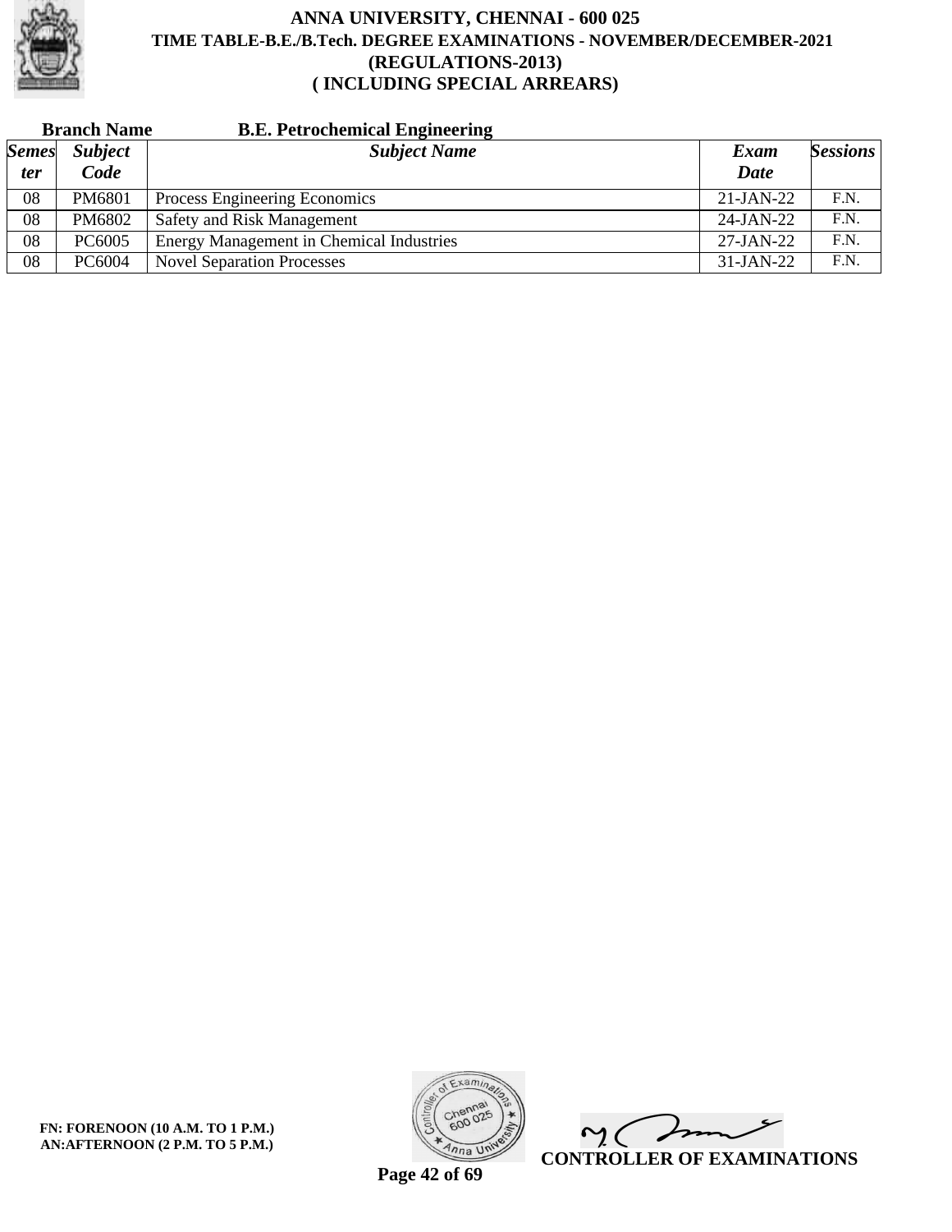# ANNA UNIVERSITY, CHENNAI - 600 025

## TIME TABLE-B.E./B.Tech. DEGREE EXAMINATIONS - NOVEMBER/DECEMBER-2021

## (REGULATIONS-2013)

## ( INCLUDING SPECIAL ARREARS)

**Branch Name** **B.E. Petrochemical Engineering**

| *Semester* | *Subject Code* | *Subject Name* | *Exam Date* | *Sessions* |
|---|---|---|---|---|
| 08 | PM6801 | Process Engineering Economics | 21-JAN-22 | F.N. |
| 08 | PM6802 | Safety and Risk Management | 24-JAN-22 | F.N. |
| 08 | PC6005 | Energy Management in Chemical Industries | 27-JAN-22 | F.N. |
| 08 | PC6004 | Novel Separation Processes | 31-JAN-22 | F.N. |

**FN: FORENOON (10 A.M. TO 1 P.M.)**
**AN:AFTERNOON (2 P.M. TO 5 P.M.)**

**CONTROLLER OF EXAMINATIONS**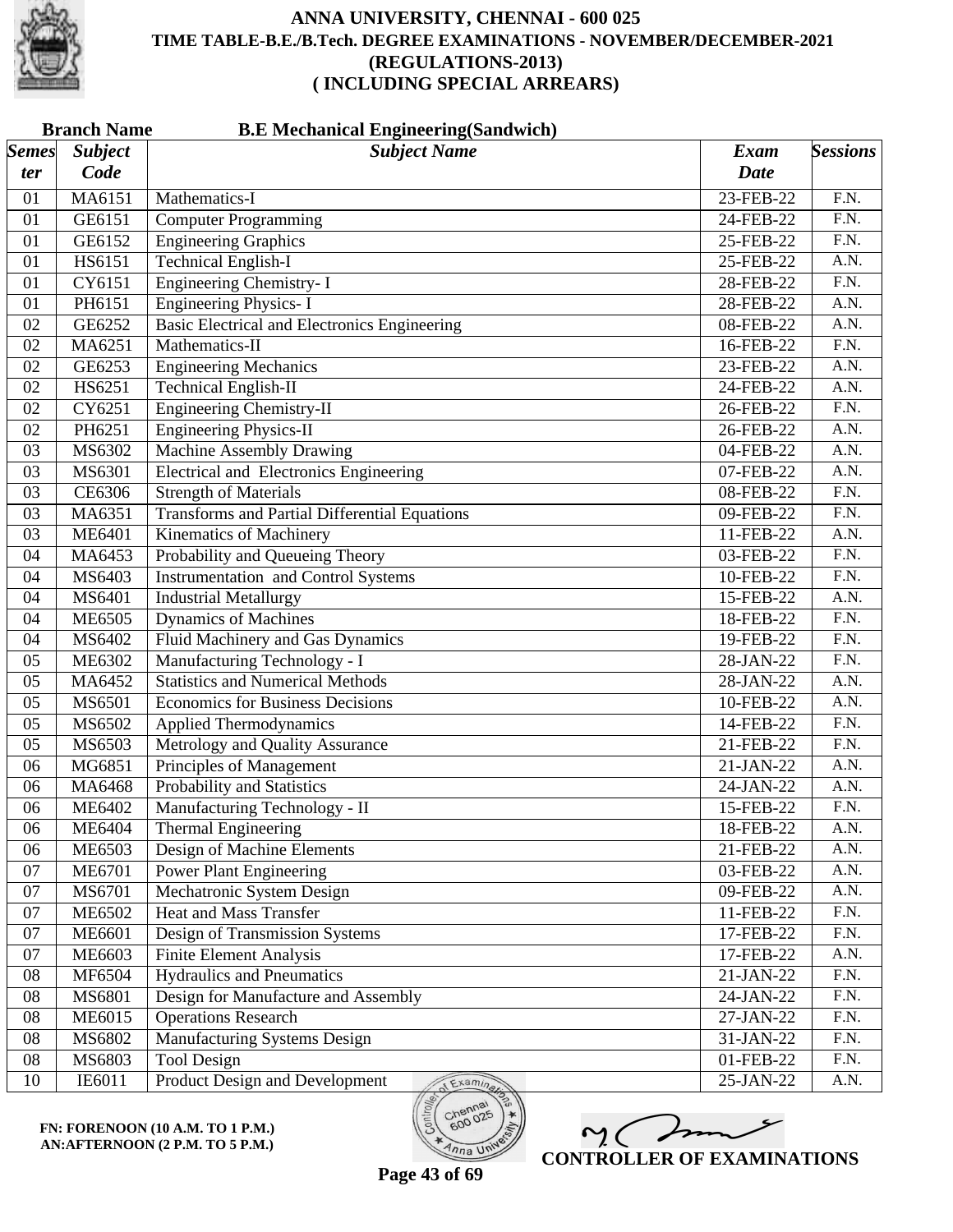# ANNA UNIVERSITY, CHENNAI - 600 025
## TIME TABLE-B.E./B.Tech. DEGREE EXAMINATIONS - NOVEMBER/DECEMBER-2021
## (REGULATIONS-2013)
## ( INCLUDING SPECIAL ARREARS)

**Branch Name** **B.E Mechanical Engineering(Sandwich)**

| Semester | Subject Code | Subject Name | Exam Date | Sessions |
|---|---|---|---|---|
| 01 | MA6151 | Mathematics-I | 23-FEB-22 | F.N. |
| 01 | GE6151 | Computer Programming | 24-FEB-22 | F.N. |
| 01 | GE6152 | Engineering Graphics | 25-FEB-22 | F.N. |
| 01 | HS6151 | Technical English-I | 25-FEB-22 | A.N. |
| 01 | CY6151 | Engineering Chemistry- I | 28-FEB-22 | F.N. |
| 01 | PH6151 | Engineering Physics- I | 28-FEB-22 | A.N. |
| 02 | GE6252 | Basic Electrical and Electronics Engineering | 08-FEB-22 | A.N. |
| 02 | MA6251 | Mathematics-II | 16-FEB-22 | F.N. |
| 02 | GE6253 | Engineering Mechanics | 23-FEB-22 | A.N. |
| 02 | HS6251 | Technical English-II | 24-FEB-22 | A.N. |
| 02 | CY6251 | Engineering Chemistry-II | 26-FEB-22 | F.N. |
| 02 | PH6251 | Engineering Physics-II | 26-FEB-22 | A.N. |
| 03 | MS6302 | Machine Assembly Drawing | 04-FEB-22 | A.N. |
| 03 | MS6301 | Electrical and Electronics Engineering | 07-FEB-22 | A.N. |
| 03 | CE6306 | Strength of Materials | 08-FEB-22 | F.N. |
| 03 | MA6351 | Transforms and Partial Differential Equations | 09-FEB-22 | F.N. |
| 03 | ME6401 | Kinematics of Machinery | 11-FEB-22 | A.N. |
| 04 | MA6453 | Probability and Queueing Theory | 03-FEB-22 | F.N. |
| 04 | MS6403 | Instrumentation and Control Systems | 10-FEB-22 | F.N. |
| 04 | MS6401 | Industrial Metallurgy | 15-FEB-22 | A.N. |
| 04 | ME6505 | Dynamics of Machines | 18-FEB-22 | F.N. |
| 04 | MS6402 | Fluid Machinery and Gas Dynamics | 19-FEB-22 | F.N. |
| 05 | ME6302 | Manufacturing Technology - I | 28-JAN-22 | F.N. |
| 05 | MA6452 | Statistics and Numerical Methods | 28-JAN-22 | A.N. |
| 05 | MS6501 | Economics for Business Decisions | 10-FEB-22 | A.N. |
| 05 | MS6502 | Applied Thermodynamics | 14-FEB-22 | F.N. |
| 05 | MS6503 | Metrology and Quality Assurance | 21-FEB-22 | F.N. |
| 06 | MG6851 | Principles of Management | 21-JAN-22 | A.N. |
| 06 | MA6468 | Probability and Statistics | 24-JAN-22 | A.N. |
| 06 | ME6402 | Manufacturing Technology - II | 15-FEB-22 | F.N. |
| 06 | ME6404 | Thermal Engineering | 18-FEB-22 | A.N. |
| 06 | ME6503 | Design of Machine Elements | 21-FEB-22 | A.N. |
| 07 | ME6701 | Power Plant Engineering | 03-FEB-22 | A.N. |
| 07 | MS6701 | Mechatronic System Design | 09-FEB-22 | A.N. |
| 07 | ME6502 | Heat and Mass Transfer | 11-FEB-22 | F.N. |
| 07 | ME6601 | Design of Transmission Systems | 17-FEB-22 | F.N. |
| 07 | ME6603 | Finite Element Analysis | 17-FEB-22 | A.N. |
| 08 | MF6504 | Hydraulics and Pneumatics | 21-JAN-22 | F.N. |
| 08 | MS6801 | Design for Manufacture and Assembly | 24-JAN-22 | F.N. |
| 08 | ME6015 | Operations Research | 27-JAN-22 | F.N. |
| 08 | MS6802 | Manufacturing Systems Design | 31-JAN-22 | F.N. |
| 08 | MS6803 | Tool Design | 01-FEB-22 | F.N. |
| 10 | IE6011 | Product Design and Development | 25-JAN-22 | A.N. |

**FN: FORENOON (10 A.M. TO 1 P.M.)**
**AN:AFTERNOON (2 P.M. TO 5 P.M.)**

**CONTROLLER OF EXAMINATIONS**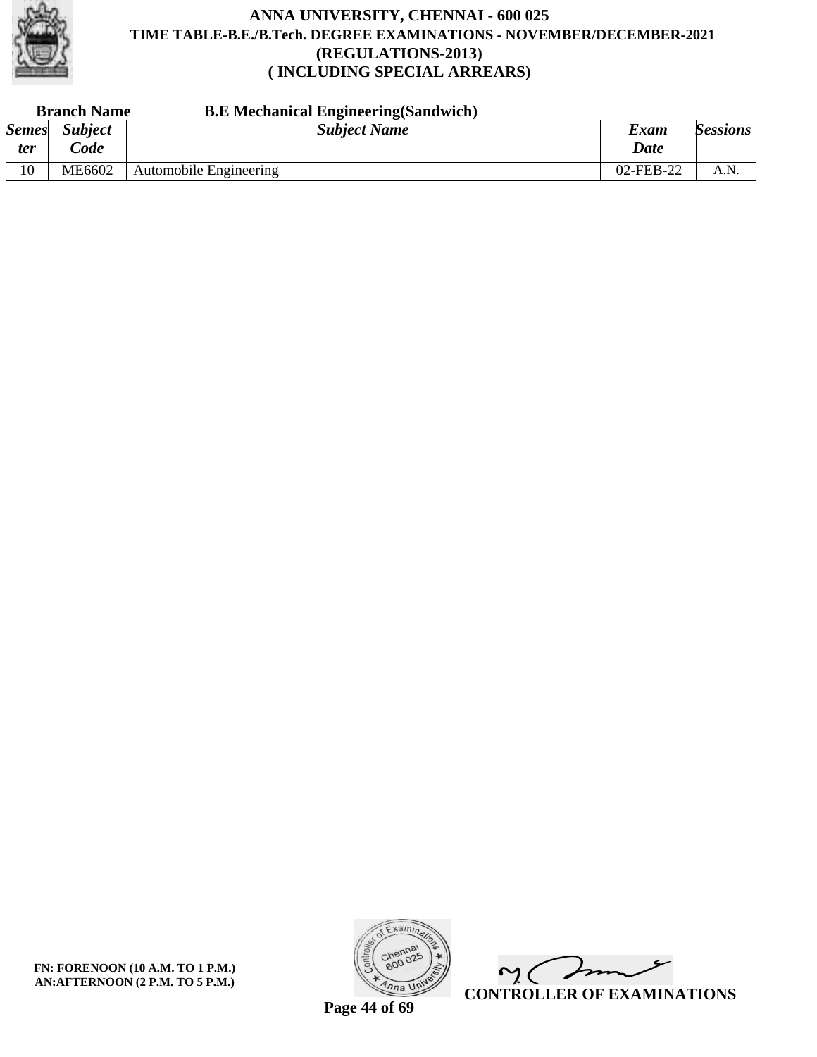# ANNA UNIVERSITY, CHENNAI - 600 025

## TIME TABLE-B.E./B.Tech. DEGREE EXAMINATIONS - NOVEMBER/DECEMBER-2021

## (REGULATIONS-2013)

## ( INCLUDING SPECIAL ARREARS)

**Branch Name** **B.E Mechanical Engineering(Sandwich)**

| *Semester* | *Subject Code* | *Subject Name* | *Exam Date* | *Sessions* |
|---|---|---|---|---|
| 10 | ME6602 | Automobile Engineering | 02-FEB-22 | A.N. |

**FN: FORENOON (10 A.M. TO 1 P.M.)**
**AN:AFTERNOON (2 P.M. TO 5 P.M.)**

**CONTROLLER OF EXAMINATIONS**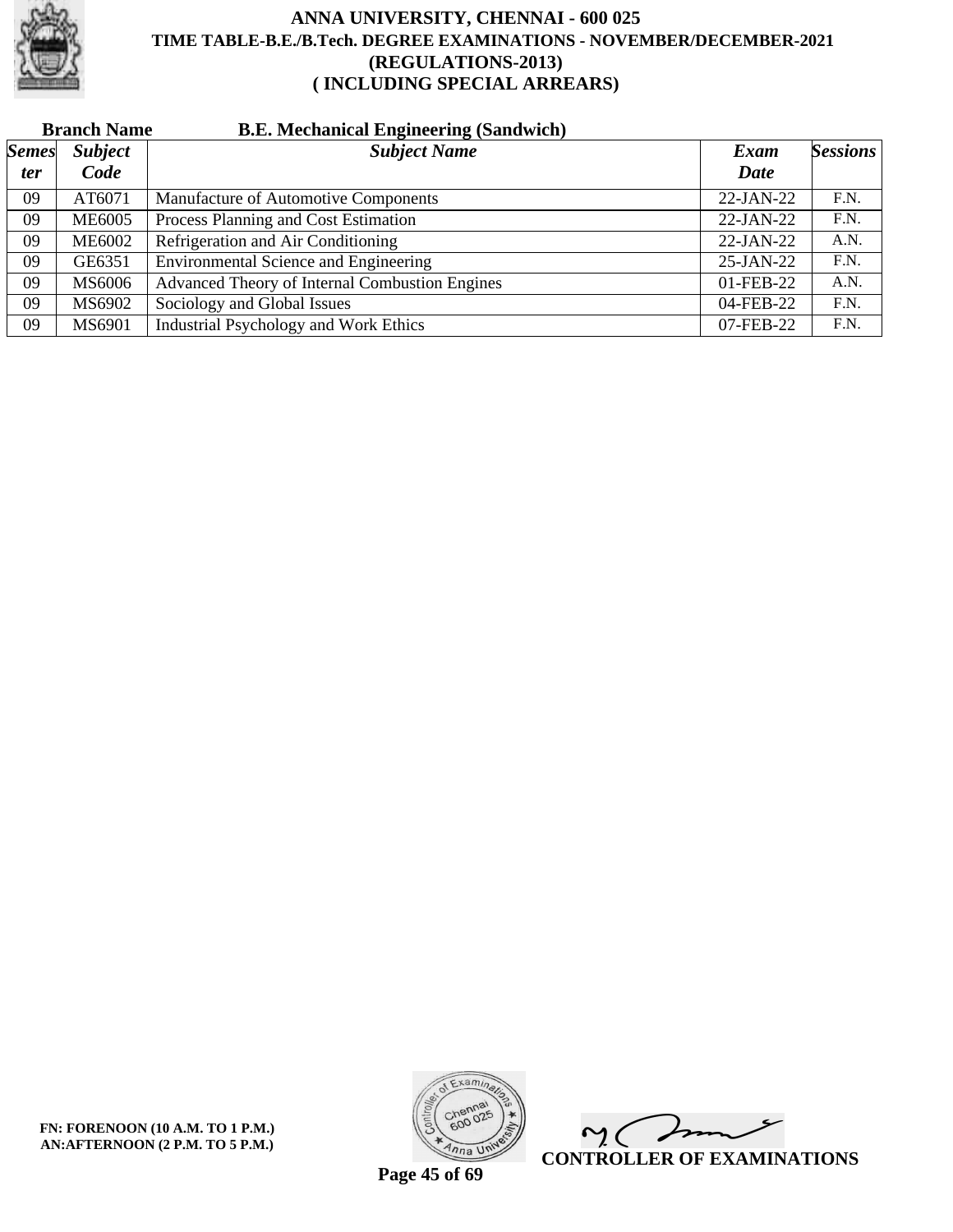# ANNA UNIVERSITY, CHENNAI - 600 025

## TIME TABLE-B.E./B.Tech. DEGREE EXAMINATIONS - NOVEMBER/DECEMBER-2021

## (REGULATIONS-2013)

## ( INCLUDING SPECIAL ARREARS)

**Branch Name** **B.E. Mechanical Engineering (Sandwich)**

| *Semester* | *Subject Code* | *Subject Name* | *Exam Date* | *Sessions* |
|---|---|---|---|---|
| 09 | AT6071 | Manufacture of Automotive Components | 22-JAN-22 | F.N. |
| 09 | ME6005 | Process Planning and Cost Estimation | 22-JAN-22 | F.N. |
| 09 | ME6002 | Refrigeration and Air Conditioning | 22-JAN-22 | A.N. |
| 09 | GE6351 | Environmental Science and Engineering | 25-JAN-22 | F.N. |
| 09 | MS6006 | Advanced Theory of Internal Combustion Engines | 01-FEB-22 | A.N. |
| 09 | MS6902 | Sociology and Global Issues | 04-FEB-22 | F.N. |
| 09 | MS6901 | Industrial Psychology and Work Ethics | 07-FEB-22 | F.N. |

**FN: FORENOON (10 A.M. TO 1 P.M.)**
**AN:AFTERNOON (2 P.M. TO 5 P.M.)**

**CONTROLLER OF EXAMINATIONS**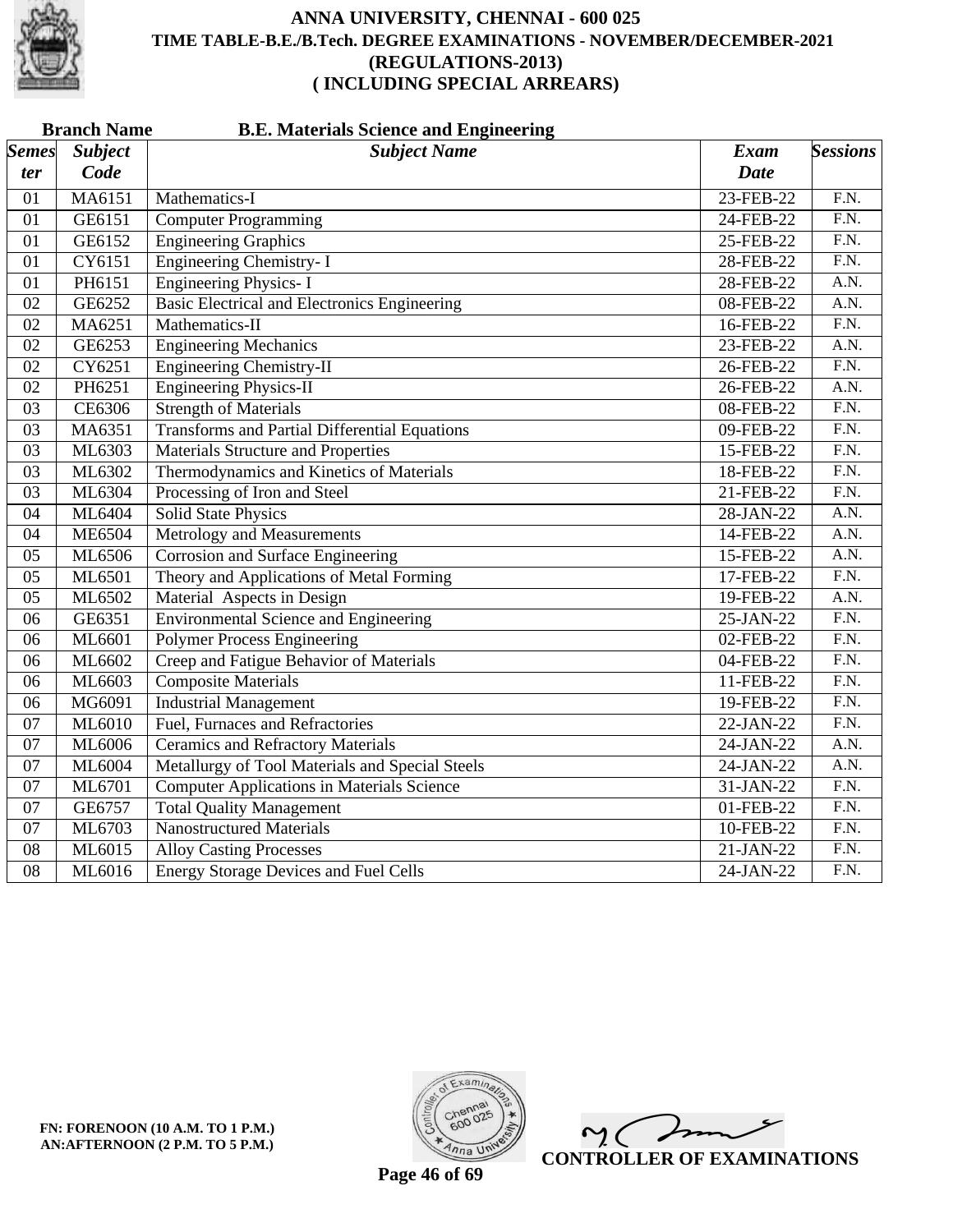# ANNA UNIVERSITY, CHENNAI - 600 025
## TIME TABLE-B.E./B.Tech. DEGREE EXAMINATIONS - NOVEMBER/DECEMBER-2021
## (REGULATIONS-2013)
## ( INCLUDING SPECIAL ARREARS)

**Branch Name** **B.E. Materials Science and Engineering**

| Semester | Subject Code | Subject Name | Exam Date | Sessions |
|---|---|---|---|---|
| 01 | MA6151 | Mathematics-I | 23-FEB-22 | F.N. |
| 01 | GE6151 | Computer Programming | 24-FEB-22 | F.N. |
| 01 | GE6152 | Engineering Graphics | 25-FEB-22 | F.N. |
| 01 | CY6151 | Engineering Chemistry- I | 28-FEB-22 | F.N. |
| 01 | PH6151 | Engineering Physics- I | 28-FEB-22 | A.N. |
| 02 | GE6252 | Basic Electrical and Electronics Engineering | 08-FEB-22 | A.N. |
| 02 | MA6251 | Mathematics-II | 16-FEB-22 | F.N. |
| 02 | GE6253 | Engineering Mechanics | 23-FEB-22 | A.N. |
| 02 | CY6251 | Engineering Chemistry-II | 26-FEB-22 | F.N. |
| 02 | PH6251 | Engineering Physics-II | 26-FEB-22 | A.N. |
| 03 | CE6306 | Strength of Materials | 08-FEB-22 | F.N. |
| 03 | MA6351 | Transforms and Partial Differential Equations | 09-FEB-22 | F.N. |
| 03 | ML6303 | Materials Structure and Properties | 15-FEB-22 | F.N. |
| 03 | ML6302 | Thermodynamics and Kinetics of Materials | 18-FEB-22 | F.N. |
| 03 | ML6304 | Processing of Iron and Steel | 21-FEB-22 | F.N. |
| 04 | ML6404 | Solid State Physics | 28-JAN-22 | A.N. |
| 04 | ME6504 | Metrology and Measurements | 14-FEB-22 | A.N. |
| 05 | ML6506 | Corrosion and Surface Engineering | 15-FEB-22 | A.N. |
| 05 | ML6501 | Theory and Applications of Metal Forming | 17-FEB-22 | F.N. |
| 05 | ML6502 | Material Aspects in Design | 19-FEB-22 | A.N. |
| 06 | GE6351 | Environmental Science and Engineering | 25-JAN-22 | F.N. |
| 06 | ML6601 | Polymer Process Engineering | 02-FEB-22 | F.N. |
| 06 | ML6602 | Creep and Fatigue Behavior of Materials | 04-FEB-22 | F.N. |
| 06 | ML6603 | Composite Materials | 11-FEB-22 | F.N. |
| 06 | MG6091 | Industrial Management | 19-FEB-22 | F.N. |
| 07 | ML6010 | Fuel, Furnaces and Refractories | 22-JAN-22 | F.N. |
| 07 | ML6006 | Ceramics and Refractory Materials | 24-JAN-22 | A.N. |
| 07 | ML6004 | Metallurgy of Tool Materials and Special Steels | 24-JAN-22 | A.N. |
| 07 | ML6701 | Computer Applications in Materials Science | 31-JAN-22 | F.N. |
| 07 | GE6757 | Total Quality Management | 01-FEB-22 | F.N. |
| 07 | ML6703 | Nanostructured Materials | 10-FEB-22 | F.N. |
| 08 | ML6015 | Alloy Casting Processes | 21-JAN-22 | F.N. |
| 08 | ML6016 | Energy Storage Devices and Fuel Cells | 24-JAN-22 | F.N. |

**FN: FORENOON (10 A.M. TO 1 P.M.)**
**AN:AFTERNOON (2 P.M. TO 5 P.M.)**

**CONTROLLER OF EXAMINATIONS**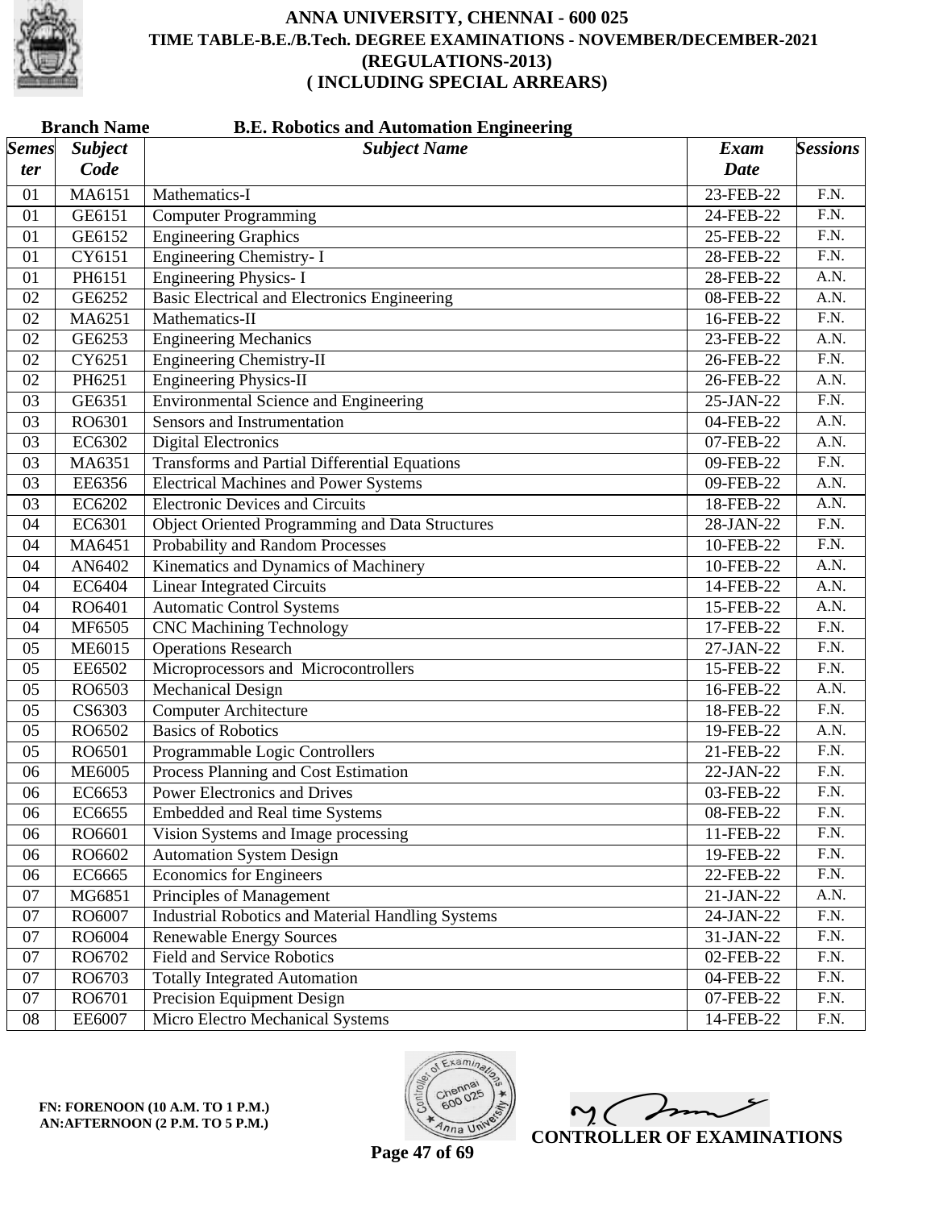# ANNA UNIVERSITY, CHENNAI - 600 025
## TIME TABLE-B.E./B.Tech. DEGREE EXAMINATIONS - NOVEMBER/DECEMBER-2021
## (REGULATIONS-2013)
## ( INCLUDING SPECIAL ARREARS)

**Branch Name** **B.E. Robotics and Automation Engineering**

| Semester | Subject Code | Subject Name | Exam Date | Sessions |
|---|---|---|---|---|
| 01 | MA6151 | Mathematics-I | 23-FEB-22 | F.N. |
| 01 | GE6151 | Computer Programming | 24-FEB-22 | F.N. |
| 01 | GE6152 | Engineering Graphics | 25-FEB-22 | F.N. |
| 01 | CY6151 | Engineering Chemistry- I | 28-FEB-22 | F.N. |
| 01 | PH6151 | Engineering Physics- I | 28-FEB-22 | A.N. |
| 02 | GE6252 | Basic Electrical and Electronics Engineering | 08-FEB-22 | A.N. |
| 02 | MA6251 | Mathematics-II | 16-FEB-22 | F.N. |
| 02 | GE6253 | Engineering Mechanics | 23-FEB-22 | A.N. |
| 02 | CY6251 | Engineering Chemistry-II | 26-FEB-22 | F.N. |
| 02 | PH6251 | Engineering Physics-II | 26-FEB-22 | A.N. |
| 03 | GE6351 | Environmental Science and Engineering | 25-JAN-22 | F.N. |
| 03 | RO6301 | Sensors and Instrumentation | 04-FEB-22 | A.N. |
| 03 | EC6302 | Digital Electronics | 07-FEB-22 | A.N. |
| 03 | MA6351 | Transforms and Partial Differential Equations | 09-FEB-22 | F.N. |
| 03 | EE6356 | Electrical Machines and Power Systems | 09-FEB-22 | A.N. |
| 03 | EC6202 | Electronic Devices and Circuits | 18-FEB-22 | A.N. |
| 04 | EC6301 | Object Oriented Programming and Data Structures | 28-JAN-22 | F.N. |
| 04 | MA6451 | Probability and Random Processes | 10-FEB-22 | F.N. |
| 04 | AN6402 | Kinematics and Dynamics of Machinery | 10-FEB-22 | A.N. |
| 04 | EC6404 | Linear Integrated Circuits | 14-FEB-22 | A.N. |
| 04 | RO6401 | Automatic Control Systems | 15-FEB-22 | A.N. |
| 04 | MF6505 | CNC Machining Technology | 17-FEB-22 | F.N. |
| 05 | ME6015 | Operations Research | 27-JAN-22 | F.N. |
| 05 | EE6502 | Microprocessors and Microcontrollers | 15-FEB-22 | F.N. |
| 05 | RO6503 | Mechanical Design | 16-FEB-22 | A.N. |
| 05 | CS6303 | Computer Architecture | 18-FEB-22 | F.N. |
| 05 | RO6502 | Basics of Robotics | 19-FEB-22 | A.N. |
| 05 | RO6501 | Programmable Logic Controllers | 21-FEB-22 | F.N. |
| 06 | ME6005 | Process Planning and Cost Estimation | 22-JAN-22 | F.N. |
| 06 | EC6653 | Power Electronics and Drives | 03-FEB-22 | F.N. |
| 06 | EC6655 | Embedded and Real time Systems | 08-FEB-22 | F.N. |
| 06 | RO6601 | Vision Systems and Image processing | 11-FEB-22 | F.N. |
| 06 | RO6602 | Automation System Design | 19-FEB-22 | F.N. |
| 06 | EC6665 | Economics for Engineers | 22-FEB-22 | F.N. |
| 07 | MG6851 | Principles of Management | 21-JAN-22 | A.N. |
| 07 | RO6007 | Industrial Robotics and Material Handling Systems | 24-JAN-22 | F.N. |
| 07 | RO6004 | Renewable Energy Sources | 31-JAN-22 | F.N. |
| 07 | RO6702 | Field and Service Robotics | 02-FEB-22 | F.N. |
| 07 | RO6703 | Totally Integrated Automation | 04-FEB-22 | F.N. |
| 07 | RO6701 | Precision Equipment Design | 07-FEB-22 | F.N. |
| 08 | EE6007 | Micro Electro Mechanical Systems | 14-FEB-22 | F.N. |

**FN: FORENOON (10 A.M. TO 1 P.M.)**
**AN:AFTERNOON (2 P.M. TO 5 P.M.)**

**CONTROLLER OF EXAMINATIONS**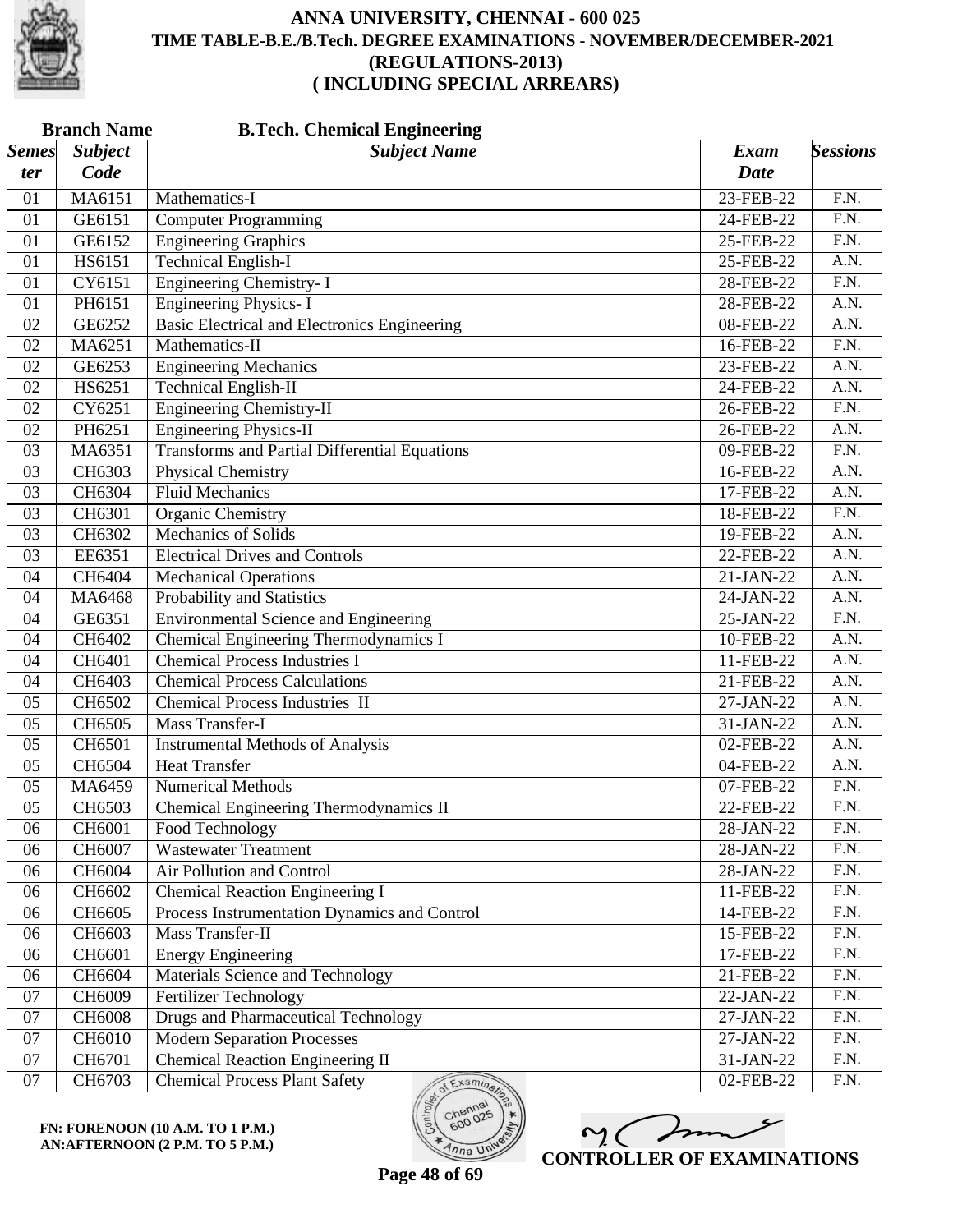# ANNA UNIVERSITY, CHENNAI - 600 025

## TIME TABLE-B.E./B.Tech. DEGREE EXAMINATIONS - NOVEMBER/DECEMBER-2021

## (REGULATIONS-2013)

## ( INCLUDING SPECIAL ARREARS)

**Branch Name** **B.Tech. Chemical Engineering**

| Semester | Subject Code | Subject Name | Exam Date | Sessions |
|---|---|---|---|---|
| 01 | MA6151 | Mathematics-I | 23-FEB-22 | F.N. |
| 01 | GE6151 | Computer Programming | 24-FEB-22 | F.N. |
| 01 | GE6152 | Engineering Graphics | 25-FEB-22 | F.N. |
| 01 | HS6151 | Technical English-I | 25-FEB-22 | A.N. |
| 01 | CY6151 | Engineering Chemistry- I | 28-FEB-22 | F.N. |
| 01 | PH6151 | Engineering Physics- I | 28-FEB-22 | A.N. |
| 02 | GE6252 | Basic Electrical and Electronics Engineering | 08-FEB-22 | A.N. |
| 02 | MA6251 | Mathematics-II | 16-FEB-22 | F.N. |
| 02 | GE6253 | Engineering Mechanics | 23-FEB-22 | A.N. |
| 02 | HS6251 | Technical English-II | 24-FEB-22 | A.N. |
| 02 | CY6251 | Engineering Chemistry-II | 26-FEB-22 | F.N. |
| 02 | PH6251 | Engineering Physics-II | 26-FEB-22 | A.N. |
| 03 | MA6351 | Transforms and Partial Differential Equations | 09-FEB-22 | F.N. |
| 03 | CH6303 | Physical Chemistry | 16-FEB-22 | A.N. |
| 03 | CH6304 | Fluid Mechanics | 17-FEB-22 | A.N. |
| 03 | CH6301 | Organic Chemistry | 18-FEB-22 | F.N. |
| 03 | CH6302 | Mechanics of Solids | 19-FEB-22 | A.N. |
| 03 | EE6351 | Electrical Drives and Controls | 22-FEB-22 | A.N. |
| 04 | CH6404 | Mechanical Operations | 21-JAN-22 | A.N. |
| 04 | MA6468 | Probability and Statistics | 24-JAN-22 | A.N. |
| 04 | GE6351 | Environmental Science and Engineering | 25-JAN-22 | F.N. |
| 04 | CH6402 | Chemical Engineering Thermodynamics I | 10-FEB-22 | A.N. |
| 04 | CH6401 | Chemical Process Industries I | 11-FEB-22 | A.N. |
| 04 | CH6403 | Chemical Process Calculations | 21-FEB-22 | A.N. |
| 05 | CH6502 | Chemical Process Industries II | 27-JAN-22 | A.N. |
| 05 | CH6505 | Mass Transfer-I | 31-JAN-22 | A.N. |
| 05 | CH6501 | Instrumental Methods of Analysis | 02-FEB-22 | A.N. |
| 05 | CH6504 | Heat Transfer | 04-FEB-22 | A.N. |
| 05 | MA6459 | Numerical Methods | 07-FEB-22 | F.N. |
| 05 | CH6503 | Chemical Engineering Thermodynamics II | 22-FEB-22 | F.N. |
| 06 | CH6001 | Food Technology | 28-JAN-22 | F.N. |
| 06 | CH6007 | Wastewater Treatment | 28-JAN-22 | F.N. |
| 06 | CH6004 | Air Pollution and Control | 28-JAN-22 | F.N. |
| 06 | CH6602 | Chemical Reaction Engineering I | 11-FEB-22 | F.N. |
| 06 | CH6605 | Process Instrumentation Dynamics and Control | 14-FEB-22 | F.N. |
| 06 | CH6603 | Mass Transfer-II | 15-FEB-22 | F.N. |
| 06 | CH6601 | Energy Engineering | 17-FEB-22 | F.N. |
| 06 | CH6604 | Materials Science and Technology | 21-FEB-22 | F.N. |
| 07 | CH6009 | Fertilizer Technology | 22-JAN-22 | F.N. |
| 07 | CH6008 | Drugs and Pharmaceutical Technology | 27-JAN-22 | F.N. |
| 07 | CH6010 | Modern Separation Processes | 27-JAN-22 | F.N. |
| 07 | CH6701 | Chemical Reaction Engineering II | 31-JAN-22 | F.N. |
| 07 | CH6703 | Chemical Process Plant Safety | 02-FEB-22 | F.N. |

**FN: FORENOON (10 A.M. TO 1 P.M.)**
**AN:AFTERNOON (2 P.M. TO 5 P.M.)**

**CONTROLLER OF EXAMINATIONS**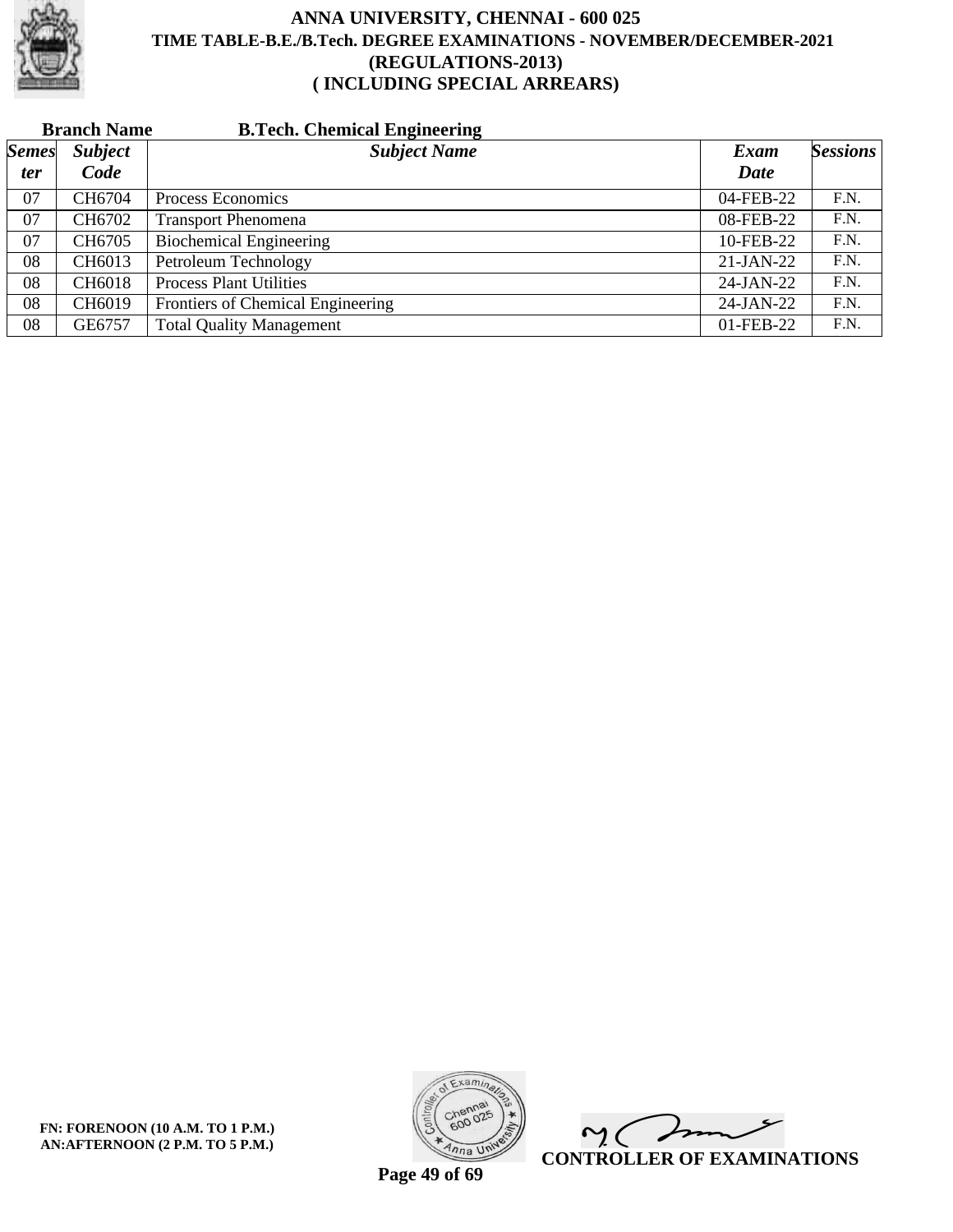# ANNA UNIVERSITY, CHENNAI - 600 025

## TIME TABLE-B.E./B.Tech. DEGREE EXAMINATIONS - NOVEMBER/DECEMBER-2021

## (REGULATIONS-2013)

## ( INCLUDING SPECIAL ARREARS)

**Branch Name** **B.Tech. Chemical Engineering**

| *Semester* | *Subject Code* | *Subject Name* | *Exam Date* | *Sessions* |
|---|---|---|---|---|
| 07 | CH6704 | Process Economics | 04-FEB-22 | F.N. |
| 07 | CH6702 | Transport Phenomena | 08-FEB-22 | F.N. |
| 07 | CH6705 | Biochemical Engineering | 10-FEB-22 | F.N. |
| 08 | CH6013 | Petroleum Technology | 21-JAN-22 | F.N. |
| 08 | CH6018 | Process Plant Utilities | 24-JAN-22 | F.N. |
| 08 | CH6019 | Frontiers of Chemical Engineering | 24-JAN-22 | F.N. |
| 08 | GE6757 | Total Quality Management | 01-FEB-22 | F.N. |

**FN: FORENOON (10 A.M. TO 1 P.M.)**
**AN:AFTERNOON (2 P.M. TO 5 P.M.)**

**CONTROLLER OF EXAMINATIONS**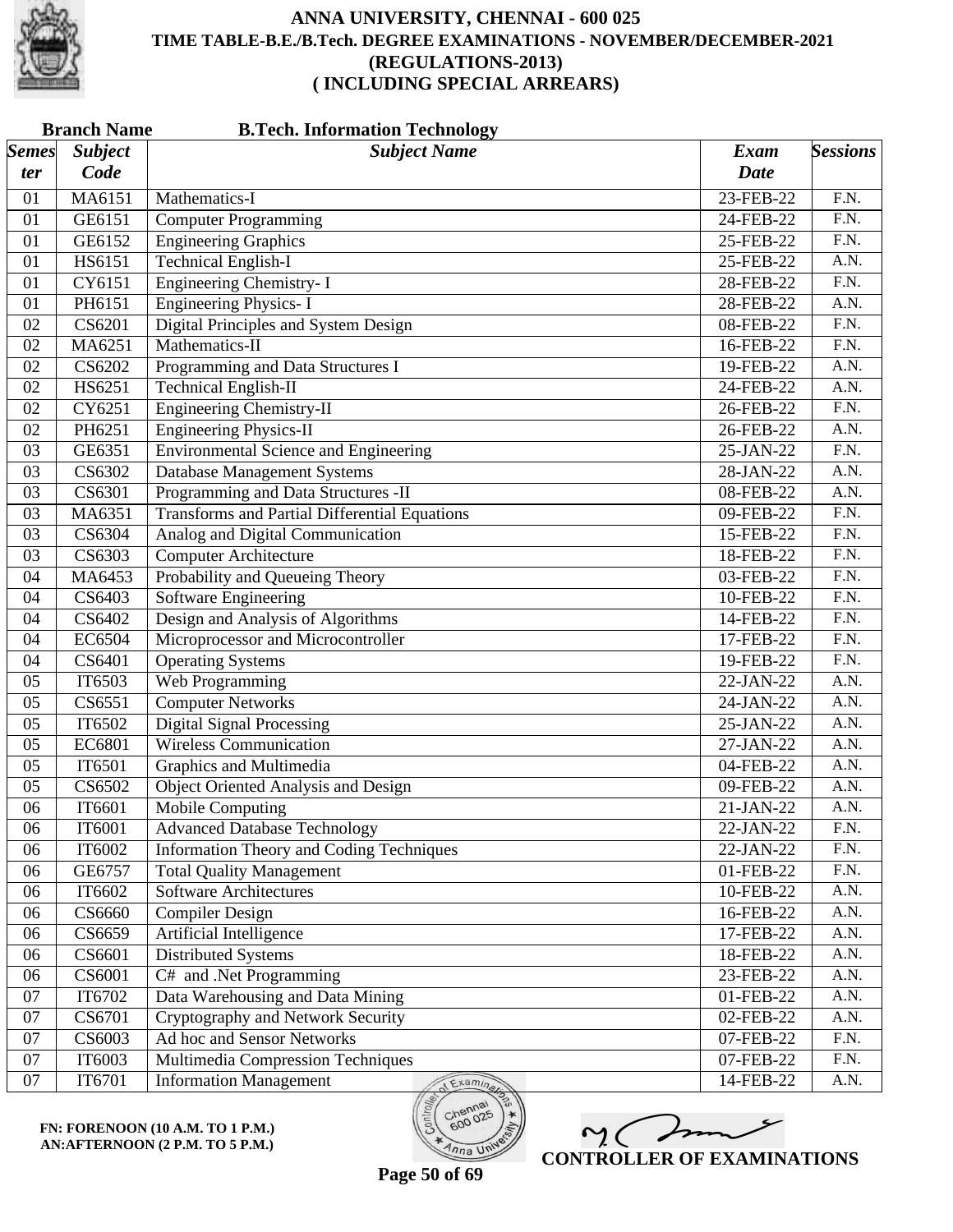# ANNA UNIVERSITY, CHENNAI - 600 025

## TIME TABLE-B.E./B.Tech. DEGREE EXAMINATIONS - NOVEMBER/DECEMBER-2021

## (REGULATIONS-2013)

## ( INCLUDING SPECIAL ARREARS)

**Branch Name** **B.Tech. Information Technology**

| *Semester* | *Subject Code* | *Subject Name* | *Exam Date* | *Sessions* |
|---|---|---|---|---|
| 01 | MA6151 | Mathematics-I | 23-FEB-22 | F.N. |
| 01 | GE6151 | Computer Programming | 24-FEB-22 | F.N. |
| 01 | GE6152 | Engineering Graphics | 25-FEB-22 | F.N. |
| 01 | HS6151 | Technical English-I | 25-FEB-22 | A.N. |
| 01 | CY6151 | Engineering Chemistry- I | 28-FEB-22 | F.N. |
| 01 | PH6151 | Engineering Physics- I | 28-FEB-22 | A.N. |
| 02 | CS6201 | Digital Principles and System Design | 08-FEB-22 | F.N. |
| 02 | MA6251 | Mathematics-II | 16-FEB-22 | F.N. |
| 02 | CS6202 | Programming and Data Structures I | 19-FEB-22 | A.N. |
| 02 | HS6251 | Technical English-II | 24-FEB-22 | A.N. |
| 02 | CY6251 | Engineering Chemistry-II | 26-FEB-22 | F.N. |
| 02 | PH6251 | Engineering Physics-II | 26-FEB-22 | A.N. |
| 03 | GE6351 | Environmental Science and Engineering | 25-JAN-22 | F.N. |
| 03 | CS6302 | Database Management Systems | 28-JAN-22 | A.N. |
| 03 | CS6301 | Programming and Data Structures -II | 08-FEB-22 | A.N. |
| 03 | MA6351 | Transforms and Partial Differential Equations | 09-FEB-22 | F.N. |
| 03 | CS6304 | Analog and Digital Communication | 15-FEB-22 | F.N. |
| 03 | CS6303 | Computer Architecture | 18-FEB-22 | F.N. |
| 04 | MA6453 | Probability and Queueing Theory | 03-FEB-22 | F.N. |
| 04 | CS6403 | Software Engineering | 10-FEB-22 | F.N. |
| 04 | CS6402 | Design and Analysis of Algorithms | 14-FEB-22 | F.N. |
| 04 | EC6504 | Microprocessor and Microcontroller | 17-FEB-22 | F.N. |
| 04 | CS6401 | Operating Systems | 19-FEB-22 | F.N. |
| 05 | IT6503 | Web Programming | 22-JAN-22 | A.N. |
| 05 | CS6551 | Computer Networks | 24-JAN-22 | A.N. |
| 05 | IT6502 | Digital Signal Processing | 25-JAN-22 | A.N. |
| 05 | EC6801 | Wireless Communication | 27-JAN-22 | A.N. |
| 05 | IT6501 | Graphics and Multimedia | 04-FEB-22 | A.N. |
| 05 | CS6502 | Object Oriented Analysis and Design | 09-FEB-22 | A.N. |
| 06 | IT6601 | Mobile Computing | 21-JAN-22 | A.N. |
| 06 | IT6001 | Advanced Database Technology | 22-JAN-22 | F.N. |
| 06 | IT6002 | Information Theory and Coding Techniques | 22-JAN-22 | F.N. |
| 06 | GE6757 | Total Quality Management | 01-FEB-22 | F.N. |
| 06 | IT6602 | Software Architectures | 10-FEB-22 | A.N. |
| 06 | CS6660 | Compiler Design | 16-FEB-22 | A.N. |
| 06 | CS6659 | Artificial Intelligence | 17-FEB-22 | A.N. |
| 06 | CS6601 | Distributed Systems | 18-FEB-22 | A.N. |
| 06 | CS6001 | C# and .Net Programming | 23-FEB-22 | A.N. |
| 07 | IT6702 | Data Warehousing and Data Mining | 01-FEB-22 | A.N. |
| 07 | CS6701 | Cryptography and Network Security | 02-FEB-22 | A.N. |
| 07 | CS6003 | Ad hoc and Sensor Networks | 07-FEB-22 | F.N. |
| 07 | IT6003 | Multimedia Compression Techniques | 07-FEB-22 | F.N. |
| 07 | IT6701 | Information Management | 14-FEB-22 | A.N. |

**FN: FORENOON (10 A.M. TO 1 P.M.)**
**AN:AFTERNOON (2 P.M. TO 5 P.M.)**

**CONTROLLER OF EXAMINATIONS**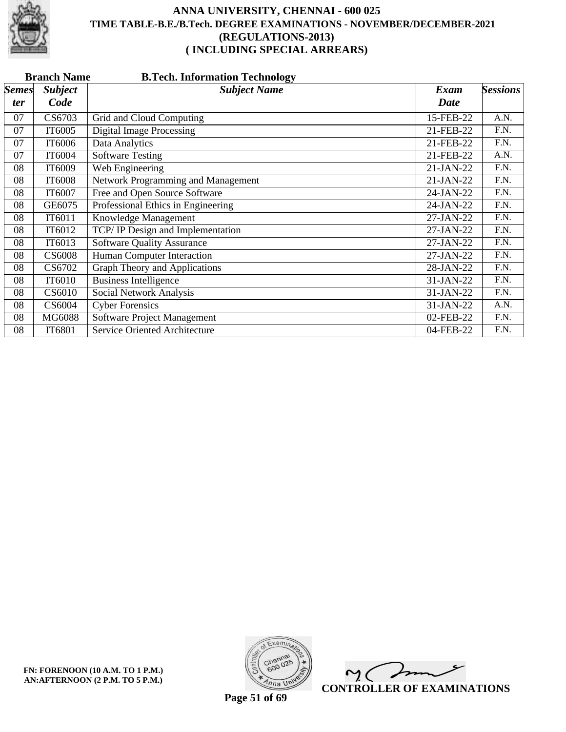# ANNA UNIVERSITY, CHENNAI - 600 025

## TIME TABLE-B.E./B.Tech. DEGREE EXAMINATIONS - NOVEMBER/DECEMBER-2021

## (REGULATIONS-2013)

## ( INCLUDING SPECIAL ARREARS)

**Branch Name** **B.Tech. Information Technology**

| *Semester* | *Subject Code* | *Subject Name* | *Exam Date* | *Sessions* |
|---|---|---|---|---|
| 07 | CS6703 | Grid and Cloud Computing | 15-FEB-22 | A.N. |
| 07 | IT6005 | Digital Image Processing | 21-FEB-22 | F.N. |
| 07 | IT6006 | Data Analytics | 21-FEB-22 | F.N. |
| 07 | IT6004 | Software Testing | 21-FEB-22 | A.N. |
| 08 | IT6009 | Web Engineering | 21-JAN-22 | F.N. |
| 08 | IT6008 | Network Programming and Management | 21-JAN-22 | F.N. |
| 08 | IT6007 | Free and Open Source Software | 24-JAN-22 | F.N. |
| 08 | GE6075 | Professional Ethics in Engineering | 24-JAN-22 | F.N. |
| 08 | IT6011 | Knowledge Management | 27-JAN-22 | F.N. |
| 08 | IT6012 | TCP/ IP Design and Implementation | 27-JAN-22 | F.N. |
| 08 | IT6013 | Software Quality Assurance | 27-JAN-22 | F.N. |
| 08 | CS6008 | Human Computer Interaction | 27-JAN-22 | F.N. |
| 08 | CS6702 | Graph Theory and Applications | 28-JAN-22 | F.N. |
| 08 | IT6010 | Business Intelligence | 31-JAN-22 | F.N. |
| 08 | CS6010 | Social Network Analysis | 31-JAN-22 | F.N. |
| 08 | CS6004 | Cyber Forensics | 31-JAN-22 | A.N. |
| 08 | MG6088 | Software Project Management | 02-FEB-22 | F.N. |
| 08 | IT6801 | Service Oriented Architecture | 04-FEB-22 | F.N. |

**FN: FORENOON (10 A.M. TO 1 P.M.)**
**AN:AFTERNOON (2 P.M. TO 5 P.M.)**

**CONTROLLER OF EXAMINATIONS**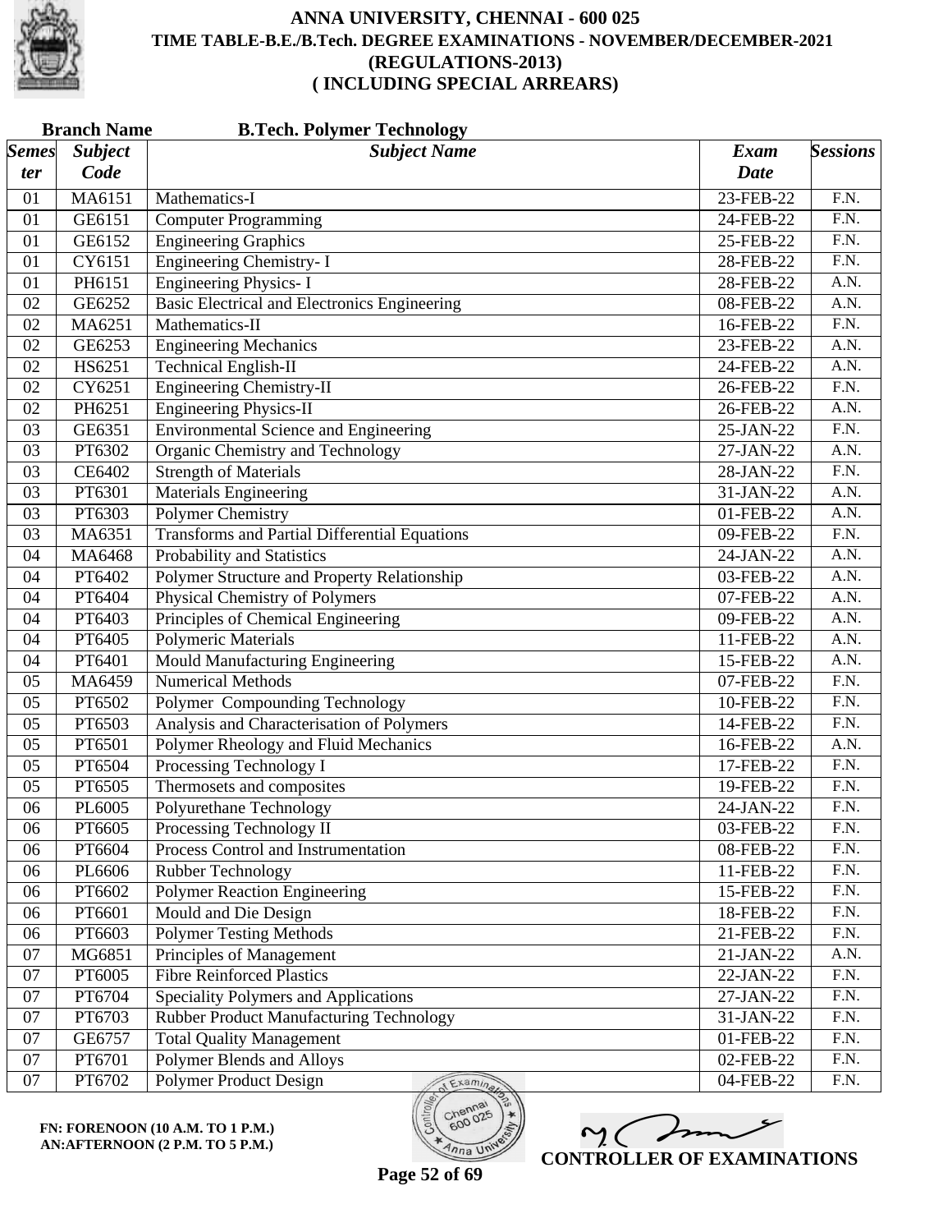# ANNA UNIVERSITY, CHENNAI - 600 025
## TIME TABLE-B.E./B.Tech. DEGREE EXAMINATIONS - NOVEMBER/DECEMBER-2021
## (REGULATIONS-2013)
## ( INCLUDING SPECIAL ARREARS)

**Branch Name** **B.Tech. Polymer Technology**

| Semester | Subject Code | Subject Name | Exam Date | Sessions |
|---|---|---|---|---|
| 01 | MA6151 | Mathematics-I | 23-FEB-22 | F.N. |
| 01 | GE6151 | Computer Programming | 24-FEB-22 | F.N. |
| 01 | GE6152 | Engineering Graphics | 25-FEB-22 | F.N. |
| 01 | CY6151 | Engineering Chemistry- I | 28-FEB-22 | F.N. |
| 01 | PH6151 | Engineering Physics- I | 28-FEB-22 | A.N. |
| 02 | GE6252 | Basic Electrical and Electronics Engineering | 08-FEB-22 | A.N. |
| 02 | MA6251 | Mathematics-II | 16-FEB-22 | F.N. |
| 02 | GE6253 | Engineering Mechanics | 23-FEB-22 | A.N. |
| 02 | HS6251 | Technical English-II | 24-FEB-22 | A.N. |
| 02 | CY6251 | Engineering Chemistry-II | 26-FEB-22 | F.N. |
| 02 | PH6251 | Engineering Physics-II | 26-FEB-22 | A.N. |
| 03 | GE6351 | Environmental Science and Engineering | 25-JAN-22 | F.N. |
| 03 | PT6302 | Organic Chemistry and Technology | 27-JAN-22 | A.N. |
| 03 | CE6402 | Strength of Materials | 28-JAN-22 | F.N. |
| 03 | PT6301 | Materials Engineering | 31-JAN-22 | A.N. |
| 03 | PT6303 | Polymer Chemistry | 01-FEB-22 | A.N. |
| 03 | MA6351 | Transforms and Partial Differential Equations | 09-FEB-22 | F.N. |
| 04 | MA6468 | Probability and Statistics | 24-JAN-22 | A.N. |
| 04 | PT6402 | Polymer Structure and Property Relationship | 03-FEB-22 | A.N. |
| 04 | PT6404 | Physical Chemistry of Polymers | 07-FEB-22 | A.N. |
| 04 | PT6403 | Principles of Chemical Engineering | 09-FEB-22 | A.N. |
| 04 | PT6405 | Polymeric Materials | 11-FEB-22 | A.N. |
| 04 | PT6401 | Mould Manufacturing Engineering | 15-FEB-22 | A.N. |
| 05 | MA6459 | Numerical Methods | 07-FEB-22 | F.N. |
| 05 | PT6502 | Polymer Compounding Technology | 10-FEB-22 | F.N. |
| 05 | PT6503 | Analysis and Characterisation of Polymers | 14-FEB-22 | F.N. |
| 05 | PT6501 | Polymer Rheology and Fluid Mechanics | 16-FEB-22 | A.N. |
| 05 | PT6504 | Processing Technology I | 17-FEB-22 | F.N. |
| 05 | PT6505 | Thermosets and composites | 19-FEB-22 | F.N. |
| 06 | PL6005 | Polyurethane Technology | 24-JAN-22 | F.N. |
| 06 | PT6605 | Processing Technology II | 03-FEB-22 | F.N. |
| 06 | PT6604 | Process Control and Instrumentation | 08-FEB-22 | F.N. |
| 06 | PL6606 | Rubber Technology | 11-FEB-22 | F.N. |
| 06 | PT6602 | Polymer Reaction Engineering | 15-FEB-22 | F.N. |
| 06 | PT6601 | Mould and Die Design | 18-FEB-22 | F.N. |
| 06 | PT6603 | Polymer Testing Methods | 21-FEB-22 | F.N. |
| 07 | MG6851 | Principles of Management | 21-JAN-22 | A.N. |
| 07 | PT6005 | Fibre Reinforced Plastics | 22-JAN-22 | F.N. |
| 07 | PT6704 | Speciality Polymers and Applications | 27-JAN-22 | F.N. |
| 07 | PT6703 | Rubber Product Manufacturing Technology | 31-JAN-22 | F.N. |
| 07 | GE6757 | Total Quality Management | 01-FEB-22 | F.N. |
| 07 | PT6701 | Polymer Blends and Alloys | 02-FEB-22 | F.N. |
| 07 | PT6702 | Polymer Product Design | 04-FEB-22 | F.N. |

**FN: FORENOON (10 A.M. TO 1 P.M.)**
**AN:AFTERNOON (2 P.M. TO 5 P.M.)**

**CONTROLLER OF EXAMINATIONS**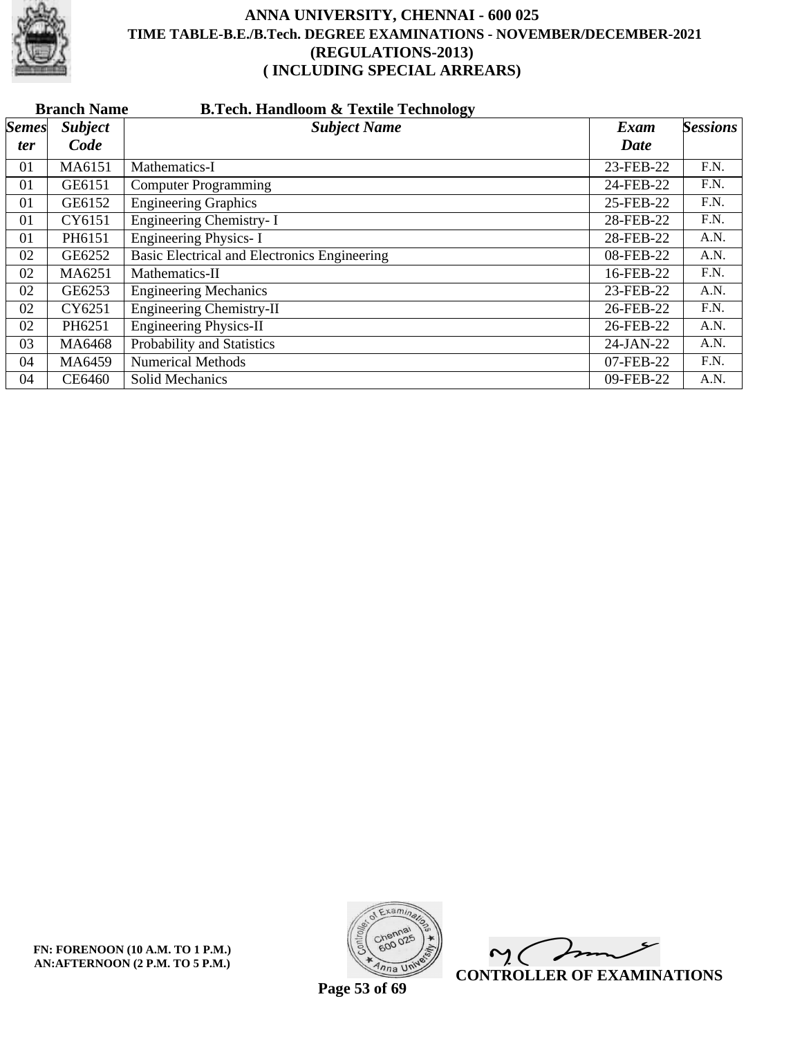# ANNA UNIVERSITY, CHENNAI - 600 025
## TIME TABLE-B.E./B.Tech. DEGREE EXAMINATIONS - NOVEMBER/DECEMBER-2021
## (REGULATIONS-2013)
## ( INCLUDING SPECIAL ARREARS)

**Branch Name** **B.Tech. Handloom & Textile Technology**

| *Semester* | *Subject Code* | *Subject Name* | *Exam Date* | *Sessions* |
|---|---|---|---|---|
| 01 | MA6151 | Mathematics-I | 23-FEB-22 | F.N. |
| 01 | GE6151 | Computer Programming | 24-FEB-22 | F.N. |
| 01 | GE6152 | Engineering Graphics | 25-FEB-22 | F.N. |
| 01 | CY6151 | Engineering Chemistry- I | 28-FEB-22 | F.N. |
| 01 | PH6151 | Engineering Physics- I | 28-FEB-22 | A.N. |
| 02 | GE6252 | Basic Electrical and Electronics Engineering | 08-FEB-22 | A.N. |
| 02 | MA6251 | Mathematics-II | 16-FEB-22 | F.N. |
| 02 | GE6253 | Engineering Mechanics | 23-FEB-22 | A.N. |
| 02 | CY6251 | Engineering Chemistry-II | 26-FEB-22 | F.N. |
| 02 | PH6251 | Engineering Physics-II | 26-FEB-22 | A.N. |
| 03 | MA6468 | Probability and Statistics | 24-JAN-22 | A.N. |
| 04 | MA6459 | Numerical Methods | 07-FEB-22 | F.N. |
| 04 | CE6460 | Solid Mechanics | 09-FEB-22 | A.N. |

**FN: FORENOON (10 A.M. TO 1 P.M.)**
**AN:AFTERNOON (2 P.M. TO 5 P.M.)**

**CONTROLLER OF EXAMINATIONS**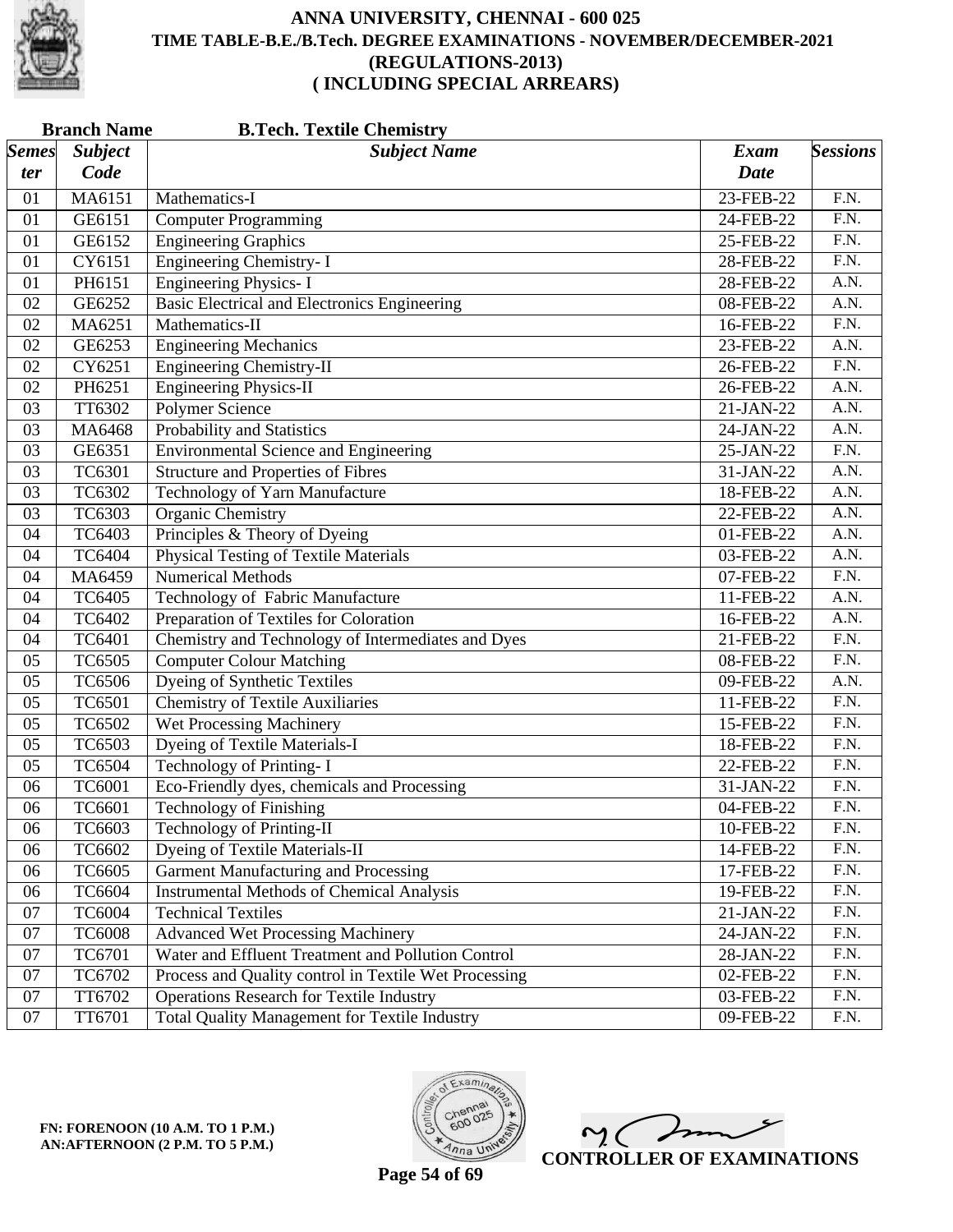# ANNA UNIVERSITY, CHENNAI - 600 025
## TIME TABLE-B.E./B.Tech. DEGREE EXAMINATIONS - NOVEMBER/DECEMBER-2021
## (REGULATIONS-2013)
## ( INCLUDING SPECIAL ARREARS)

**Branch Name** **B.Tech. Textile Chemistry**

| *Semester* | *Subject Code* | *Subject Name* | *Exam Date* | *Sessions* |
|---|---|---|---|---|
| 01 | MA6151 | Mathematics-I | 23-FEB-22 | F.N. |
| 01 | GE6151 | Computer Programming | 24-FEB-22 | F.N. |
| 01 | GE6152 | Engineering Graphics | 25-FEB-22 | F.N. |
| 01 | CY6151 | Engineering Chemistry- I | 28-FEB-22 | F.N. |
| 01 | PH6151 | Engineering Physics- I | 28-FEB-22 | A.N. |
| 02 | GE6252 | Basic Electrical and Electronics Engineering | 08-FEB-22 | A.N. |
| 02 | MA6251 | Mathematics-II | 16-FEB-22 | F.N. |
| 02 | GE6253 | Engineering Mechanics | 23-FEB-22 | A.N. |
| 02 | CY6251 | Engineering Chemistry-II | 26-FEB-22 | F.N. |
| 02 | PH6251 | Engineering Physics-II | 26-FEB-22 | A.N. |
| 03 | TT6302 | Polymer Science | 21-JAN-22 | A.N. |
| 03 | MA6468 | Probability and Statistics | 24-JAN-22 | A.N. |
| 03 | GE6351 | Environmental Science and Engineering | 25-JAN-22 | F.N. |
| 03 | TC6301 | Structure and Properties of Fibres | 31-JAN-22 | A.N. |
| 03 | TC6302 | Technology of Yarn Manufacture | 18-FEB-22 | A.N. |
| 03 | TC6303 | Organic Chemistry | 22-FEB-22 | A.N. |
| 04 | TC6403 | Principles & Theory of Dyeing | 01-FEB-22 | A.N. |
| 04 | TC6404 | Physical Testing of Textile Materials | 03-FEB-22 | A.N. |
| 04 | MA6459 | Numerical Methods | 07-FEB-22 | F.N. |
| 04 | TC6405 | Technology of Fabric Manufacture | 11-FEB-22 | A.N. |
| 04 | TC6402 | Preparation of Textiles for Coloration | 16-FEB-22 | A.N. |
| 04 | TC6401 | Chemistry and Technology of Intermediates and Dyes | 21-FEB-22 | F.N. |
| 05 | TC6505 | Computer Colour Matching | 08-FEB-22 | F.N. |
| 05 | TC6506 | Dyeing of Synthetic Textiles | 09-FEB-22 | A.N. |
| 05 | TC6501 | Chemistry of Textile Auxiliaries | 11-FEB-22 | F.N. |
| 05 | TC6502 | Wet Processing Machinery | 15-FEB-22 | F.N. |
| 05 | TC6503 | Dyeing of Textile Materials-I | 18-FEB-22 | F.N. |
| 05 | TC6504 | Technology of Printing- I | 22-FEB-22 | F.N. |
| 06 | TC6001 | Eco-Friendly dyes, chemicals and Processing | 31-JAN-22 | F.N. |
| 06 | TC6601 | Technology of Finishing | 04-FEB-22 | F.N. |
| 06 | TC6603 | Technology of Printing-II | 10-FEB-22 | F.N. |
| 06 | TC6602 | Dyeing of Textile Materials-II | 14-FEB-22 | F.N. |
| 06 | TC6605 | Garment Manufacturing and Processing | 17-FEB-22 | F.N. |
| 06 | TC6604 | Instrumental Methods of Chemical Analysis | 19-FEB-22 | F.N. |
| 07 | TC6004 | Technical Textiles | 21-JAN-22 | F.N. |
| 07 | TC6008 | Advanced Wet Processing Machinery | 24-JAN-22 | F.N. |
| 07 | TC6701 | Water and Effluent Treatment and Pollution Control | 28-JAN-22 | F.N. |
| 07 | TC6702 | Process and Quality control in Textile Wet Processing | 02-FEB-22 | F.N. |
| 07 | TT6702 | Operations Research for Textile Industry | 03-FEB-22 | F.N. |
| 07 | TT6701 | Total Quality Management for Textile Industry | 09-FEB-22 | F.N. |

**FN: FORENOON (10 A.M. TO 1 P.M.)**
**AN:AFTERNOON (2 P.M. TO 5 P.M.)**

**CONTROLLER OF EXAMINATIONS**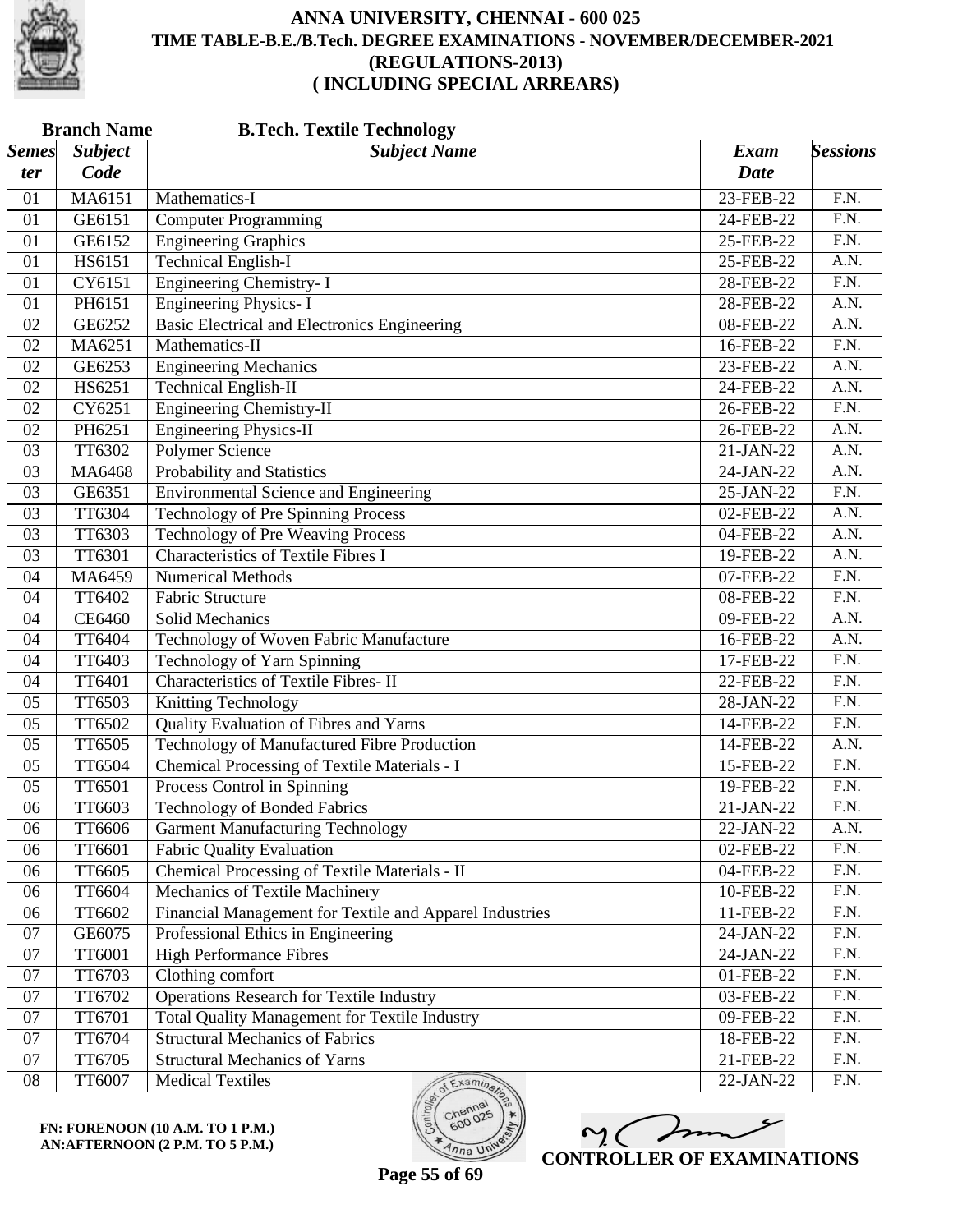# ANNA UNIVERSITY, CHENNAI - 600 025

## TIME TABLE-B.E./B.Tech. DEGREE EXAMINATIONS - NOVEMBER/DECEMBER-2021

## (REGULATIONS-2013)

## ( INCLUDING SPECIAL ARREARS)

**Branch Name** **B.Tech. Textile Technology**

| Semester | Subject Code | Subject Name | Exam Date | Sessions |
|---|---|---|---|---|
| 01 | MA6151 | Mathematics-I | 23-FEB-22 | F.N. |
| 01 | GE6151 | Computer Programming | 24-FEB-22 | F.N. |
| 01 | GE6152 | Engineering Graphics | 25-FEB-22 | F.N. |
| 01 | HS6151 | Technical English-I | 25-FEB-22 | A.N. |
| 01 | CY6151 | Engineering Chemistry- I | 28-FEB-22 | F.N. |
| 01 | PH6151 | Engineering Physics- I | 28-FEB-22 | A.N. |
| 02 | GE6252 | Basic Electrical and Electronics Engineering | 08-FEB-22 | A.N. |
| 02 | MA6251 | Mathematics-II | 16-FEB-22 | F.N. |
| 02 | GE6253 | Engineering Mechanics | 23-FEB-22 | A.N. |
| 02 | HS6251 | Technical English-II | 24-FEB-22 | A.N. |
| 02 | CY6251 | Engineering Chemistry-II | 26-FEB-22 | F.N. |
| 02 | PH6251 | Engineering Physics-II | 26-FEB-22 | A.N. |
| 03 | TT6302 | Polymer Science | 21-JAN-22 | A.N. |
| 03 | MA6468 | Probability and Statistics | 24-JAN-22 | A.N. |
| 03 | GE6351 | Environmental Science and Engineering | 25-JAN-22 | F.N. |
| 03 | TT6304 | Technology of Pre Spinning Process | 02-FEB-22 | A.N. |
| 03 | TT6303 | Technology of Pre Weaving Process | 04-FEB-22 | A.N. |
| 03 | TT6301 | Characteristics of Textile Fibres I | 19-FEB-22 | A.N. |
| 04 | MA6459 | Numerical Methods | 07-FEB-22 | F.N. |
| 04 | TT6402 | Fabric Structure | 08-FEB-22 | F.N. |
| 04 | CE6460 | Solid Mechanics | 09-FEB-22 | A.N. |
| 04 | TT6404 | Technology of Woven Fabric Manufacture | 16-FEB-22 | A.N. |
| 04 | TT6403 | Technology of Yarn Spinning | 17-FEB-22 | F.N. |
| 04 | TT6401 | Characteristics of Textile Fibres- II | 22-FEB-22 | F.N. |
| 05 | TT6503 | Knitting Technology | 28-JAN-22 | F.N. |
| 05 | TT6502 | Quality Evaluation of Fibres and Yarns | 14-FEB-22 | F.N. |
| 05 | TT6505 | Technology of Manufactured Fibre Production | 14-FEB-22 | A.N. |
| 05 | TT6504 | Chemical Processing of Textile Materials - I | 15-FEB-22 | F.N. |
| 05 | TT6501 | Process Control in Spinning | 19-FEB-22 | F.N. |
| 06 | TT6603 | Technology of Bonded Fabrics | 21-JAN-22 | F.N. |
| 06 | TT6606 | Garment Manufacturing Technology | 22-JAN-22 | A.N. |
| 06 | TT6601 | Fabric Quality Evaluation | 02-FEB-22 | F.N. |
| 06 | TT6605 | Chemical Processing of Textile Materials - II | 04-FEB-22 | F.N. |
| 06 | TT6604 | Mechanics of Textile Machinery | 10-FEB-22 | F.N. |
| 06 | TT6602 | Financial Management for Textile and Apparel Industries | 11-FEB-22 | F.N. |
| 07 | GE6075 | Professional Ethics in Engineering | 24-JAN-22 | F.N. |
| 07 | TT6001 | High Performance Fibres | 24-JAN-22 | F.N. |
| 07 | TT6703 | Clothing comfort | 01-FEB-22 | F.N. |
| 07 | TT6702 | Operations Research for Textile Industry | 03-FEB-22 | F.N. |
| 07 | TT6701 | Total Quality Management for Textile Industry | 09-FEB-22 | F.N. |
| 07 | TT6704 | Structural Mechanics of Fabrics | 18-FEB-22 | F.N. |
| 07 | TT6705 | Structural Mechanics of Yarns | 21-FEB-22 | F.N. |
| 08 | TT6007 | Medical Textiles | 22-JAN-22 | F.N. |

**FN: FORENOON (10 A.M. TO 1 P.M.)**
**AN:AFTERNOON (2 P.M. TO 5 P.M.)**

**CONTROLLER OF EXAMINATIONS**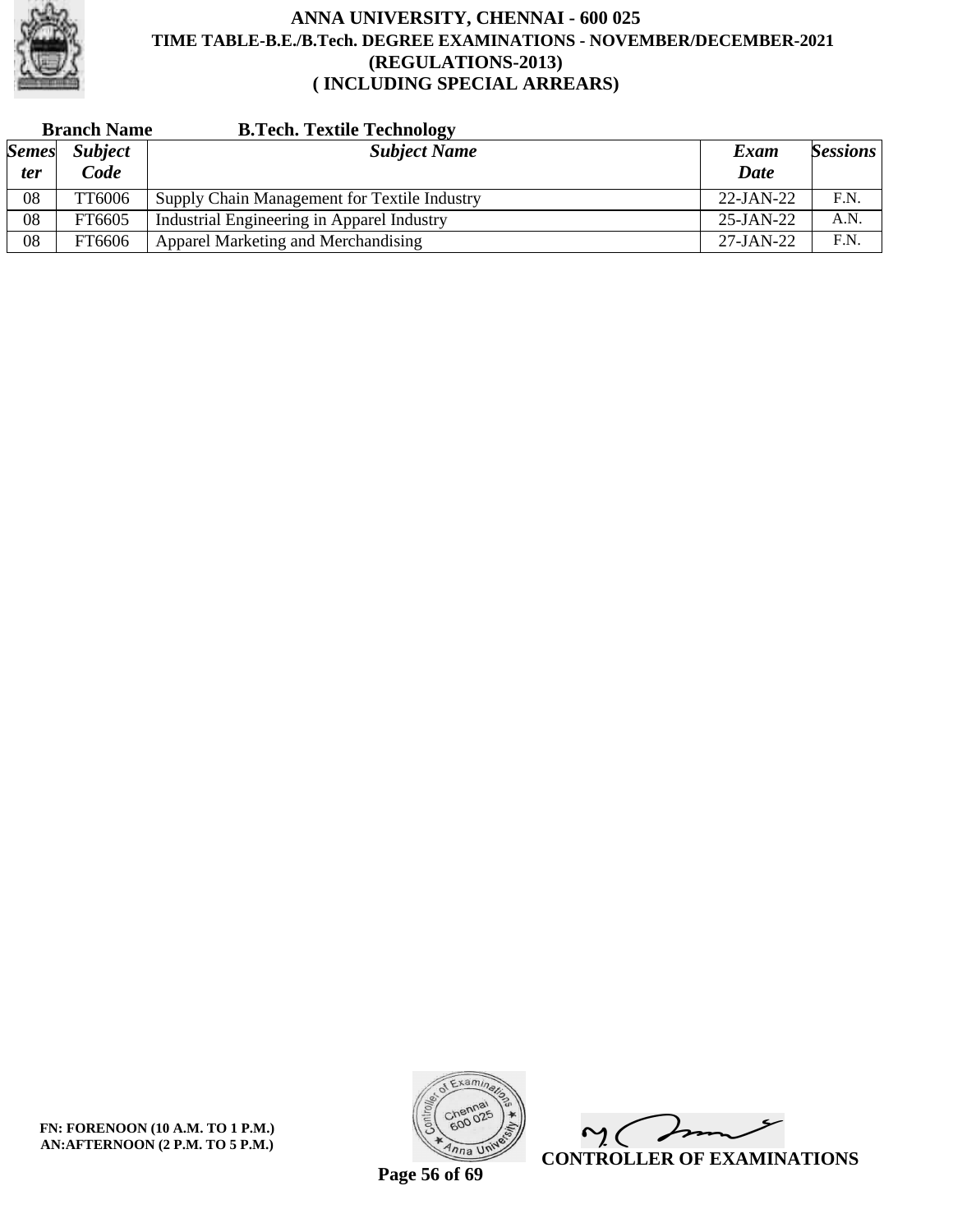# ANNA UNIVERSITY, CHENNAI - 600 025

## TIME TABLE-B.E./B.Tech. DEGREE EXAMINATIONS - NOVEMBER/DECEMBER-2021

## (REGULATIONS-2013)

## ( INCLUDING SPECIAL ARREARS)

**Branch Name** **B.Tech. Textile Technology**

| *Semester* | *Subject Code* | *Subject Name* | *Exam Date* | *Sessions* |
|---|---|---|---|---|
| 08 | TT6006 | Supply Chain Management for Textile Industry | 22-JAN-22 | F.N. |
| 08 | FT6605 | Industrial Engineering in Apparel Industry | 25-JAN-22 | A.N. |
| 08 | FT6606 | Apparel Marketing and Merchandising | 27-JAN-22 | F.N. |

**FN: FORENOON (10 A.M. TO 1 P.M.)**
**AN:AFTERNOON (2 P.M. TO 5 P.M.)**

**CONTROLLER OF EXAMINATIONS**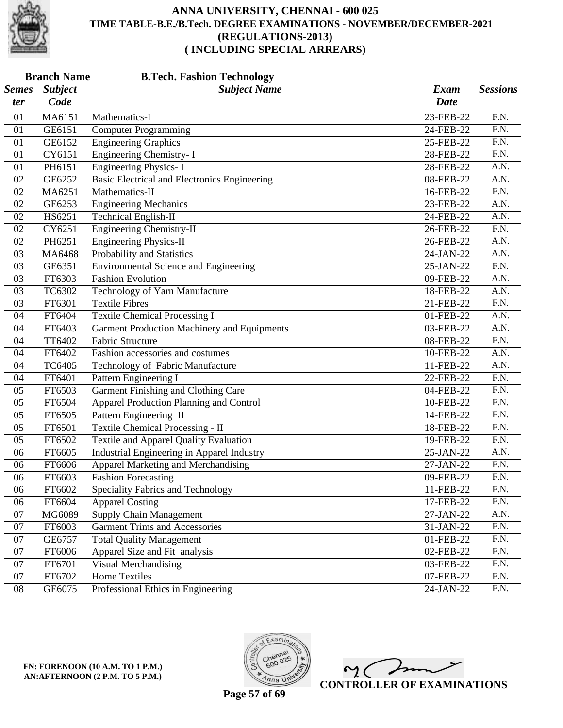# ANNA UNIVERSITY, CHENNAI - 600 025
## TIME TABLE-B.E./B.Tech. DEGREE EXAMINATIONS - NOVEMBER/DECEMBER-2021
## (REGULATIONS-2013)
## ( INCLUDING SPECIAL ARREARS)

**Branch Name** **B.Tech. Fashion Technology**

| Semester | Subject Code | Subject Name | Exam Date | Sessions |
|---|---|---|---|---|
| 01 | MA6151 | Mathematics-I | 23-FEB-22 | F.N. |
| 01 | GE6151 | Computer Programming | 24-FEB-22 | F.N. |
| 01 | GE6152 | Engineering Graphics | 25-FEB-22 | F.N. |
| 01 | CY6151 | Engineering Chemistry- I | 28-FEB-22 | F.N. |
| 01 | PH6151 | Engineering Physics- I | 28-FEB-22 | A.N. |
| 02 | GE6252 | Basic Electrical and Electronics Engineering | 08-FEB-22 | A.N. |
| 02 | MA6251 | Mathematics-II | 16-FEB-22 | F.N. |
| 02 | GE6253 | Engineering Mechanics | 23-FEB-22 | A.N. |
| 02 | HS6251 | Technical English-II | 24-FEB-22 | A.N. |
| 02 | CY6251 | Engineering Chemistry-II | 26-FEB-22 | F.N. |
| 02 | PH6251 | Engineering Physics-II | 26-FEB-22 | A.N. |
| 03 | MA6468 | Probability and Statistics | 24-JAN-22 | A.N. |
| 03 | GE6351 | Environmental Science and Engineering | 25-JAN-22 | F.N. |
| 03 | FT6303 | Fashion Evolution | 09-FEB-22 | A.N. |
| 03 | TC6302 | Technology of Yarn Manufacture | 18-FEB-22 | A.N. |
| 03 | FT6301 | Textile Fibres | 21-FEB-22 | F.N. |
| 04 | FT6404 | Textile Chemical Processing I | 01-FEB-22 | A.N. |
| 04 | FT6403 | Garment Production Machinery and Equipments | 03-FEB-22 | A.N. |
| 04 | TT6402 | Fabric Structure | 08-FEB-22 | F.N. |
| 04 | FT6402 | Fashion accessories and costumes | 10-FEB-22 | A.N. |
| 04 | TC6405 | Technology of Fabric Manufacture | 11-FEB-22 | A.N. |
| 04 | FT6401 | Pattern Engineering I | 22-FEB-22 | F.N. |
| 05 | FT6503 | Garment Finishing and Clothing Care | 04-FEB-22 | F.N. |
| 05 | FT6504 | Apparel Production Planning and Control | 10-FEB-22 | F.N. |
| 05 | FT6505 | Pattern Engineering II | 14-FEB-22 | F.N. |
| 05 | FT6501 | Textile Chemical Processing - II | 18-FEB-22 | F.N. |
| 05 | FT6502 | Textile and Apparel Quality Evaluation | 19-FEB-22 | F.N. |
| 06 | FT6605 | Industrial Engineering in Apparel Industry | 25-JAN-22 | A.N. |
| 06 | FT6606 | Apparel Marketing and Merchandising | 27-JAN-22 | F.N. |
| 06 | FT6603 | Fashion Forecasting | 09-FEB-22 | F.N. |
| 06 | FT6602 | Speciality Fabrics and Technology | 11-FEB-22 | F.N. |
| 06 | FT6604 | Apparel Costing | 17-FEB-22 | F.N. |
| 07 | MG6089 | Supply Chain Management | 27-JAN-22 | A.N. |
| 07 | FT6003 | Garment Trims and Accessories | 31-JAN-22 | F.N. |
| 07 | GE6757 | Total Quality Management | 01-FEB-22 | F.N. |
| 07 | FT6006 | Apparel Size and Fit analysis | 02-FEB-22 | F.N. |
| 07 | FT6701 | Visual Merchandising | 03-FEB-22 | F.N. |
| 07 | FT6702 | Home Textiles | 07-FEB-22 | F.N. |
| 08 | GE6075 | Professional Ethics in Engineering | 24-JAN-22 | F.N. |

**FN: FORENOON (10 A.M. TO 1 P.M.)**
**AN:AFTERNOON (2 P.M. TO 5 P.M.)**

**CONTROLLER OF EXAMINATIONS**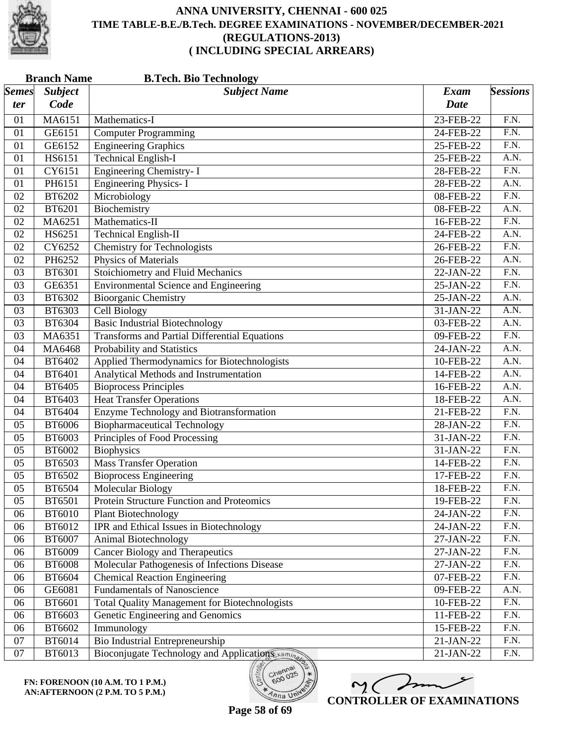# ANNA UNIVERSITY, CHENNAI - 600 025

## TIME TABLE-B.E./B.Tech. DEGREE EXAMINATIONS - NOVEMBER/DECEMBER-2021

## (REGULATIONS-2013)

## ( INCLUDING SPECIAL ARREARS)

**Branch Name** **B.Tech. Bio Technology**

| Semester | Subject Code | Subject Name | Exam Date | Sessions |
|---|---|---|---|---|
| 01 | MA6151 | Mathematics-I | 23-FEB-22 | F.N. |
| 01 | GE6151 | Computer Programming | 24-FEB-22 | F.N. |
| 01 | GE6152 | Engineering Graphics | 25-FEB-22 | F.N. |
| 01 | HS6151 | Technical English-I | 25-FEB-22 | A.N. |
| 01 | CY6151 | Engineering Chemistry- I | 28-FEB-22 | F.N. |
| 01 | PH6151 | Engineering Physics- I | 28-FEB-22 | A.N. |
| 02 | BT6202 | Microbiology | 08-FEB-22 | F.N. |
| 02 | BT6201 | Biochemistry | 08-FEB-22 | A.N. |
| 02 | MA6251 | Mathematics-II | 16-FEB-22 | F.N. |
| 02 | HS6251 | Technical English-II | 24-FEB-22 | A.N. |
| 02 | CY6252 | Chemistry for Technologists | 26-FEB-22 | F.N. |
| 02 | PH6252 | Physics of Materials | 26-FEB-22 | A.N. |
| 03 | BT6301 | Stoichiometry and Fluid Mechanics | 22-JAN-22 | F.N. |
| 03 | GE6351 | Environmental Science and Engineering | 25-JAN-22 | F.N. |
| 03 | BT6302 | Bioorganic Chemistry | 25-JAN-22 | A.N. |
| 03 | BT6303 | Cell Biology | 31-JAN-22 | A.N. |
| 03 | BT6304 | Basic Industrial Biotechnology | 03-FEB-22 | A.N. |
| 03 | MA6351 | Transforms and Partial Differential Equations | 09-FEB-22 | F.N. |
| 04 | MA6468 | Probability and Statistics | 24-JAN-22 | A.N. |
| 04 | BT6402 | Applied Thermodynamics for Biotechnologists | 10-FEB-22 | A.N. |
| 04 | BT6401 | Analytical Methods and Instrumentation | 14-FEB-22 | A.N. |
| 04 | BT6405 | Bioprocess Principles | 16-FEB-22 | A.N. |
| 04 | BT6403 | Heat Transfer Operations | 18-FEB-22 | A.N. |
| 04 | BT6404 | Enzyme Technology and Biotransformation | 21-FEB-22 | F.N. |
| 05 | BT6006 | Biopharmaceutical Technology | 28-JAN-22 | F.N. |
| 05 | BT6003 | Principles of Food Processing | 31-JAN-22 | F.N. |
| 05 | BT6002 | Biophysics | 31-JAN-22 | F.N. |
| 05 | BT6503 | Mass Transfer Operation | 14-FEB-22 | F.N. |
| 05 | BT6502 | Bioprocess Engineering | 17-FEB-22 | F.N. |
| 05 | BT6504 | Molecular Biology | 18-FEB-22 | F.N. |
| 05 | BT6501 | Protein Structure Function and Proteomics | 19-FEB-22 | F.N. |
| 06 | BT6010 | Plant Biotechnology | 24-JAN-22 | F.N. |
| 06 | BT6012 | IPR and Ethical Issues in Biotechnology | 24-JAN-22 | F.N. |
| 06 | BT6007 | Animal Biotechnology | 27-JAN-22 | F.N. |
| 06 | BT6009 | Cancer Biology and Therapeutics | 27-JAN-22 | F.N. |
| 06 | BT6008 | Molecular Pathogenesis of Infections Disease | 27-JAN-22 | F.N. |
| 06 | BT6604 | Chemical Reaction Engineering | 07-FEB-22 | F.N. |
| 06 | GE6081 | Fundamentals of Nanoscience | 09-FEB-22 | A.N. |
| 06 | BT6601 | Total Quality Management for Biotechnologists | 10-FEB-22 | F.N. |
| 06 | BT6603 | Genetic Engineering and Genomics | 11-FEB-22 | F.N. |
| 06 | BT6602 | Immunology | 15-FEB-22 | F.N. |
| 07 | BT6014 | Bio Industrial Entrepreneurship | 21-JAN-22 | F.N. |
| 07 | BT6013 | Bioconjugate Technology and Applications | 21-JAN-22 | F.N. |

**FN: FORENOON (10 A.M. TO 1 P.M.)**
**AN:AFTERNOON (2 P.M. TO 5 P.M.)**

**CONTROLLER OF EXAMINATIONS**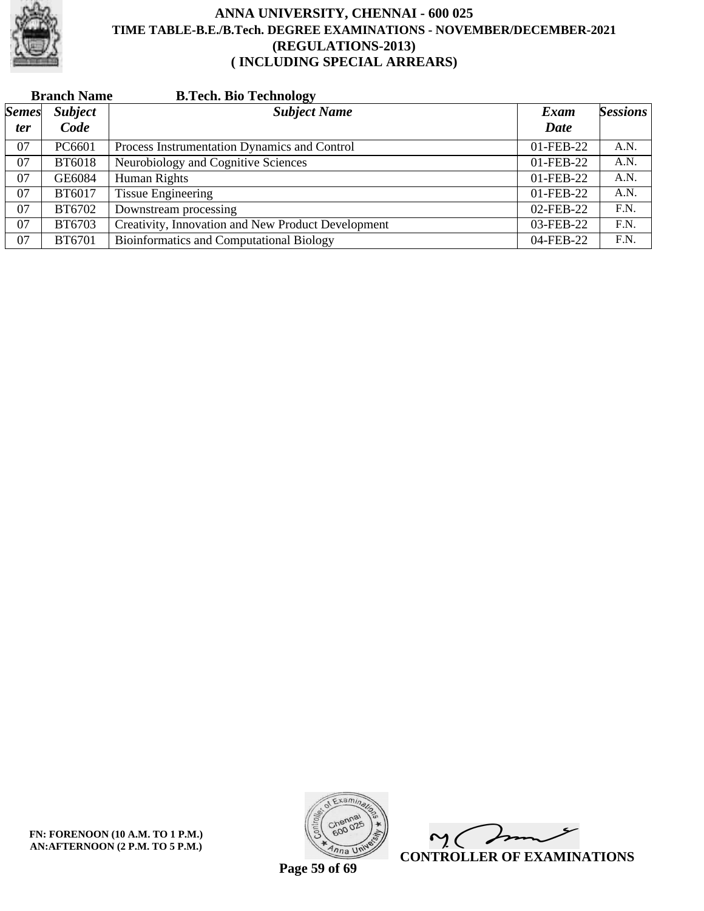# ANNA UNIVERSITY, CHENNAI - 600 025
## TIME TABLE-B.E./B.Tech. DEGREE EXAMINATIONS - NOVEMBER/DECEMBER-2021
## (REGULATIONS-2013)
## ( INCLUDING SPECIAL ARREARS)

**Branch Name** **B.Tech. Bio Technology**

| *Semester* | *Subject Code* | *Subject Name* | *Exam Date* | *Sessions* |
|---|---|---|---|---|
| 07 | PC6601 | Process Instrumentation Dynamics and Control | 01-FEB-22 | A.N. |
| 07 | BT6018 | Neurobiology and Cognitive Sciences | 01-FEB-22 | A.N. |
| 07 | GE6084 | Human Rights | 01-FEB-22 | A.N. |
| 07 | BT6017 | Tissue Engineering | 01-FEB-22 | A.N. |
| 07 | BT6702 | Downstream processing | 02-FEB-22 | F.N. |
| 07 | BT6703 | Creativity, Innovation and New Product Development | 03-FEB-22 | F.N. |
| 07 | BT6701 | Bioinformatics and Computational Biology | 04-FEB-22 | F.N. |

**FN: FORENOON (10 A.M. TO 1 P.M.)**
**AN:AFTERNOON (2 P.M. TO 5 P.M.)**

**CONTROLLER OF EXAMINATIONS**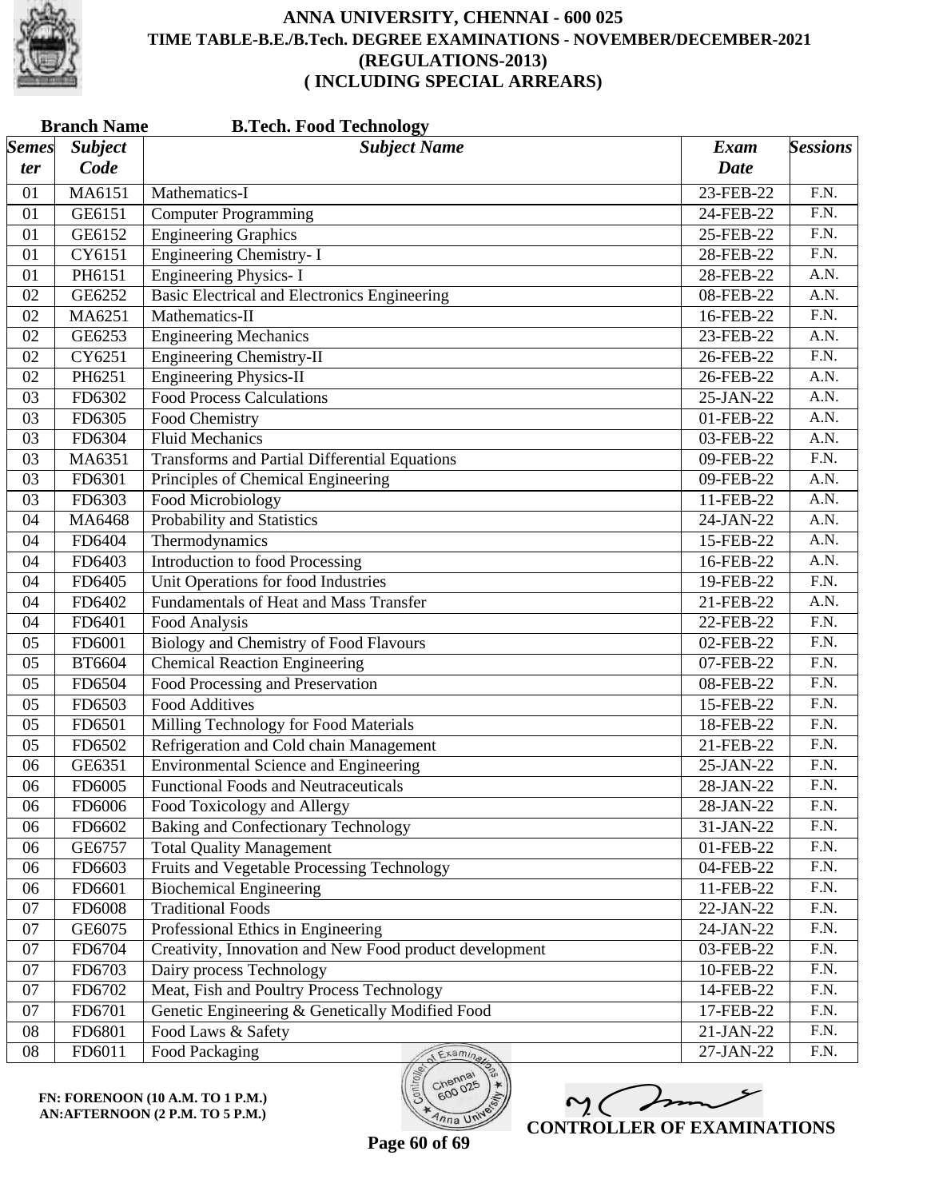# ANNA UNIVERSITY, CHENNAI - 600 025
## TIME TABLE-B.E./B.Tech. DEGREE EXAMINATIONS - NOVEMBER/DECEMBER-2021
## (REGULATIONS-2013)
## ( INCLUDING SPECIAL ARREARS)

**Branch Name** **B.Tech. Food Technology**

| *Semester* | *Subject Code* | *Subject Name* | *Exam Date* | *Sessions* |
|---|---|---|---|---|
| 01 | MA6151 | Mathematics-I | 23-FEB-22 | F.N. |
| 01 | GE6151 | Computer Programming | 24-FEB-22 | F.N. |
| 01 | GE6152 | Engineering Graphics | 25-FEB-22 | F.N. |
| 01 | CY6151 | Engineering Chemistry- I | 28-FEB-22 | F.N. |
| 01 | PH6151 | Engineering Physics- I | 28-FEB-22 | A.N. |
| 02 | GE6252 | Basic Electrical and Electronics Engineering | 08-FEB-22 | A.N. |
| 02 | MA6251 | Mathematics-II | 16-FEB-22 | F.N. |
| 02 | GE6253 | Engineering Mechanics | 23-FEB-22 | A.N. |
| 02 | CY6251 | Engineering Chemistry-II | 26-FEB-22 | F.N. |
| 02 | PH6251 | Engineering Physics-II | 26-FEB-22 | A.N. |
| 03 | FD6302 | Food Process Calculations | 25-JAN-22 | A.N. |
| 03 | FD6305 | Food Chemistry | 01-FEB-22 | A.N. |
| 03 | FD6304 | Fluid Mechanics | 03-FEB-22 | A.N. |
| 03 | MA6351 | Transforms and Partial Differential Equations | 09-FEB-22 | F.N. |
| 03 | FD6301 | Principles of Chemical Engineering | 09-FEB-22 | A.N. |
| 03 | FD6303 | Food Microbiology | 11-FEB-22 | A.N. |
| 04 | MA6468 | Probability and Statistics | 24-JAN-22 | A.N. |
| 04 | FD6404 | Thermodynamics | 15-FEB-22 | A.N. |
| 04 | FD6403 | Introduction to food Processing | 16-FEB-22 | A.N. |
| 04 | FD6405 | Unit Operations for food Industries | 19-FEB-22 | F.N. |
| 04 | FD6402 | Fundamentals of Heat and Mass Transfer | 21-FEB-22 | A.N. |
| 04 | FD6401 | Food Analysis | 22-FEB-22 | F.N. |
| 05 | FD6001 | Biology and Chemistry of Food Flavours | 02-FEB-22 | F.N. |
| 05 | BT6604 | Chemical Reaction Engineering | 07-FEB-22 | F.N. |
| 05 | FD6504 | Food Processing and Preservation | 08-FEB-22 | F.N. |
| 05 | FD6503 | Food Additives | 15-FEB-22 | F.N. |
| 05 | FD6501 | Milling Technology for Food Materials | 18-FEB-22 | F.N. |
| 05 | FD6502 | Refrigeration and Cold chain Management | 21-FEB-22 | F.N. |
| 06 | GE6351 | Environmental Science and Engineering | 25-JAN-22 | F.N. |
| 06 | FD6005 | Functional Foods and Neutraceuticals | 28-JAN-22 | F.N. |
| 06 | FD6006 | Food Toxicology and Allergy | 28-JAN-22 | F.N. |
| 06 | FD6602 | Baking and Confectionary Technology | 31-JAN-22 | F.N. |
| 06 | GE6757 | Total Quality Management | 01-FEB-22 | F.N. |
| 06 | FD6603 | Fruits and Vegetable Processing Technology | 04-FEB-22 | F.N. |
| 06 | FD6601 | Biochemical Engineering | 11-FEB-22 | F.N. |
| 07 | FD6008 | Traditional Foods | 22-JAN-22 | F.N. |
| 07 | GE6075 | Professional Ethics in Engineering | 24-JAN-22 | F.N. |
| 07 | FD6704 | Creativity, Innovation and New Food product development | 03-FEB-22 | F.N. |
| 07 | FD6703 | Dairy process Technology | 10-FEB-22 | F.N. |
| 07 | FD6702 | Meat, Fish and Poultry Process Technology | 14-FEB-22 | F.N. |
| 07 | FD6701 | Genetic Engineering & Genetically Modified Food | 17-FEB-22 | F.N. |
| 08 | FD6801 | Food Laws & Safety | 21-JAN-22 | F.N. |
| 08 | FD6011 | Food Packaging | 27-JAN-22 | F.N. |

**FN: FORENOON (10 A.M. TO 1 P.M.)**
**AN:AFTERNOON (2 P.M. TO 5 P.M.)**

**CONTROLLER OF EXAMINATIONS**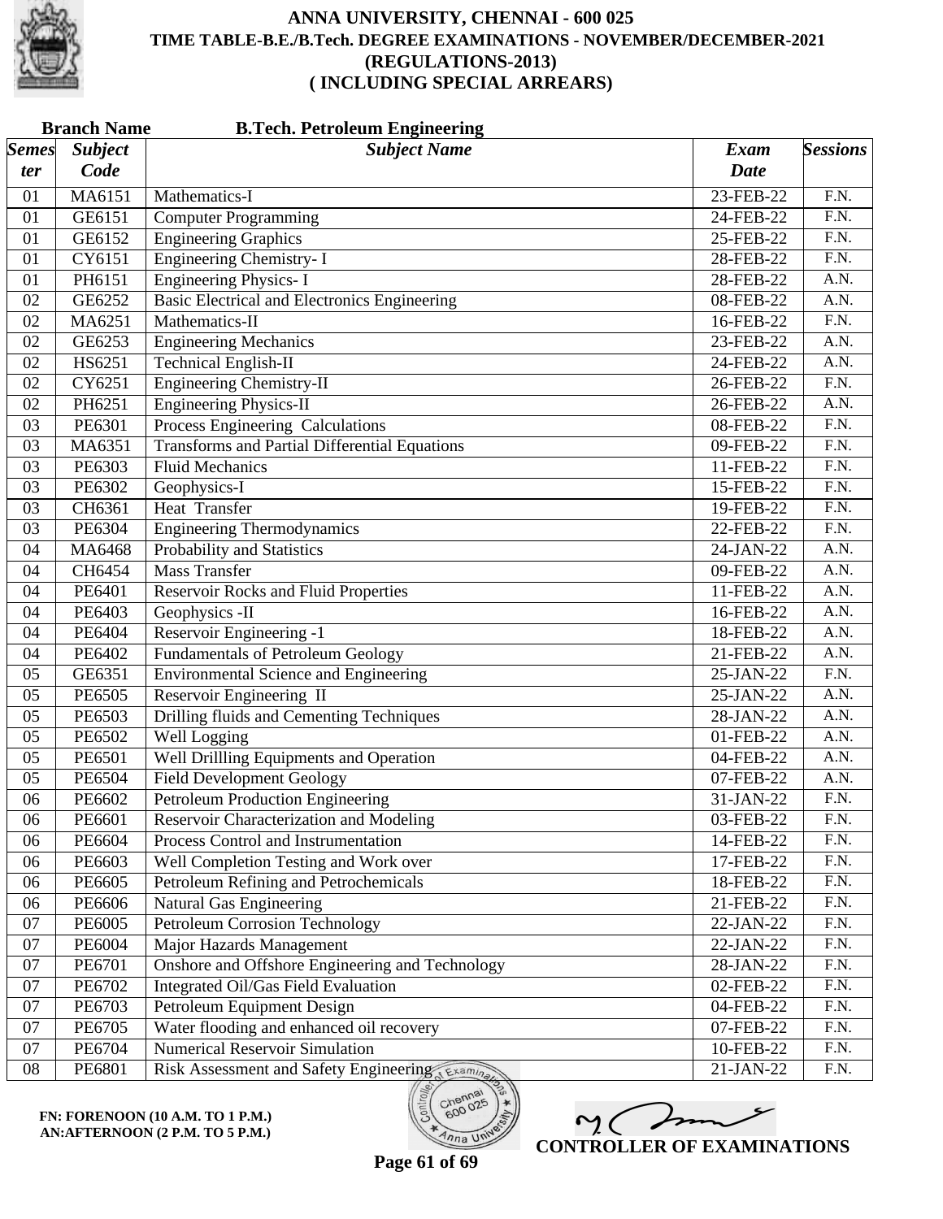# ANNA UNIVERSITY, CHENNAI - 600 025
## TIME TABLE-B.E./B.Tech. DEGREE EXAMINATIONS - NOVEMBER/DECEMBER-2021
## (REGULATIONS-2013)
## ( INCLUDING SPECIAL ARREARS)

**Branch Name** **B.Tech. Petroleum Engineering**

| Semester | Subject Code | Subject Name | Exam Date | Sessions |
|---|---|---|---|---|
| 01 | MA6151 | Mathematics-I | 23-FEB-22 | F.N. |
| 01 | GE6151 | Computer Programming | 24-FEB-22 | F.N. |
| 01 | GE6152 | Engineering Graphics | 25-FEB-22 | F.N. |
| 01 | CY6151 | Engineering Chemistry- I | 28-FEB-22 | F.N. |
| 01 | PH6151 | Engineering Physics- I | 28-FEB-22 | A.N. |
| 02 | GE6252 | Basic Electrical and Electronics Engineering | 08-FEB-22 | A.N. |
| 02 | MA6251 | Mathematics-II | 16-FEB-22 | F.N. |
| 02 | GE6253 | Engineering Mechanics | 23-FEB-22 | A.N. |
| 02 | HS6251 | Technical English-II | 24-FEB-22 | A.N. |
| 02 | CY6251 | Engineering Chemistry-II | 26-FEB-22 | F.N. |
| 02 | PH6251 | Engineering Physics-II | 26-FEB-22 | A.N. |
| 03 | PE6301 | Process Engineering Calculations | 08-FEB-22 | F.N. |
| 03 | MA6351 | Transforms and Partial Differential Equations | 09-FEB-22 | F.N. |
| 03 | PE6303 | Fluid Mechanics | 11-FEB-22 | F.N. |
| 03 | PE6302 | Geophysics-I | 15-FEB-22 | F.N. |
| 03 | CH6361 | Heat Transfer | 19-FEB-22 | F.N. |
| 03 | PE6304 | Engineering Thermodynamics | 22-FEB-22 | F.N. |
| 04 | MA6468 | Probability and Statistics | 24-JAN-22 | A.N. |
| 04 | CH6454 | Mass Transfer | 09-FEB-22 | A.N. |
| 04 | PE6401 | Reservoir Rocks and Fluid Properties | 11-FEB-22 | A.N. |
| 04 | PE6403 | Geophysics -II | 16-FEB-22 | A.N. |
| 04 | PE6404 | Reservoir Engineering -1 | 18-FEB-22 | A.N. |
| 04 | PE6402 | Fundamentals of Petroleum Geology | 21-FEB-22 | A.N. |
| 05 | GE6351 | Environmental Science and Engineering | 25-JAN-22 | F.N. |
| 05 | PE6505 | Reservoir Engineering II | 25-JAN-22 | A.N. |
| 05 | PE6503 | Drilling fluids and Cementing Techniques | 28-JAN-22 | A.N. |
| 05 | PE6502 | Well Logging | 01-FEB-22 | A.N. |
| 05 | PE6501 | Well Drillling Equipments and Operation | 04-FEB-22 | A.N. |
| 05 | PE6504 | Field Development Geology | 07-FEB-22 | A.N. |
| 06 | PE6602 | Petroleum Production Engineering | 31-JAN-22 | F.N. |
| 06 | PE6601 | Reservoir Characterization and Modeling | 03-FEB-22 | F.N. |
| 06 | PE6604 | Process Control and Instrumentation | 14-FEB-22 | F.N. |
| 06 | PE6603 | Well Completion Testing and Work over | 17-FEB-22 | F.N. |
| 06 | PE6605 | Petroleum Refining and Petrochemicals | 18-FEB-22 | F.N. |
| 06 | PE6606 | Natural Gas Engineering | 21-FEB-22 | F.N. |
| 07 | PE6005 | Petroleum Corrosion Technology | 22-JAN-22 | F.N. |
| 07 | PE6004 | Major Hazards Management | 22-JAN-22 | F.N. |
| 07 | PE6701 | Onshore and Offshore Engineering and Technology | 28-JAN-22 | F.N. |
| 07 | PE6702 | Integrated Oil/Gas Field Evaluation | 02-FEB-22 | F.N. |
| 07 | PE6703 | Petroleum Equipment Design | 04-FEB-22 | F.N. |
| 07 | PE6705 | Water flooding and enhanced oil recovery | 07-FEB-22 | F.N. |
| 07 | PE6704 | Numerical Reservoir Simulation | 10-FEB-22 | F.N. |
| 08 | PE6801 | Risk Assessment and Safety Engineering | 21-JAN-22 | F.N. |

**FN: FORENOON (10 A.M. TO 1 P.M.)**
**AN:AFTERNOON (2 P.M. TO 5 P.M.)**

**CONTROLLER OF EXAMINATIONS**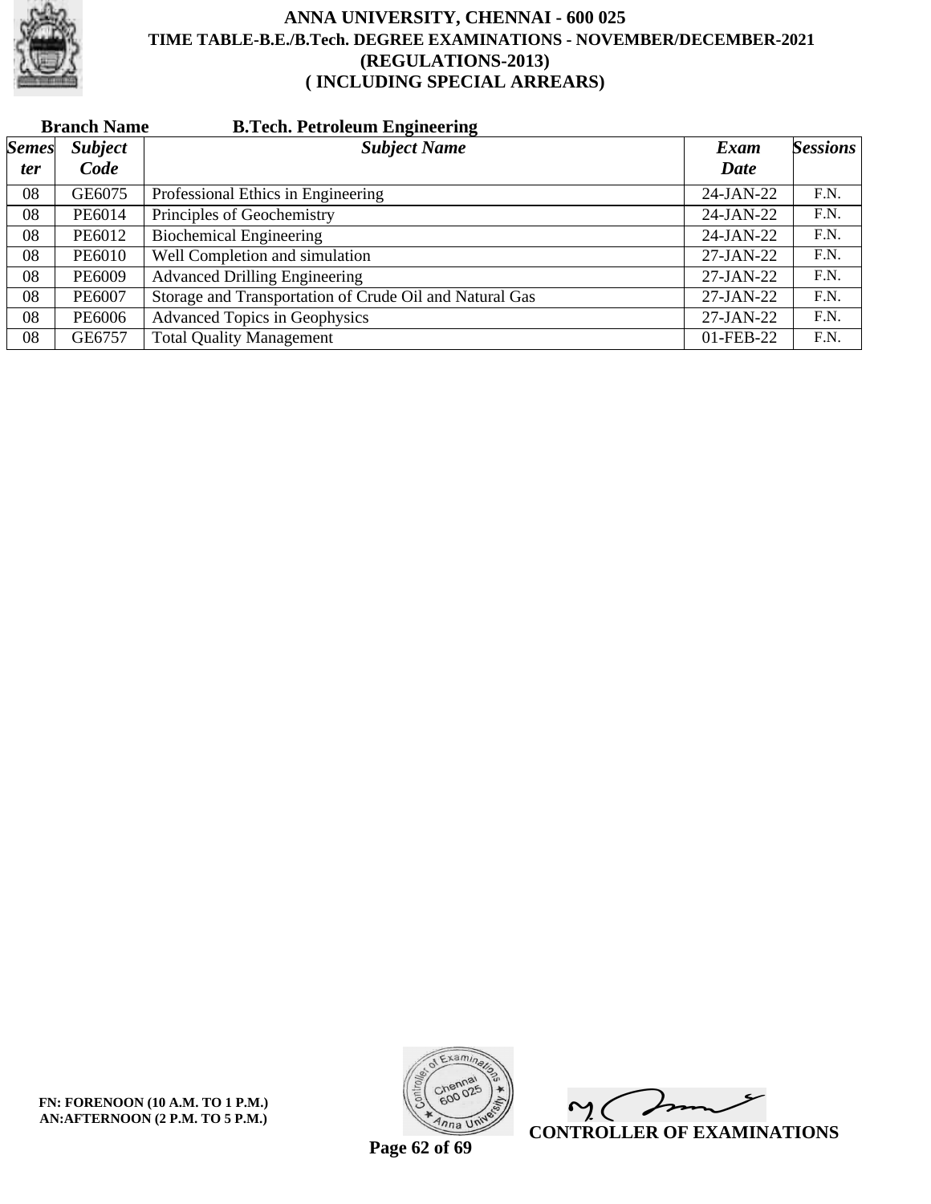# ANNA UNIVERSITY, CHENNAI - 600 025
## TIME TABLE-B.E./B.Tech. DEGREE EXAMINATIONS - NOVEMBER/DECEMBER-2021
## (REGULATIONS-2013)
## ( INCLUDING SPECIAL ARREARS)

**Branch Name** **B.Tech. Petroleum Engineering**

| *Semester* | *Subject Code* | *Subject Name* | *Exam Date* | *Sessions* |
|---|---|---|---|---|
| 08 | GE6075 | Professional Ethics in Engineering | 24-JAN-22 | F.N. |
| 08 | PE6014 | Principles of Geochemistry | 24-JAN-22 | F.N. |
| 08 | PE6012 | Biochemical Engineering | 24-JAN-22 | F.N. |
| 08 | PE6010 | Well Completion and simulation | 27-JAN-22 | F.N. |
| 08 | PE6009 | Advanced Drilling Engineering | 27-JAN-22 | F.N. |
| 08 | PE6007 | Storage and Transportation of Crude Oil and Natural Gas | 27-JAN-22 | F.N. |
| 08 | PE6006 | Advanced Topics in Geophysics | 27-JAN-22 | F.N. |
| 08 | GE6757 | Total Quality Management | 01-FEB-22 | F.N. |

**FN: FORENOON (10 A.M. TO 1 P.M.)**
**AN:AFTERNOON (2 P.M. TO 5 P.M.)**

**CONTROLLER OF EXAMINATIONS**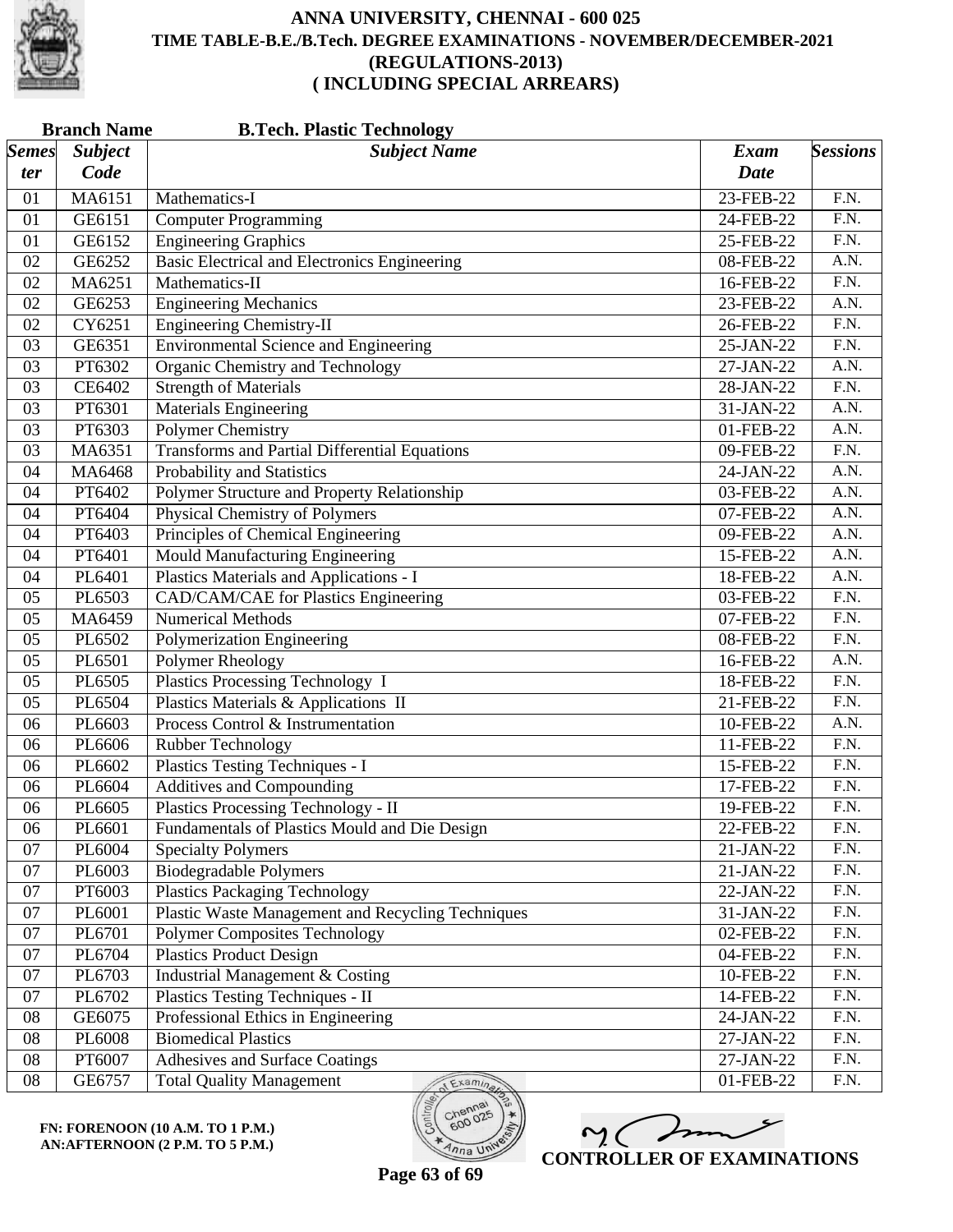# ANNA UNIVERSITY, CHENNAI - 600 025
## TIME TABLE-B.E./B.Tech. DEGREE EXAMINATIONS - NOVEMBER/DECEMBER-2021
## (REGULATIONS-2013)
## ( INCLUDING SPECIAL ARREARS)

**Branch Name** **B.Tech. Plastic Technology**

| Semester | Subject Code | Subject Name | Exam Date | Sessions |
|---|---|---|---|---|
| 01 | MA6151 | Mathematics-I | 23-FEB-22 | F.N. |
| 01 | GE6151 | Computer Programming | 24-FEB-22 | F.N. |
| 01 | GE6152 | Engineering Graphics | 25-FEB-22 | F.N. |
| 02 | GE6252 | Basic Electrical and Electronics Engineering | 08-FEB-22 | A.N. |
| 02 | MA6251 | Mathematics-II | 16-FEB-22 | F.N. |
| 02 | GE6253 | Engineering Mechanics | 23-FEB-22 | A.N. |
| 02 | CY6251 | Engineering Chemistry-II | 26-FEB-22 | F.N. |
| 03 | GE6351 | Environmental Science and Engineering | 25-JAN-22 | F.N. |
| 03 | PT6302 | Organic Chemistry and Technology | 27-JAN-22 | A.N. |
| 03 | CE6402 | Strength of Materials | 28-JAN-22 | F.N. |
| 03 | PT6301 | Materials Engineering | 31-JAN-22 | A.N. |
| 03 | PT6303 | Polymer Chemistry | 01-FEB-22 | A.N. |
| 03 | MA6351 | Transforms and Partial Differential Equations | 09-FEB-22 | F.N. |
| 04 | MA6468 | Probability and Statistics | 24-JAN-22 | A.N. |
| 04 | PT6402 | Polymer Structure and Property Relationship | 03-FEB-22 | A.N. |
| 04 | PT6404 | Physical Chemistry of Polymers | 07-FEB-22 | A.N. |
| 04 | PT6403 | Principles of Chemical Engineering | 09-FEB-22 | A.N. |
| 04 | PT6401 | Mould Manufacturing Engineering | 15-FEB-22 | A.N. |
| 04 | PL6401 | Plastics Materials and Applications - I | 18-FEB-22 | A.N. |
| 05 | PL6503 | CAD/CAM/CAE for Plastics Engineering | 03-FEB-22 | F.N. |
| 05 | MA6459 | Numerical Methods | 07-FEB-22 | F.N. |
| 05 | PL6502 | Polymerization Engineering | 08-FEB-22 | F.N. |
| 05 | PL6501 | Polymer Rheology | 16-FEB-22 | A.N. |
| 05 | PL6505 | Plastics Processing Technology I | 18-FEB-22 | F.N. |
| 05 | PL6504 | Plastics Materials & Applications II | 21-FEB-22 | F.N. |
| 06 | PL6603 | Process Control & Instrumentation | 10-FEB-22 | A.N. |
| 06 | PL6606 | Rubber Technology | 11-FEB-22 | F.N. |
| 06 | PL6602 | Plastics Testing Techniques - I | 15-FEB-22 | F.N. |
| 06 | PL6604 | Additives and Compounding | 17-FEB-22 | F.N. |
| 06 | PL6605 | Plastics Processing Technology - II | 19-FEB-22 | F.N. |
| 06 | PL6601 | Fundamentals of Plastics Mould and Die Design | 22-FEB-22 | F.N. |
| 07 | PL6004 | Specialty Polymers | 21-JAN-22 | F.N. |
| 07 | PL6003 | Biodegradable Polymers | 21-JAN-22 | F.N. |
| 07 | PT6003 | Plastics Packaging Technology | 22-JAN-22 | F.N. |
| 07 | PL6001 | Plastic Waste Management and Recycling Techniques | 31-JAN-22 | F.N. |
| 07 | PL6701 | Polymer Composites Technology | 02-FEB-22 | F.N. |
| 07 | PL6704 | Plastics Product Design | 04-FEB-22 | F.N. |
| 07 | PL6703 | Industrial Management & Costing | 10-FEB-22 | F.N. |
| 07 | PL6702 | Plastics Testing Techniques - II | 14-FEB-22 | F.N. |
| 08 | GE6075 | Professional Ethics in Engineering | 24-JAN-22 | F.N. |
| 08 | PL6008 | Biomedical Plastics | 27-JAN-22 | F.N. |
| 08 | PT6007 | Adhesives and Surface Coatings | 27-JAN-22 | F.N. |
| 08 | GE6757 | Total Quality Management | 01-FEB-22 | F.N. |

**FN: FORENOON (10 A.M. TO 1 P.M.)**
**AN:AFTERNOON (2 P.M. TO 5 P.M.)**

**CONTROLLER OF EXAMINATIONS**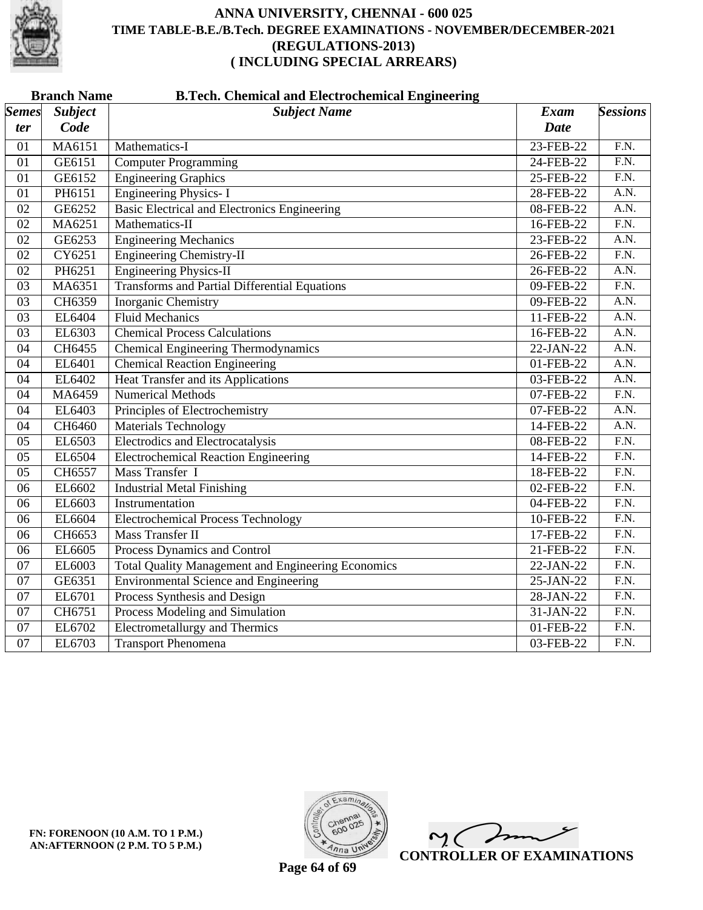# ANNA UNIVERSITY, CHENNAI - 600 025

## TIME TABLE-B.E./B.Tech. DEGREE EXAMINATIONS - NOVEMBER/DECEMBER-2021

## (REGULATIONS-2013)

## ( INCLUDING SPECIAL ARREARS)

**Branch Name** **B.Tech. Chemical and Electrochemical Engineering**

| Semester | Subject Code | Subject Name | Exam Date | Sessions |
|---|---|---|---|---|
| 01 | MA6151 | Mathematics-I | 23-FEB-22 | F.N. |
| 01 | GE6151 | Computer Programming | 24-FEB-22 | F.N. |
| 01 | GE6152 | Engineering Graphics | 25-FEB-22 | F.N. |
| 01 | PH6151 | Engineering Physics- I | 28-FEB-22 | A.N. |
| 02 | GE6252 | Basic Electrical and Electronics Engineering | 08-FEB-22 | A.N. |
| 02 | MA6251 | Mathematics-II | 16-FEB-22 | F.N. |
| 02 | GE6253 | Engineering Mechanics | 23-FEB-22 | A.N. |
| 02 | CY6251 | Engineering Chemistry-II | 26-FEB-22 | F.N. |
| 02 | PH6251 | Engineering Physics-II | 26-FEB-22 | A.N. |
| 03 | MA6351 | Transforms and Partial Differential Equations | 09-FEB-22 | F.N. |
| 03 | CH6359 | Inorganic Chemistry | 09-FEB-22 | A.N. |
| 03 | EL6404 | Fluid Mechanics | 11-FEB-22 | A.N. |
| 03 | EL6303 | Chemical Process Calculations | 16-FEB-22 | A.N. |
| 04 | CH6455 | Chemical Engineering Thermodynamics | 22-JAN-22 | A.N. |
| 04 | EL6401 | Chemical Reaction Engineering | 01-FEB-22 | A.N. |
| 04 | EL6402 | Heat Transfer and its Applications | 03-FEB-22 | A.N. |
| 04 | MA6459 | Numerical Methods | 07-FEB-22 | F.N. |
| 04 | EL6403 | Principles of Electrochemistry | 07-FEB-22 | A.N. |
| 04 | CH6460 | Materials Technology | 14-FEB-22 | A.N. |
| 05 | EL6503 | Electrodics and Electrocatalysis | 08-FEB-22 | F.N. |
| 05 | EL6504 | Electrochemical Reaction Engineering | 14-FEB-22 | F.N. |
| 05 | CH6557 | Mass Transfer I | 18-FEB-22 | F.N. |
| 06 | EL6602 | Industrial Metal Finishing | 02-FEB-22 | F.N. |
| 06 | EL6603 | Instrumentation | 04-FEB-22 | F.N. |
| 06 | EL6604 | Electrochemical Process Technology | 10-FEB-22 | F.N. |
| 06 | CH6653 | Mass Transfer II | 17-FEB-22 | F.N. |
| 06 | EL6605 | Process Dynamics and Control | 21-FEB-22 | F.N. |
| 07 | EL6003 | Total Quality Management and Engineering Economics | 22-JAN-22 | F.N. |
| 07 | GE6351 | Environmental Science and Engineering | 25-JAN-22 | F.N. |
| 07 | EL6701 | Process Synthesis and Design | 28-JAN-22 | F.N. |
| 07 | CH6751 | Process Modeling and Simulation | 31-JAN-22 | F.N. |
| 07 | EL6702 | Electrometallurgy and Thermics | 01-FEB-22 | F.N. |
| 07 | EL6703 | Transport Phenomena | 03-FEB-22 | F.N. |

**FN: FORENOON (10 A.M. TO 1 P.M.)**
**AN:AFTERNOON (2 P.M. TO 5 P.M.)**

**CONTROLLER OF EXAMINATIONS**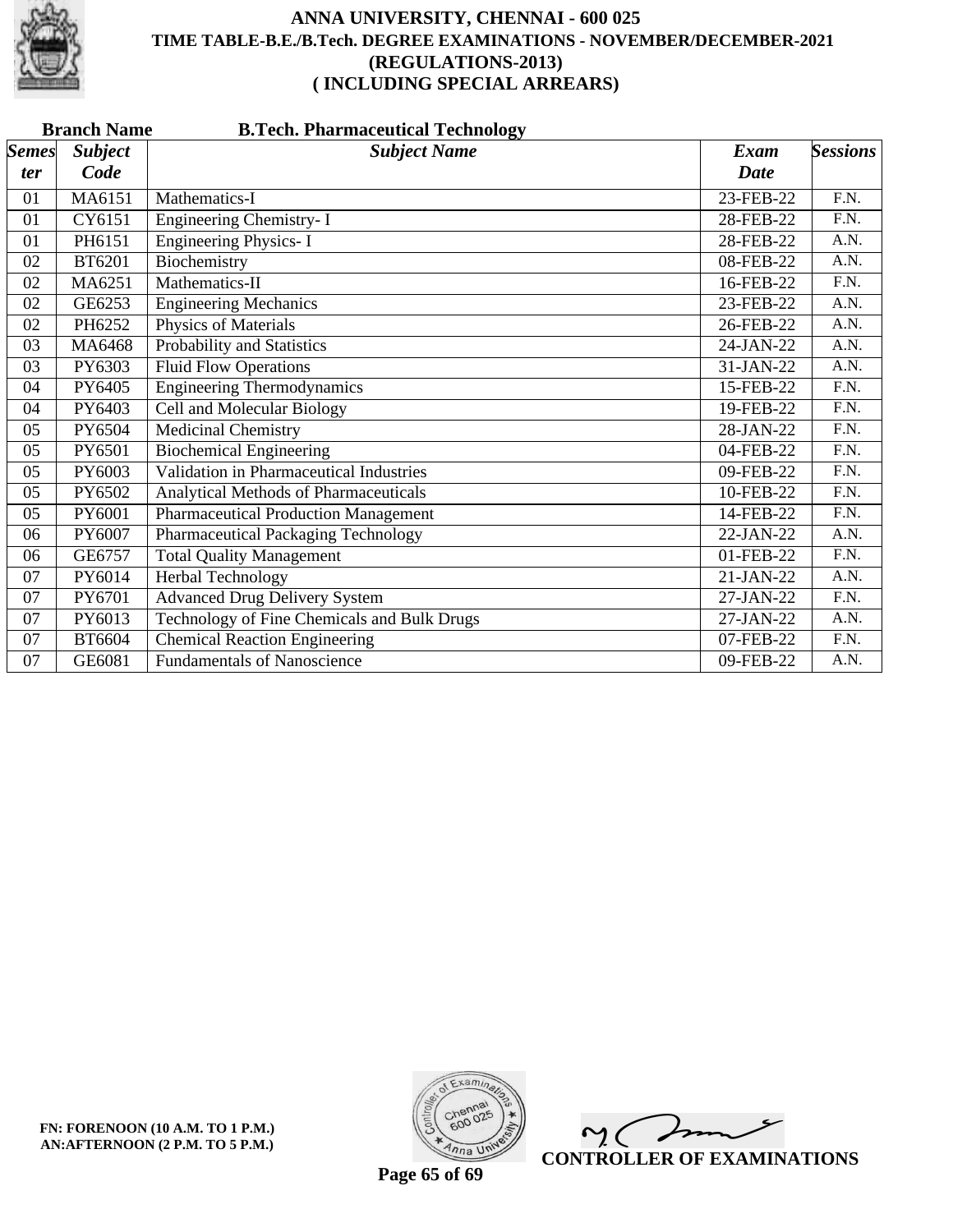# ANNA UNIVERSITY, CHENNAI - 600 025

## TIME TABLE-B.E./B.Tech. DEGREE EXAMINATIONS - NOVEMBER/DECEMBER-2021

## (REGULATIONS-2013)

## ( INCLUDING SPECIAL ARREARS)

**Branch Name** **B.Tech. Pharmaceutical Technology**

| *Semester* | *Subject Code* | *Subject Name* | *Exam Date* | *Sessions* |
|---|---|---|---|---|
| 01 | MA6151 | Mathematics-I | 23-FEB-22 | F.N. |
| 01 | CY6151 | Engineering Chemistry- I | 28-FEB-22 | F.N. |
| 01 | PH6151 | Engineering Physics- I | 28-FEB-22 | A.N. |
| 02 | BT6201 | Biochemistry | 08-FEB-22 | A.N. |
| 02 | MA6251 | Mathematics-II | 16-FEB-22 | F.N. |
| 02 | GE6253 | Engineering Mechanics | 23-FEB-22 | A.N. |
| 02 | PH6252 | Physics of Materials | 26-FEB-22 | A.N. |
| 03 | MA6468 | Probability and Statistics | 24-JAN-22 | A.N. |
| 03 | PY6303 | Fluid Flow Operations | 31-JAN-22 | A.N. |
| 04 | PY6405 | Engineering Thermodynamics | 15-FEB-22 | F.N. |
| 04 | PY6403 | Cell and Molecular Biology | 19-FEB-22 | F.N. |
| 05 | PY6504 | Medicinal Chemistry | 28-JAN-22 | F.N. |
| 05 | PY6501 | Biochemical Engineering | 04-FEB-22 | F.N. |
| 05 | PY6003 | Validation in Pharmaceutical Industries | 09-FEB-22 | F.N. |
| 05 | PY6502 | Analytical Methods of Pharmaceuticals | 10-FEB-22 | F.N. |
| 05 | PY6001 | Pharmaceutical Production Management | 14-FEB-22 | F.N. |
| 06 | PY6007 | Pharmaceutical Packaging Technology | 22-JAN-22 | A.N. |
| 06 | GE6757 | Total Quality Management | 01-FEB-22 | F.N. |
| 07 | PY6014 | Herbal Technology | 21-JAN-22 | A.N. |
| 07 | PY6701 | Advanced Drug Delivery System | 27-JAN-22 | F.N. |
| 07 | PY6013 | Technology of Fine Chemicals and Bulk Drugs | 27-JAN-22 | A.N. |
| 07 | BT6604 | Chemical Reaction Engineering | 07-FEB-22 | F.N. |
| 07 | GE6081 | Fundamentals of Nanoscience | 09-FEB-22 | A.N. |

**FN: FORENOON (10 A.M. TO 1 P.M.)**
**AN:AFTERNOON (2 P.M. TO 5 P.M.)**

**CONTROLLER OF EXAMINATIONS**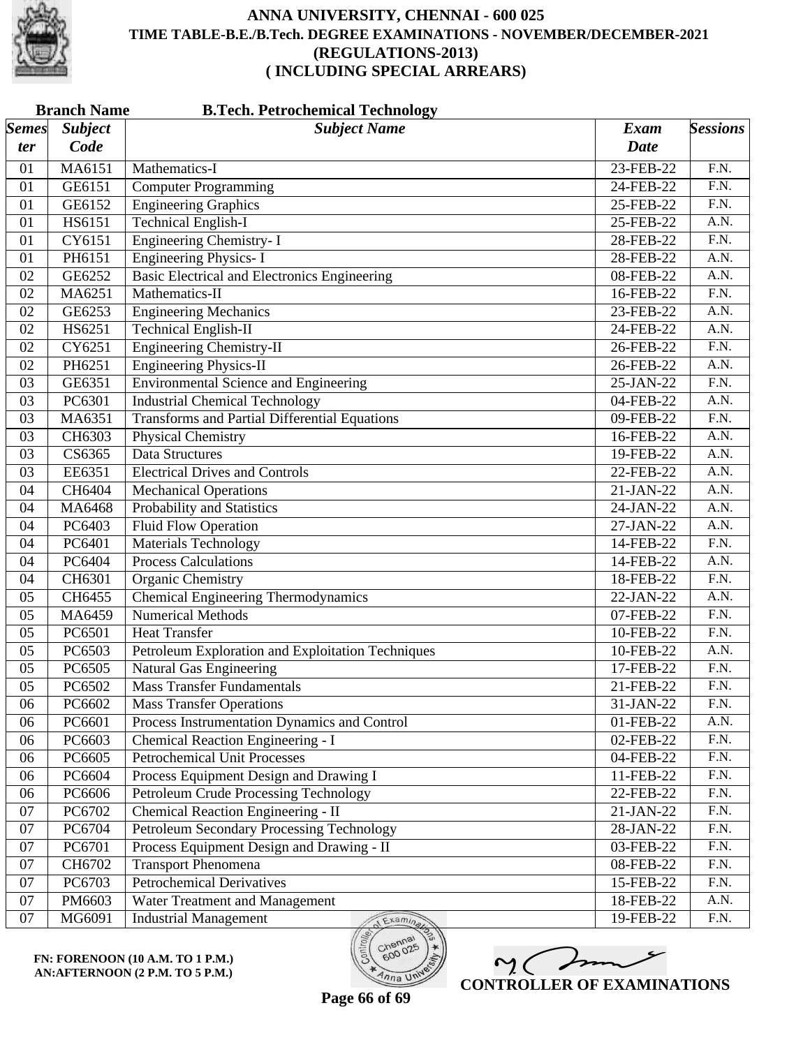# ANNA UNIVERSITY, CHENNAI - 600 025
## TIME TABLE-B.E./B.Tech. DEGREE EXAMINATIONS - NOVEMBER/DECEMBER-2021
## (REGULATIONS-2013)
## ( INCLUDING SPECIAL ARREARS)

**Branch Name** **B.Tech. Petrochemical Technology**

| Semester | Subject Code | Subject Name | Exam Date | Sessions |
|---|---|---|---|---|
| 01 | MA6151 | Mathematics-I | 23-FEB-22 | F.N. |
| 01 | GE6151 | Computer Programming | 24-FEB-22 | F.N. |
| 01 | GE6152 | Engineering Graphics | 25-FEB-22 | F.N. |
| 01 | HS6151 | Technical English-I | 25-FEB-22 | A.N. |
| 01 | CY6151 | Engineering Chemistry- I | 28-FEB-22 | F.N. |
| 01 | PH6151 | Engineering Physics- I | 28-FEB-22 | A.N. |
| 02 | GE6252 | Basic Electrical and Electronics Engineering | 08-FEB-22 | A.N. |
| 02 | MA6251 | Mathematics-II | 16-FEB-22 | F.N. |
| 02 | GE6253 | Engineering Mechanics | 23-FEB-22 | A.N. |
| 02 | HS6251 | Technical English-II | 24-FEB-22 | A.N. |
| 02 | CY6251 | Engineering Chemistry-II | 26-FEB-22 | F.N. |
| 02 | PH6251 | Engineering Physics-II | 26-FEB-22 | A.N. |
| 03 | GE6351 | Environmental Science and Engineering | 25-JAN-22 | F.N. |
| 03 | PC6301 | Industrial Chemical Technology | 04-FEB-22 | A.N. |
| 03 | MA6351 | Transforms and Partial Differential Equations | 09-FEB-22 | F.N. |
| 03 | CH6303 | Physical Chemistry | 16-FEB-22 | A.N. |
| 03 | CS6365 | Data Structures | 19-FEB-22 | A.N. |
| 03 | EE6351 | Electrical Drives and Controls | 22-FEB-22 | A.N. |
| 04 | CH6404 | Mechanical Operations | 21-JAN-22 | A.N. |
| 04 | MA6468 | Probability and Statistics | 24-JAN-22 | A.N. |
| 04 | PC6403 | Fluid Flow Operation | 27-JAN-22 | A.N. |
| 04 | PC6401 | Materials Technology | 14-FEB-22 | F.N. |
| 04 | PC6404 | Process Calculations | 14-FEB-22 | A.N. |
| 04 | CH6301 | Organic Chemistry | 18-FEB-22 | F.N. |
| 05 | CH6455 | Chemical Engineering Thermodynamics | 22-JAN-22 | A.N. |
| 05 | MA6459 | Numerical Methods | 07-FEB-22 | F.N. |
| 05 | PC6501 | Heat Transfer | 10-FEB-22 | F.N. |
| 05 | PC6503 | Petroleum Exploration and Exploitation Techniques | 10-FEB-22 | A.N. |
| 05 | PC6505 | Natural Gas Engineering | 17-FEB-22 | F.N. |
| 05 | PC6502 | Mass Transfer Fundamentals | 21-FEB-22 | F.N. |
| 06 | PC6602 | Mass Transfer Operations | 31-JAN-22 | F.N. |
| 06 | PC6601 | Process Instrumentation Dynamics and Control | 01-FEB-22 | A.N. |
| 06 | PC6603 | Chemical Reaction Engineering - I | 02-FEB-22 | F.N. |
| 06 | PC6605 | Petrochemical Unit Processes | 04-FEB-22 | F.N. |
| 06 | PC6604 | Process Equipment Design and Drawing I | 11-FEB-22 | F.N. |
| 06 | PC6606 | Petroleum Crude Processing Technology | 22-FEB-22 | F.N. |
| 07 | PC6702 | Chemical Reaction Engineering - II | 21-JAN-22 | F.N. |
| 07 | PC6704 | Petroleum Secondary Processing Technology | 28-JAN-22 | F.N. |
| 07 | PC6701 | Process Equipment Design and Drawing - II | 03-FEB-22 | F.N. |
| 07 | CH6702 | Transport Phenomena | 08-FEB-22 | F.N. |
| 07 | PC6703 | Petrochemical Derivatives | 15-FEB-22 | F.N. |
| 07 | PM6603 | Water Treatment and Management | 18-FEB-22 | A.N. |
| 07 | MG6091 | Industrial Management | 19-FEB-22 | F.N. |

**FN: FORENOON (10 A.M. TO 1 P.M.)**
**AN:AFTERNOON (2 P.M. TO 5 P.M.)**

**CONTROLLER OF EXAMINATIONS**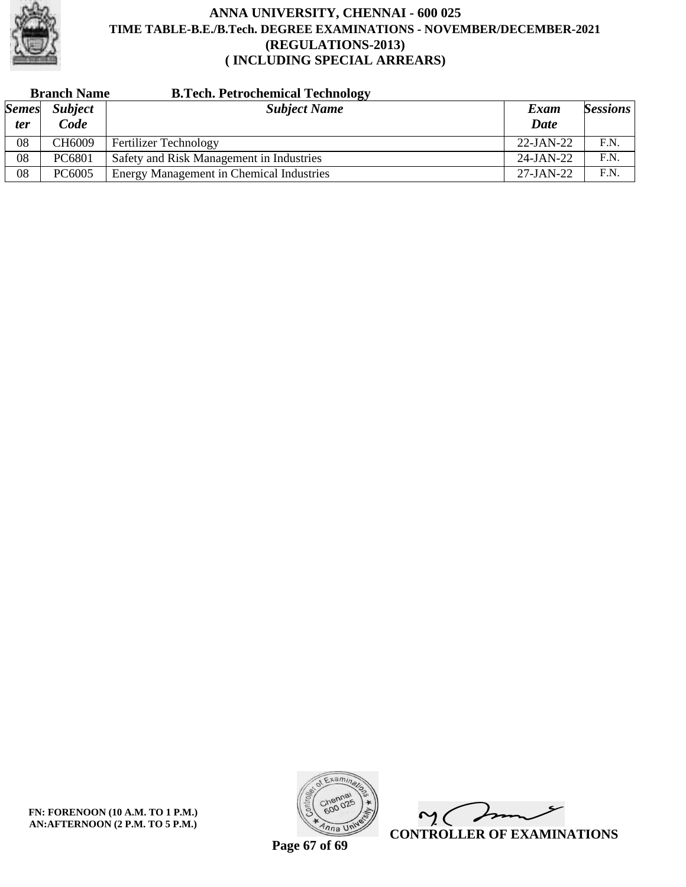# ANNA UNIVERSITY, CHENNAI - 600 025
## TIME TABLE-B.E./B.Tech. DEGREE EXAMINATIONS - NOVEMBER/DECEMBER-2021
## (REGULATIONS-2013)
## ( INCLUDING SPECIAL ARREARS)

**Branch Name** **B.Tech. Petrochemical Technology**

| *Semester* | *Subject Code* | *Subject Name* | *Exam Date* | *Sessions* |
|---|---|---|---|---|
| 08 | CH6009 | Fertilizer Technology | 22-JAN-22 | F.N. |
| 08 | PC6801 | Safety and Risk Management in Industries | 24-JAN-22 | F.N. |
| 08 | PC6005 | Energy Management in Chemical Industries | 27-JAN-22 | F.N. |

**FN: FORENOON (10 A.M. TO 1 P.M.)**
**AN:AFTERNOON (2 P.M. TO 5 P.M.)**

**CONTROLLER OF EXAMINATIONS**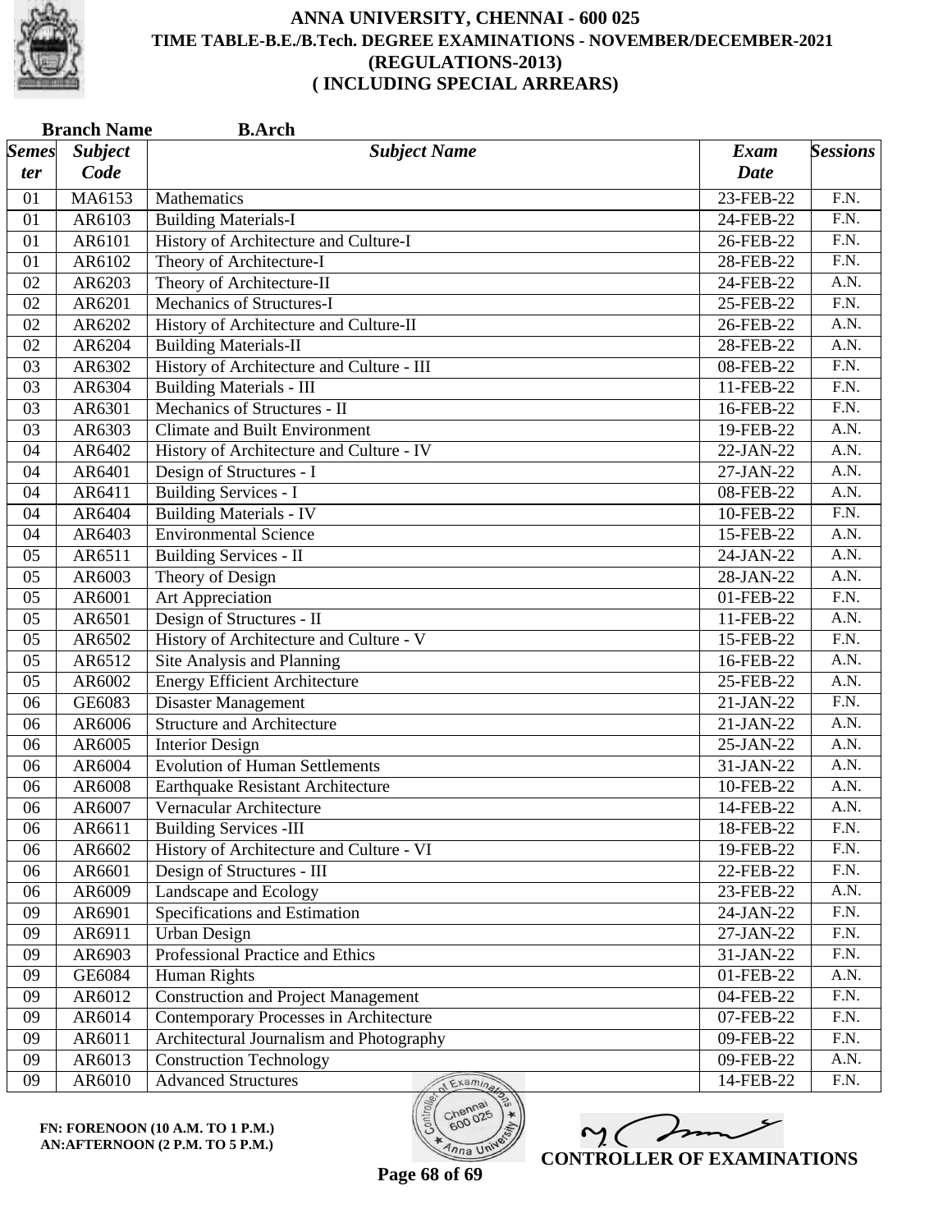# ANNA UNIVERSITY, CHENNAI - 600 025
## TIME TABLE-B.E./B.Tech. DEGREE EXAMINATIONS - NOVEMBER/DECEMBER-2021
## (REGULATIONS-2013)
## ( INCLUDING SPECIAL ARREARS)

**Branch Name** **B.Arch**

| Semester | Subject Code | Subject Name | Exam Date | Sessions |
|---|---|---|---|---|
| 01 | MA6153 | Mathematics | 23-FEB-22 | F.N. |
| 01 | AR6103 | Building Materials-I | 24-FEB-22 | F.N. |
| 01 | AR6101 | History of Architecture and Culture-I | 26-FEB-22 | F.N. |
| 01 | AR6102 | Theory of Architecture-I | 28-FEB-22 | F.N. |
| 02 | AR6203 | Theory of Architecture-II | 24-FEB-22 | A.N. |
| 02 | AR6201 | Mechanics of Structures-I | 25-FEB-22 | F.N. |
| 02 | AR6202 | History of Architecture and Culture-II | 26-FEB-22 | A.N. |
| 02 | AR6204 | Building Materials-II | 28-FEB-22 | A.N. |
| 03 | AR6302 | History of Architecture and Culture - III | 08-FEB-22 | F.N. |
| 03 | AR6304 | Building Materials - III | 11-FEB-22 | F.N. |
| 03 | AR6301 | Mechanics of Structures - II | 16-FEB-22 | F.N. |
| 03 | AR6303 | Climate and Built Environment | 19-FEB-22 | A.N. |
| 04 | AR6402 | History of Architecture and Culture - IV | 22-JAN-22 | A.N. |
| 04 | AR6401 | Design of Structures - I | 27-JAN-22 | A.N. |
| 04 | AR6411 | Building Services - I | 08-FEB-22 | A.N. |
| 04 | AR6404 | Building Materials - IV | 10-FEB-22 | F.N. |
| 04 | AR6403 | Environmental Science | 15-FEB-22 | A.N. |
| 05 | AR6511 | Building Services - II | 24-JAN-22 | A.N. |
| 05 | AR6003 | Theory of Design | 28-JAN-22 | A.N. |
| 05 | AR6001 | Art Appreciation | 01-FEB-22 | F.N. |
| 05 | AR6501 | Design of Structures - II | 11-FEB-22 | A.N. |
| 05 | AR6502 | History of Architecture and Culture - V | 15-FEB-22 | F.N. |
| 05 | AR6512 | Site Analysis and Planning | 16-FEB-22 | A.N. |
| 05 | AR6002 | Energy Efficient Architecture | 25-FEB-22 | A.N. |
| 06 | GE6083 | Disaster Management | 21-JAN-22 | F.N. |
| 06 | AR6006 | Structure and Architecture | 21-JAN-22 | A.N. |
| 06 | AR6005 | Interior Design | 25-JAN-22 | A.N. |
| 06 | AR6004 | Evolution of Human Settlements | 31-JAN-22 | A.N. |
| 06 | AR6008 | Earthquake Resistant Architecture | 10-FEB-22 | A.N. |
| 06 | AR6007 | Vernacular Architecture | 14-FEB-22 | A.N. |
| 06 | AR6611 | Building Services -III | 18-FEB-22 | F.N. |
| 06 | AR6602 | History of Architecture and Culture - VI | 19-FEB-22 | F.N. |
| 06 | AR6601 | Design of Structures - III | 22-FEB-22 | F.N. |
| 06 | AR6009 | Landscape and Ecology | 23-FEB-22 | A.N. |
| 09 | AR6901 | Specifications and Estimation | 24-JAN-22 | F.N. |
| 09 | AR6911 | Urban Design | 27-JAN-22 | F.N. |
| 09 | AR6903 | Professional Practice and Ethics | 31-JAN-22 | F.N. |
| 09 | GE6084 | Human Rights | 01-FEB-22 | A.N. |
| 09 | AR6012 | Construction and Project Management | 04-FEB-22 | F.N. |
| 09 | AR6014 | Contemporary Processes in Architecture | 07-FEB-22 | F.N. |
| 09 | AR6011 | Architectural Journalism and Photography | 09-FEB-22 | F.N. |
| 09 | AR6013 | Construction Technology | 09-FEB-22 | A.N. |
| 09 | AR6010 | Advanced Structures | 14-FEB-22 | F.N. |

**FN: FORENOON (10 A.M. TO 1 P.M.)**
**AN:AFTERNOON (2 P.M. TO 5 P.M.)**

**CONTROLLER OF EXAMINATIONS**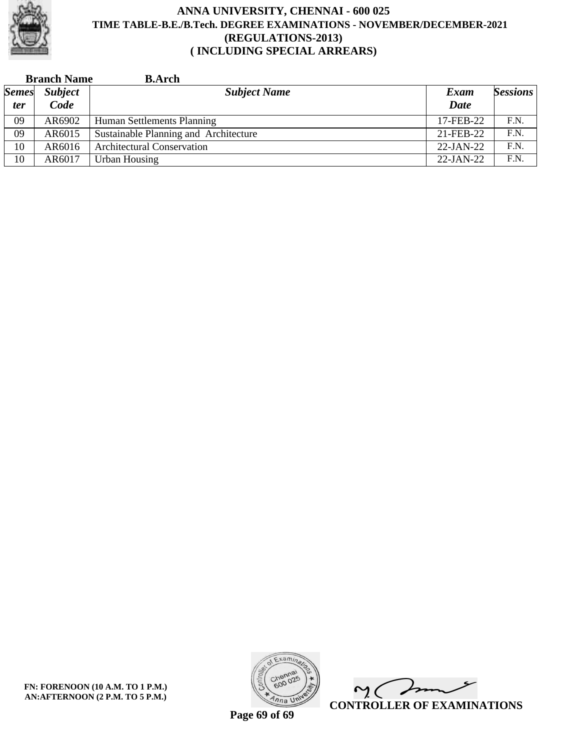**ANNA UNIVERSITY, CHENNAI - 600 025**
**TIME TABLE-B.E./B.Tech. DEGREE EXAMINATIONS - NOVEMBER/DECEMBER-2021**
**(REGULATIONS-2013)**
**( INCLUDING SPECIAL ARREARS)**

**Branch Name** **B.Arch**

| *Semester* | *Subject Code* | *Subject Name* | *Exam Date* | *Sessions* |
|---|---|---|---|---|
| 09 | AR6902 | Human Settlements Planning | 17-FEB-22 | F.N. |
| 09 | AR6015 | Sustainable Planning and Architecture | 21-FEB-22 | F.N. |
| 10 | AR6016 | Architectural Conservation | 22-JAN-22 | F.N. |
| 10 | AR6017 | Urban Housing | 22-JAN-22 | F.N. |

**FN: FORENOON (10 A.M. TO 1 P.M.)**
**AN:AFTERNOON (2 P.M. TO 5 P.M.)**

**CONTROLLER OF EXAMINATIONS**